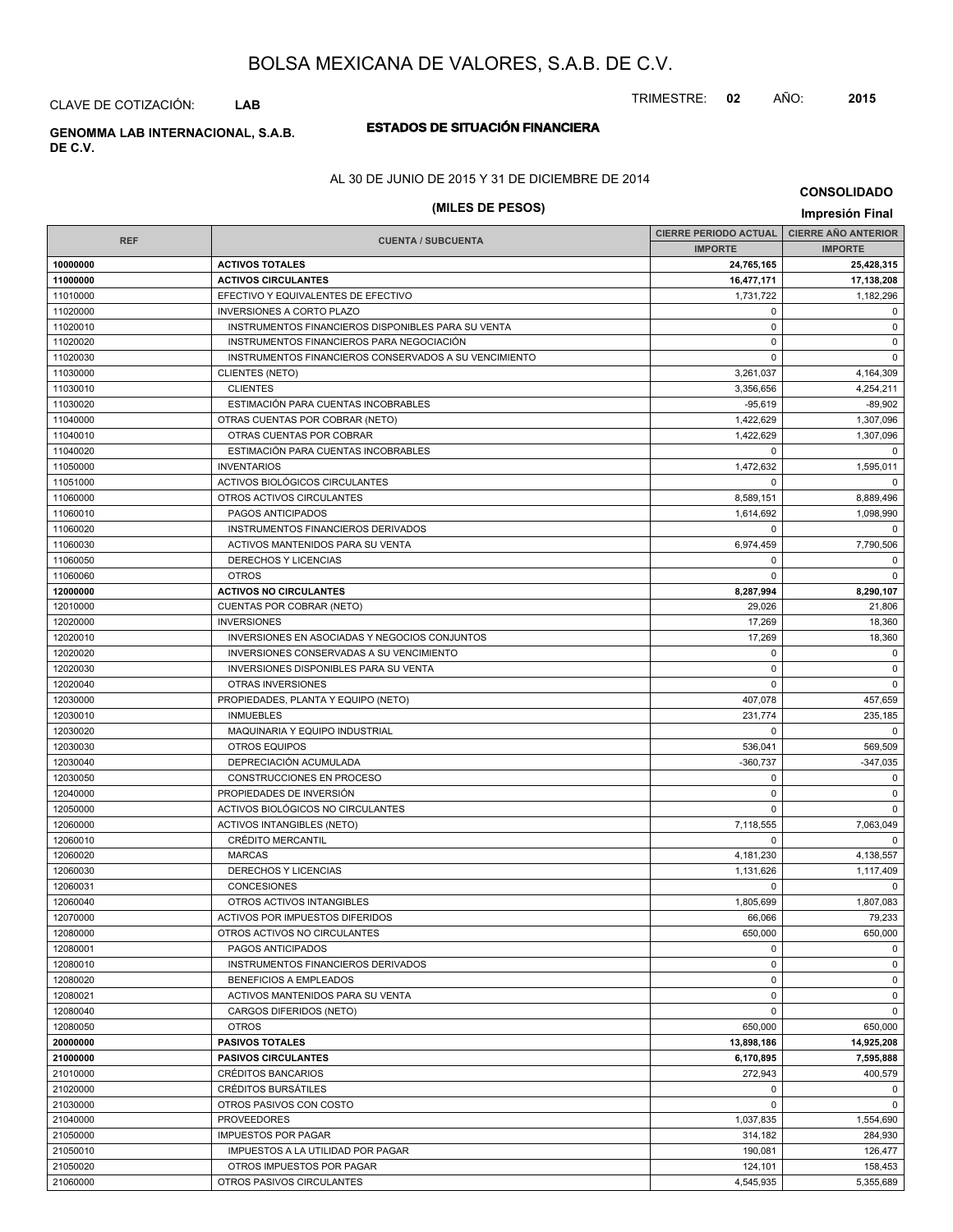# BOLSA MEXICANA DE VALORES, S.A.B. DE C.V.

CLAVE DE COTIZACIÓN: **LAB**

TRIMESTRE: **02** AÑO: **2015**

**GENOMMA LAB INTERNACIONAL, S.A.B. DE C.V.**

## ESTADOS DE SITUACIÓN FINANCIERA

AL 30 DE JUNIO DE 2015 Y 31 DE DICIEMBRE DE 2014

**CONSOLIDADO**

**(MILES DE PESOS)**

**Impresión Final**

| REF | CUENTA / SUBCUENTA | CIERRE PERIODO ACTUAL | CIERRE AÑO ANTERIOR |
|---|---|---|---|
| | | IMPORTE | IMPORTE |
| **10000000** | **ACTIVOS TOTALES** | **24,765,165** | **25,428,315** |
| **11000000** | **ACTIVOS CIRCULANTES** | **16,477,171** | **17,138,208** |
| 11010000 | EFECTIVO Y EQUIVALENTES DE EFECTIVO | 1,731,722 | 1,182,296 |
| 11020000 | INVERSIONES A CORTO PLAZO | 0 | 0 |
| 11020010 | INSTRUMENTOS FINANCIEROS DISPONIBLES PARA SU VENTA | 0 | 0 |
| 11020020 | INSTRUMENTOS FINANCIEROS PARA NEGOCIACIÓN | 0 | 0 |
| 11020030 | INSTRUMENTOS FINANCIEROS CONSERVADOS A SU VENCIMIENTO | 0 | 0 |
| 11030000 | CLIENTES (NETO) | 3,261,037 | 4,164,309 |
| 11030010 | CLIENTES | 3,356,656 | 4,254,211 |
| 11030020 | ESTIMACIÓN PARA CUENTAS INCOBRABLES | -95,619 | -89,902 |
| 11040000 | OTRAS CUENTAS POR COBRAR (NETO) | 1,422,629 | 1,307,096 |
| 11040010 | OTRAS CUENTAS POR COBRAR | 1,422,629 | 1,307,096 |
| 11040020 | ESTIMACIÓN PARA CUENTAS INCOBRABLES | 0 | 0 |
| 11050000 | INVENTARIOS | 1,472,632 | 1,595,011 |
| 11051000 | ACTIVOS BIOLÓGICOS CIRCULANTES | 0 | 0 |
| 11060000 | OTROS ACTIVOS CIRCULANTES | 8,589,151 | 8,889,496 |
| 11060010 | PAGOS ANTICIPADOS | 1,614,692 | 1,098,990 |
| 11060020 | INSTRUMENTOS FINANCIEROS DERIVADOS | 0 | 0 |
| 11060030 | ACTIVOS MANTENIDOS PARA SU VENTA | 6,974,459 | 7,790,506 |
| 11060050 | DERECHOS Y LICENCIAS | 0 | 0 |
| 11060060 | OTROS | 0 | 0 |
| **12000000** | **ACTIVOS NO CIRCULANTES** | **8,287,994** | **8,290,107** |
| 12010000 | CUENTAS POR COBRAR (NETO) | 29,026 | 21,806 |
| 12020000 | INVERSIONES | 17,269 | 18,360 |
| 12020010 | INVERSIONES EN ASOCIADAS Y NEGOCIOS CONJUNTOS | 17,269 | 18,360 |
| 12020020 | INVERSIONES CONSERVADAS A SU VENCIMIENTO | 0 | 0 |
| 12020030 | INVERSIONES DISPONIBLES PARA SU VENTA | 0 | 0 |
| 12020040 | OTRAS INVERSIONES | 0 | 0 |
| 12030000 | PROPIEDADES, PLANTA Y EQUIPO (NETO) | 407,078 | 457,659 |
| 12030010 | INMUEBLES | 231,774 | 235,185 |
| 12030020 | MAQUINARIA Y EQUIPO INDUSTRIAL | 0 | 0 |
| 12030030 | OTROS EQUIPOS | 536,041 | 569,509 |
| 12030040 | DEPRECIACIÓN ACUMULADA | -360,737 | -347,035 |
| 12030050 | CONSTRUCCIONES EN PROCESO | 0 | 0 |
| 12040000 | PROPIEDADES DE INVERSIÓN | 0 | 0 |
| 12050000 | ACTIVOS BIOLÓGICOS NO CIRCULANTES | 0 | 0 |
| 12060000 | ACTIVOS INTANGIBLES (NETO) | 7,118,555 | 7,063,049 |
| 12060010 | CRÉDITO MERCANTIL | 0 | 0 |
| 12060020 | MARCAS | 4,181,230 | 4,138,557 |
| 12060030 | DERECHOS Y LICENCIAS | 1,131,626 | 1,117,409 |
| 12060031 | CONCESIONES | 0 | 0 |
| 12060040 | OTROS ACTIVOS INTANGIBLES | 1,805,699 | 1,807,083 |
| 12070000 | ACTIVOS POR IMPUESTOS DIFERIDOS | 66,066 | 79,233 |
| 12080000 | OTROS ACTIVOS NO CIRCULANTES | 650,000 | 650,000 |
| 12080001 | PAGOS ANTICIPADOS | 0 | 0 |
| 12080010 | INSTRUMENTOS FINANCIEROS DERIVADOS | 0 | 0 |
| 12080020 | BENEFICIOS A EMPLEADOS | 0 | 0 |
| 12080021 | ACTIVOS MANTENIDOS PARA SU VENTA | 0 | 0 |
| 12080040 | CARGOS DIFERIDOS (NETO) | 0 | 0 |
| 12080050 | OTROS | 650,000 | 650,000 |
| **20000000** | **PASIVOS TOTALES** | **13,898,186** | **14,925,208** |
| **21000000** | **PASIVOS CIRCULANTES** | **6,170,895** | **7,595,888** |
| 21010000 | CRÉDITOS BANCARIOS | 272,943 | 400,579 |
| 21020000 | CRÉDITOS BURSÁTILES | 0 | 0 |
| 21030000 | OTROS PASIVOS CON COSTO | 0 | 0 |
| 21040000 | PROVEEDORES | 1,037,835 | 1,554,690 |
| 21050000 | IMPUESTOS POR PAGAR | 314,182 | 284,930 |
| 21050010 | IMPUESTOS A LA UTILIDAD POR PAGAR | 190,081 | 126,477 |
| 21050020 | OTROS IMPUESTOS POR PAGAR | 124,101 | 158,453 |
| 21060000 | OTROS PASIVOS CIRCULANTES | 4,545,935 | 5,355,689 |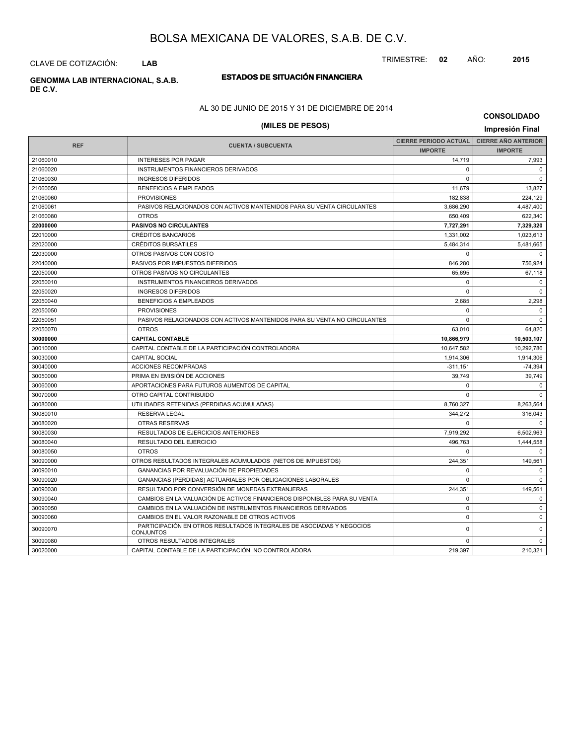# BOLSA MEXICANA DE VALORES, S.A.B. DE C.V.

CLAVE DE COTIZACIÓN: **LAB**

TRIMESTRE: **02** AÑO: **2015**

**GENOMMA LAB INTERNACIONAL, S.A.B. DE C.V.**

## ESTADOS DE SITUACIÓN FINANCIERA

AL 30 DE JUNIO DE 2015 Y 31 DE DICIEMBRE DE 2014

**(MILES DE PESOS)**

**CONSOLIDADO**

**Impresión Final**

| REF | CUENTA / SUBCUENTA | CIERRE PERIODO ACTUAL | CIERRE AÑO ANTERIOR |
|---|---|---|---|
| | | IMPORTE | IMPORTE |
| 21060010 | INTERESES POR PAGAR | 14,719 | 7,993 |
| 21060020 | INSTRUMENTOS FINANCIEROS DERIVADOS | 0 | 0 |
| 21060030 | INGRESOS DIFERIDOS | 0 | 0 |
| 21060050 | BENEFICIOS A EMPLEADOS | 11,679 | 13,827 |
| 21060060 | PROVISIONES | 182,838 | 224,129 |
| 21060061 | PASIVOS RELACIONADOS CON ACTIVOS MANTENIDOS PARA SU VENTA CIRCULANTES | 3,686,290 | 4,487,400 |
| 21060080 | OTROS | 650,409 | 622,340 |
| **22000000** | **PASIVOS NO CIRCULANTES** | **7,727,291** | **7,329,320** |
| 22010000 | CRÉDITOS BANCARIOS | 1,331,002 | 1,023,613 |
| 22020000 | CRÉDITOS BURSÁTILES | 5,484,314 | 5,481,665 |
| 22030000 | OTROS PASIVOS CON COSTO | 0 | 0 |
| 22040000 | PASIVOS POR IMPUESTOS DIFERIDOS | 846,280 | 756,924 |
| 22050000 | OTROS PASIVOS NO CIRCULANTES | 65,695 | 67,118 |
| 22050010 | INSTRUMENTOS FINANCIEROS DERIVADOS | 0 | 0 |
| 22050020 | INGRESOS DIFERIDOS | 0 | 0 |
| 22050040 | BENEFICIOS A EMPLEADOS | 2,685 | 2,298 |
| 22050050 | PROVISIONES | 0 | 0 |
| 22050051 | PASIVOS RELACIONADOS CON ACTIVOS MANTENIDOS PARA SU VENTA NO CIRCULANTES | 0 | 0 |
| 22050070 | OTROS | 63,010 | 64,820 |
| **30000000** | **CAPITAL CONTABLE** | **10,866,979** | **10,503,107** |
| 30010000 | CAPITAL CONTABLE DE LA PARTICIPACIÓN CONTROLADORA | 10,647,582 | 10,292,786 |
| 30030000 | CAPITAL SOCIAL | 1,914,306 | 1,914,306 |
| 30040000 | ACCIONES RECOMPRADAS | -311,151 | -74,394 |
| 30050000 | PRIMA EN EMISIÓN DE ACCIONES | 39,749 | 39,749 |
| 30060000 | APORTACIONES PARA FUTUROS AUMENTOS DE CAPITAL | 0 | 0 |
| 30070000 | OTRO CAPITAL CONTRIBUIDO | 0 | 0 |
| 30080000 | UTILIDADES RETENIDAS (PERDIDAS ACUMULADAS) | 8,760,327 | 8,263,564 |
| 30080010 | RESERVA LEGAL | 344,272 | 316,043 |
| 30080020 | OTRAS RESERVAS | 0 | 0 |
| 30080030 | RESULTADOS DE EJERCICIOS ANTERIORES | 7,919,292 | 6,502,963 |
| 30080040 | RESULTADO DEL EJERCICIO | 496,763 | 1,444,558 |
| 30080050 | OTROS | 0 | 0 |
| 30090000 | OTROS RESULTADOS INTEGRALES ACUMULADOS (NETOS DE IMPUESTOS) | 244,351 | 149,561 |
| 30090010 | GANANCIAS POR REVALUACIÓN DE PROPIEDADES | 0 | 0 |
| 30090020 | GANANCIAS (PERDIDAS) ACTUARIALES POR OBLIGACIONES LABORALES | 0 | 0 |
| 30090030 | RESULTADO POR CONVERSIÓN DE MONEDAS EXTRANJERAS | 244,351 | 149,561 |
| 30090040 | CAMBIOS EN LA VALUACIÓN DE ACTIVOS FINANCIEROS DISPONIBLES PARA SU VENTA | 0 | 0 |
| 30090050 | CAMBIOS EN LA VALUACIÓN DE INSTRUMENTOS FINANCIEROS DERIVADOS | 0 | 0 |
| 30090060 | CAMBIOS EN EL VALOR RAZONABLE DE OTROS ACTIVOS | 0 | 0 |
| 30090070 | PARTICIPACIÓN EN OTROS RESULTADOS INTEGRALES DE ASOCIADAS Y NEGOCIOS CONJUNTOS | 0 | 0 |
| 30090080 | OTROS RESULTADOS INTEGRALES | 0 | 0 |
| 30020000 | CAPITAL CONTABLE DE LA PARTICIPACIÓN NO CONTROLADORA | 219,397 | 210,321 |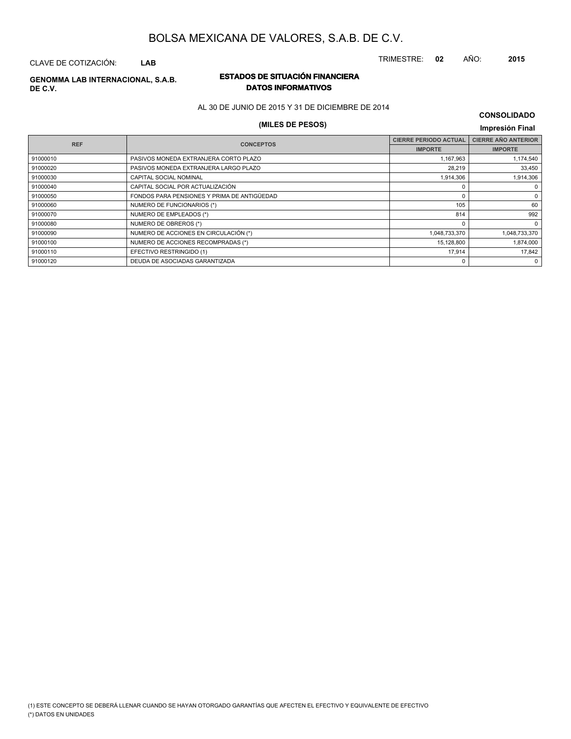# BOLSA MEXICANA DE VALORES, S.A.B. DE C.V.

CLAVE DE COTIZACIÓN: **LAB**

TRIMESTRE: **02** AÑO: **2015**

**GENOMMA LAB INTERNACIONAL, S.A.B. DE C.V.**

## ESTADOS DE SITUACIÓN FINANCIERA
### DATOS INFORMATIVOS

AL 30 DE JUNIO DE 2015 Y 31 DE DICIEMBRE DE 2014

**(MILES DE PESOS)**

**CONSOLIDADO**

**Impresión Final**

| REF | CONCEPTOS | CIERRE PERIODO ACTUAL | CIERRE AÑO ANTERIOR |
|---|---|---|---|
| | | IMPORTE | IMPORTE |
| 91000010 | PASIVOS MONEDA EXTRANJERA CORTO PLAZO | 1,167,963 | 1,174,540 |
| 91000020 | PASIVOS MONEDA EXTRANJERA LARGO PLAZO | 28,219 | 33,450 |
| 91000030 | CAPITAL SOCIAL NOMINAL | 1,914,306 | 1,914,306 |
| 91000040 | CAPITAL SOCIAL POR ACTUALIZACIÓN | 0 | 0 |
| 91000050 | FONDOS PARA PENSIONES Y PRIMA DE ANTIGÜEDAD | 0 | 0 |
| 91000060 | NUMERO DE FUNCIONARIOS (*) | 105 | 60 |
| 91000070 | NUMERO DE EMPLEADOS (*) | 814 | 992 |
| 91000080 | NUMERO DE OBREROS (*) | 0 | 0 |
| 91000090 | NUMERO DE ACCIONES EN CIRCULACIÓN (*) | 1,048,733,370 | 1,048,733,370 |
| 91000100 | NUMERO DE ACCIONES RECOMPRADAS (*) | 15,128,800 | 1,874,000 |
| 91000110 | EFECTIVO RESTRINGIDO (1) | 17,914 | 17,842 |
| 91000120 | DEUDA DE ASOCIADAS GARANTIZADA | 0 | 0 |

(1) ESTE CONCEPTO SE DEBERÁ LLENAR CUANDO SE HAYAN OTORGADO GARANTÍAS QUE AFECTEN EL EFECTIVO Y EQUIVALENTE DE EFECTIVO

(*) DATOS EN UNIDADES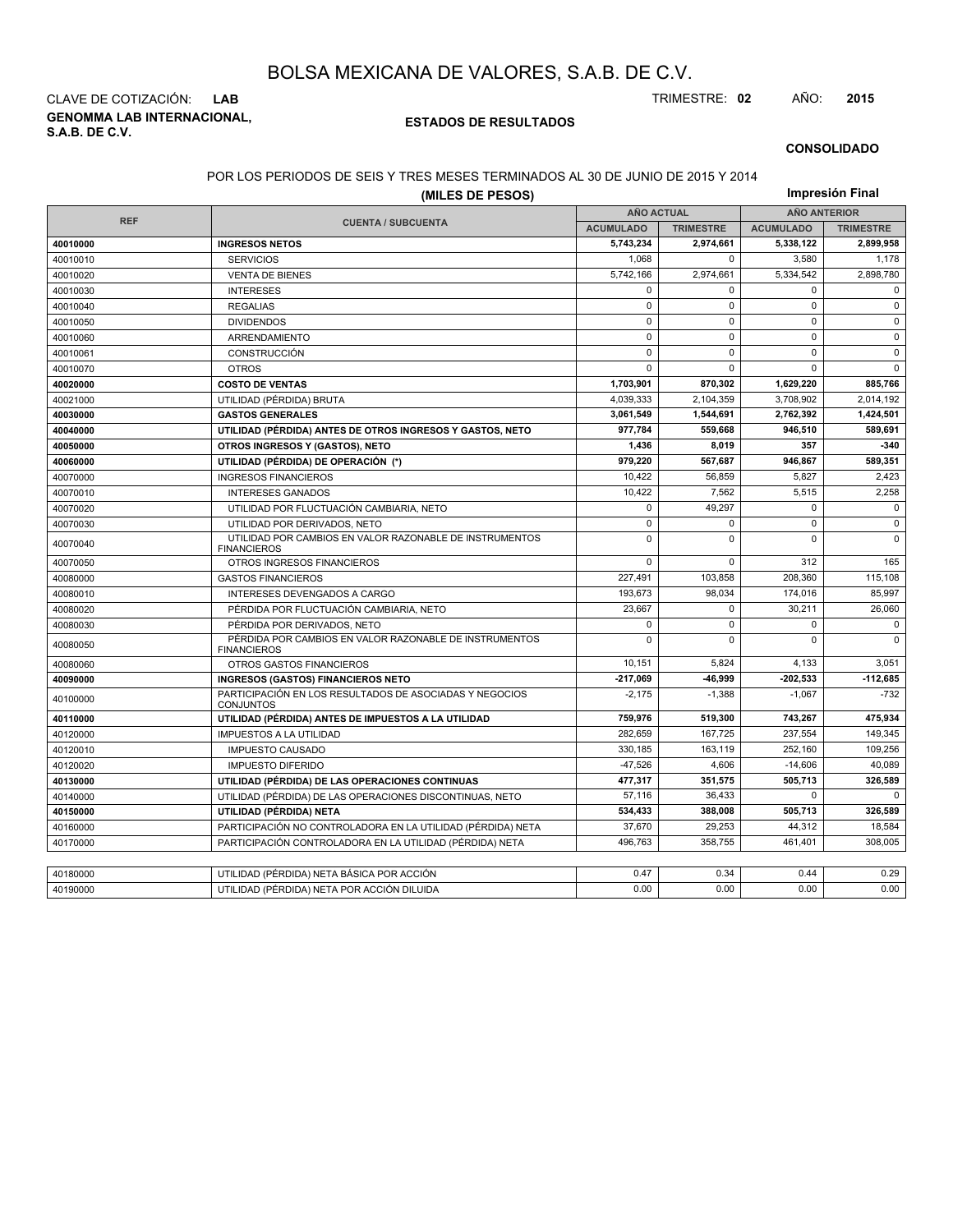# BOLSA MEXICANA DE VALORES, S.A.B. DE C.V.

CLAVE DE COTIZACIÓN: **LAB**

TRIMESTRE: **02** AÑO: **2015**

**GENOMMA LAB INTERNACIONAL, S.A.B. DE C.V.**

## ESTADOS DE RESULTADOS

**CONSOLIDADO**

POR LOS PERIODOS DE SEIS Y TRES MESES TERMINADOS AL 30 DE JUNIO DE 2015 Y 2014

**(MILES DE PESOS)**

**Impresión Final**

| REF | CUENTA / SUBCUENTA | AÑO ACTUAL | | AÑO ANTERIOR | |
|---|---|---|---|---|---|
| | | ACUMULADO | TRIMESTRE | ACUMULADO | TRIMESTRE |
| **40010000** | **INGRESOS NETOS** | **5,743,234** | **2,974,661** | **5,338,122** | **2,899,958** |
| 40010010 | SERVICIOS | 1,068 | 0 | 3,580 | 1,178 |
| 40010020 | VENTA DE BIENES | 5,742,166 | 2,974,661 | 5,334,542 | 2,898,780 |
| 40010030 | INTERESES | 0 | 0 | 0 | 0 |
| 40010040 | REGALIAS | 0 | 0 | 0 | 0 |
| 40010050 | DIVIDENDOS | 0 | 0 | 0 | 0 |
| 40010060 | ARRENDAMIENTO | 0 | 0 | 0 | 0 |
| 40010061 | CONSTRUCCIÓN | 0 | 0 | 0 | 0 |
| 40010070 | OTROS | 0 | 0 | 0 | 0 |
| **40020000** | **COSTO DE VENTAS** | **1,703,901** | **870,302** | **1,629,220** | **885,766** |
| 40021000 | UTILIDAD (PÉRDIDA) BRUTA | 4,039,333 | 2,104,359 | 3,708,902 | 2,014,192 |
| **40030000** | **GASTOS GENERALES** | **3,061,549** | **1,544,691** | **2,762,392** | **1,424,501** |
| **40040000** | **UTILIDAD (PÉRDIDA) ANTES DE OTROS INGRESOS Y GASTOS, NETO** | **977,784** | **559,668** | **946,510** | **589,691** |
| **40050000** | **OTROS INGRESOS Y (GASTOS), NETO** | **1,436** | **8,019** | **357** | **-340** |
| **40060000** | **UTILIDAD (PÉRDIDA) DE OPERACIÓN (*)** | **979,220** | **567,687** | **946,867** | **589,351** |
| 40070000 | INGRESOS FINANCIEROS | 10,422 | 56,859 | 5,827 | 2,423 |
| 40070010 | INTERESES GANADOS | 10,422 | 7,562 | 5,515 | 2,258 |
| 40070020 | UTILIDAD POR FLUCTUACIÓN CAMBIARIA, NETO | 0 | 49,297 | 0 | 0 |
| 40070030 | UTILIDAD POR DERIVADOS, NETO | 0 | 0 | 0 | 0 |
| 40070040 | UTILIDAD POR CAMBIOS EN VALOR RAZONABLE DE INSTRUMENTOS FINANCIEROS | 0 | 0 | 0 | 0 |
| 40070050 | OTROS INGRESOS FINANCIEROS | 0 | 0 | 312 | 165 |
| 40080000 | GASTOS FINANCIEROS | 227,491 | 103,858 | 208,360 | 115,108 |
| 40080010 | INTERESES DEVENGADOS A CARGO | 193,673 | 98,034 | 174,016 | 85,997 |
| 40080020 | PÉRDIDA POR FLUCTUACIÓN CAMBIARIA, NETO | 23,667 | 0 | 30,211 | 26,060 |
| 40080030 | PÉRDIDA POR DERIVADOS, NETO | 0 | 0 | 0 | 0 |
| 40080050 | PÉRDIDA POR CAMBIOS EN VALOR RAZONABLE DE INSTRUMENTOS FINANCIEROS | 0 | 0 | 0 | 0 |
| 40080060 | OTROS GASTOS FINANCIEROS | 10,151 | 5,824 | 4,133 | 3,051 |
| **40090000** | **INGRESOS (GASTOS) FINANCIEROS NETO** | **-217,069** | **-46,999** | **-202,533** | **-112,685** |
| 40100000 | PARTICIPACIÓN EN LOS RESULTADOS DE ASOCIADAS Y NEGOCIOS CONJUNTOS | -2,175 | -1,388 | -1,067 | -732 |
| **40110000** | **UTILIDAD (PÉRDIDA) ANTES DE IMPUESTOS A LA UTILIDAD** | **759,976** | **519,300** | **743,267** | **475,934** |
| 40120000 | IMPUESTOS A LA UTILIDAD | 282,659 | 167,725 | 237,554 | 149,345 |
| 40120010 | IMPUESTO CAUSADO | 330,185 | 163,119 | 252,160 | 109,256 |
| 40120020 | IMPUESTO DIFERIDO | -47,526 | 4,606 | -14,606 | 40,089 |
| **40130000** | **UTILIDAD (PÉRDIDA) DE LAS OPERACIONES CONTINUAS** | **477,317** | **351,575** | **505,713** | **326,589** |
| 40140000 | UTILIDAD (PÉRDIDA) DE LAS OPERACIONES DISCONTINUAS, NETO | 57,116 | 36,433 | 0 | 0 |
| **40150000** | **UTILIDAD (PÉRDIDA) NETA** | **534,433** | **388,008** | **505,713** | **326,589** |
| 40160000 | PARTICIPACIÓN NO CONTROLADORA EN LA UTILIDAD (PÉRDIDA) NETA | 37,670 | 29,253 | 44,312 | 18,584 |
| 40170000 | PARTICIPACIÓN CONTROLADORA EN LA UTILIDAD (PÉRDIDA) NETA | 496,763 | 358,755 | 461,401 | 308,005 |

| | | | | | |
|---|---|---|---|---|---|
| 40180000 | UTILIDAD (PÉRDIDA) NETA BÁSICA POR ACCIÓN | 0.47 | 0.34 | 0.44 | 0.29 |
| 40190000 | UTILIDAD (PÉRDIDA) NETA POR ACCIÓN DILUIDA | 0.00 | 0.00 | 0.00 | 0.00 |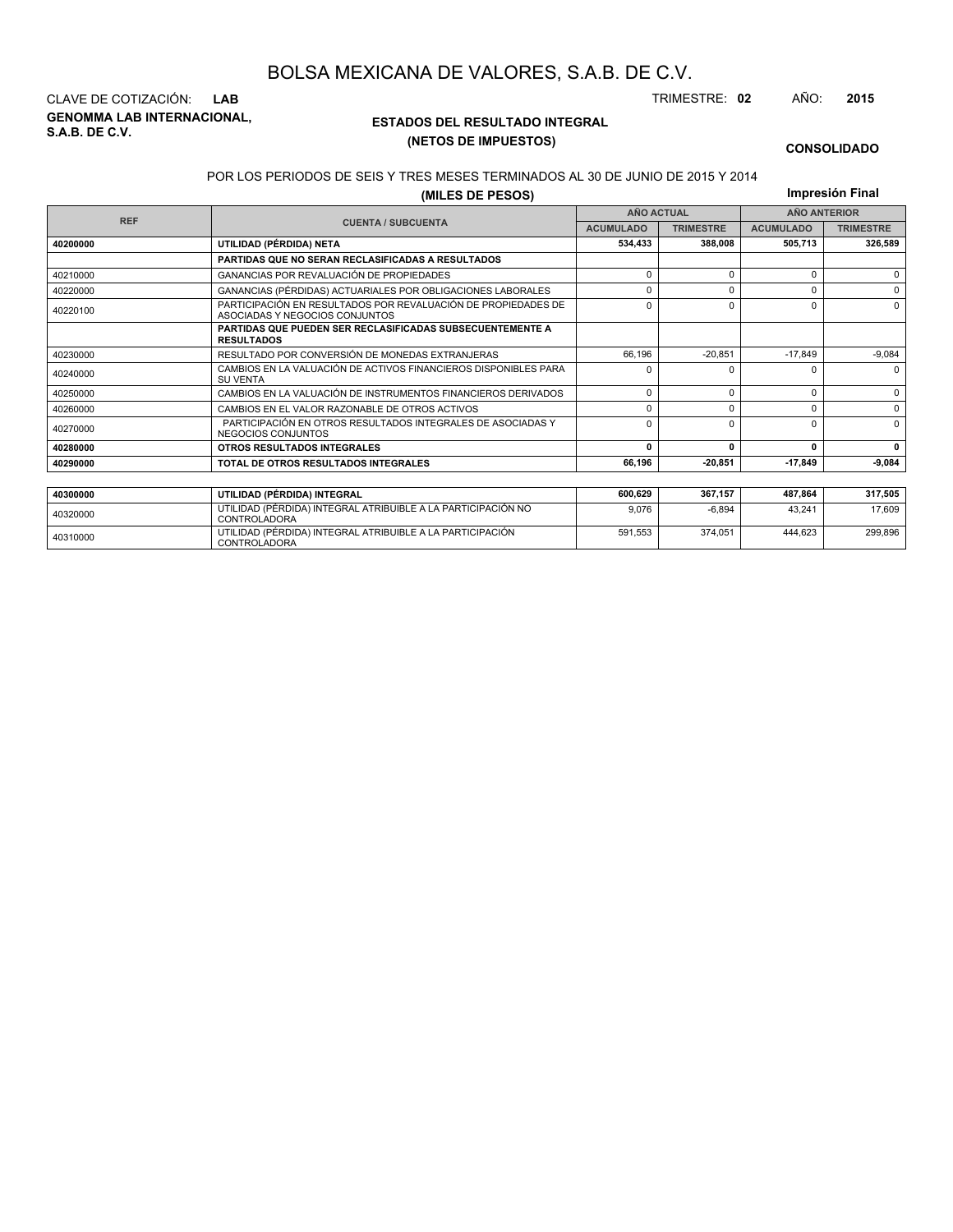# BOLSA MEXICANA DE VALORES, S.A.B. DE C.V.

CLAVE DE COTIZACIÓN: **LAB**

TRIMESTRE: **02** AÑO: **2015**

**GENOMMA LAB INTERNACIONAL, S.A.B. DE C.V.**

## ESTADOS DEL RESULTADO INTEGRAL
## (NETOS DE IMPUESTOS)

**CONSOLIDADO**

POR LOS PERIODOS DE SEIS Y TRES MESES TERMINADOS AL 30 DE JUNIO DE 2015 Y 2014

**(MILES DE PESOS)**

**Impresión Final**

| REF | CUENTA / SUBCUENTA | AÑO ACTUAL | | AÑO ANTERIOR | |
|---|---|---|---|---|---|
| | | ACUMULADO | TRIMESTRE | ACUMULADO | TRIMESTRE |
| **40200000** | **UTILIDAD (PÉRDIDA) NETA** | **534,433** | **388,008** | **505,713** | **326,589** |
| | **PARTIDAS QUE NO SERAN RECLASIFICADAS A RESULTADOS** | | | | |
| 40210000 | GANANCIAS POR REVALUACIÓN DE PROPIEDADES | 0 | 0 | 0 | 0 |
| 40220000 | GANANCIAS (PÉRDIDAS) ACTUARIALES POR OBLIGACIONES LABORALES | 0 | 0 | 0 | 0 |
| 40220100 | PARTICIPACIÓN EN RESULTADOS POR REVALUACIÓN DE PROPIEDADES DE ASOCIADAS Y NEGOCIOS CONJUNTOS | 0 | 0 | 0 | 0 |
| | **PARTIDAS QUE PUEDEN SER RECLASIFICADAS SUBSECUENTEMENTE A RESULTADOS** | | | | |
| 40230000 | RESULTADO POR CONVERSIÓN DE MONEDAS EXTRANJERAS | 66,196 | -20,851 | -17,849 | -9,084 |
| 40240000 | CAMBIOS EN LA VALUACIÓN DE ACTIVOS FINANCIEROS DISPONIBLES PARA SU VENTA | 0 | 0 | 0 | 0 |
| 40250000 | CAMBIOS EN LA VALUACIÓN DE INSTRUMENTOS FINANCIEROS DERIVADOS | 0 | 0 | 0 | 0 |
| 40260000 | CAMBIOS EN EL VALOR RAZONABLE DE OTROS ACTIVOS | 0 | 0 | 0 | 0 |
| 40270000 | PARTICIPACIÓN EN OTROS RESULTADOS INTEGRALES DE ASOCIADAS Y NEGOCIOS CONJUNTOS | 0 | 0 | 0 | 0 |
| **40280000** | **OTROS RESULTADOS INTEGRALES** | **0** | **0** | **0** | **0** |
| **40290000** | **TOTAL DE OTROS RESULTADOS INTEGRALES** | **66,196** | **-20,851** | **-17,849** | **-9,084** |

| REF | CUENTA / SUBCUENTA | ACUMULADO | TRIMESTRE | ACUMULADO | TRIMESTRE |
|---|---|---|---|---|---|
| **40300000** | **UTILIDAD (PÉRDIDA) INTEGRAL** | **600,629** | **367,157** | **487,864** | **317,505** |
| 40320000 | UTILIDAD (PÉRDIDA) INTEGRAL ATRIBUIBLE A LA PARTICIPACIÓN NO CONTROLADORA | 9,076 | -6,894 | 43,241 | 17,609 |
| 40310000 | UTILIDAD (PÉRDIDA) INTEGRAL ATRIBUIBLE A LA PARTICIPACIÓN CONTROLADORA | 591,553 | 374,051 | 444,623 | 299,896 |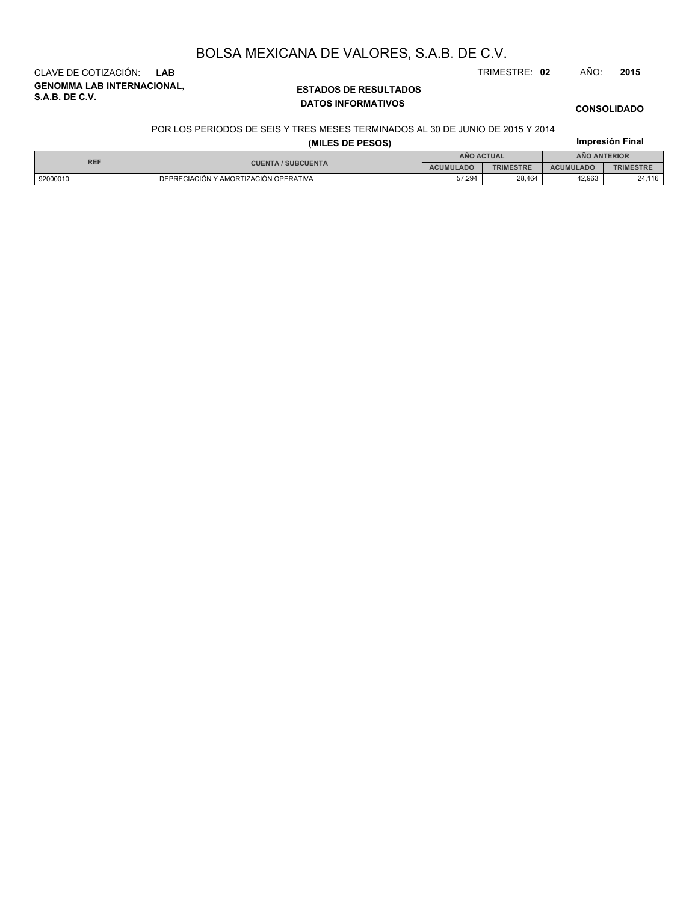# BOLSA MEXICANA DE VALORES, S.A.B. DE C.V.

CLAVE DE COTIZACIÓN: **LAB**

TRIMESTRE: **02** AÑO: **2015**

**GENOMMA LAB INTERNACIONAL, S.A.B. DE C.V.**

## ESTADOS DE RESULTADOS
## DATOS INFORMATIVOS

**CONSOLIDADO**

POR LOS PERIODOS DE SEIS Y TRES MESES TERMINADOS AL 30 DE JUNIO DE 2015 Y 2014

**(MILES DE PESOS)**

**Impresión Final**

| REF | CUENTA / SUBCUENTA | AÑO ACTUAL | | AÑO ANTERIOR | |
|---|---|---|---|---|---|
| | | ACUMULADO | TRIMESTRE | ACUMULADO | TRIMESTRE |
| 92000010 | DEPRECIACIÓN Y AMORTIZACIÓN OPERATIVA | 57,294 | 28,464 | 42,963 | 24,116 |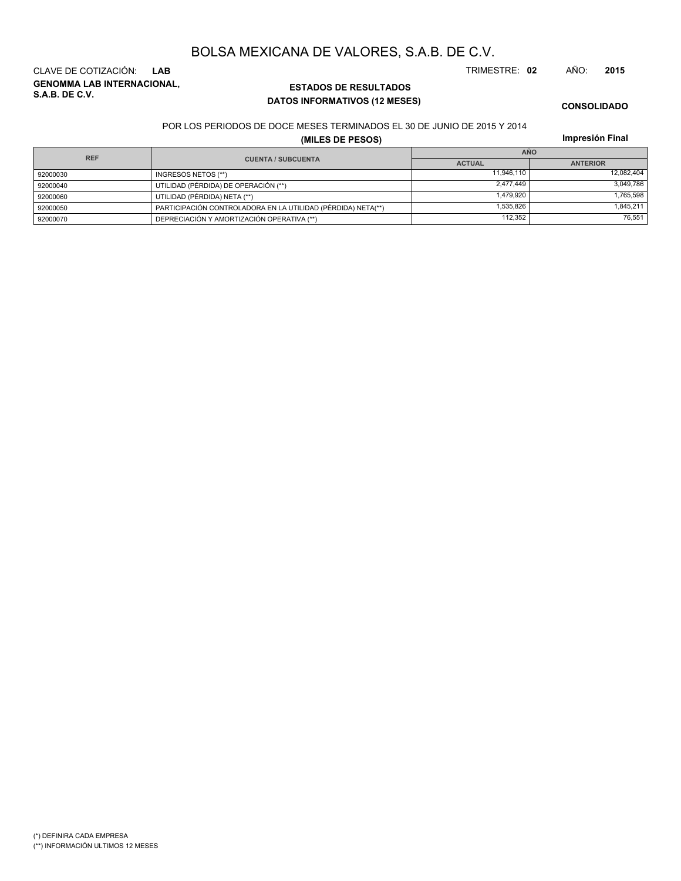# BOLSA MEXICANA DE VALORES, S.A.B. DE C.V.

CLAVE DE COTIZACIÓN: **LAB**

TRIMESTRE: **02** AÑO: **2015**

**GENOMMA LAB INTERNACIONAL, S.A.B. DE C.V.**

## ESTADOS DE RESULTADOS
### DATOS INFORMATIVOS (12 MESES)

**CONSOLIDADO**

POR LOS PERIODOS DE DOCE MESES TERMINADOS EL 30 DE JUNIO DE 2015 Y 2014

**(MILES DE PESOS)**

**Impresión Final**

| REF | CUENTA / SUBCUENTA | AÑO | |
|---|---|---|---|
| | | ACTUAL | ANTERIOR |
| 92000030 | INGRESOS NETOS (**) | 11,946,110 | 12,082,404 |
| 92000040 | UTILIDAD (PÉRDIDA) DE OPERACIÓN (**) | 2,477,449 | 3,049,786 |
| 92000060 | UTILIDAD (PÉRDIDA) NETA (**) | 1,479,920 | 1,765,598 |
| 92000050 | PARTICIPACIÓN CONTROLADORA EN LA UTILIDAD (PÉRDIDA) NETA(**) | 1,535,826 | 1,845,211 |
| 92000070 | DEPRECIACIÓN Y AMORTIZACIÓN OPERATIVA (**) | 112,352 | 76,551 |

(*) DEFINIRA CADA EMPRESA

(**) INFORMACIÓN ULTIMOS 12 MESES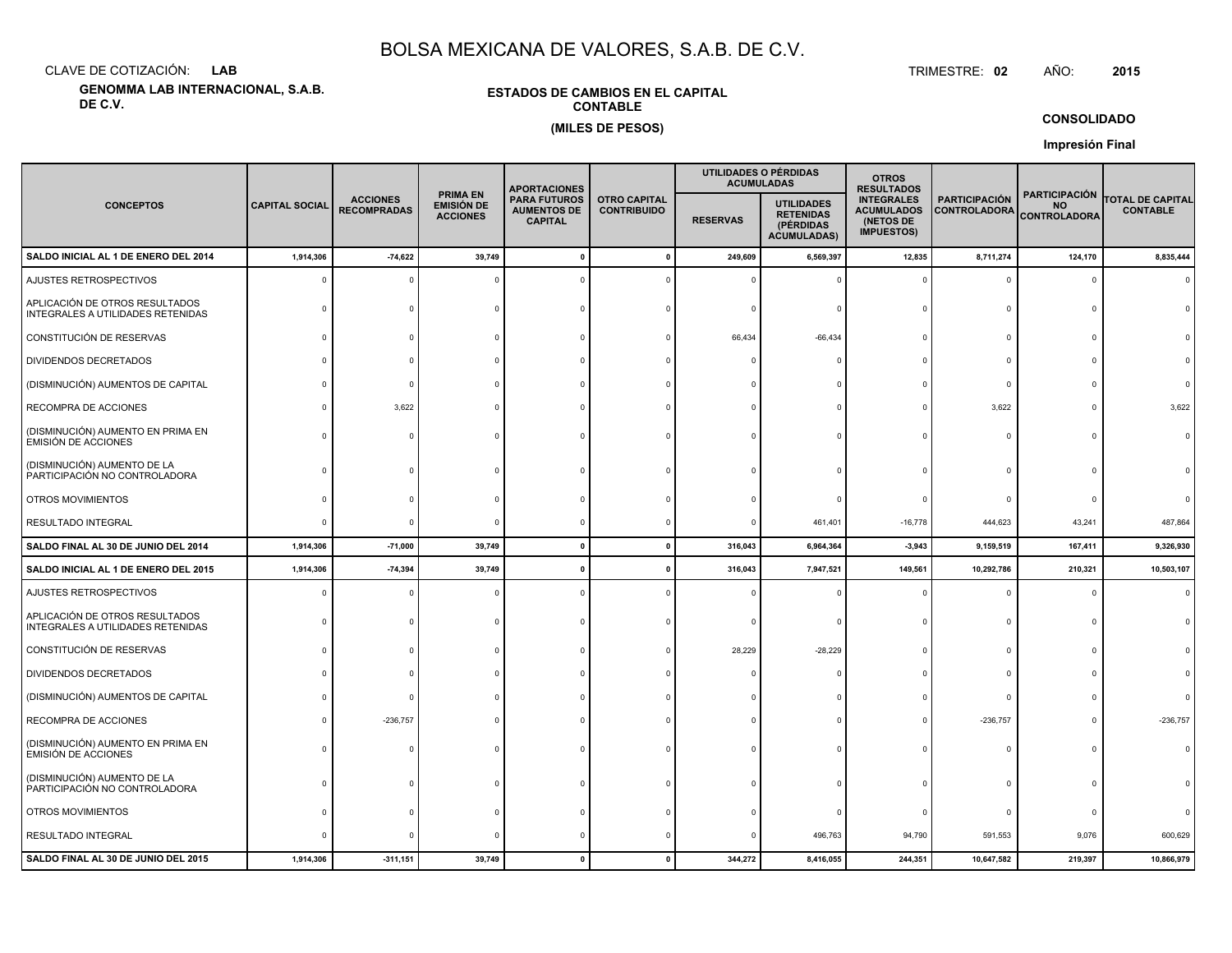# BOLSA MEXICANA DE VALORES, S.A.B. DE C.V.

CLAVE DE COTIZACIÓN: **LAB**

TRIMESTRE: **02** AÑO: **2015**

**GENOMMA LAB INTERNACIONAL, S.A.B. DE C.V.**

**ESTADOS DE CAMBIOS EN EL CAPITAL CONTABLE**

**(MILES DE PESOS)**

**CONSOLIDADO**

**Impresión Final**

| CONCEPTOS | CAPITAL SOCIAL | ACCIONES RECOMPRADAS | PRIMA EN EMISIÓN DE ACCIONES | APORTACIONES PARA FUTUROS AUMENTOS DE CAPITAL | OTRO CAPITAL CONTRIBUIDO | UTILIDADES O PÉRDIDAS ACUMULADAS | | OTROS RESULTADOS INTEGRALES ACUMULADOS (NETOS DE IMPUESTOS) | PARTICIPACIÓN CONTROLADORA | PARTICIPACIÓN NO CONTROLADORA | TOTAL DE CAPITAL CONTABLE |
|---|---|---|---|---|---|---|---|---|---|---|---|
| | | | | | | RESERVAS | UTILIDADES RETENIDAS (PÉRDIDAS ACUMULADAS) | | | | |
| **SALDO INICIAL AL 1 DE ENERO DEL 2014** | **1,914,306** | **-74,622** | **39,749** | **0** | **0** | **249,609** | **6,569,397** | **12,835** | **8,711,274** | **124,170** | **8,835,444** |
| AJUSTES RETROSPECTIVOS | 0 | 0 | 0 | 0 | 0 | 0 | 0 | 0 | 0 | 0 | 0 |
| APLICACIÓN DE OTROS RESULTADOS INTEGRALES A UTILIDADES RETENIDAS | 0 | 0 | 0 | 0 | 0 | 0 | 0 | 0 | 0 | 0 | 0 |
| CONSTITUCIÓN DE RESERVAS | 0 | 0 | 0 | 0 | 0 | 66,434 | -66,434 | 0 | 0 | 0 | 0 |
| DIVIDENDOS DECRETADOS | 0 | 0 | 0 | 0 | 0 | 0 | 0 | 0 | 0 | 0 | 0 |
| (DISMINUCIÓN) AUMENTOS DE CAPITAL | 0 | 0 | 0 | 0 | 0 | 0 | 0 | 0 | 0 | 0 | 0 |
| RECOMPRA DE ACCIONES | 0 | 3,622 | 0 | 0 | 0 | 0 | 0 | 0 | 3,622 | 0 | 3,622 |
| (DISMINUCIÓN) AUMENTO EN PRIMA EN EMISIÓN DE ACCIONES | 0 | 0 | 0 | 0 | 0 | 0 | 0 | 0 | 0 | 0 | 0 |
| (DISMINUCIÓN) AUMENTO DE LA PARTICIPACIÓN NO CONTROLADORA | 0 | 0 | 0 | 0 | 0 | 0 | 0 | 0 | 0 | 0 | 0 |
| OTROS MOVIMIENTOS | 0 | 0 | 0 | 0 | 0 | 0 | 0 | 0 | 0 | 0 | 0 |
| RESULTADO INTEGRAL | 0 | 0 | 0 | 0 | 0 | 0 | 461,401 | -16,778 | 444,623 | 43,241 | 487,864 |
| **SALDO FINAL AL 30 DE JUNIO DEL 2014** | **1,914,306** | **-71,000** | **39,749** | **0** | **0** | **316,043** | **6,964,364** | **-3,943** | **9,159,519** | **167,411** | **9,326,930** |
| **SALDO INICIAL AL 1 DE ENERO DEL 2015** | **1,914,306** | **-74,394** | **39,749** | **0** | **0** | **316,043** | **7,947,521** | **149,561** | **10,292,786** | **210,321** | **10,503,107** |
| AJUSTES RETROSPECTIVOS | 0 | 0 | 0 | 0 | 0 | 0 | 0 | 0 | 0 | 0 | 0 |
| APLICACIÓN DE OTROS RESULTADOS INTEGRALES A UTILIDADES RETENIDAS | 0 | 0 | 0 | 0 | 0 | 0 | 0 | 0 | 0 | 0 | 0 |
| CONSTITUCIÓN DE RESERVAS | 0 | 0 | 0 | 0 | 0 | 28,229 | -28,229 | 0 | 0 | 0 | 0 |
| DIVIDENDOS DECRETADOS | 0 | 0 | 0 | 0 | 0 | 0 | 0 | 0 | 0 | 0 | 0 |
| (DISMINUCIÓN) AUMENTOS DE CAPITAL | 0 | 0 | 0 | 0 | 0 | 0 | 0 | 0 | 0 | 0 | 0 |
| RECOMPRA DE ACCIONES | 0 | -236,757 | 0 | 0 | 0 | 0 | 0 | 0 | -236,757 | 0 | -236,757 |
| (DISMINUCIÓN) AUMENTO EN PRIMA EN EMISIÓN DE ACCIONES | 0 | 0 | 0 | 0 | 0 | 0 | 0 | 0 | 0 | 0 | 0 |
| (DISMINUCIÓN) AUMENTO DE LA PARTICIPACIÓN NO CONTROLADORA | 0 | 0 | 0 | 0 | 0 | 0 | 0 | 0 | 0 | 0 | 0 |
| OTROS MOVIMIENTOS | 0 | 0 | 0 | 0 | 0 | 0 | 0 | 0 | 0 | 0 | 0 |
| RESULTADO INTEGRAL | 0 | 0 | 0 | 0 | 0 | 0 | 496,763 | 94,790 | 591,553 | 9,076 | 600,629 |
| **SALDO FINAL AL 30 DE JUNIO DEL 2015** | **1,914,306** | **-311,151** | **39,749** | **0** | **0** | **344,272** | **8,416,055** | **244,351** | **10,647,582** | **219,397** | **10,866,979** |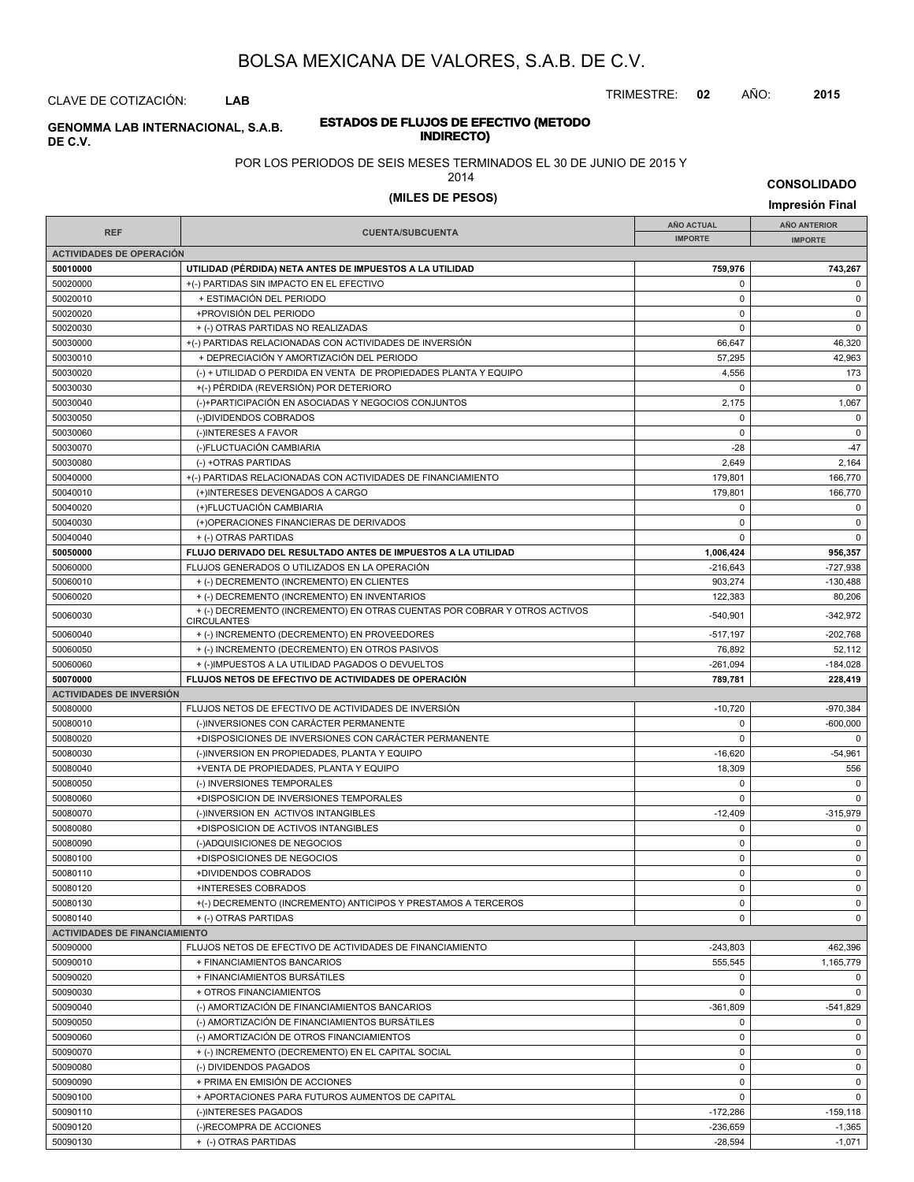# BOLSA MEXICANA DE VALORES, S.A.B. DE C.V.

CLAVE DE COTIZACIÓN: **LAB**

TRIMESTRE: **02** AÑO: **2015**

**GENOMMA LAB INTERNACIONAL, S.A.B. DE C.V.**

**ESTADOS DE FLUJOS DE EFECTIVO (METODO INDIRECTO)**

POR LOS PERIODOS DE SEIS MESES TERMINADOS EL 30 DE JUNIO DE 2015 Y 2014

**(MILES DE PESOS)**

**CONSOLIDADO**

**Impresión Final**

| REF | CUENTA/SUBCUENTA | AÑO ACTUAL IMPORTE | AÑO ANTERIOR IMPORTE |
|---|---|---|---|
| **ACTIVIDADES DE OPERACIÓN** | | | |
| **50010000** | **UTILIDAD (PÉRDIDA) NETA ANTES DE IMPUESTOS A LA UTILIDAD** | **759,976** | **743,267** |
| 50020000 | +(-) PARTIDAS SIN IMPACTO EN EL EFECTIVO | 0 | 0 |
| 50020010 | + ESTIMACIÓN DEL PERIODO | 0 | 0 |
| 50020020 | +PROVISIÓN DEL PERIODO | 0 | 0 |
| 50020030 | + (-) OTRAS PARTIDAS NO REALIZADAS | 0 | 0 |
| 50030000 | +(-) PARTIDAS RELACIONADAS CON ACTIVIDADES DE INVERSIÓN | 66,647 | 46,320 |
| 50030010 | + DEPRECIACIÓN Y AMORTIZACIÓN DEL PERIODO | 57,295 | 42,963 |
| 50030020 | (-) + UTILIDAD O PERDIDA EN VENTA DE PROPIEDADES PLANTA Y EQUIPO | 4,556 | 173 |
| 50030030 | +(-) PÉRDIDA (REVERSIÓN) POR DETERIORO | 0 | 0 |
| 50030040 | (-)+PARTICIPACIÓN EN ASOCIADAS Y NEGOCIOS CONJUNTOS | 2,175 | 1,067 |
| 50030050 | (-)DIVIDENDOS COBRADOS | 0 | 0 |
| 50030060 | (-)INTERESES A FAVOR | 0 | 0 |
| 50030070 | (-)FLUCTUACIÓN CAMBIARIA | -28 | -47 |
| 50030080 | (-) +OTRAS PARTIDAS | 2,649 | 2,164 |
| 50040000 | +(-) PARTIDAS RELACIONADAS CON ACTIVIDADES DE FINANCIAMIENTO | 179,801 | 166,770 |
| 50040010 | (+)INTERESES DEVENGADOS A CARGO | 179,801 | 166,770 |
| 50040020 | (+)FLUCTUACIÓN CAMBIARIA | 0 | 0 |
| 50040030 | (+)OPERACIONES FINANCIERAS DE DERIVADOS | 0 | 0 |
| 50040040 | + (-) OTRAS PARTIDAS | 0 | 0 |
| **50050000** | **FLUJO DERIVADO DEL RESULTADO ANTES DE IMPUESTOS A LA UTILIDAD** | **1,006,424** | **956,357** |
| 50060000 | FLUJOS GENERADOS O UTILIZADOS EN LA OPERACIÓN | -216,643 | -727,938 |
| 50060010 | + (-) DECREMENTO (INCREMENTO) EN CLIENTES | 903,274 | -130,488 |
| 50060020 | + (-) DECREMENTO (INCREMENTO) EN INVENTARIOS | 122,383 | 80,206 |
| 50060030 | + (-) DECREMENTO (INCREMENTO) EN OTRAS CUENTAS POR COBRAR Y OTROS ACTIVOS CIRCULANTES | -540,901 | -342,972 |
| 50060040 | + (-) INCREMENTO (DECREMENTO) EN PROVEEDORES | -517,197 | -202,768 |
| 50060050 | + (-) INCREMENTO (DECREMENTO) EN OTROS PASIVOS | 76,892 | 52,112 |
| 50060060 | + (-)IMPUESTOS A LA UTILIDAD PAGADOS O DEVUELTOS | -261,094 | -184,028 |
| **50070000** | **FLUJOS NETOS DE EFECTIVO DE ACTIVIDADES DE OPERACIÓN** | **789,781** | **228,419** |
| **ACTIVIDADES DE INVERSIÓN** | | | |
| 50080000 | FLUJOS NETOS DE EFECTIVO DE ACTIVIDADES DE INVERSIÓN | -10,720 | -970,384 |
| 50080010 | (-)INVERSIONES CON CARÁCTER PERMANENTE | 0 | -600,000 |
| 50080020 | +DISPOSICIONES DE INVERSIONES CON CARÁCTER PERMANENTE | 0 | 0 |
| 50080030 | (-)INVERSION EN PROPIEDADES, PLANTA Y EQUIPO | -16,620 | -54,961 |
| 50080040 | +VENTA DE PROPIEDADES, PLANTA Y EQUIPO | 18,309 | 556 |
| 50080050 | (-) INVERSIONES TEMPORALES | 0 | 0 |
| 50080060 | +DISPOSICION DE INVERSIONES TEMPORALES | 0 | 0 |
| 50080070 | (-)INVERSION EN ACTIVOS INTANGIBLES | -12,409 | -315,979 |
| 50080080 | +DISPOSICION DE ACTIVOS INTANGIBLES | 0 | 0 |
| 50080090 | (-)ADQUISICIONES DE NEGOCIOS | 0 | 0 |
| 50080100 | +DISPOSICIONES DE NEGOCIOS | 0 | 0 |
| 50080110 | +DIVIDENDOS COBRADOS | 0 | 0 |
| 50080120 | +INTERESES COBRADOS | 0 | 0 |
| 50080130 | +(-) DECREMENTO (INCREMENTO) ANTICIPOS Y PRESTAMOS A TERCEROS | 0 | 0 |
| 50080140 | + (-) OTRAS PARTIDAS | 0 | 0 |
| **ACTIVIDADES DE FINANCIAMIENTO** | | | |
| 50090000 | FLUJOS NETOS DE EFECTIVO DE ACTIVIDADES DE FINANCIAMIENTO | -243,803 | 462,396 |
| 50090010 | + FINANCIAMIENTOS BANCARIOS | 555,545 | 1,165,779 |
| 50090020 | + FINANCIAMIENTOS BURSÁTILES | 0 | 0 |
| 50090030 | + OTROS FINANCIAMIENTOS | 0 | 0 |
| 50090040 | (-) AMORTIZACIÓN DE FINANCIAMIENTOS BANCARIOS | -361,809 | -541,829 |
| 50090050 | (-) AMORTIZACIÓN DE FINANCIAMIENTOS BURSÁTILES | 0 | 0 |
| 50090060 | (-) AMORTIZACIÓN DE OTROS FINANCIAMIENTOS | 0 | 0 |
| 50090070 | + (-) INCREMENTO (DECREMENTO) EN EL CAPITAL SOCIAL | 0 | 0 |
| 50090080 | (-) DIVIDENDOS PAGADOS | 0 | 0 |
| 50090090 | + PRIMA EN EMISIÓN DE ACCIONES | 0 | 0 |
| 50090100 | + APORTACIONES PARA FUTUROS AUMENTOS DE CAPITAL | 0 | 0 |
| 50090110 | (-)INTERESES PAGADOS | -172,286 | -159,118 |
| 50090120 | (-)RECOMPRA DE ACCIONES | -236,659 | -1,365 |
| 50090130 | + (-) OTRAS PARTIDAS | -28,594 | -1,071 |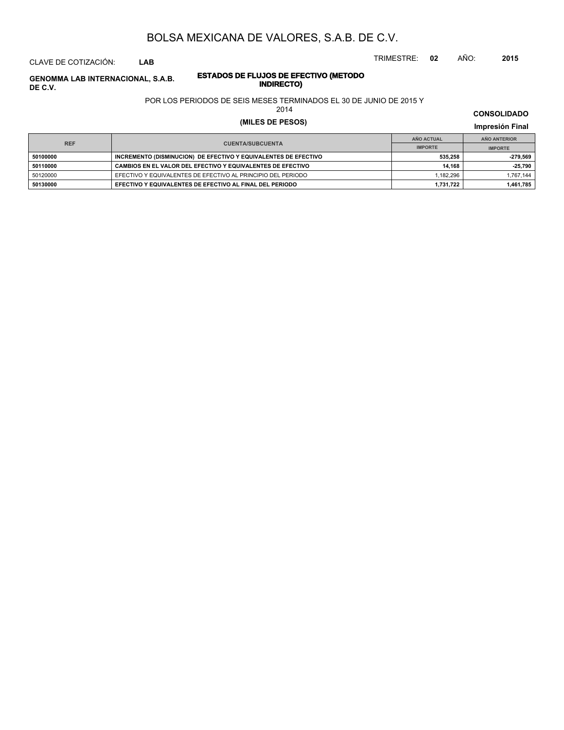# BOLSA MEXICANA DE VALORES, S.A.B. DE C.V.

CLAVE DE COTIZACIÓN: **LAB**

TRIMESTRE: **02** AÑO: **2015**

**GENOMMA LAB INTERNACIONAL, S.A.B. DE C.V.**

## ESTADOS DE FLUJOS DE EFECTIVO (METODO INDIRECTO)

POR LOS PERIODOS DE SEIS MESES TERMINADOS EL 30 DE JUNIO DE 2015 Y 2014

**(MILES DE PESOS)**

**CONSOLIDADO**

**Impresión Final**

| REF | CUENTA/SUBCUENTA | AÑO ACTUAL | AÑO ANTERIOR |
|---|---|---|---|
| | | IMPORTE | IMPORTE |
| **50100000** | **INCREMENTO (DISMINUCION) DE EFECTIVO Y EQUIVALENTES DE EFECTIVO** | **535,258** | **-279,569** |
| **50110000** | **CAMBIOS EN EL VALOR DEL EFECTIVO Y EQUIVALENTES DE EFECTIVO** | **14,168** | **-25,790** |
| 50120000 | EFECTIVO Y EQUIVALENTES DE EFECTIVO AL PRINCIPIO DEL PERIODO | 1,182,296 | 1,767,144 |
| **50130000** | **EFECTIVO Y EQUIVALENTES DE EFECTIVO AL FINAL DEL PERIODO** | **1,731,722** | **1,461,785** |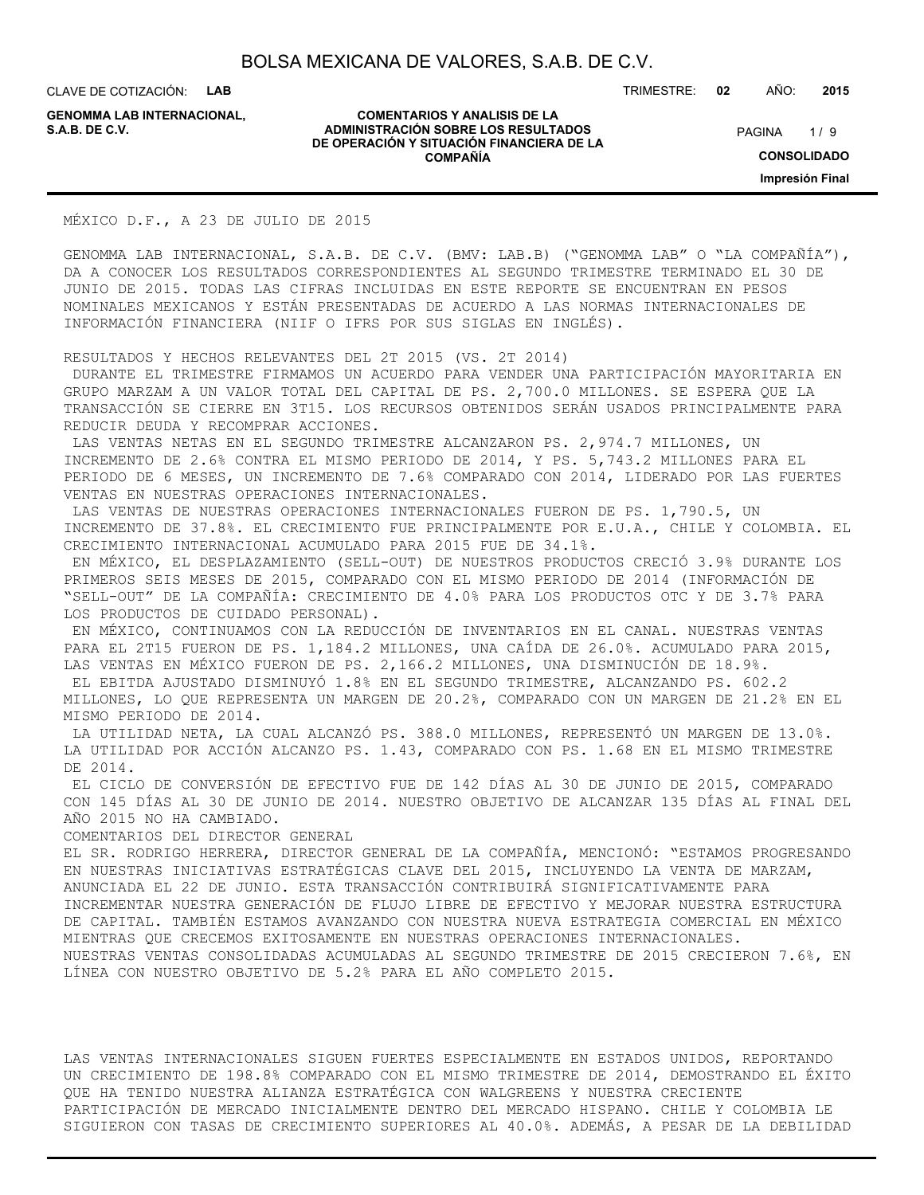MÉXICO D.F., A 23 DE JULIO DE 2015

GENOMMA LAB INTERNACIONAL, S.A.B. DE C.V. (BMV: LAB.B) ("GENOMMA LAB" O "LA COMPAÑÍA"), DA A CONOCER LOS RESULTADOS CORRESPONDIENTES AL SEGUNDO TRIMESTRE TERMINADO EL 30 DE JUNIO DE 2015. TODAS LAS CIFRAS INCLUIDAS EN ESTE REPORTE SE ENCUENTRAN EN PESOS NOMINALES MEXICANOS Y ESTÁN PRESENTADAS DE ACUERDO A LAS NORMAS INTERNACIONALES DE INFORMACIÓN FINANCIERA (NIIF O IFRS POR SUS SIGLAS EN INGLÉS).

RESULTADOS Y HECHOS RELEVANTES DEL 2T 2015 (VS. 2T 2014)

DURANTE EL TRIMESTRE FIRMAMOS UN ACUERDO PARA VENDER UNA PARTICIPACIÓN MAYORITARIA EN GRUPO MARZAM A UN VALOR TOTAL DEL CAPITAL DE PS. 2,700.0 MILLONES. SE ESPERA QUE LA TRANSACCIÓN SE CIERRE EN 3T15. LOS RECURSOS OBTENIDOS SERÁN USADOS PRINCIPALMENTE PARA REDUCIR DEUDA Y RECOMPRAR ACCIONES.

LAS VENTAS NETAS EN EL SEGUNDO TRIMESTRE ALCANZARON PS. 2,974.7 MILLONES, UN INCREMENTO DE 2.6% CONTRA EL MISMO PERIODO DE 2014, Y PS. 5,743.2 MILLONES PARA EL PERIODO DE 6 MESES, UN INCREMENTO DE 7.6% COMPARADO CON 2014, LIDERADO POR LAS FUERTES VENTAS EN NUESTRAS OPERACIONES INTERNACIONALES.

LAS VENTAS DE NUESTRAS OPERACIONES INTERNACIONALES FUERON DE PS. 1,790.5, UN INCREMENTO DE 37.8%. EL CRECIMIENTO FUE PRINCIPALMENTE POR E.U.A., CHILE Y COLOMBIA. EL CRECIMIENTO INTERNACIONAL ACUMULADO PARA 2015 FUE DE 34.1%.

EN MÉXICO, EL DESPLAZAMIENTO (SELL-OUT) DE NUESTROS PRODUCTOS CRECIÓ 3.9% DURANTE LOS PRIMEROS SEIS MESES DE 2015, COMPARADO CON EL MISMO PERIODO DE 2014 (INFORMACIÓN DE "SELL-OUT" DE LA COMPAÑÍA: CRECIMIENTO DE 4.0% PARA LOS PRODUCTOS OTC Y DE 3.7% PARA LOS PRODUCTOS DE CUIDADO PERSONAL).

EN MÉXICO, CONTINUAMOS CON LA REDUCCIÓN DE INVENTARIOS EN EL CANAL. NUESTRAS VENTAS PARA EL 2T15 FUERON DE PS. 1,184.2 MILLONES, UNA CAÍDA DE 26.0%. ACUMULADO PARA 2015, LAS VENTAS EN MÉXICO FUERON DE PS. 2,166.2 MILLONES, UNA DISMINUCIÓN DE 18.9%.

EL EBITDA AJUSTADO DISMINUYÓ 1.8% EN EL SEGUNDO TRIMESTRE, ALCANZANDO PS. 602.2 MILLONES, LO QUE REPRESENTA UN MARGEN DE 20.2%, COMPARADO CON UN MARGEN DE 21.2% EN EL MISMO PERIODO DE 2014.

LA UTILIDAD NETA, LA CUAL ALCANZÓ PS. 388.0 MILLONES, REPRESENTÓ UN MARGEN DE 13.0%. LA UTILIDAD POR ACCIÓN ALCANZO PS. 1.43, COMPARADO CON PS. 1.68 EN EL MISMO TRIMESTRE DE 2014.

EL CICLO DE CONVERSIÓN DE EFECTIVO FUE DE 142 DÍAS AL 30 DE JUNIO DE 2015, COMPARADO CON 145 DÍAS AL 30 DE JUNIO DE 2014. NUESTRO OBJETIVO DE ALCANZAR 135 DÍAS AL FINAL DEL AÑO 2015 NO HA CAMBIADO.

COMENTARIOS DEL DIRECTOR GENERAL

EL SR. RODRIGO HERRERA, DIRECTOR GENERAL DE LA COMPAÑÍA, MENCIONÓ: "ESTAMOS PROGRESANDO EN NUESTRAS INICIATIVAS ESTRATÉGICAS CLAVE DEL 2015, INCLUYENDO LA VENTA DE MARZAM, ANUNCIADA EL 22 DE JUNIO. ESTA TRANSACCIÓN CONTRIBUIRÁ SIGNIFICATIVAMENTE PARA INCREMENTAR NUESTRA GENERACIÓN DE FLUJO LIBRE DE EFECTIVO Y MEJORAR NUESTRA ESTRUCTURA DE CAPITAL. TAMBIÉN ESTAMOS AVANZANDO CON NUESTRA NUEVA ESTRATEGIA COMERCIAL EN MÉXICO MIENTRAS QUE CRECEMOS EXITOSAMENTE EN NUESTRAS OPERACIONES INTERNACIONALES.

NUESTRAS VENTAS CONSOLIDADAS ACUMULADAS AL SEGUNDO TRIMESTRE DE 2015 CRECIERON 7.6%, EN LÍNEA CON NUESTRO OBJETIVO DE 5.2% PARA EL AÑO COMPLETO 2015.

LAS VENTAS INTERNACIONALES SIGUEN FUERTES ESPECIALMENTE EN ESTADOS UNIDOS, REPORTANDO UN CRECIMIENTO DE 198.8% COMPARADO CON EL MISMO TRIMESTRE DE 2014, DEMOSTRANDO EL ÉXITO QUE HA TENIDO NUESTRA ALIANZA ESTRATÉGICA CON WALGREENS Y NUESTRA CRECIENTE PARTICIPACIÓN DE MERCADO INICIALMENTE DENTRO DEL MERCADO HISPANO. CHILE Y COLOMBIA LE SIGUIERON CON TASAS DE CRECIMIENTO SUPERIORES AL 40.0%. ADEMÁS, A PESAR DE LA DEBILIDAD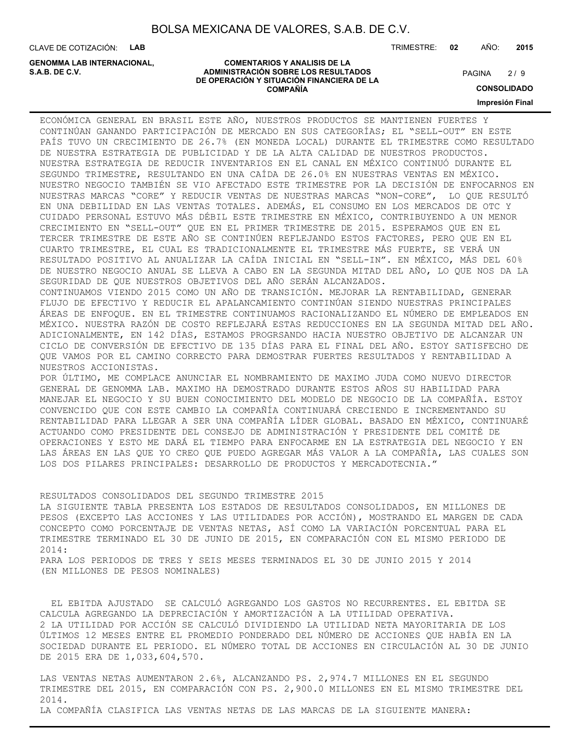ECONÓMICA GENERAL EN BRASIL ESTE AÑO, NUESTROS PRODUCTOS SE MANTIENEN FUERTES Y CONTINÚAN GANANDO PARTICIPACIÓN DE MERCADO EN SUS CATEGORÍAS; EL "SELL-OUT" EN ESTE PAÍS TUVO UN CRECIMIENTO DE 26.7% (EN MONEDA LOCAL) DURANTE EL TRIMESTRE COMO RESULTADO DE NUESTRA ESTRATEGIA DE PUBLICIDAD Y DE LA ALTA CALIDAD DE NUESTROS PRODUCTOS.
NUESTRA ESTRATEGIA DE REDUCIR INVENTARIOS EN EL CANAL EN MÉXICO CONTINUÓ DURANTE EL SEGUNDO TRIMESTRE, RESULTANDO EN UNA CAÍDA DE 26.0% EN NUESTRAS VENTAS EN MÉXICO. NUESTRO NEGOCIO TAMBIÉN SE VIO AFECTADO ESTE TRIMESTRE POR LA DECISIÓN DE ENFOCARNOS EN NUESTRAS MARCAS "CORE" Y REDUCIR VENTAS DE NUESTRAS MARCAS "NON-CORE", LO QUE RESULTÓ EN UNA DEBILIDAD EN LAS VENTAS TOTALES. ADEMÁS, EL CONSUMO EN LOS MERCADOS DE OTC Y CUIDADO PERSONAL ESTUVO MÁS DÉBIL ESTE TRIMESTRE EN MÉXICO, CONTRIBUYENDO A UN MENOR CRECIMIENTO EN "SELL-OUT" QUE EN EL PRIMER TRIMESTRE DE 2015. ESPERAMOS QUE EN EL TERCER TRIMESTRE DE ESTE AÑO SE CONTINÚEN REFLEJANDO ESTOS FACTORES, PERO QUE EN EL CUARTO TRIMESTRE, EL CUAL ES TRADICIONALMENTE EL TRIMESTRE MÁS FUERTE, SE VERÁ UN RESULTADO POSITIVO AL ANUALIZAR LA CAÍDA INICIAL EN "SELL-IN". EN MÉXICO, MÁS DEL 60% DE NUESTRO NEGOCIO ANUAL SE LLEVA A CABO EN LA SEGUNDA MITAD DEL AÑO, LO QUE NOS DA LA SEGURIDAD DE QUE NUESTROS OBJETIVOS DEL AÑO SERÁN ALCANZADOS.
CONTINUAMOS VIENDO 2015 COMO UN AÑO DE TRANSICIÓN. MEJORAR LA RENTABILIDAD, GENERAR FLUJO DE EFECTIVO Y REDUCIR EL APALANCAMIENTO CONTINÚAN SIENDO NUESTRAS PRINCIPALES ÁREAS DE ENFOQUE. EN EL TRIMESTRE CONTINUAMOS RACIONALIZANDO EL NÚMERO DE EMPLEADOS EN MÉXICO. NUESTRA RAZÓN DE COSTO REFLEJARÁ ESTAS REDUCCIONES EN LA SEGUNDA MITAD DEL AÑO. ADICIONALMENTE, EN 142 DÍAS, ESTAMOS PROGRSANDO HACIA NUESTRO OBJETIVO DE ALCANZAR UN CICLO DE CONVERSIÓN DE EFECTIVO DE 135 DÍAS PARA EL FINAL DEL AÑO. ESTOY SATISFECHO DE QUE VAMOS POR EL CAMINO CORRECTO PARA DEMOSTRAR FUERTES RESULTADOS Y RENTABILIDAD A NUESTROS ACCIONISTAS.
POR ÚLTIMO, ME COMPLACE ANUNCIAR EL NOMBRAMIENTO DE MAXIMO JUDA COMO NUEVO DIRECTOR GENERAL DE GENOMMA LAB. MAXIMO HA DEMOSTRADO DURANTE ESTOS AÑOS SU HABILIDAD PARA MANEJAR EL NEGOCIO Y SU BUEN CONOCIMIENTO DEL MODELO DE NEGOCIO DE LA COMPAÑÍA. ESTOY CONVENCIDO QUE CON ESTE CAMBIO LA COMPAÑÍA CONTINUARÁ CRECIENDO E INCREMENTANDO SU RENTABILIDAD PARA LLEGAR A SER UNA COMPAÑÍA LÍDER GLOBAL. BASADO EN MÉXICO, CONTINUARÉ ACTUANDO COMO PRESIDENTE DEL CONSEJO DE ADMINISTRACIÓN Y PRESIDENTE DEL COMITÉ DE OPERACIONES Y ESTO ME DARÁ EL TIEMPO PARA ENFOCARME EN LA ESTRATEGIA DEL NEGOCIO Y EN LAS ÁREAS EN LAS QUE YO CREO QUE PUEDO AGREGAR MÁS VALOR A LA COMPAÑÍA, LAS CUALES SON LOS DOS PILARES PRINCIPALES: DESARROLLO DE PRODUCTOS Y MERCADOTECNIA."

RESULTADOS CONSOLIDADOS DEL SEGUNDO TRIMESTRE 2015
LA SIGUIENTE TABLA PRESENTA LOS ESTADOS DE RESULTADOS CONSOLIDADOS, EN MILLONES DE PESOS (EXCEPTO LAS ACCIONES Y LAS UTILIDADES POR ACCIÓN), MOSTRANDO EL MARGEN DE CADA CONCEPTO COMO PORCENTAJE DE VENTAS NETAS, ASÍ COMO LA VARIACIÓN PORCENTUAL PARA EL TRIMESTRE TERMINADO EL 30 DE JUNIO DE 2015, EN COMPARACIÓN CON EL MISMO PERIODO DE 2014:
PARA LOS PERIODOS DE TRES Y SEIS MESES TERMINADOS EL 30 DE JUNIO 2015 Y 2014
(EN MILLONES DE PESOS NOMINALES)

EL EBITDA AJUSTADO SE CALCULÓ AGREGANDO LOS GASTOS NO RECURRENTES. EL EBITDA SE CALCULA AGREGANDO LA DEPRECIACIÓN Y AMORTIZACIÓN A LA UTILIDAD OPERATIVA.
2 LA UTILIDAD POR ACCIÓN SE CALCULÓ DIVIDIENDO LA UTILIDAD NETA MAYORITARIA DE LOS ÚLTIMOS 12 MESES ENTRE EL PROMEDIO PONDERADO DEL NÚMERO DE ACCIONES QUE HABÍA EN LA SOCIEDAD DURANTE EL PERIODO. EL NÚMERO TOTAL DE ACCIONES EN CIRCULACIÓN AL 30 DE JUNIO DE 2015 ERA DE 1,033,604,570.

LAS VENTAS NETAS AUMENTARON 2.6%, ALCANZANDO PS. 2,974.7 MILLONES EN EL SEGUNDO TRIMESTRE DEL 2015, EN COMPARACIÓN CON PS. 2,900.0 MILLONES EN EL MISMO TRIMESTRE DEL 2014.
LA COMPAÑÍA CLASIFICA LAS VENTAS NETAS DE LAS MARCAS DE LA SIGUIENTE MANERA: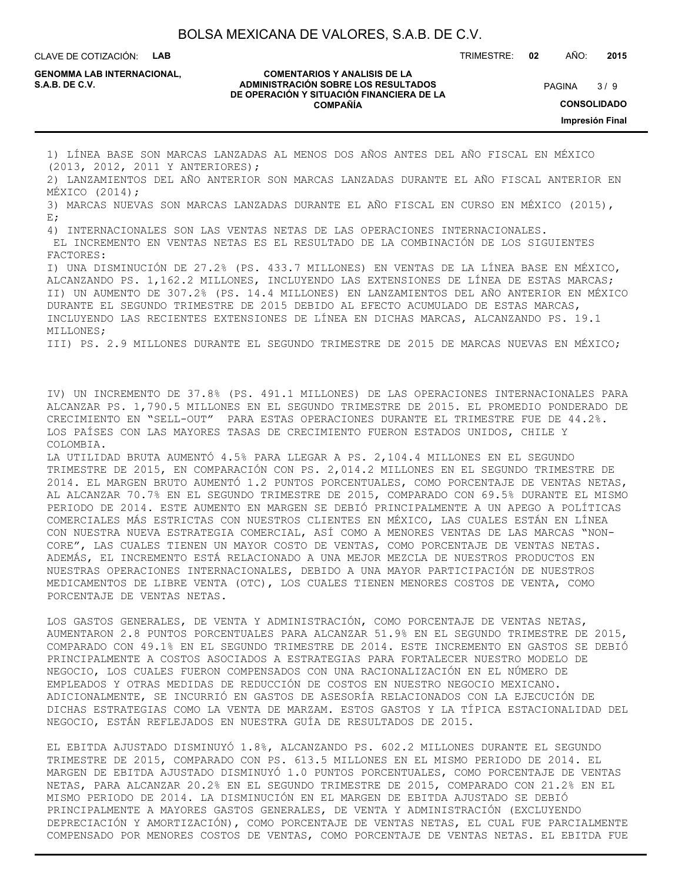1) LÍNEA BASE SON MARCAS LANZADAS AL MENOS DOS AÑOS ANTES DEL AÑO FISCAL EN MÉXICO (2013, 2012, 2011 Y ANTERIORES);
2) LANZAMIENTOS DEL AÑO ANTERIOR SON MARCAS LANZADAS DURANTE EL AÑO FISCAL ANTERIOR EN MÉXICO (2014);
3) MARCAS NUEVAS SON MARCAS LANZADAS DURANTE EL AÑO FISCAL EN CURSO EN MÉXICO (2015), E;
4) INTERNACIONALES SON LAS VENTAS NETAS DE LAS OPERACIONES INTERNACIONALES.

EL INCREMENTO EN VENTAS NETAS ES EL RESULTADO DE LA COMBINACIÓN DE LOS SIGUIENTES FACTORES:

I) UNA DISMINUCIÓN DE 27.2% (PS. 433.7 MILLONES) EN VENTAS DE LA LÍNEA BASE EN MÉXICO, ALCANZANDO PS. 1,162.2 MILLONES, INCLUYENDO LAS EXTENSIONES DE LÍNEA DE ESTAS MARCAS;
II) UN AUMENTO DE 307.2% (PS. 14.4 MILLONES) EN LANZAMIENTOS DEL AÑO ANTERIOR EN MÉXICO DURANTE EL SEGUNDO TRIMESTRE DE 2015 DEBIDO AL EFECTO ACUMULADO DE ESTAS MARCAS, INCLUYENDO LAS RECIENTES EXTENSIONES DE LÍNEA EN DICHAS MARCAS, ALCANZANDO PS. 19.1 MILLONES;
III) PS. 2.9 MILLONES DURANTE EL SEGUNDO TRIMESTRE DE 2015 DE MARCAS NUEVAS EN MÉXICO;

IV) UN INCREMENTO DE 37.8% (PS. 491.1 MILLONES) DE LAS OPERACIONES INTERNACIONALES PARA ALCANZAR PS. 1,790.5 MILLONES EN EL SEGUNDO TRIMESTRE DE 2015. EL PROMEDIO PONDERADO DE CRECIMIENTO EN "SELL-OUT" PARA ESTAS OPERACIONES DURANTE EL TRIMESTRE FUE DE 44.2%. LOS PAÍSES CON LAS MAYORES TASAS DE CRECIMIENTO FUERON ESTADOS UNIDOS, CHILE Y COLOMBIA.

LA UTILIDAD BRUTA AUMENTÓ 4.5% PARA LLEGAR A PS. 2,104.4 MILLONES EN EL SEGUNDO TRIMESTRE DE 2015, EN COMPARACIÓN CON PS. 2,014.2 MILLONES EN EL SEGUNDO TRIMESTRE DE 2014. EL MARGEN BRUTO AUMENTÓ 1.2 PUNTOS PORCENTUALES, COMO PORCENTAJE DE VENTAS NETAS, AL ALCANZAR 70.7% EN EL SEGUNDO TRIMESTRE DE 2015, COMPARADO CON 69.5% DURANTE EL MISMO PERIODO DE 2014. ESTE AUMENTO EN MARGEN SE DEBIÓ PRINCIPALMENTE A UN APEGO A POLÍTICAS COMERCIALES MÁS ESTRICTAS CON NUESTROS CLIENTES EN MÉXICO, LAS CUALES ESTÁN EN LÍNEA CON NUESTRA NUEVA ESTRATEGIA COMERCIAL, ASÍ COMO A MENORES VENTAS DE LAS MARCAS "NON-CORE", LAS CUALES TIENEN UN MAYOR COSTO DE VENTAS, COMO PORCENTAJE DE VENTAS NETAS. ADEMÁS, EL INCREMENTO ESTÁ RELACIONADO A UNA MEJOR MEZCLA DE NUESTROS PRODUCTOS EN NUESTRAS OPERACIONES INTERNACIONALES, DEBIDO A UNA MAYOR PARTICIPACIÓN DE NUESTROS MEDICAMENTOS DE LIBRE VENTA (OTC), LOS CUALES TIENEN MENORES COSTOS DE VENTA, COMO PORCENTAJE DE VENTAS NETAS.

LOS GASTOS GENERALES, DE VENTA Y ADMINISTRACIÓN, COMO PORCENTAJE DE VENTAS NETAS, AUMENTARON 2.8 PUNTOS PORCENTUALES PARA ALCANZAR 51.9% EN EL SEGUNDO TRIMESTRE DE 2015, COMPARADO CON 49.1% EN EL SEGUNDO TRIMESTRE DE 2014. ESTE INCREMENTO EN GASTOS SE DEBIÓ PRINCIPALMENTE A COSTOS ASOCIADOS A ESTRATEGIAS PARA FORTALECER NUESTRO MODELO DE NEGOCIO, LOS CUALES FUERON COMPENSADOS CON UNA RACIONALIZACIÓN EN EL NÚMERO DE EMPLEADOS Y OTRAS MEDIDAS DE REDUCCIÓN DE COSTOS EN NUESTRO NEGOCIO MEXICANO. ADICIONALMENTE, SE INCURRIÓ EN GASTOS DE ASESORÍA RELACIONADOS CON LA EJECUCIÓN DE DICHAS ESTRATEGIAS COMO LA VENTA DE MARZAM. ESTOS GASTOS Y LA TÍPICA ESTACIONALIDAD DEL NEGOCIO, ESTÁN REFLEJADOS EN NUESTRA GUÍA DE RESULTADOS DE 2015.

EL EBITDA AJUSTADO DISMINUYÓ 1.8%, ALCANZANDO PS. 602.2 MILLONES DURANTE EL SEGUNDO TRIMESTRE DE 2015, COMPARADO CON PS. 613.5 MILLONES EN EL MISMO PERIODO DE 2014. EL MARGEN DE EBITDA AJUSTADO DISMINUYÓ 1.0 PUNTOS PORCENTUALES, COMO PORCENTAJE DE VENTAS NETAS, PARA ALCANZAR 20.2% EN EL SEGUNDO TRIMESTRE DE 2015, COMPARADO CON 21.2% EN EL MISMO PERIODO DE 2014. LA DISMINUCIÓN EN EL MARGEN DE EBITDA AJUSTADO SE DEBIÓ PRINCIPALMENTE A MAYORES GASTOS GENERALES, DE VENTA Y ADMINISTRACIÓN (EXCLUYENDO DEPRECIACIÓN Y AMORTIZACIÓN), COMO PORCENTAJE DE VENTAS NETAS, EL CUAL FUE PARCIALMENTE COMPENSADO POR MENORES COSTOS DE VENTAS, COMO PORCENTAJE DE VENTAS NETAS. EL EBITDA FUE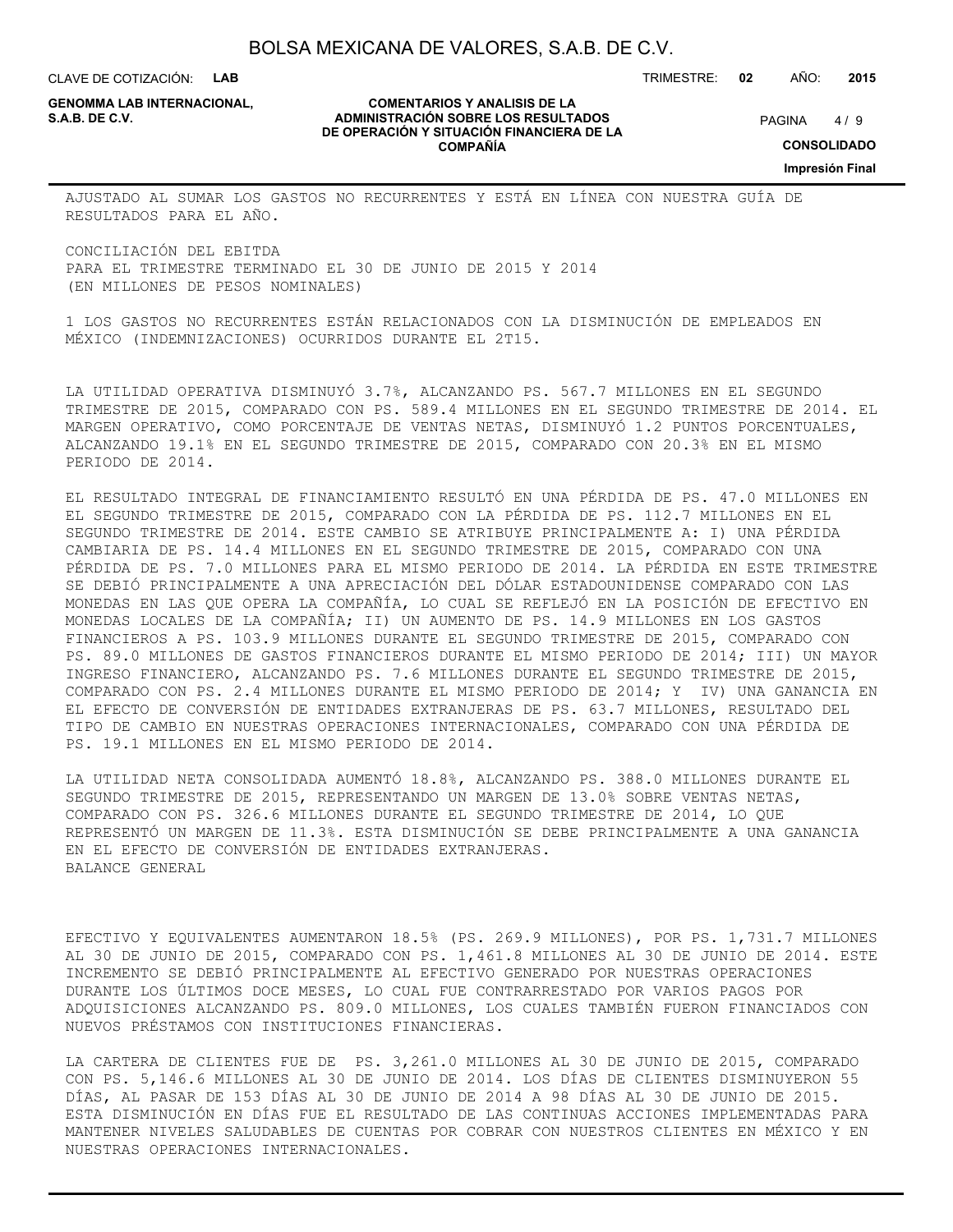AJUSTADO AL SUMAR LOS GASTOS NO RECURRENTES Y ESTÁ EN LÍNEA CON NUESTRA GUÍA DE RESULTADOS PARA EL AÑO.

CONCILIACIÓN DEL EBITDA
PARA EL TRIMESTRE TERMINADO EL 30 DE JUNIO DE 2015 Y 2014
(EN MILLONES DE PESOS NOMINALES)

1 LOS GASTOS NO RECURRENTES ESTÁN RELACIONADOS CON LA DISMINUCIÓN DE EMPLEADOS EN MÉXICO (INDEMNIZACIONES) OCURRIDOS DURANTE EL 2T15.

LA UTILIDAD OPERATIVA DISMINUYÓ 3.7%, ALCANZANDO PS. 567.7 MILLONES EN EL SEGUNDO TRIMESTRE DE 2015, COMPARADO CON PS. 589.4 MILLONES EN EL SEGUNDO TRIMESTRE DE 2014. EL MARGEN OPERATIVO, COMO PORCENTAJE DE VENTAS NETAS, DISMINUYÓ 1.2 PUNTOS PORCENTUALES, ALCANZANDO 19.1% EN EL SEGUNDO TRIMESTRE DE 2015, COMPARADO CON 20.3% EN EL MISMO PERIODO DE 2014.

EL RESULTADO INTEGRAL DE FINANCIAMIENTO RESULTÓ EN UNA PÉRDIDA DE PS. 47.0 MILLONES EN EL SEGUNDO TRIMESTRE DE 2015, COMPARADO CON LA PÉRDIDA DE PS. 112.7 MILLONES EN EL SEGUNDO TRIMESTRE DE 2014. ESTE CAMBIO SE ATRIBUYE PRINCIPALMENTE A: I) UNA PÉRDIDA CAMBIARIA DE PS. 14.4 MILLONES EN EL SEGUNDO TRIMESTRE DE 2015, COMPARADO CON UNA PÉRDIDA DE PS. 7.0 MILLONES PARA EL MISMO PERIODO DE 2014. LA PÉRDIDA EN ESTE TRIMESTRE SE DEBIÓ PRINCIPALMENTE A UNA APRECIACIÓN DEL DÓLAR ESTADOUNIDENSE COMPARADO CON LAS MONEDAS EN LAS QUE OPERA LA COMPAÑÍA, LO CUAL SE REFLEJÓ EN LA POSICIÓN DE EFECTIVO EN MONEDAS LOCALES DE LA COMPAÑÍA; II) UN AUMENTO DE PS. 14.9 MILLONES EN LOS GASTOS FINANCIEROS A PS. 103.9 MILLONES DURANTE EL SEGUNDO TRIMESTRE DE 2015, COMPARADO CON PS. 89.0 MILLONES DE GASTOS FINANCIEROS DURANTE EL MISMO PERIODO DE 2014; III) UN MAYOR INGRESO FINANCIERO, ALCANZANDO PS. 7.6 MILLONES DURANTE EL SEGUNDO TRIMESTRE DE 2015, COMPARADO CON PS. 2.4 MILLONES DURANTE EL MISMO PERIODO DE 2014; Y IV) UNA GANANCIA EN EL EFECTO DE CONVERSIÓN DE ENTIDADES EXTRANJERAS DE PS. 63.7 MILLONES, RESULTADO DEL TIPO DE CAMBIO EN NUESTRAS OPERACIONES INTERNACIONALES, COMPARADO CON UNA PÉRDIDA DE PS. 19.1 MILLONES EN EL MISMO PERIODO DE 2014.

LA UTILIDAD NETA CONSOLIDADA AUMENTÓ 18.8%, ALCANZANDO PS. 388.0 MILLONES DURANTE EL SEGUNDO TRIMESTRE DE 2015, REPRESENTANDO UN MARGEN DE 13.0% SOBRE VENTAS NETAS, COMPARADO CON PS. 326.6 MILLONES DURANTE EL SEGUNDO TRIMESTRE DE 2014, LO QUE REPRESENTÓ UN MARGEN DE 11.3%. ESTA DISMINUCIÓN SE DEBE PRINCIPALMENTE A UNA GANANCIA EN EL EFECTO DE CONVERSIÓN DE ENTIDADES EXTRANJERAS.

BALANCE GENERAL

EFECTIVO Y EQUIVALENTES AUMENTARON 18.5% (PS. 269.9 MILLONES), POR PS. 1,731.7 MILLONES AL 30 DE JUNIO DE 2015, COMPARADO CON PS. 1,461.8 MILLONES AL 30 DE JUNIO DE 2014. ESTE INCREMENTO SE DEBIÓ PRINCIPALMENTE AL EFECTIVO GENERADO POR NUESTRAS OPERACIONES DURANTE LOS ÚLTIMOS DOCE MESES, LO CUAL FUE CONTRARRESTADO POR VARIOS PAGOS POR ADQUISICIONES ALCANZANDO PS. 809.0 MILLONES, LOS CUALES TAMBIÉN FUERON FINANCIADOS CON NUEVOS PRÉSTAMOS CON INSTITUCIONES FINANCIERAS.

LA CARTERA DE CLIENTES FUE DE PS. 3,261.0 MILLONES AL 30 DE JUNIO DE 2015, COMPARADO CON PS. 5,146.6 MILLONES AL 30 DE JUNIO DE 2014. LOS DÍAS DE CLIENTES DISMINUYERON 55 DÍAS, AL PASAR DE 153 DÍAS AL 30 DE JUNIO DE 2014 A 98 DÍAS AL 30 DE JUNIO DE 2015. ESTA DISMINUCIÓN EN DÍAS FUE EL RESULTADO DE LAS CONTINUAS ACCIONES IMPLEMENTADAS PARA MANTENER NIVELES SALUDABLES DE CUENTAS POR COBRAR CON NUESTROS CLIENTES EN MÉXICO Y EN NUESTRAS OPERACIONES INTERNACIONALES.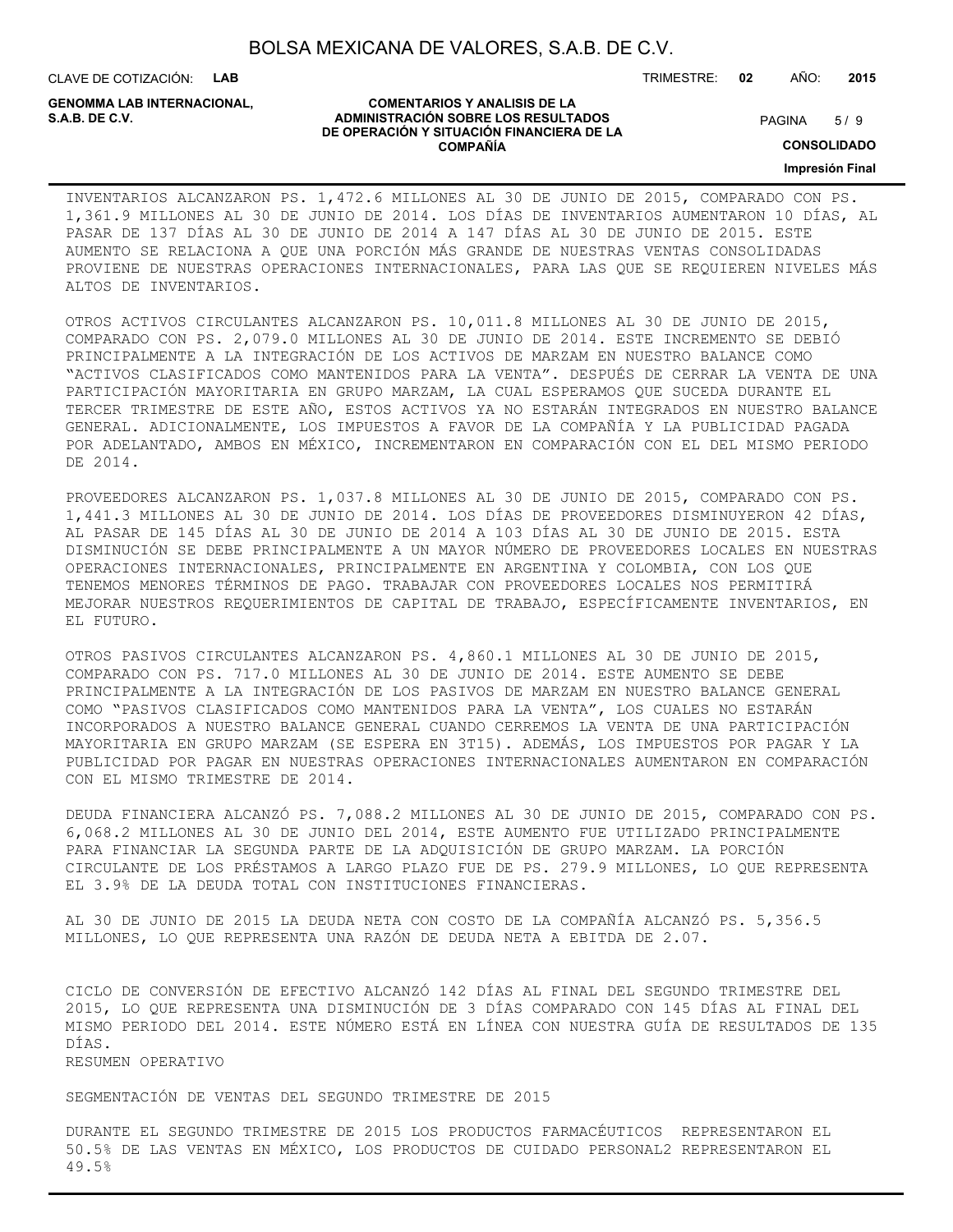INVENTARIOS ALCANZARON PS. 1,472.6 MILLONES AL 30 DE JUNIO DE 2015, COMPARADO CON PS. 1,361.9 MILLONES AL 30 DE JUNIO DE 2014. LOS DÍAS DE INVENTARIOS AUMENTARON 10 DÍAS, AL PASAR DE 137 DÍAS AL 30 DE JUNIO DE 2014 A 147 DÍAS AL 30 DE JUNIO DE 2015. ESTE AUMENTO SE RELACIONA A QUE UNA PORCIÓN MÁS GRANDE DE NUESTRAS VENTAS CONSOLIDADAS PROVIENE DE NUESTRAS OPERACIONES INTERNACIONALES, PARA LAS QUE SE REQUIEREN NIVELES MÁS ALTOS DE INVENTARIOS.

OTROS ACTIVOS CIRCULANTES ALCANZARON PS. 10,011.8 MILLONES AL 30 DE JUNIO DE 2015, COMPARADO CON PS. 2,079.0 MILLONES AL 30 DE JUNIO DE 2014. ESTE INCREMENTO SE DEBIÓ PRINCIPALMENTE A LA INTEGRACIÓN DE LOS ACTIVOS DE MARZAM EN NUESTRO BALANCE COMO "ACTIVOS CLASIFICADOS COMO MANTENIDOS PARA LA VENTA". DESPUÉS DE CERRAR LA VENTA DE UNA PARTICIPACIÓN MAYORITARIA EN GRUPO MARZAM, LA CUAL ESPERAMOS QUE SUCEDA DURANTE EL TERCER TRIMESTRE DE ESTE AÑO, ESTOS ACTIVOS YA NO ESTARÁN INTEGRADOS EN NUESTRO BALANCE GENERAL. ADICIONALMENTE, LOS IMPUESTOS A FAVOR DE LA COMPAÑÍA Y LA PUBLICIDAD PAGADA POR ADELANTADO, AMBOS EN MÉXICO, INCREMENTARON EN COMPARACIÓN CON EL DEL MISMO PERIODO DE 2014.

PROVEEDORES ALCANZARON PS. 1,037.8 MILLONES AL 30 DE JUNIO DE 2015, COMPARADO CON PS. 1,441.3 MILLONES AL 30 DE JUNIO DE 2014. LOS DÍAS DE PROVEEDORES DISMINUYERON 42 DÍAS, AL PASAR DE 145 DÍAS AL 30 DE JUNIO DE 2014 A 103 DÍAS AL 30 DE JUNIO DE 2015. ESTA DISMINUCIÓN SE DEBE PRINCIPALMENTE A UN MAYOR NÚMERO DE PROVEEDORES LOCALES EN NUESTRAS OPERACIONES INTERNACIONALES, PRINCIPALMENTE EN ARGENTINA Y COLOMBIA, CON LOS QUE TENEMOS MENORES TÉRMINOS DE PAGO. TRABAJAR CON PROVEEDORES LOCALES NOS PERMITIRÁ MEJORAR NUESTROS REQUERIMIENTOS DE CAPITAL DE TRABAJO, ESPECÍFICAMENTE INVENTARIOS, EN EL FUTURO.

OTROS PASIVOS CIRCULANTES ALCANZARON PS. 4,860.1 MILLONES AL 30 DE JUNIO DE 2015, COMPARADO CON PS. 717.0 MILLONES AL 30 DE JUNIO DE 2014. ESTE AUMENTO SE DEBE PRINCIPALMENTE A LA INTEGRACIÓN DE LOS PASIVOS DE MARZAM EN NUESTRO BALANCE GENERAL COMO "PASIVOS CLASIFICADOS COMO MANTENIDOS PARA LA VENTA", LOS CUALES NO ESTARÁN INCORPORADOS A NUESTRO BALANCE GENERAL CUANDO CERREMOS LA VENTA DE UNA PARTICIPACIÓN MAYORITARIA EN GRUPO MARZAM (SE ESPERA EN 3T15). ADEMÁS, LOS IMPUESTOS POR PAGAR Y LA PUBLICIDAD POR PAGAR EN NUESTRAS OPERACIONES INTERNACIONALES AUMENTARON EN COMPARACIÓN CON EL MISMO TRIMESTRE DE 2014.

DEUDA FINANCIERA ALCANZÓ PS. 7,088.2 MILLONES AL 30 DE JUNIO DE 2015, COMPARADO CON PS. 6,068.2 MILLONES AL 30 DE JUNIO DEL 2014, ESTE AUMENTO FUE UTILIZADO PRINCIPALMENTE PARA FINANCIAR LA SEGUNDA PARTE DE LA ADQUISICIÓN DE GRUPO MARZAM. LA PORCIÓN CIRCULANTE DE LOS PRÉSTAMOS A LARGO PLAZO FUE DE PS. 279.9 MILLONES, LO QUE REPRESENTA EL 3.9% DE LA DEUDA TOTAL CON INSTITUCIONES FINANCIERAS.

AL 30 DE JUNIO DE 2015 LA DEUDA NETA CON COSTO DE LA COMPAÑÍA ALCANZÓ PS. 5,356.5 MILLONES, LO QUE REPRESENTA UNA RAZÓN DE DEUDA NETA A EBITDA DE 2.07.

CICLO DE CONVERSIÓN DE EFECTIVO ALCANZÓ 142 DÍAS AL FINAL DEL SEGUNDO TRIMESTRE DEL 2015, LO QUE REPRESENTA UNA DISMINUCIÓN DE 3 DÍAS COMPARADO CON 145 DÍAS AL FINAL DEL MISMO PERIODO DEL 2014. ESTE NÚMERO ESTÁ EN LÍNEA CON NUESTRA GUÍA DE RESULTADOS DE 135 DÍAS.

RESUMEN OPERATIVO

SEGMENTACIÓN DE VENTAS DEL SEGUNDO TRIMESTRE DE 2015

DURANTE EL SEGUNDO TRIMESTRE DE 2015 LOS PRODUCTOS FARMACÉUTICOS REPRESENTARON EL 50.5% DE LAS VENTAS EN MÉXICO, LOS PRODUCTOS DE CUIDADO PERSONAL2 REPRESENTARON EL 49.5%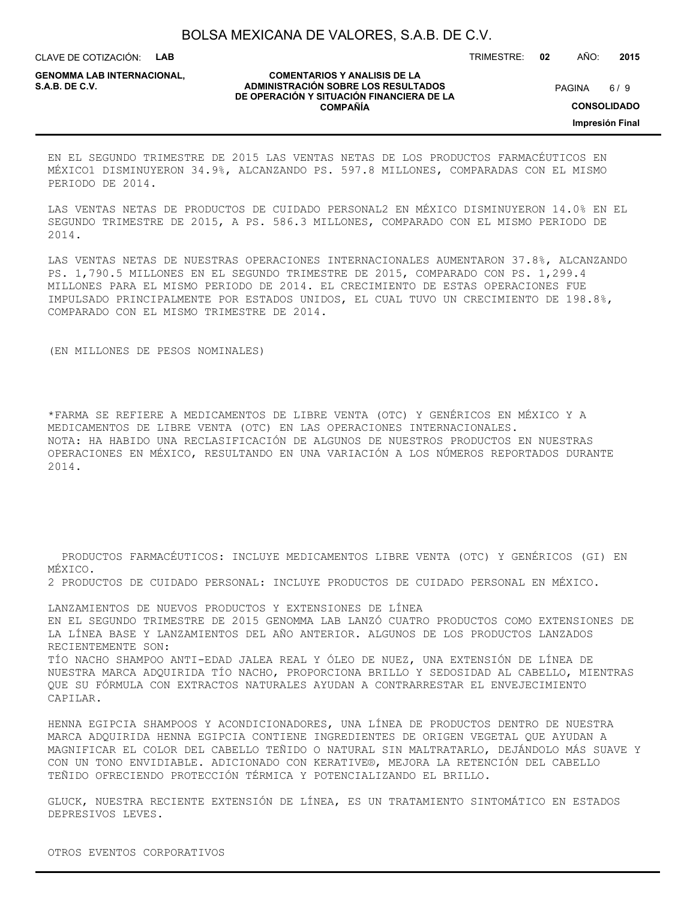EN EL SEGUNDO TRIMESTRE DE 2015 LAS VENTAS NETAS DE LOS PRODUCTOS FARMACÉUTICOS EN MÉXICO1 DISMINUYERON 34.9%, ALCANZANDO PS. 597.8 MILLONES, COMPARADAS CON EL MISMO PERIODO DE 2014.

LAS VENTAS NETAS DE PRODUCTOS DE CUIDADO PERSONAL2 EN MÉXICO DISMINUYERON 14.0% EN EL SEGUNDO TRIMESTRE DE 2015, A PS. 586.3 MILLONES, COMPARADO CON EL MISMO PERIODO DE 2014.

LAS VENTAS NETAS DE NUESTRAS OPERACIONES INTERNACIONALES AUMENTARON 37.8%, ALCANZANDO PS. 1,790.5 MILLONES EN EL SEGUNDO TRIMESTRE DE 2015, COMPARADO CON PS. 1,299.4 MILLONES PARA EL MISMO PERIODO DE 2014. EL CRECIMIENTO DE ESTAS OPERACIONES FUE IMPULSADO PRINCIPALMENTE POR ESTADOS UNIDOS, EL CUAL TUVO UN CRECIMIENTO DE 198.8%, COMPARADO CON EL MISMO TRIMESTRE DE 2014.

(EN MILLONES DE PESOS NOMINALES)

*FARMA SE REFIERE A MEDICAMENTOS DE LIBRE VENTA (OTC) Y GENÉRICOS EN MÉXICO Y A MEDICAMENTOS DE LIBRE VENTA (OTC) EN LAS OPERACIONES INTERNACIONALES.
NOTA: HA HABIDO UNA RECLASIFICACIÓN DE ALGUNOS DE NUESTROS PRODUCTOS EN NUESTRAS OPERACIONES EN MÉXICO, RESULTANDO EN UNA VARIACIÓN A LOS NÚMEROS REPORTADOS DURANTE 2014.

PRODUCTOS FARMACÉUTICOS: INCLUYE MEDICAMENTOS LIBRE VENTA (OTC) Y GENÉRICOS (GI) EN MÉXICO.
2 PRODUCTOS DE CUIDADO PERSONAL: INCLUYE PRODUCTOS DE CUIDADO PERSONAL EN MÉXICO.

LANZAMIENTOS DE NUEVOS PRODUCTOS Y EXTENSIONES DE LÍNEA
EN EL SEGUNDO TRIMESTRE DE 2015 GENOMMA LAB LANZÓ CUATRO PRODUCTOS COMO EXTENSIONES DE LA LÍNEA BASE Y LANZAMIENTOS DEL AÑO ANTERIOR. ALGUNOS DE LOS PRODUCTOS LANZADOS RECIENTEMENTE SON:
TÍO NACHO SHAMPOO ANTI-EDAD JALEA REAL Y ÓLEO DE NUEZ, UNA EXTENSIÓN DE LÍNEA DE NUESTRA MARCA ADQUIRIDA TÍO NACHO, PROPORCIONA BRILLO Y SEDOSIDAD AL CABELLO, MIENTRAS QUE SU FÓRMULA CON EXTRACTOS NATURALES AYUDAN A CONTRARRESTAR EL ENVEJECIMIENTO CAPILAR.

HENNA EGIPCIA SHAMPOOS Y ACONDICIONADORES, UNA LÍNEA DE PRODUCTOS DENTRO DE NUESTRA MARCA ADQUIRIDA HENNA EGIPCIA CONTIENE INGREDIENTES DE ORIGEN VEGETAL QUE AYUDAN A MAGNIFICAR EL COLOR DEL CABELLO TEÑIDO O NATURAL SIN MALTRATARLO, DEJÁNDOLO MÁS SUAVE Y CON UN TONO ENVIDIABLE. ADICIONADO CON KERATIVE®, MEJORA LA RETENCIÓN DEL CABELLO TEÑIDO OFRECIENDO PROTECCIÓN TÉRMICA Y POTENCIALIZANDO EL BRILLO.

GLUCK, NUESTRA RECIENTE EXTENSIÓN DE LÍNEA, ES UN TRATAMIENTO SINTOMÁTICO EN ESTADOS DEPRESIVOS LEVES.

OTROS EVENTOS CORPORATIVOS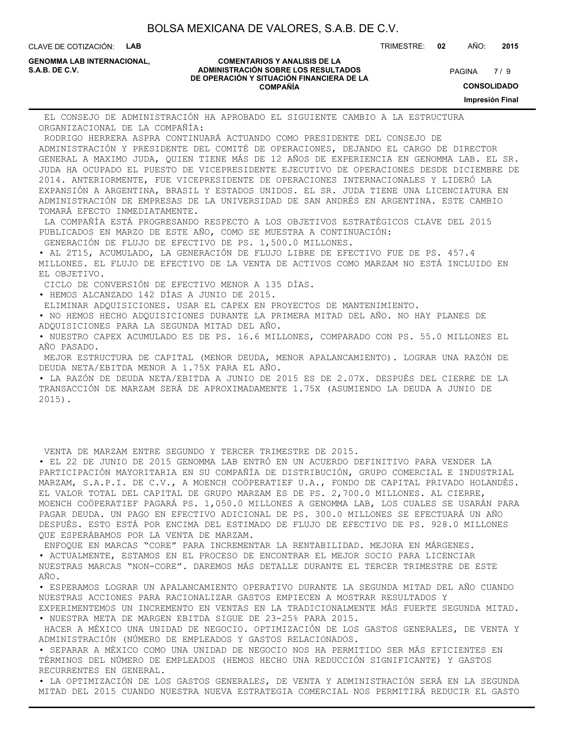EL CONSEJO DE ADMINISTRACIÓN HA APROBADO EL SIGUIENTE CAMBIO A LA ESTRUCTURA ORGANIZACIONAL DE LA COMPAÑÍA:

RODRIGO HERRERA ASPRA CONTINUARÁ ACTUANDO COMO PRESIDENTE DEL CONSEJO DE ADMINISTRACIÓN Y PRESIDENTE DEL COMITÉ DE OPERACIONES, DEJANDO EL CARGO DE DIRECTOR GENERAL A MAXIMO JUDA, QUIEN TIENE MÁS DE 12 AÑOS DE EXPERIENCIA EN GENOMMA LAB. EL SR. JUDA HA OCUPADO EL PUESTO DE VICEPRESIDENTE EJECUTIVO DE OPERACIONES DESDE DICIEMBRE DE 2014. ANTERIORMENTE, FUE VICEPRESIDENTE DE OPERACIONES INTERNACIONALES Y LIDERÓ LA EXPANSIÓN A ARGENTINA, BRASIL Y ESTADOS UNIDOS. EL SR. JUDA TIENE UNA LICENCIATURA EN ADMINISTRACIÓN DE EMPRESAS DE LA UNIVERSIDAD DE SAN ANDRÉS EN ARGENTINA. ESTE CAMBIO TOMARÁ EFECTO INMEDIATAMENTE.

LA COMPAÑÍA ESTÁ PROGRESANDO RESPECTO A LOS OBJETIVOS ESTRATÉGICOS CLAVE DEL 2015 PUBLICADOS EN MARZO DE ESTE AÑO, COMO SE MUESTRA A CONTINUACIÓN:

GENERACIÓN DE FLUJO DE EFECTIVO DE PS. 1,500.0 MILLONES.

- AL 2T15, ACUMULADO, LA GENERACIÓN DE FLUJO LIBRE DE EFECTIVO FUE DE PS. 457.4 MILLONES. EL FLUJO DE EFECTIVO DE LA VENTA DE ACTIVOS COMO MARZAM NO ESTÁ INCLUIDO EN EL OBJETIVO.

CICLO DE CONVERSIÓN DE EFECTIVO MENOR A 135 DÍAS.

- HEMOS ALCANZADO 142 DÍAS A JUNIO DE 2015.

ELIMINAR ADQUISICIONES. USAR EL CAPEX EN PROYECTOS DE MANTENIMIENTO.

- NO HEMOS HECHO ADQUISICIONES DURANTE LA PRIMERA MITAD DEL AÑO. NO HAY PLANES DE ADQUISICIONES PARA LA SEGUNDA MITAD DEL AÑO.
- NUESTRO CAPEX ACUMULADO ES DE PS. 16.6 MILLONES, COMPARADO CON PS. 55.0 MILLONES EL AÑO PASADO.

MEJOR ESTRUCTURA DE CAPITAL (MENOR DEUDA, MENOR APALANCAMIENTO). LOGRAR UNA RAZÓN DE DEUDA NETA/EBITDA MENOR A 1.75X PARA EL AÑO.

- LA RAZÓN DE DEUDA NETA/EBITDA A JUNIO DE 2015 ES DE 2.07X. DESPUÉS DEL CIERRE DE LA TRANSACCIÓN DE MARZAM SERÁ DE APROXIMADAMENTE 1.75X (ASUMIENDO LA DEUDA A JUNIO DE 2015).

VENTA DE MARZAM ENTRE SEGUNDO Y TERCER TRIMESTRE DE 2015.

- EL 22 DE JUNIO DE 2015 GENOMMA LAB ENTRÓ EN UN ACUERDO DEFINITIVO PARA VENDER LA PARTICIPACIÓN MAYORITARIA EN SU COMPAÑÍA DE DISTRIBUCIÓN, GRUPO COMERCIAL E INDUSTRIAL MARZAM, S.A.P.I. DE C.V., A MOENCH COÖPERATIEF U.A., FONDO DE CAPITAL PRIVADO HOLANDÉS. EL VALOR TOTAL DEL CAPITAL DE GRUPO MARZAM ES DE PS. 2,700.0 MILLONES. AL CIERRE, MOENCH COÖPERATIEF PAGARÁ PS. 1,050.0 MILLONES A GENOMMA LAB, LOS CUALES SE USARÁN PARA PAGAR DEUDA. UN PAGO EN EFECTIVO ADICIONAL DE PS. 300.0 MILLONES SE EFECTUARÁ UN AÑO DESPUÉS. ESTO ESTÁ POR ENCIMA DEL ESTIMADO DE FLUJO DE EFECTIVO DE PS. 928.0 MILLONES QUE ESPERÁBAMOS POR LA VENTA DE MARZAM.

ENFOQUE EN MARCAS "CORE" PARA INCREMENTAR LA RENTABILIDAD. MEJORA EN MÁRGENES.

- ACTUALMENTE, ESTAMOS EN EL PROCESO DE ENCONTRAR EL MEJOR SOCIO PARA LICENCIAR NUESTRAS MARCAS "NON-CORE". DAREMOS MÁS DETALLE DURANTE EL TERCER TRIMESTRE DE ESTE AÑO.
- ESPERAMOS LOGRAR UN APALANCAMIENTO OPERATIVO DURANTE LA SEGUNDA MITAD DEL AÑO CUANDO NUESTRAS ACCIONES PARA RACIONALIZAR GASTOS EMPIECEN A MOSTRAR RESULTADOS Y EXPERIMENTEMOS UN INCREMENTO EN VENTAS EN LA TRADICIONALMENTE MÁS FUERTE SEGUNDA MITAD.
- NUESTRA META DE MARGEN EBITDA SIGUE DE 23-25% PARA 2015.

HACER A MÉXICO UNA UNIDAD DE NEGOCIO. OPTIMIZACIÓN DE LOS GASTOS GENERALES, DE VENTA Y ADMINISTRACIÓN (NÚMERO DE EMPLEADOS Y GASTOS RELACIONADOS.

- SEPARAR A MÉXICO COMO UNA UNIDAD DE NEGOCIO NOS HA PERMITIDO SER MÁS EFICIENTES EN TÉRMINOS DEL NÚMERO DE EMPLEADOS (HEMOS HECHO UNA REDUCCIÓN SIGNIFICANTE) Y GASTOS RECURRENTES EN GENERAL.
- LA OPTIMIZACIÓN DE LOS GASTOS GENERALES, DE VENTA Y ADMINISTRACIÓN SERÁ EN LA SEGUNDA MITAD DEL 2015 CUANDO NUESTRA NUEVA ESTRATEGIA COMERCIAL NOS PERMITIRÁ REDUCIR EL GASTO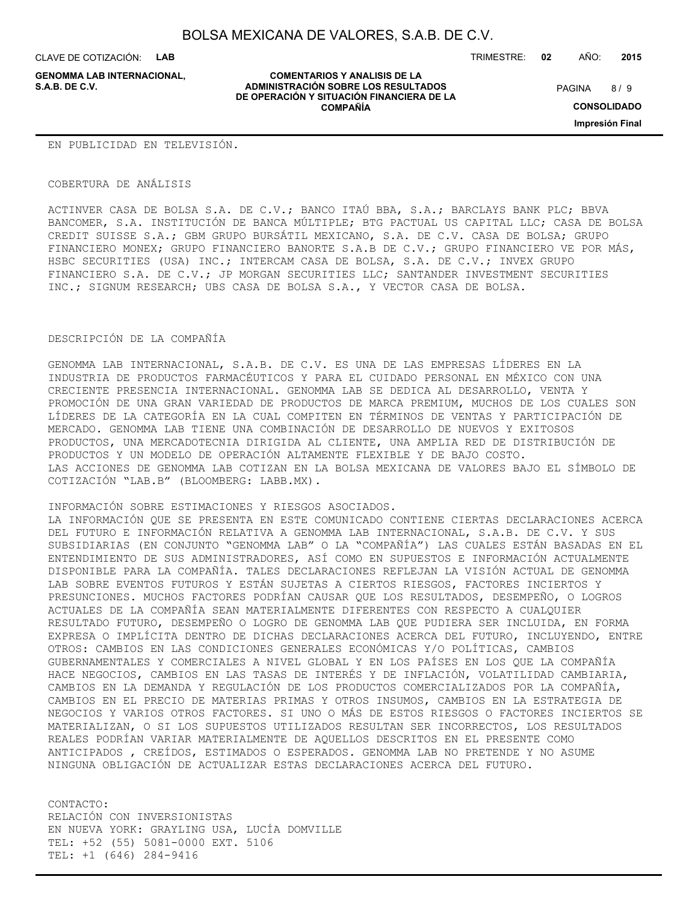EN PUBLICIDAD EN TELEVISIÓN.

COBERTURA DE ANÁLISIS

ACTINVER CASA DE BOLSA S.A. DE C.V.; BANCO ITAÚ BBA, S.A.; BARCLAYS BANK PLC; BBVA BANCOMER, S.A. INSTITUCIÓN DE BANCA MÚLTIPLE; BTG PACTUAL US CAPITAL LLC; CASA DE BOLSA CREDIT SUISSE S.A.; GBM GRUPO BURSÁTIL MEXICANO, S.A. DE C.V. CASA DE BOLSA; GRUPO FINANCIERO MONEX; GRUPO FINANCIERO BANORTE S.A.B DE C.V.; GRUPO FINANCIERO VE POR MÁS, HSBC SECURITIES (USA) INC.; INTERCAM CASA DE BOLSA, S.A. DE C.V.; INVEX GRUPO FINANCIERO S.A. DE C.V.; JP MORGAN SECURITIES LLC; SANTANDER INVESTMENT SECURITIES INC.; SIGNUM RESEARCH; UBS CASA DE BOLSA S.A., Y VECTOR CASA DE BOLSA.

DESCRIPCIÓN DE LA COMPAÑÍA

GENOMMA LAB INTERNACIONAL, S.A.B. DE C.V. ES UNA DE LAS EMPRESAS LÍDERES EN LA INDUSTRIA DE PRODUCTOS FARMACÉUTICOS Y PARA EL CUIDADO PERSONAL EN MÉXICO CON UNA CRECIENTE PRESENCIA INTERNACIONAL. GENOMMA LAB SE DEDICA AL DESARROLLO, VENTA Y PROMOCIÓN DE UNA GRAN VARIEDAD DE PRODUCTOS DE MARCA PREMIUM, MUCHOS DE LOS CUALES SON LÍDERES DE LA CATEGORÍA EN LA CUAL COMPITEN EN TÉRMINOS DE VENTAS Y PARTICIPACIÓN DE MERCADO. GENOMMA LAB TIENE UNA COMBINACIÓN DE DESARROLLO DE NUEVOS Y EXITOSOS PRODUCTOS, UNA MERCADOTECNIA DIRIGIDA AL CLIENTE, UNA AMPLIA RED DE DISTRIBUCIÓN DE PRODUCTOS Y UN MODELO DE OPERACIÓN ALTAMENTE FLEXIBLE Y DE BAJO COSTO.
LAS ACCIONES DE GENOMMA LAB COTIZAN EN LA BOLSA MEXICANA DE VALORES BAJO EL SÍMBOLO DE COTIZACIÓN "LAB.B" (BLOOMBERG: LABB.MX).

INFORMACIÓN SOBRE ESTIMACIONES Y RIESGOS ASOCIADOS.
LA INFORMACIÓN QUE SE PRESENTA EN ESTE COMUNICADO CONTIENE CIERTAS DECLARACIONES ACERCA DEL FUTURO E INFORMACIÓN RELATIVA A GENOMMA LAB INTERNACIONAL, S.A.B. DE C.V. Y SUS SUBSIDIARIAS (EN CONJUNTO "GENOMMA LAB" O LA "COMPAÑÍA") LAS CUALES ESTÁN BASADAS EN EL ENTENDIMIENTO DE SUS ADMINISTRADORES, ASÍ COMO EN SUPUESTOS E INFORMACIÓN ACTUALMENTE DISPONIBLE PARA LA COMPAÑÍA. TALES DECLARACIONES REFLEJAN LA VISIÓN ACTUAL DE GENOMMA LAB SOBRE EVENTOS FUTUROS Y ESTÁN SUJETAS A CIERTOS RIESGOS, FACTORES INCIERTOS Y PRESUNCIONES. MUCHOS FACTORES PODRÍAN CAUSAR QUE LOS RESULTADOS, DESEMPEÑO, O LOGROS ACTUALES DE LA COMPAÑÍA SEAN MATERIALMENTE DIFERENTES CON RESPECTO A CUALQUIER RESULTADO FUTURO, DESEMPEÑO O LOGRO DE GENOMMA LAB QUE PUDIERA SER INCLUIDA, EN FORMA EXPRESA O IMPLÍCITA DENTRO DE DICHAS DECLARACIONES ACERCA DEL FUTURO, INCLUYENDO, ENTRE OTROS: CAMBIOS EN LAS CONDICIONES GENERALES ECONÓMICAS Y/O POLÍTICAS, CAMBIOS GUBERNAMENTALES Y COMERCIALES A NIVEL GLOBAL Y EN LOS PAÍSES EN LOS QUE LA COMPAÑÍA HACE NEGOCIOS, CAMBIOS EN LAS TASAS DE INTERÉS Y DE INFLACIÓN, VOLATILIDAD CAMBIARIA, CAMBIOS EN LA DEMANDA Y REGULACIÓN DE LOS PRODUCTOS COMERCIALIZADOS POR LA COMPAÑÍA, CAMBIOS EN EL PRECIO DE MATERIAS PRIMAS Y OTROS INSUMOS, CAMBIOS EN LA ESTRATEGIA DE NEGOCIOS Y VARIOS OTROS FACTORES. SI UNO O MÁS DE ESTOS RIESGOS O FACTORES INCIERTOS SE MATERIALIZAN, O SI LOS SUPUESTOS UTILIZADOS RESULTAN SER INCORRECTOS, LOS RESULTADOS REALES PODRÍAN VARIAR MATERIALMENTE DE AQUELLOS DESCRITOS EN EL PRESENTE COMO ANTICIPADOS , CREÍDOS, ESTIMADOS O ESPERADOS. GENOMMA LAB NO PRETENDE Y NO ASUME NINGUNA OBLIGACIÓN DE ACTUALIZAR ESTAS DECLARACIONES ACERCA DEL FUTURO.

CONTACTO:
RELACIÓN CON INVERSIONISTAS
EN NUEVA YORK: GRAYLING USA, LUCÍA DOMVILLE
TEL: +52 (55) 5081-0000 EXT. 5106
TEL: +1 (646) 284-9416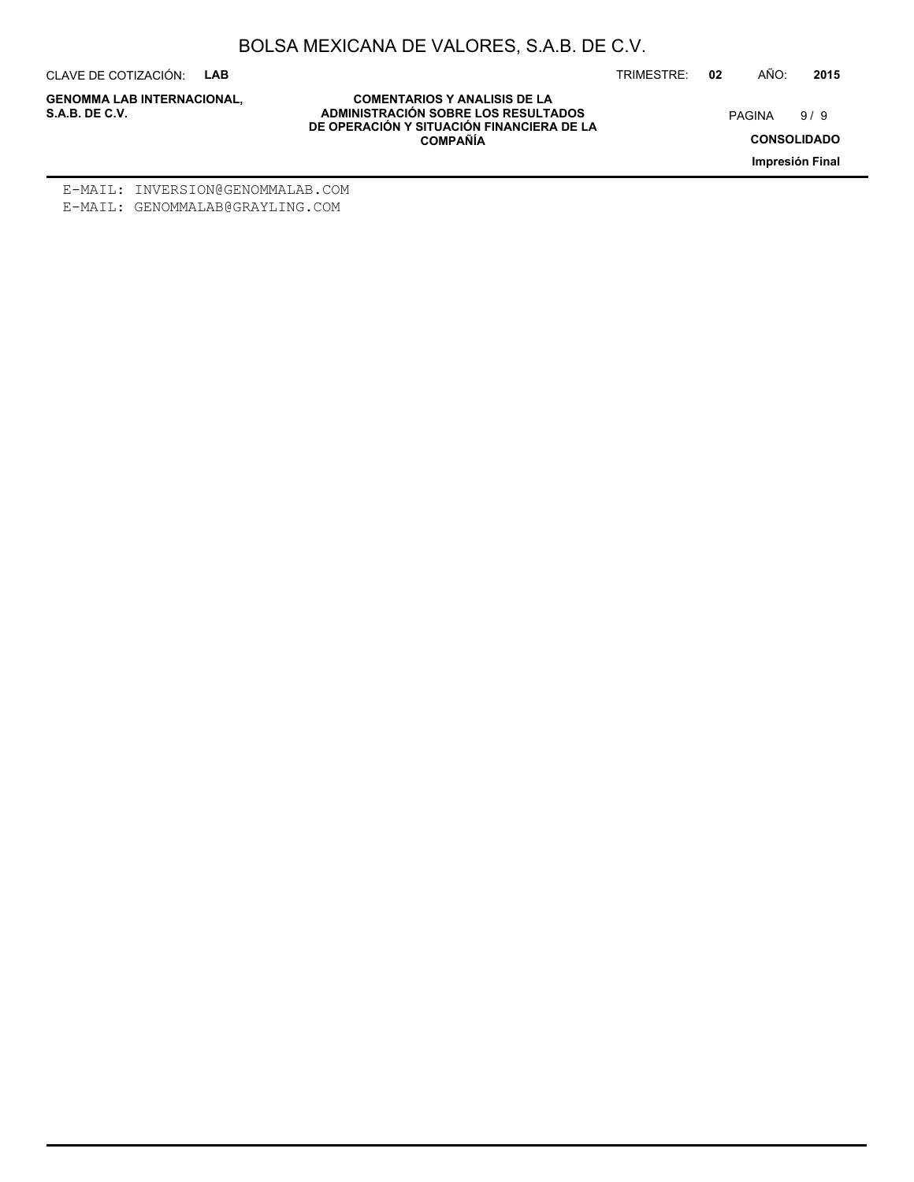E-MAIL: INVERSION@GENOMMALAB.COM
E-MAIL: GENOMMALAB@GRAYLING.COM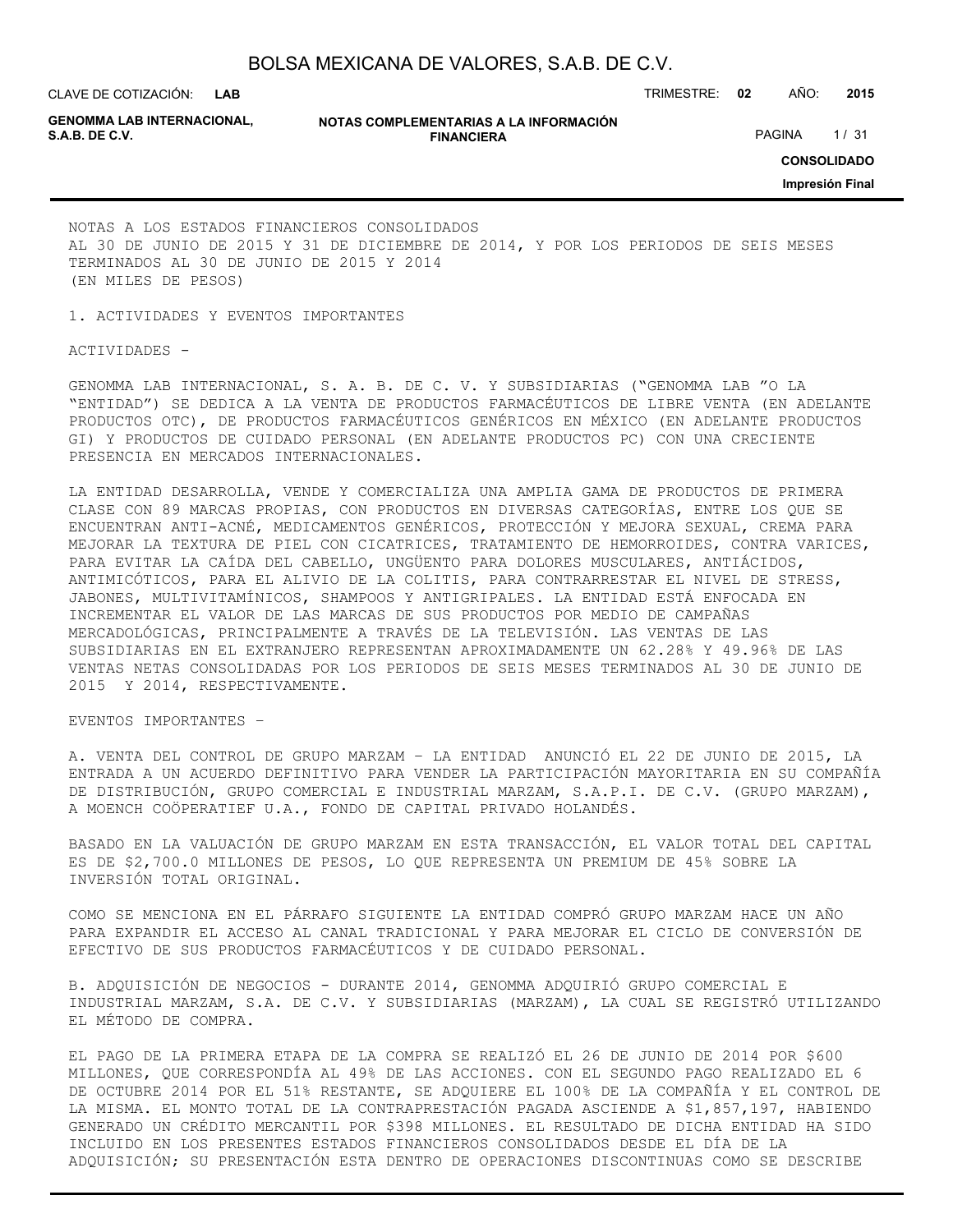NOTAS A LOS ESTADOS FINANCIEROS CONSOLIDADOS
AL 30 DE JUNIO DE 2015 Y 31 DE DICIEMBRE DE 2014, Y POR LOS PERIODOS DE SEIS MESES TERMINADOS AL 30 DE JUNIO DE 2015 Y 2014
(EN MILES DE PESOS)

1. ACTIVIDADES Y EVENTOS IMPORTANTES

ACTIVIDADES -

GENOMMA LAB INTERNACIONAL, S. A. B. DE C. V. Y SUBSIDIARIAS ("GENOMMA LAB "O LA "ENTIDAD") SE DEDICA A LA VENTA DE PRODUCTOS FARMACÉUTICOS DE LIBRE VENTA (EN ADELANTE PRODUCTOS OTC), DE PRODUCTOS FARMACÉUTICOS GENÉRICOS EN MÉXICO (EN ADELANTE PRODUCTOS GI) Y PRODUCTOS DE CUIDADO PERSONAL (EN ADELANTE PRODUCTOS PC) CON UNA CRECIENTE PRESENCIA EN MERCADOS INTERNACIONALES.

LA ENTIDAD DESARROLLA, VENDE Y COMERCIALIZA UNA AMPLIA GAMA DE PRODUCTOS DE PRIMERA CLASE CON 89 MARCAS PROPIAS, CON PRODUCTOS EN DIVERSAS CATEGORÍAS, ENTRE LOS QUE SE ENCUENTRAN ANTI-ACNÉ, MEDICAMENTOS GENÉRICOS, PROTECCIÓN Y MEJORA SEXUAL, CREMA PARA MEJORAR LA TEXTURA DE PIEL CON CICATRICES, TRATAMIENTO DE HEMORROIDES, CONTRA VARICES, PARA EVITAR LA CAÍDA DEL CABELLO, UNGÜENTO PARA DOLORES MUSCULARES, ANTIÁCIDOS, ANTIMICÓTICOS, PARA EL ALIVIO DE LA COLITIS, PARA CONTRARRESTAR EL NIVEL DE STRESS, JABONES, MULTIVITAMÍNICOS, SHAMPOOS Y ANTIGRIPALES. LA ENTIDAD ESTÁ ENFOCADA EN INCREMENTAR EL VALOR DE LAS MARCAS DE SUS PRODUCTOS POR MEDIO DE CAMPAÑAS MERCADOLÓGICAS, PRINCIPALMENTE A TRAVÉS DE LA TELEVISIÓN. LAS VENTAS DE LAS SUBSIDIARIAS EN EL EXTRANJERO REPRESENTAN APROXIMADAMENTE UN 62.28% Y 49.96% DE LAS VENTAS NETAS CONSOLIDADAS POR LOS PERIODOS DE SEIS MESES TERMINADOS AL 30 DE JUNIO DE 2015 Y 2014, RESPECTIVAMENTE.

EVENTOS IMPORTANTES –

A. VENTA DEL CONTROL DE GRUPO MARZAM – LA ENTIDAD ANUNCIÓ EL 22 DE JUNIO DE 2015, LA ENTRADA A UN ACUERDO DEFINITIVO PARA VENDER LA PARTICIPACIÓN MAYORITARIA EN SU COMPAÑÍA DE DISTRIBUCIÓN, GRUPO COMERCIAL E INDUSTRIAL MARZAM, S.A.P.I. DE C.V. (GRUPO MARZAM), A MOENCH COÖPERATIEF U.A., FONDO DE CAPITAL PRIVADO HOLANDÉS.

BASADO EN LA VALUACIÓN DE GRUPO MARZAM EN ESTA TRANSACCIÓN, EL VALOR TOTAL DEL CAPITAL ES DE $2,700.0 MILLONES DE PESOS, LO QUE REPRESENTA UN PREMIUM DE 45% SOBRE LA INVERSIÓN TOTAL ORIGINAL.

COMO SE MENCIONA EN EL PÁRRAFO SIGUIENTE LA ENTIDAD COMPRÓ GRUPO MARZAM HACE UN AÑO PARA EXPANDIR EL ACCESO AL CANAL TRADICIONAL Y PARA MEJORAR EL CICLO DE CONVERSIÓN DE EFECTIVO DE SUS PRODUCTOS FARMACÉUTICOS Y DE CUIDADO PERSONAL.

B. ADQUISICIÓN DE NEGOCIOS - DURANTE 2014, GENOMMA ADQUIRIÓ GRUPO COMERCIAL E INDUSTRIAL MARZAM, S.A. DE C.V. Y SUBSIDIARIAS (MARZAM), LA CUAL SE REGISTRÓ UTILIZANDO EL MÉTODO DE COMPRA.

EL PAGO DE LA PRIMERA ETAPA DE LA COMPRA SE REALIZÓ EL 26 DE JUNIO DE 2014 POR $600 MILLONES, QUE CORRESPONDÍA AL 49% DE LAS ACCIONES. CON EL SEGUNDO PAGO REALIZADO EL 6 DE OCTUBRE 2014 POR EL 51% RESTANTE, SE ADQUIERE EL 100% DE LA COMPAÑÍA Y EL CONTROL DE LA MISMA. EL MONTO TOTAL DE LA CONTRAPRESTACIÓN PAGADA ASCIENDE A $1,857,197, HABIENDO GENERADO UN CRÉDITO MERCANTIL POR $398 MILLONES. EL RESULTADO DE DICHA ENTIDAD HA SIDO INCLUIDO EN LOS PRESENTES ESTADOS FINANCIEROS CONSOLIDADOS DESDE EL DÍA DE LA ADQUISICIÓN; SU PRESENTACIÓN ESTA DENTRO DE OPERACIONES DISCONTINUAS COMO SE DESCRIBE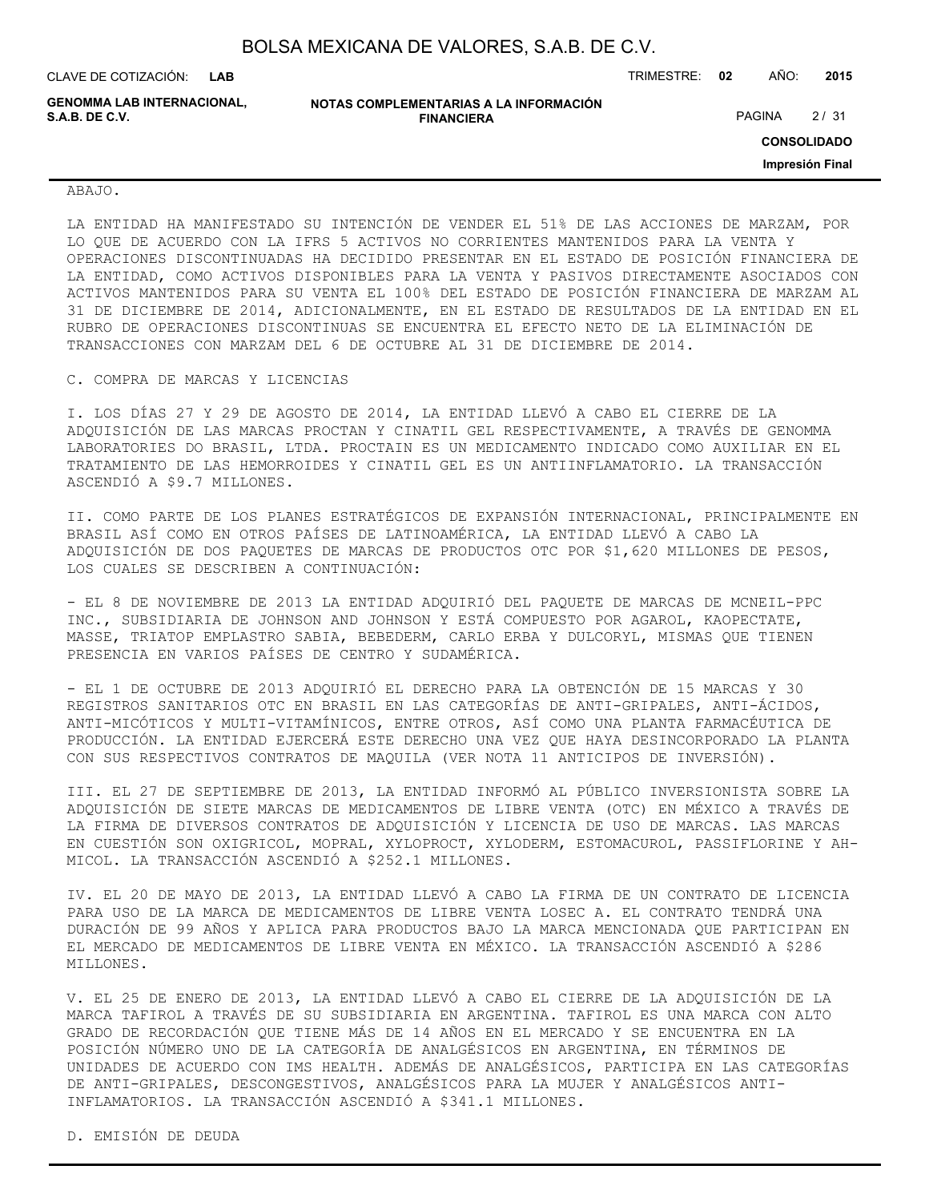ABAJO.

LA ENTIDAD HA MANIFESTADO SU INTENCIÓN DE VENDER EL 51% DE LAS ACCIONES DE MARZAM, POR LO QUE DE ACUERDO CON LA IFRS 5 ACTIVOS NO CORRIENTES MANTENIDOS PARA LA VENTA Y OPERACIONES DISCONTINUADAS HA DECIDIDO PRESENTAR EN EL ESTADO DE POSICIÓN FINANCIERA DE LA ENTIDAD, COMO ACTIVOS DISPONIBLES PARA LA VENTA Y PASIVOS DIRECTAMENTE ASOCIADOS CON ACTIVOS MANTENIDOS PARA SU VENTA EL 100% DEL ESTADO DE POSICIÓN FINANCIERA DE MARZAM AL 31 DE DICIEMBRE DE 2014, ADICIONALMENTE, EN EL ESTADO DE RESULTADOS DE LA ENTIDAD EN EL RUBRO DE OPERACIONES DISCONTINUAS SE ENCUENTRA EL EFECTO NETO DE LA ELIMINACIÓN DE TRANSACCIONES CON MARZAM DEL 6 DE OCTUBRE AL 31 DE DICIEMBRE DE 2014.

C. COMPRA DE MARCAS Y LICENCIAS

I. LOS DÍAS 27 Y 29 DE AGOSTO DE 2014, LA ENTIDAD LLEVÓ A CABO EL CIERRE DE LA ADQUISICIÓN DE LAS MARCAS PROCTAN Y CINATIL GEL RESPECTIVAMENTE, A TRAVÉS DE GENOMMA LABORATORIES DO BRASIL, LTDA. PROCTAIN ES UN MEDICAMENTO INDICADO COMO AUXILIAR EN EL TRATAMIENTO DE LAS HEMORROIDES Y CINATIL GEL ES UN ANTIINFLAMATORIO. LA TRANSACCIÓN ASCENDIÓ A $9.7 MILLONES.

II. COMO PARTE DE LOS PLANES ESTRATÉGICOS DE EXPANSIÓN INTERNACIONAL, PRINCIPALMENTE EN BRASIL ASÍ COMO EN OTROS PAÍSES DE LATINOAMÉRICA, LA ENTIDAD LLEVÓ A CABO LA ADQUISICIÓN DE DOS PAQUETES DE MARCAS DE PRODUCTOS OTC POR $1,620 MILLONES DE PESOS, LOS CUALES SE DESCRIBEN A CONTINUACIÓN:

- EL 8 DE NOVIEMBRE DE 2013 LA ENTIDAD ADQUIRIÓ DEL PAQUETE DE MARCAS DE MCNEIL-PPC INC., SUBSIDIARIA DE JOHNSON AND JOHNSON Y ESTÁ COMPUESTO POR AGAROL, KAOPECTATE, MASSE, TRIATOP EMPLASTRO SABIA, BEBEDERM, CARLO ERBA Y DULCORYL, MISMAS QUE TIENEN PRESENCIA EN VARIOS PAÍSES DE CENTRO Y SUDAMÉRICA.

- EL 1 DE OCTUBRE DE 2013 ADQUIRIÓ EL DERECHO PARA LA OBTENCIÓN DE 15 MARCAS Y 30 REGISTROS SANITARIOS OTC EN BRASIL EN LAS CATEGORÍAS DE ANTI-GRIPALES, ANTI-ÁCIDOS, ANTI-MICÓTICOS Y MULTI-VITAMÍNICOS, ENTRE OTROS, ASÍ COMO UNA PLANTA FARMACÉUTICA DE PRODUCCIÓN. LA ENTIDAD EJERCERÁ ESTE DERECHO UNA VEZ QUE HAYA DESINCORPORADO LA PLANTA CON SUS RESPECTIVOS CONTRATOS DE MAQUILA (VER NOTA 11 ANTICIPOS DE INVERSIÓN).

III. EL 27 DE SEPTIEMBRE DE 2013, LA ENTIDAD INFORMÓ AL PÚBLICO INVERSIONISTA SOBRE LA ADQUISICIÓN DE SIETE MARCAS DE MEDICAMENTOS DE LIBRE VENTA (OTC) EN MÉXICO A TRAVÉS DE LA FIRMA DE DIVERSOS CONTRATOS DE ADQUISICIÓN Y LICENCIA DE USO DE MARCAS. LAS MARCAS EN CUESTIÓN SON OXIGRICOL, MOPRAL, XYLOPROCT, XYLODERM, ESTOMACUROL, PASSIFLORINE Y AH-MICOL. LA TRANSACCIÓN ASCENDIÓ A $252.1 MILLONES.

IV. EL 20 DE MAYO DE 2013, LA ENTIDAD LLEVÓ A CABO LA FIRMA DE UN CONTRATO DE LICENCIA PARA USO DE LA MARCA DE MEDICAMENTOS DE LIBRE VENTA LOSEC A. EL CONTRATO TENDRÁ UNA DURACIÓN DE 99 AÑOS Y APLICA PARA PRODUCTOS BAJO LA MARCA MENCIONADA QUE PARTICIPAN EN EL MERCADO DE MEDICAMENTOS DE LIBRE VENTA EN MÉXICO. LA TRANSACCIÓN ASCENDIÓ A $286 MILLONES.

V. EL 25 DE ENERO DE 2013, LA ENTIDAD LLEVÓ A CABO EL CIERRE DE LA ADQUISICIÓN DE LA MARCA TAFIROL A TRAVÉS DE SU SUBSIDIARIA EN ARGENTINA. TAFIROL ES UNA MARCA CON ALTO GRADO DE RECORDACIÓN QUE TIENE MÁS DE 14 AÑOS EN EL MERCADO Y SE ENCUENTRA EN LA POSICIÓN NÚMERO UNO DE LA CATEGORÍA DE ANALGÉSICOS EN ARGENTINA, EN TÉRMINOS DE UNIDADES DE ACUERDO CON IMS HEALTH. ADEMÁS DE ANALGÉSICOS, PARTICIPA EN LAS CATEGORÍAS DE ANTI-GRIPALES, DESCONGESTIVOS, ANALGÉSICOS PARA LA MUJER Y ANALGÉSICOS ANTI-INFLAMATORIOS. LA TRANSACCIÓN ASCENDIÓ A $341.1 MILLONES.

D. EMISIÓN DE DEUDA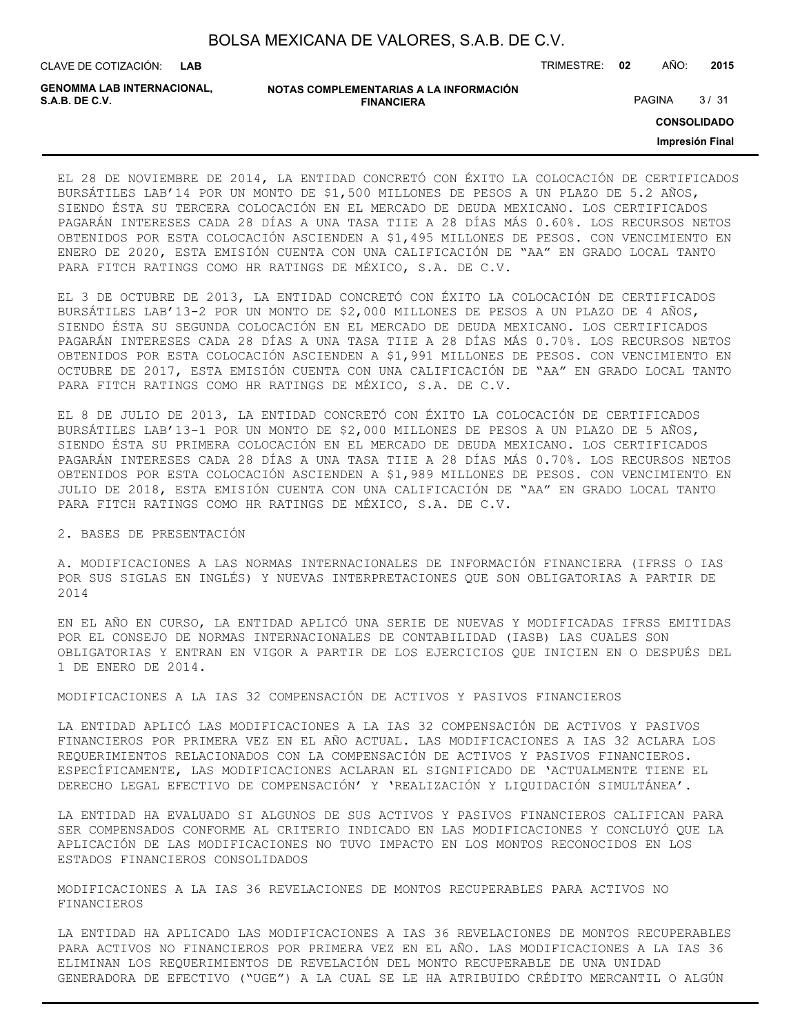EL 28 DE NOVIEMBRE DE 2014, LA ENTIDAD CONCRETÓ CON ÉXITO LA COLOCACIÓN DE CERTIFICADOS BURSÁTILES LAB'14 POR UN MONTO DE $1,500 MILLONES DE PESOS A UN PLAZO DE 5.2 AÑOS, SIENDO ÉSTA SU TERCERA COLOCACIÓN EN EL MERCADO DE DEUDA MEXICANO. LOS CERTIFICADOS PAGARÁN INTERESES CADA 28 DÍAS A UNA TASA TIIE A 28 DÍAS MÁS 0.60%. LOS RECURSOS NETOS OBTENIDOS POR ESTA COLOCACIÓN ASCIENDEN A $1,495 MILLONES DE PESOS. CON VENCIMIENTO EN ENERO DE 2020, ESTA EMISIÓN CUENTA CON UNA CALIFICACIÓN DE "AA" EN GRADO LOCAL TANTO PARA FITCH RATINGS COMO HR RATINGS DE MÉXICO, S.A. DE C.V.

EL 3 DE OCTUBRE DE 2013, LA ENTIDAD CONCRETÓ CON ÉXITO LA COLOCACIÓN DE CERTIFICADOS BURSÁTILES LAB'13-2 POR UN MONTO DE $2,000 MILLONES DE PESOS A UN PLAZO DE 4 AÑOS, SIENDO ÉSTA SU SEGUNDA COLOCACIÓN EN EL MERCADO DE DEUDA MEXICANO. LOS CERTIFICADOS PAGARÁN INTERESES CADA 28 DÍAS A UNA TASA TIIE A 28 DÍAS MÁS 0.70%. LOS RECURSOS NETOS OBTENIDOS POR ESTA COLOCACIÓN ASCIENDEN A $1,991 MILLONES DE PESOS. CON VENCIMIENTO EN OCTUBRE DE 2017, ESTA EMISIÓN CUENTA CON UNA CALIFICACIÓN DE "AA" EN GRADO LOCAL TANTO PARA FITCH RATINGS COMO HR RATINGS DE MÉXICO, S.A. DE C.V.

EL 8 DE JULIO DE 2013, LA ENTIDAD CONCRETÓ CON ÉXITO LA COLOCACIÓN DE CERTIFICADOS BURSÁTILES LAB'13-1 POR UN MONTO DE $2,000 MILLONES DE PESOS A UN PLAZO DE 5 AÑOS, SIENDO ÉSTA SU PRIMERA COLOCACIÓN EN EL MERCADO DE DEUDA MEXICANO. LOS CERTIFICADOS PAGARÁN INTERESES CADA 28 DÍAS A UNA TASA TIIE A 28 DÍAS MÁS 0.70%. LOS RECURSOS NETOS OBTENIDOS POR ESTA COLOCACIÓN ASCIENDEN A $1,989 MILLONES DE PESOS. CON VENCIMIENTO EN JULIO DE 2018, ESTA EMISIÓN CUENTA CON UNA CALIFICACIÓN DE "AA" EN GRADO LOCAL TANTO PARA FITCH RATINGS COMO HR RATINGS DE MÉXICO, S.A. DE C.V.

## 2. BASES DE PRESENTACIÓN

### A. MODIFICACIONES A LAS NORMAS INTERNACIONALES DE INFORMACIÓN FINANCIERA (IFRSS O IAS POR SUS SIGLAS EN INGLÉS) Y NUEVAS INTERPRETACIONES QUE SON OBLIGATORIAS A PARTIR DE 2014

EN EL AÑO EN CURSO, LA ENTIDAD APLICÓ UNA SERIE DE NUEVAS Y MODIFICADAS IFRSS EMITIDAS POR EL CONSEJO DE NORMAS INTERNACIONALES DE CONTABILIDAD (IASB) LAS CUALES SON OBLIGATORIAS Y ENTRAN EN VIGOR A PARTIR DE LOS EJERCICIOS QUE INICIEN EN O DESPUÉS DEL 1 DE ENERO DE 2014.

MODIFICACIONES A LA IAS 32 COMPENSACIÓN DE ACTIVOS Y PASIVOS FINANCIEROS

LA ENTIDAD APLICÓ LAS MODIFICACIONES A LA IAS 32 COMPENSACIÓN DE ACTIVOS Y PASIVOS FINANCIEROS POR PRIMERA VEZ EN EL AÑO ACTUAL. LAS MODIFICACIONES A IAS 32 ACLARA LOS REQUERIMIENTOS RELACIONADOS CON LA COMPENSACIÓN DE ACTIVOS Y PASIVOS FINANCIEROS. ESPECÍFICAMENTE, LAS MODIFICACIONES ACLARAN EL SIGNIFICADO DE 'ACTUALMENTE TIENE EL DERECHO LEGAL EFECTIVO DE COMPENSACIÓN' Y 'REALIZACIÓN Y LIQUIDACIÓN SIMULTÁNEA'.

LA ENTIDAD HA EVALUADO SI ALGUNOS DE SUS ACTIVOS Y PASIVOS FINANCIEROS CALIFICAN PARA SER COMPENSADOS CONFORME AL CRITERIO INDICADO EN LAS MODIFICACIONES Y CONCLUYÓ QUE LA APLICACIÓN DE LAS MODIFICACIONES NO TUVO IMPACTO EN LOS MONTOS RECONOCIDOS EN LOS ESTADOS FINANCIEROS CONSOLIDADOS

MODIFICACIONES A LA IAS 36 REVELACIONES DE MONTOS RECUPERABLES PARA ACTIVOS NO FINANCIEROS

LA ENTIDAD HA APLICADO LAS MODIFICACIONES A IAS 36 REVELACIONES DE MONTOS RECUPERABLES PARA ACTIVOS NO FINANCIEROS POR PRIMERA VEZ EN EL AÑO. LAS MODIFICACIONES A LA IAS 36 ELIMINAN LOS REQUERIMIENTOS DE REVELACIÓN DEL MONTO RECUPERABLE DE UNA UNIDAD GENERADORA DE EFECTIVO ("UGE") A LA CUAL SE LE HA ATRIBUIDO CRÉDITO MERCANTIL O ALGÚN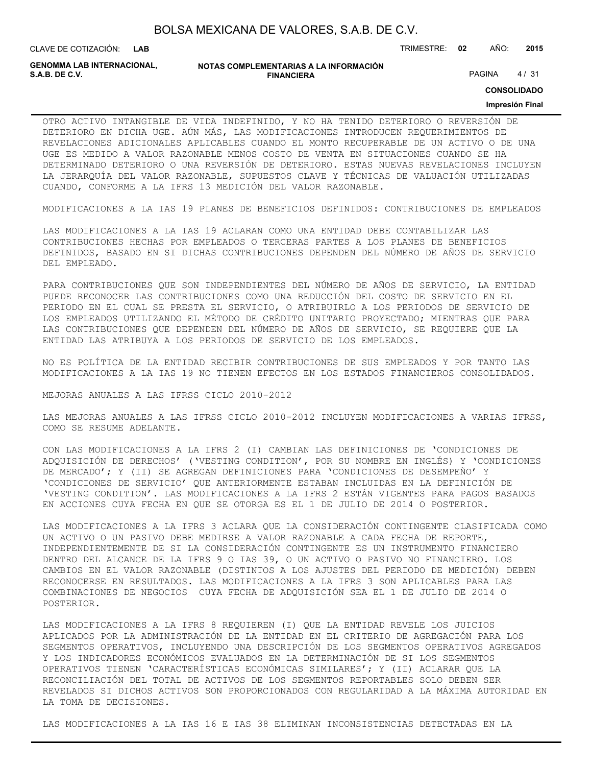OTRO ACTIVO INTANGIBLE DE VIDA INDEFINIDO, Y NO HA TENIDO DETERIORO O REVERSIÓN DE DETERIORO EN DICHA UGE. AÚN MÁS, LAS MODIFICACIONES INTRODUCEN REQUERIMIENTOS DE REVELACIONES ADICIONALES APLICABLES CUANDO EL MONTO RECUPERABLE DE UN ACTIVO O DE UNA UGE ES MEDIDO A VALOR RAZONABLE MENOS COSTO DE VENTA EN SITUACIONES CUANDO SE HA DETERMINADO DETERIORO O UNA REVERSIÓN DE DETERIORO. ESTAS NUEVAS REVELACIONES INCLUYEN LA JERARQUÍA DEL VALOR RAZONABLE, SUPUESTOS CLAVE Y TÉCNICAS DE VALUACIÓN UTILIZADAS CUANDO, CONFORME A LA IFRS 13 MEDICIÓN DEL VALOR RAZONABLE.

MODIFICACIONES A LA IAS 19 PLANES DE BENEFICIOS DEFINIDOS: CONTRIBUCIONES DE EMPLEADOS

LAS MODIFICACIONES A LA IAS 19 ACLARAN COMO UNA ENTIDAD DEBE CONTABILIZAR LAS CONTRIBUCIONES HECHAS POR EMPLEADOS O TERCERAS PARTES A LOS PLANES DE BENEFICIOS DEFINIDOS, BASADO EN SI DICHAS CONTRIBUCIONES DEPENDEN DEL NÚMERO DE AÑOS DE SERVICIO DEL EMPLEADO.

PARA CONTRIBUCIONES QUE SON INDEPENDIENTES DEL NÚMERO DE AÑOS DE SERVICIO, LA ENTIDAD PUEDE RECONOCER LAS CONTRIBUCIONES COMO UNA REDUCCIÓN DEL COSTO DE SERVICIO EN EL PERIODO EN EL CUAL SE PRESTA EL SERVICIO, O ATRIBUIRLO A LOS PERIODOS DE SERVICIO DE LOS EMPLEADOS UTILIZANDO EL MÉTODO DE CRÉDITO UNITARIO PROYECTADO; MIENTRAS QUE PARA LAS CONTRIBUCIONES QUE DEPENDEN DEL NÚMERO DE AÑOS DE SERVICIO, SE REQUIERE QUE LA ENTIDAD LAS ATRIBUYA A LOS PERIODOS DE SERVICIO DE LOS EMPLEADOS.

NO ES POLÍTICA DE LA ENTIDAD RECIBIR CONTRIBUCIONES DE SUS EMPLEADOS Y POR TANTO LAS MODIFICACIONES A LA IAS 19 NO TIENEN EFECTOS EN LOS ESTADOS FINANCIEROS CONSOLIDADOS.

MEJORAS ANUALES A LAS IFRSS CICLO 2010-2012

LAS MEJORAS ANUALES A LAS IFRSS CICLO 2010-2012 INCLUYEN MODIFICACIONES A VARIAS IFRSS, COMO SE RESUME ADELANTE.

CON LAS MODIFICACIONES A LA IFRS 2 (I) CAMBIAN LAS DEFINICIONES DE 'CONDICIONES DE ADQUISICIÓN DE DERECHOS' ('VESTING CONDITION', POR SU NOMBRE EN INGLÉS) Y 'CONDICIONES DE MERCADO'; Y (II) SE AGREGAN DEFINICIONES PARA 'CONDICIONES DE DESEMPEÑO' Y 'CONDICIONES DE SERVICIO' QUE ANTERIORMENTE ESTABAN INCLUIDAS EN LA DEFINICIÓN DE 'VESTING CONDITION'. LAS MODIFICACIONES A LA IFRS 2 ESTÁN VIGENTES PARA PAGOS BASADOS EN ACCIONES CUYA FECHA EN QUE SE OTORGA ES EL 1 DE JULIO DE 2014 O POSTERIOR.

LAS MODIFICACIONES A LA IFRS 3 ACLARA QUE LA CONSIDERACIÓN CONTINGENTE CLASIFICADA COMO UN ACTIVO O UN PASIVO DEBE MEDIRSE A VALOR RAZONABLE A CADA FECHA DE REPORTE, INDEPENDIENTEMENTE DE SI LA CONSIDERACIÓN CONTINGENTE ES UN INSTRUMENTO FINANCIERO DENTRO DEL ALCANCE DE LA IFRS 9 O IAS 39, O UN ACTIVO O PASIVO NO FINANCIERO. LOS CAMBIOS EN EL VALOR RAZONABLE (DISTINTOS A LOS AJUSTES DEL PERIODO DE MEDICIÓN) DEBEN RECONOCERSE EN RESULTADOS. LAS MODIFICACIONES A LA IFRS 3 SON APLICABLES PARA LAS COMBINACIONES DE NEGOCIOS CUYA FECHA DE ADQUISICIÓN SEA EL 1 DE JULIO DE 2014 O POSTERIOR.

LAS MODIFICACIONES A LA IFRS 8 REQUIEREN (I) QUE LA ENTIDAD REVELE LOS JUICIOS APLICADOS POR LA ADMINISTRACIÓN DE LA ENTIDAD EN EL CRITERIO DE AGREGACIÓN PARA LOS SEGMENTOS OPERATIVOS, INCLUYENDO UNA DESCRIPCIÓN DE LOS SEGMENTOS OPERATIVOS AGREGADOS Y LOS INDICADORES ECONÓMICOS EVALUADOS EN LA DETERMINACIÓN DE SI LOS SEGMENTOS OPERATIVOS TIENEN 'CARACTERÍSTICAS ECONÓMICAS SIMILARES'; Y (II) ACLARAR QUE LA RECONCILIACIÓN DEL TOTAL DE ACTIVOS DE LOS SEGMENTOS REPORTABLES SOLO DEBEN SER REVELADOS SI DICHOS ACTIVOS SON PROPORCIONADOS CON REGULARIDAD A LA MÁXIMA AUTORIDAD EN LA TOMA DE DECISIONES.

LAS MODIFICACIONES A LA IAS 16 E IAS 38 ELIMINAN INCONSISTENCIAS DETECTADAS EN LA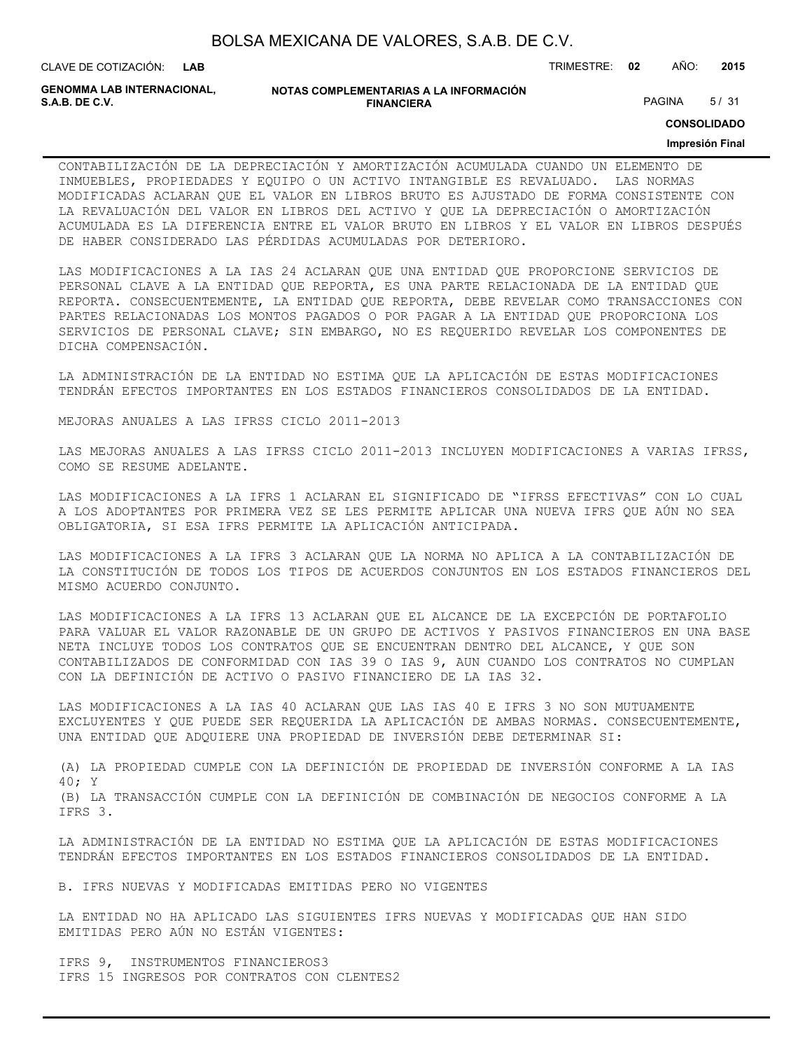CONTABILIZACIÓN DE LA DEPRECIACIÓN Y AMORTIZACIÓN ACUMULADA CUANDO UN ELEMENTO DE INMUEBLES, PROPIEDADES Y EQUIPO O UN ACTIVO INTANGIBLE ES REVALUADO. LAS NORMAS MODIFICADAS ACLARAN QUE EL VALOR EN LIBROS BRUTO ES AJUSTADO DE FORMA CONSISTENTE CON LA REVALUACIÓN DEL VALOR EN LIBROS DEL ACTIVO Y QUE LA DEPRECIACIÓN O AMORTIZACIÓN ACUMULADA ES LA DIFERENCIA ENTRE EL VALOR BRUTO EN LIBROS Y EL VALOR EN LIBROS DESPUÉS DE HABER CONSIDERADO LAS PÉRDIDAS ACUMULADAS POR DETERIORO.

LAS MODIFICACIONES A LA IAS 24 ACLARAN QUE UNA ENTIDAD QUE PROPORCIONE SERVICIOS DE PERSONAL CLAVE A LA ENTIDAD QUE REPORTA, ES UNA PARTE RELACIONADA DE LA ENTIDAD QUE REPORTA. CONSECUENTEMENTE, LA ENTIDAD QUE REPORTA, DEBE REVELAR COMO TRANSACCIONES CON PARTES RELACIONADAS LOS MONTOS PAGADOS O POR PAGAR A LA ENTIDAD QUE PROPORCIONA LOS SERVICIOS DE PERSONAL CLAVE; SIN EMBARGO, NO ES REQUERIDO REVELAR LOS COMPONENTES DE DICHA COMPENSACIÓN.

LA ADMINISTRACIÓN DE LA ENTIDAD NO ESTIMA QUE LA APLICACIÓN DE ESTAS MODIFICACIONES TENDRÁN EFECTOS IMPORTANTES EN LOS ESTADOS FINANCIEROS CONSOLIDADOS DE LA ENTIDAD.

MEJORAS ANUALES A LAS IFRSS CICLO 2011-2013

LAS MEJORAS ANUALES A LAS IFRSS CICLO 2011-2013 INCLUYEN MODIFICACIONES A VARIAS IFRSS, COMO SE RESUME ADELANTE.

LAS MODIFICACIONES A LA IFRS 1 ACLARAN EL SIGNIFICADO DE "IFRSS EFECTIVAS" CON LO CUAL A LOS ADOPTANTES POR PRIMERA VEZ SE LES PERMITE APLICAR UNA NUEVA IFRS QUE AÚN NO SEA OBLIGATORIA, SI ESA IFRS PERMITE LA APLICACIÓN ANTICIPADA.

LAS MODIFICACIONES A LA IFRS 3 ACLARAN QUE LA NORMA NO APLICA A LA CONTABILIZACIÓN DE LA CONSTITUCIÓN DE TODOS LOS TIPOS DE ACUERDOS CONJUNTOS EN LOS ESTADOS FINANCIEROS DEL MISMO ACUERDO CONJUNTO.

LAS MODIFICACIONES A LA IFRS 13 ACLARAN QUE EL ALCANCE DE LA EXCEPCIÓN DE PORTAFOLIO PARA VALUAR EL VALOR RAZONABLE DE UN GRUPO DE ACTIVOS Y PASIVOS FINANCIEROS EN UNA BASE NETA INCLUYE TODOS LOS CONTRATOS QUE SE ENCUENTRAN DENTRO DEL ALCANCE, Y QUE SON CONTABILIZADOS DE CONFORMIDAD CON IAS 39 O IAS 9, AUN CUANDO LOS CONTRATOS NO CUMPLAN CON LA DEFINICIÓN DE ACTIVO O PASIVO FINANCIERO DE LA IAS 32.

LAS MODIFICACIONES A LA IAS 40 ACLARAN QUE LAS IAS 40 E IFRS 3 NO SON MUTUAMENTE EXCLUYENTES Y QUE PUEDE SER REQUERIDA LA APLICACIÓN DE AMBAS NORMAS. CONSECUENTEMENTE, UNA ENTIDAD QUE ADQUIERE UNA PROPIEDAD DE INVERSIÓN DEBE DETERMINAR SI:

(A) LA PROPIEDAD CUMPLE CON LA DEFINICIÓN DE PROPIEDAD DE INVERSIÓN CONFORME A LA IAS 40; Y
(B) LA TRANSACCIÓN CUMPLE CON LA DEFINICIÓN DE COMBINACIÓN DE NEGOCIOS CONFORME A LA IFRS 3.

LA ADMINISTRACIÓN DE LA ENTIDAD NO ESTIMA QUE LA APLICACIÓN DE ESTAS MODIFICACIONES TENDRÁN EFECTOS IMPORTANTES EN LOS ESTADOS FINANCIEROS CONSOLIDADOS DE LA ENTIDAD.

B. IFRS NUEVAS Y MODIFICADAS EMITIDAS PERO NO VIGENTES

LA ENTIDAD NO HA APLICADO LAS SIGUIENTES IFRS NUEVAS Y MODIFICADAS QUE HAN SIDO EMITIDAS PERO AÚN NO ESTÁN VIGENTES:

IFRS 9, INSTRUMENTOS FINANCIEROS3
IFRS 15 INGRESOS POR CONTRATOS CON CLENTES2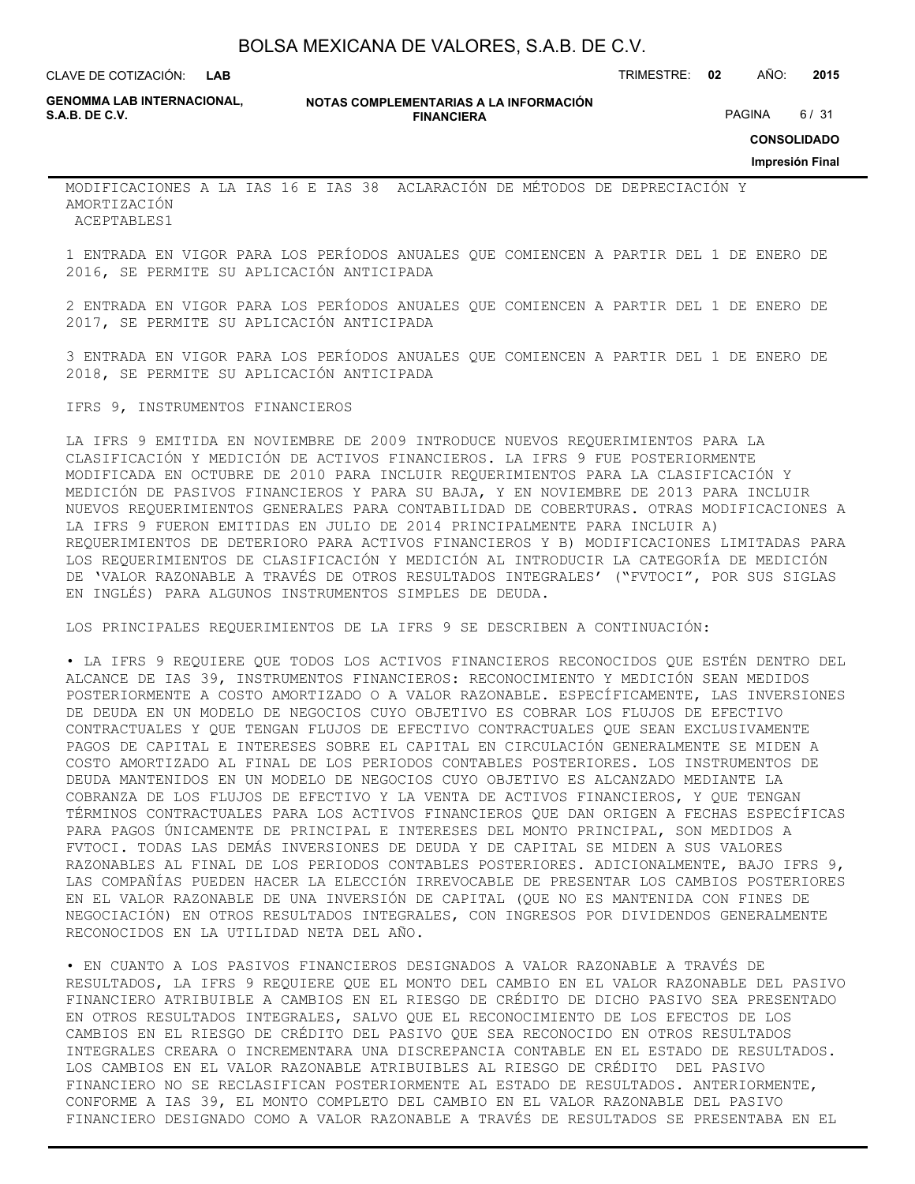MODIFICACIONES A LA IAS 16 E IAS 38 ACLARACIÓN DE MÉTODOS DE DEPRECIACIÓN Y AMORTIZACIÓN ACEPTABLES1

1 ENTRADA EN VIGOR PARA LOS PERÍODOS ANUALES QUE COMIENCEN A PARTIR DEL 1 DE ENERO DE 2016, SE PERMITE SU APLICACIÓN ANTICIPADA

2 ENTRADA EN VIGOR PARA LOS PERÍODOS ANUALES QUE COMIENCEN A PARTIR DEL 1 DE ENERO DE 2017, SE PERMITE SU APLICACIÓN ANTICIPADA

3 ENTRADA EN VIGOR PARA LOS PERÍODOS ANUALES QUE COMIENCEN A PARTIR DEL 1 DE ENERO DE 2018, SE PERMITE SU APLICACIÓN ANTICIPADA

IFRS 9, INSTRUMENTOS FINANCIEROS

LA IFRS 9 EMITIDA EN NOVIEMBRE DE 2009 INTRODUCE NUEVOS REQUERIMIENTOS PARA LA CLASIFICACIÓN Y MEDICIÓN DE ACTIVOS FINANCIEROS. LA IFRS 9 FUE POSTERIORMENTE MODIFICADA EN OCTUBRE DE 2010 PARA INCLUIR REQUERIMIENTOS PARA LA CLASIFICACIÓN Y MEDICIÓN DE PASIVOS FINANCIEROS Y PARA SU BAJA, Y EN NOVIEMBRE DE 2013 PARA INCLUIR NUEVOS REQUERIMIENTOS GENERALES PARA CONTABILIDAD DE COBERTURAS. OTRAS MODIFICACIONES A LA IFRS 9 FUERON EMITIDAS EN JULIO DE 2014 PRINCIPALMENTE PARA INCLUIR A) REQUERIMIENTOS DE DETERIORO PARA ACTIVOS FINANCIEROS Y B) MODIFICACIONES LIMITADAS PARA LOS REQUERIMIENTOS DE CLASIFICACIÓN Y MEDICIÓN AL INTRODUCIR LA CATEGORÍA DE MEDICIÓN DE 'VALOR RAZONABLE A TRAVÉS DE OTROS RESULTADOS INTEGRALES' ("FVTOCI", POR SUS SIGLAS EN INGLÉS) PARA ALGUNOS INSTRUMENTOS SIMPLES DE DEUDA.

LOS PRINCIPALES REQUERIMIENTOS DE LA IFRS 9 SE DESCRIBEN A CONTINUACIÓN:

• LA IFRS 9 REQUIERE QUE TODOS LOS ACTIVOS FINANCIEROS RECONOCIDOS QUE ESTÉN DENTRO DEL ALCANCE DE IAS 39, INSTRUMENTOS FINANCIEROS: RECONOCIMIENTO Y MEDICIÓN SEAN MEDIDOS POSTERIORMENTE A COSTO AMORTIZADO O A VALOR RAZONABLE. ESPECÍFICAMENTE, LAS INVERSIONES DE DEUDA EN UN MODELO DE NEGOCIOS CUYO OBJETIVO ES COBRAR LOS FLUJOS DE EFECTIVO CONTRACTUALES Y QUE TENGAN FLUJOS DE EFECTIVO CONTRACTUALES QUE SEAN EXCLUSIVAMENTE PAGOS DE CAPITAL E INTERESES SOBRE EL CAPITAL EN CIRCULACIÓN GENERALMENTE SE MIDEN A COSTO AMORTIZADO AL FINAL DE LOS PERIODOS CONTABLES POSTERIORES. LOS INSTRUMENTOS DE DEUDA MANTENIDOS EN UN MODELO DE NEGOCIOS CUYO OBJETIVO ES ALCANZADO MEDIANTE LA COBRANZA DE LOS FLUJOS DE EFECTIVO Y LA VENTA DE ACTIVOS FINANCIEROS, Y QUE TENGAN TÉRMINOS CONTRACTUALES PARA LOS ACTIVOS FINANCIEROS QUE DAN ORIGEN A FECHAS ESPECÍFICAS PARA PAGOS ÚNICAMENTE DE PRINCIPAL E INTERESES DEL MONTO PRINCIPAL, SON MEDIDOS A FVTOCI. TODAS LAS DEMÁS INVERSIONES DE DEUDA Y DE CAPITAL SE MIDEN A SUS VALORES RAZONABLES AL FINAL DE LOS PERIODOS CONTABLES POSTERIORES. ADICIONALMENTE, BAJO IFRS 9, LAS COMPAÑÍAS PUEDEN HACER LA ELECCIÓN IRREVOCABLE DE PRESENTAR LOS CAMBIOS POSTERIORES EN EL VALOR RAZONABLE DE UNA INVERSIÓN DE CAPITAL (QUE NO ES MANTENIDA CON FINES DE NEGOCIACIÓN) EN OTROS RESULTADOS INTEGRALES, CON INGRESOS POR DIVIDENDOS GENERALMENTE RECONOCIDOS EN LA UTILIDAD NETA DEL AÑO.

• EN CUANTO A LOS PASIVOS FINANCIEROS DESIGNADOS A VALOR RAZONABLE A TRAVÉS DE RESULTADOS, LA IFRS 9 REQUIERE QUE EL MONTO DEL CAMBIO EN EL VALOR RAZONABLE DEL PASIVO FINANCIERO ATRIBUIBLE A CAMBIOS EN EL RIESGO DE CRÉDITO DE DICHO PASIVO SEA PRESENTADO EN OTROS RESULTADOS INTEGRALES, SALVO QUE EL RECONOCIMIENTO DE LOS EFECTOS DE LOS CAMBIOS EN EL RIESGO DE CRÉDITO DEL PASIVO QUE SEA RECONOCIDO EN OTROS RESULTADOS INTEGRALES CREARA O INCREMENTARA UNA DISCREPANCIA CONTABLE EN EL ESTADO DE RESULTADOS. LOS CAMBIOS EN EL VALOR RAZONABLE ATRIBUIBLES AL RIESGO DE CRÉDITO DEL PASIVO FINANCIERO NO SE RECLASIFICAN POSTERIORMENTE AL ESTADO DE RESULTADOS. ANTERIORMENTE, CONFORME A IAS 39, EL MONTO COMPLETO DEL CAMBIO EN EL VALOR RAZONABLE DEL PASIVO FINANCIERO DESIGNADO COMO A VALOR RAZONABLE A TRAVÉS DE RESULTADOS SE PRESENTABA EN EL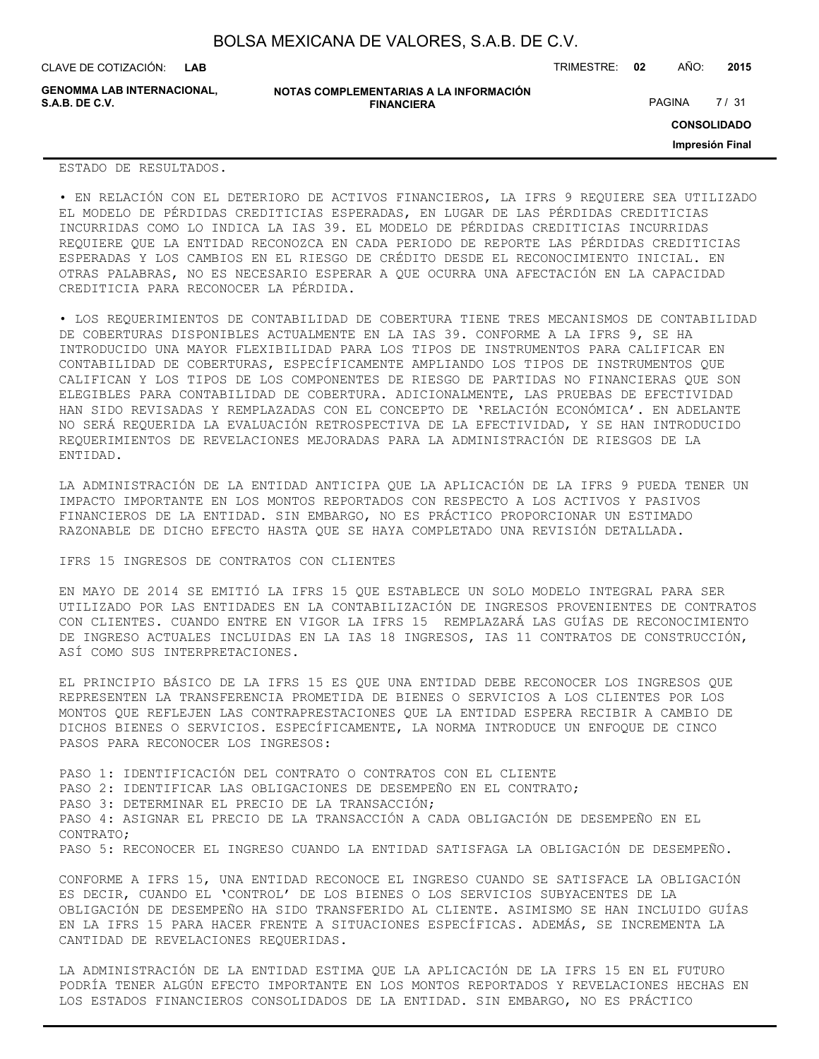ESTADO DE RESULTADOS.

• EN RELACIÓN CON EL DETERIORO DE ACTIVOS FINANCIEROS, LA IFRS 9 REQUIERE SEA UTILIZADO EL MODELO DE PÉRDIDAS CREDITICIAS ESPERADAS, EN LUGAR DE LAS PÉRDIDAS CREDITICIAS INCURRIDAS COMO LO INDICA LA IAS 39. EL MODELO DE PÉRDIDAS CREDITICIAS INCURRIDAS REQUIERE QUE LA ENTIDAD RECONOZCA EN CADA PERIODO DE REPORTE LAS PÉRDIDAS CREDITICIAS ESPERADAS Y LOS CAMBIOS EN EL RIESGO DE CRÉDITO DESDE EL RECONOCIMIENTO INICIAL. EN OTRAS PALABRAS, NO ES NECESARIO ESPERAR A QUE OCURRA UNA AFECTACIÓN EN LA CAPACIDAD CREDITICIA PARA RECONOCER LA PÉRDIDA.

• LOS REQUERIMIENTOS DE CONTABILIDAD DE COBERTURA TIENE TRES MECANISMOS DE CONTABILIDAD DE COBERTURAS DISPONIBLES ACTUALMENTE EN LA IAS 39. CONFORME A LA IFRS 9, SE HA INTRODUCIDO UNA MAYOR FLEXIBILIDAD PARA LOS TIPOS DE INSTRUMENTOS PARA CALIFICAR EN CONTABILIDAD DE COBERTURAS, ESPECÍFICAMENTE AMPLIANDO LOS TIPOS DE INSTRUMENTOS QUE CALIFICAN Y LOS TIPOS DE LOS COMPONENTES DE RIESGO DE PARTIDAS NO FINANCIERAS QUE SON ELEGIBLES PARA CONTABILIDAD DE COBERTURA. ADICIONALMENTE, LAS PRUEBAS DE EFECTIVIDAD HAN SIDO REVISADAS Y REMPLAZADAS CON EL CONCEPTO DE 'RELACIÓN ECONÓMICA'. EN ADELANTE NO SERÁ REQUERIDA LA EVALUACIÓN RETROSPECTIVA DE LA EFECTIVIDAD, Y SE HAN INTRODUCIDO REQUERIMIENTOS DE REVELACIONES MEJORADAS PARA LA ADMINISTRACIÓN DE RIESGOS DE LA ENTIDAD.

LA ADMINISTRACIÓN DE LA ENTIDAD ANTICIPA QUE LA APLICACIÓN DE LA IFRS 9 PUEDA TENER UN IMPACTO IMPORTANTE EN LOS MONTOS REPORTADOS CON RESPECTO A LOS ACTIVOS Y PASIVOS FINANCIEROS DE LA ENTIDAD. SIN EMBARGO, NO ES PRÁCTICO PROPORCIONAR UN ESTIMADO RAZONABLE DE DICHO EFECTO HASTA QUE SE HAYA COMPLETADO UNA REVISIÓN DETALLADA.

IFRS 15 INGRESOS DE CONTRATOS CON CLIENTES

EN MAYO DE 2014 SE EMITIÓ LA IFRS 15 QUE ESTABLECE UN SOLO MODELO INTEGRAL PARA SER UTILIZADO POR LAS ENTIDADES EN LA CONTABILIZACIÓN DE INGRESOS PROVENIENTES DE CONTRATOS CON CLIENTES. CUANDO ENTRE EN VIGOR LA IFRS 15 REMPLAZARÁ LAS GUÍAS DE RECONOCIMIENTO DE INGRESO ACTUALES INCLUIDAS EN LA IAS 18 INGRESOS, IAS 11 CONTRATOS DE CONSTRUCCIÓN, ASÍ COMO SUS INTERPRETACIONES.

EL PRINCIPIO BÁSICO DE LA IFRS 15 ES QUE UNA ENTIDAD DEBE RECONOCER LOS INGRESOS QUE REPRESENTEN LA TRANSFERENCIA PROMETIDA DE BIENES O SERVICIOS A LOS CLIENTES POR LOS MONTOS QUE REFLEJEN LAS CONTRAPRESTACIONES QUE LA ENTIDAD ESPERA RECIBIR A CAMBIO DE DICHOS BIENES O SERVICIOS. ESPECÍFICAMENTE, LA NORMA INTRODUCE UN ENFOQUE DE CINCO PASOS PARA RECONOCER LOS INGRESOS:

PASO 1: IDENTIFICACIÓN DEL CONTRATO O CONTRATOS CON EL CLIENTE
PASO 2: IDENTIFICAR LAS OBLIGACIONES DE DESEMPEÑO EN EL CONTRATO;
PASO 3: DETERMINAR EL PRECIO DE LA TRANSACCIÓN;
PASO 4: ASIGNAR EL PRECIO DE LA TRANSACCIÓN A CADA OBLIGACIÓN DE DESEMPEÑO EN EL CONTRATO;
PASO 5: RECONOCER EL INGRESO CUANDO LA ENTIDAD SATISFAGA LA OBLIGACIÓN DE DESEMPEÑO.

CONFORME A IFRS 15, UNA ENTIDAD RECONOCE EL INGRESO CUANDO SE SATISFACE LA OBLIGACIÓN ES DECIR, CUANDO EL 'CONTROL' DE LOS BIENES O LOS SERVICIOS SUBYACENTES DE LA OBLIGACIÓN DE DESEMPEÑO HA SIDO TRANSFERIDO AL CLIENTE. ASIMISMO SE HAN INCLUIDO GUÍAS EN LA IFRS 15 PARA HACER FRENTE A SITUACIONES ESPECÍFICAS. ADEMÁS, SE INCREMENTA LA CANTIDAD DE REVELACIONES REQUERIDAS.

LA ADMINISTRACIÓN DE LA ENTIDAD ESTIMA QUE LA APLICACIÓN DE LA IFRS 15 EN EL FUTURO PODRÍA TENER ALGÚN EFECTO IMPORTANTE EN LOS MONTOS REPORTADOS Y REVELACIONES HECHAS EN LOS ESTADOS FINANCIEROS CONSOLIDADOS DE LA ENTIDAD. SIN EMBARGO, NO ES PRÁCTICO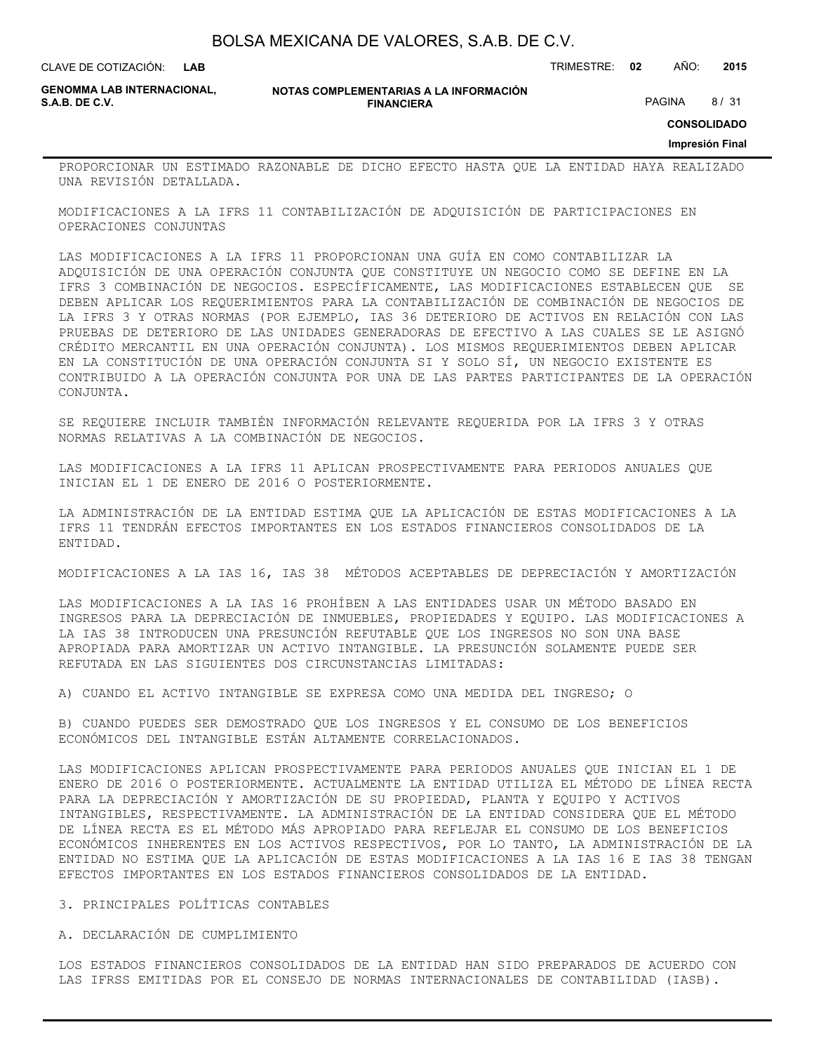PROPORCIONAR UN ESTIMADO RAZONABLE DE DICHO EFECTO HASTA QUE LA ENTIDAD HAYA REALIZADO UNA REVISIÓN DETALLADA.

MODIFICACIONES A LA IFRS 11 CONTABILIZACIÓN DE ADQUISICIÓN DE PARTICIPACIONES EN OPERACIONES CONJUNTAS

LAS MODIFICACIONES A LA IFRS 11 PROPORCIONAN UNA GUÍA EN COMO CONTABILIZAR LA ADQUISICIÓN DE UNA OPERACIÓN CONJUNTA QUE CONSTITUYE UN NEGOCIO COMO SE DEFINE EN LA IFRS 3 COMBINACIÓN DE NEGOCIOS. ESPECÍFICAMENTE, LAS MODIFICACIONES ESTABLECEN QUE SE DEBEN APLICAR LOS REQUERIMIENTOS PARA LA CONTABILIZACIÓN DE COMBINACIÓN DE NEGOCIOS DE LA IFRS 3 Y OTRAS NORMAS (POR EJEMPLO, IAS 36 DETERIORO DE ACTIVOS EN RELACIÓN CON LAS PRUEBAS DE DETERIORO DE LAS UNIDADES GENERADORAS DE EFECTIVO A LAS CUALES SE LE ASIGNÓ CRÉDITO MERCANTIL EN UNA OPERACIÓN CONJUNTA). LOS MISMOS REQUERIMIENTOS DEBEN APLICAR EN LA CONSTITUCIÓN DE UNA OPERACIÓN CONJUNTA SI Y SOLO SÍ, UN NEGOCIO EXISTENTE ES CONTRIBUIDO A LA OPERACIÓN CONJUNTA POR UNA DE LAS PARTES PARTICIPANTES DE LA OPERACIÓN CONJUNTA.

SE REQUIERE INCLUIR TAMBIÉN INFORMACIÓN RELEVANTE REQUERIDA POR LA IFRS 3 Y OTRAS NORMAS RELATIVAS A LA COMBINACIÓN DE NEGOCIOS.

LAS MODIFICACIONES A LA IFRS 11 APLICAN PROSPECTIVAMENTE PARA PERIODOS ANUALES QUE INICIAN EL 1 DE ENERO DE 2016 O POSTERIORMENTE.

LA ADMINISTRACIÓN DE LA ENTIDAD ESTIMA QUE LA APLICACIÓN DE ESTAS MODIFICACIONES A LA IFRS 11 TENDRÁN EFECTOS IMPORTANTES EN LOS ESTADOS FINANCIEROS CONSOLIDADOS DE LA ENTIDAD.

MODIFICACIONES A LA IAS 16, IAS 38 MÉTODOS ACEPTABLES DE DEPRECIACIÓN Y AMORTIZACIÓN

LAS MODIFICACIONES A LA IAS 16 PROHÍBEN A LAS ENTIDADES USAR UN MÉTODO BASADO EN INGRESOS PARA LA DEPRECIACIÓN DE INMUEBLES, PROPIEDADES Y EQUIPO. LAS MODIFICACIONES A LA IAS 38 INTRODUCEN UNA PRESUNCIÓN REFUTABLE QUE LOS INGRESOS NO SON UNA BASE APROPIADA PARA AMORTIZAR UN ACTIVO INTANGIBLE. LA PRESUNCIÓN SOLAMENTE PUEDE SER REFUTADA EN LAS SIGUIENTES DOS CIRCUNSTANCIAS LIMITADAS:

A) CUANDO EL ACTIVO INTANGIBLE SE EXPRESA COMO UNA MEDIDA DEL INGRESO; O

B) CUANDO PUEDES SER DEMOSTRADO QUE LOS INGRESOS Y EL CONSUMO DE LOS BENEFICIOS ECONÓMICOS DEL INTANGIBLE ESTÁN ALTAMENTE CORRELACIONADOS.

LAS MODIFICACIONES APLICAN PROSPECTIVAMENTE PARA PERIODOS ANUALES QUE INICIAN EL 1 DE ENERO DE 2016 O POSTERIORMENTE. ACTUALMENTE LA ENTIDAD UTILIZA EL MÉTODO DE LÍNEA RECTA PARA LA DEPRECIACIÓN Y AMORTIZACIÓN DE SU PROPIEDAD, PLANTA Y EQUIPO Y ACTIVOS INTANGIBLES, RESPECTIVAMENTE. LA ADMINISTRACIÓN DE LA ENTIDAD CONSIDERA QUE EL MÉTODO DE LÍNEA RECTA ES EL MÉTODO MÁS APROPIADO PARA REFLEJAR EL CONSUMO DE LOS BENEFICIOS ECONÓMICOS INHERENTES EN LOS ACTIVOS RESPECTIVOS, POR LO TANTO, LA ADMINISTRACIÓN DE LA ENTIDAD NO ESTIMA QUE LA APLICACIÓN DE ESTAS MODIFICACIONES A LA IAS 16 E IAS 38 TENGAN EFECTOS IMPORTANTES EN LOS ESTADOS FINANCIEROS CONSOLIDADOS DE LA ENTIDAD.

3. PRINCIPALES POLÍTICAS CONTABLES

A. DECLARACIÓN DE CUMPLIMIENTO

LOS ESTADOS FINANCIEROS CONSOLIDADOS DE LA ENTIDAD HAN SIDO PREPARADOS DE ACUERDO CON LAS IFRSS EMITIDAS POR EL CONSEJO DE NORMAS INTERNACIONALES DE CONTABILIDAD (IASB).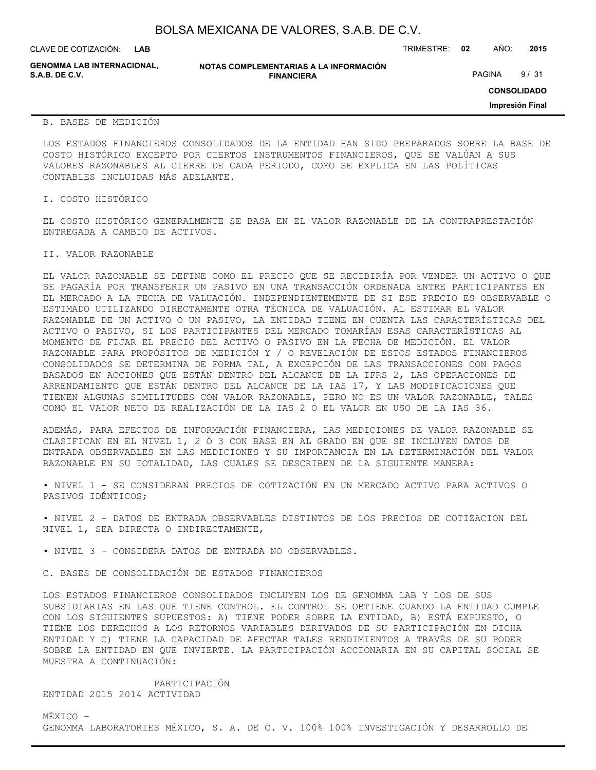B. BASES DE MEDICIÓN

LOS ESTADOS FINANCIEROS CONSOLIDADOS DE LA ENTIDAD HAN SIDO PREPARADOS SOBRE LA BASE DE COSTO HISTÓRICO EXCEPTO POR CIERTOS INSTRUMENTOS FINANCIEROS, QUE SE VALÚAN A SUS VALORES RAZONABLES AL CIERRE DE CADA PERIODO, COMO SE EXPLICA EN LAS POLÍTICAS CONTABLES INCLUIDAS MÁS ADELANTE.

I. COSTO HISTÓRICO

EL COSTO HISTÓRICO GENERALMENTE SE BASA EN EL VALOR RAZONABLE DE LA CONTRAPRESTACIÓN ENTREGADA A CAMBIO DE ACTIVOS.

II. VALOR RAZONABLE

EL VALOR RAZONABLE SE DEFINE COMO EL PRECIO QUE SE RECIBIRÍA POR VENDER UN ACTIVO O QUE SE PAGARÍA POR TRANSFERIR UN PASIVO EN UNA TRANSACCIÓN ORDENADA ENTRE PARTICIPANTES EN EL MERCADO A LA FECHA DE VALUACIÓN. INDEPENDIENTEMENTE DE SI ESE PRECIO ES OBSERVABLE O ESTIMADO UTILIZANDO DIRECTAMENTE OTRA TÉCNICA DE VALUACIÓN. AL ESTIMAR EL VALOR RAZONABLE DE UN ACTIVO O UN PASIVO, LA ENTIDAD TIENE EN CUENTA LAS CARACTERÍSTICAS DEL ACTIVO O PASIVO, SI LOS PARTICIPANTES DEL MERCADO TOMARÍAN ESAS CARACTERÍSTICAS AL MOMENTO DE FIJAR EL PRECIO DEL ACTIVO O PASIVO EN LA FECHA DE MEDICIÓN. EL VALOR RAZONABLE PARA PROPÓSITOS DE MEDICIÓN Y / O REVELACIÓN DE ESTOS ESTADOS FINANCIEROS CONSOLIDADOS SE DETERMINA DE FORMA TAL, A EXCEPCIÓN DE LAS TRANSACCIONES CON PAGOS BASADOS EN ACCIONES QUE ESTÁN DENTRO DEL ALCANCE DE LA IFRS 2, LAS OPERACIONES DE ARRENDAMIENTO QUE ESTÁN DENTRO DEL ALCANCE DE LA IAS 17, Y LAS MODIFICACIONES QUE TIENEN ALGUNAS SIMILITUDES CON VALOR RAZONABLE, PERO NO ES UN VALOR RAZONABLE, TALES COMO EL VALOR NETO DE REALIZACIÓN DE LA IAS 2 O EL VALOR EN USO DE LA IAS 36.

ADEMÁS, PARA EFECTOS DE INFORMACIÓN FINANCIERA, LAS MEDICIONES DE VALOR RAZONABLE SE CLASIFICAN EN EL NIVEL 1, 2 Ó 3 CON BASE EN AL GRADO EN QUE SE INCLUYEN DATOS DE ENTRADA OBSERVABLES EN LAS MEDICIONES Y SU IMPORTANCIA EN LA DETERMINACIÓN DEL VALOR RAZONABLE EN SU TOTALIDAD, LAS CUALES SE DESCRIBEN DE LA SIGUIENTE MANERA:

- NIVEL 1 - SE CONSIDERAN PRECIOS DE COTIZACIÓN EN UN MERCADO ACTIVO PARA ACTIVOS O PASIVOS IDÉNTICOS;

- NIVEL 2 - DATOS DE ENTRADA OBSERVABLES DISTINTOS DE LOS PRECIOS DE COTIZACIÓN DEL NIVEL 1, SEA DIRECTA O INDIRECTAMENTE,

- NIVEL 3 - CONSIDERA DATOS DE ENTRADA NO OBSERVABLES.

C. BASES DE CONSOLIDACIÓN DE ESTADOS FINANCIEROS

LOS ESTADOS FINANCIEROS CONSOLIDADOS INCLUYEN LOS DE GENOMMA LAB Y LOS DE SUS SUBSIDIARIAS EN LAS QUE TIENE CONTROL. EL CONTROL SE OBTIENE CUANDO LA ENTIDAD CUMPLE CON LOS SIGUIENTES SUPUESTOS: A) TIENE PODER SOBRE LA ENTIDAD, B) ESTÁ EXPUESTO, O TIENE LOS DERECHOS A LOS RETORNOS VARIABLES DERIVADOS DE SU PARTICIPACIÓN EN DICHA ENTIDAD Y C) TIENE LA CAPACIDAD DE AFECTAR TALES RENDIMIENTOS A TRAVÉS DE SU PODER SOBRE LA ENTIDAD EN QUE INVIERTE. LA PARTICIPACIÓN ACCIONARIA EN SU CAPITAL SOCIAL SE MUESTRA A CONTINUACIÓN:

| ENTIDAD | PARTICIPACIÓN 2015 | 2014 | ACTIVIDAD |
|---|---|---|---|
| MÉXICO – | | | |
| GENOMMA LABORATORIES MÉXICO, S. A. DE C. V. | 100% | 100% | INVESTIGACIÓN Y DESARROLLO DE |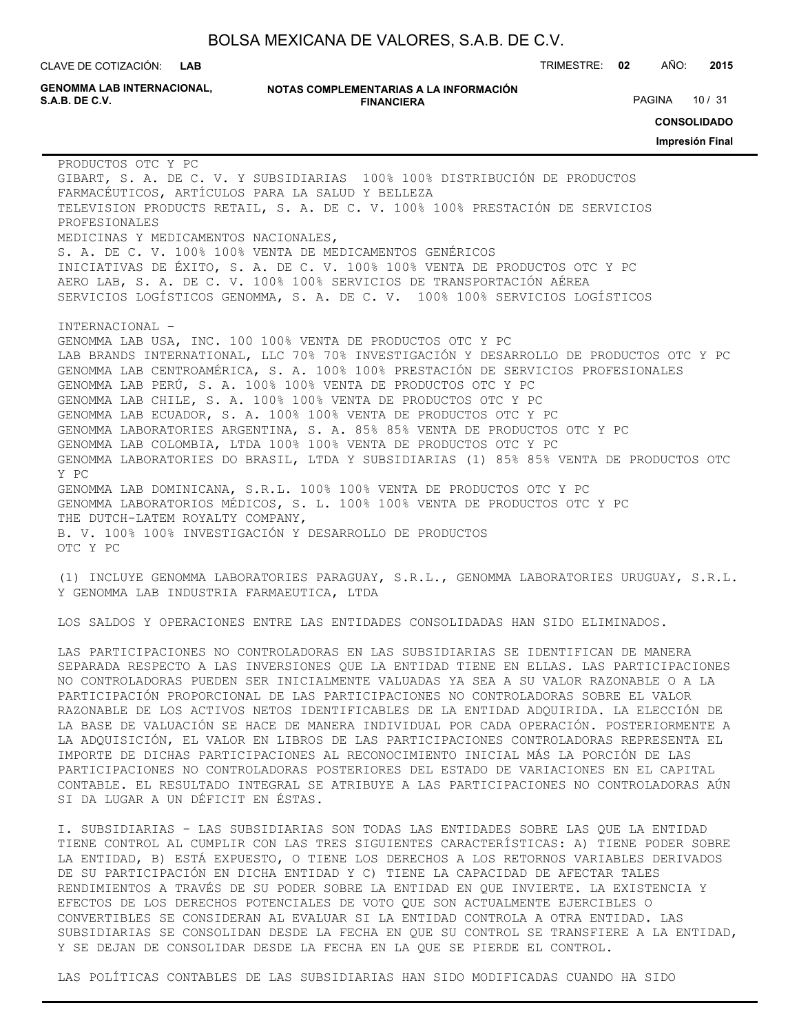PRODUCTOS OTC Y PC
GIBART, S. A. DE C. V. Y SUBSIDIARIAS 100% 100% DISTRIBUCIÓN DE PRODUCTOS FARMACÉUTICOS, ARTÍCULOS PARA LA SALUD Y BELLEZA
TELEVISION PRODUCTS RETAIL, S. A. DE C. V. 100% 100% PRESTACIÓN DE SERVICIOS PROFESIONALES
MEDICINAS Y MEDICAMENTOS NACIONALES,
S. A. DE C. V. 100% 100% VENTA DE MEDICAMENTOS GENÉRICOS
INICIATIVAS DE ÉXITO, S. A. DE C. V. 100% 100% VENTA DE PRODUCTOS OTC Y PC
AERO LAB, S. A. DE C. V. 100% 100% SERVICIOS DE TRANSPORTACIÓN AÉREA
SERVICIOS LOGÍSTICOS GENOMMA, S. A. DE C. V. 100% 100% SERVICIOS LOGÍSTICOS

INTERNACIONAL –
GENOMMA LAB USA, INC. 100 100% VENTA DE PRODUCTOS OTC Y PC
LAB BRANDS INTERNATIONAL, LLC 70% 70% INVESTIGACIÓN Y DESARROLLO DE PRODUCTOS OTC Y PC
GENOMMA LAB CENTROAMÉRICA, S. A. 100% 100% PRESTACIÓN DE SERVICIOS PROFESIONALES
GENOMMA LAB PERÚ, S. A. 100% 100% VENTA DE PRODUCTOS OTC Y PC
GENOMMA LAB CHILE, S. A. 100% 100% VENTA DE PRODUCTOS OTC Y PC
GENOMMA LAB ECUADOR, S. A. 100% 100% VENTA DE PRODUCTOS OTC Y PC
GENOMMA LABORATORIES ARGENTINA, S. A. 85% 85% VENTA DE PRODUCTOS OTC Y PC
GENOMMA LAB COLOMBIA, LTDA 100% 100% VENTA DE PRODUCTOS OTC Y PC
GENOMMA LABORATORIES DO BRASIL, LTDA Y SUBSIDIARIAS (1) 85% 85% VENTA DE PRODUCTOS OTC Y PC
GENOMMA LAB DOMINICANA, S.R.L. 100% 100% VENTA DE PRODUCTOS OTC Y PC
GENOMMA LABORATORIOS MÉDICOS, S. L. 100% 100% VENTA DE PRODUCTOS OTC Y PC
THE DUTCH-LATEM ROYALTY COMPANY,
B. V. 100% 100% INVESTIGACIÓN Y DESARROLLO DE PRODUCTOS OTC Y PC

(1) INCLUYE GENOMMA LABORATORIES PARAGUAY, S.R.L., GENOMMA LABORATORIES URUGUAY, S.R.L. Y GENOMMA LAB INDUSTRIA FARMAEUTICA, LTDA

LOS SALDOS Y OPERACIONES ENTRE LAS ENTIDADES CONSOLIDADAS HAN SIDO ELIMINADOS.

LAS PARTICIPACIONES NO CONTROLADORAS EN LAS SUBSIDIARIAS SE IDENTIFICAN DE MANERA SEPARADA RESPECTO A LAS INVERSIONES QUE LA ENTIDAD TIENE EN ELLAS. LAS PARTICIPACIONES NO CONTROLADORAS PUEDEN SER INICIALMENTE VALUADAS YA SEA A SU VALOR RAZONABLE O A LA PARTICIPACIÓN PROPORCIONAL DE LAS PARTICIPACIONES NO CONTROLADORAS SOBRE EL VALOR RAZONABLE DE LOS ACTIVOS NETOS IDENTIFICABLES DE LA ENTIDAD ADQUIRIDA. LA ELECCIÓN DE LA BASE DE VALUACIÓN SE HACE DE MANERA INDIVIDUAL POR CADA OPERACIÓN. POSTERIORMENTE A LA ADQUISICIÓN, EL VALOR EN LIBROS DE LAS PARTICIPACIONES CONTROLADORAS REPRESENTA EL IMPORTE DE DICHAS PARTICIPACIONES AL RECONOCIMIENTO INICIAL MÁS LA PORCIÓN DE LAS PARTICIPACIONES NO CONTROLADORAS POSTERIORES DEL ESTADO DE VARIACIONES EN EL CAPITAL CONTABLE. EL RESULTADO INTEGRAL SE ATRIBUYE A LAS PARTICIPACIONES NO CONTROLADORAS AÚN SI DA LUGAR A UN DÉFICIT EN ÉSTAS.

I. SUBSIDIARIAS - LAS SUBSIDIARIAS SON TODAS LAS ENTIDADES SOBRE LAS QUE LA ENTIDAD TIENE CONTROL AL CUMPLIR CON LAS TRES SIGUIENTES CARACTERÍSTICAS: A) TIENE PODER SOBRE LA ENTIDAD, B) ESTÁ EXPUESTO, O TIENE LOS DERECHOS A LOS RETORNOS VARIABLES DERIVADOS DE SU PARTICIPACIÓN EN DICHA ENTIDAD Y C) TIENE LA CAPACIDAD DE AFECTAR TALES RENDIMIENTOS A TRAVÉS DE SU PODER SOBRE LA ENTIDAD EN QUE INVIERTE. LA EXISTENCIA Y EFECTOS DE LOS DERECHOS POTENCIALES DE VOTO QUE SON ACTUALMENTE EJERCIBLES O CONVERTIBLES SE CONSIDERAN AL EVALUAR SI LA ENTIDAD CONTROLA A OTRA ENTIDAD. LAS SUBSIDIARIAS SE CONSOLIDAN DESDE LA FECHA EN QUE SU CONTROL SE TRANSFIERE A LA ENTIDAD, Y SE DEJAN DE CONSOLIDAR DESDE LA FECHA EN LA QUE SE PIERDE EL CONTROL.

LAS POLÍTICAS CONTABLES DE LAS SUBSIDIARIAS HAN SIDO MODIFICADAS CUANDO HA SIDO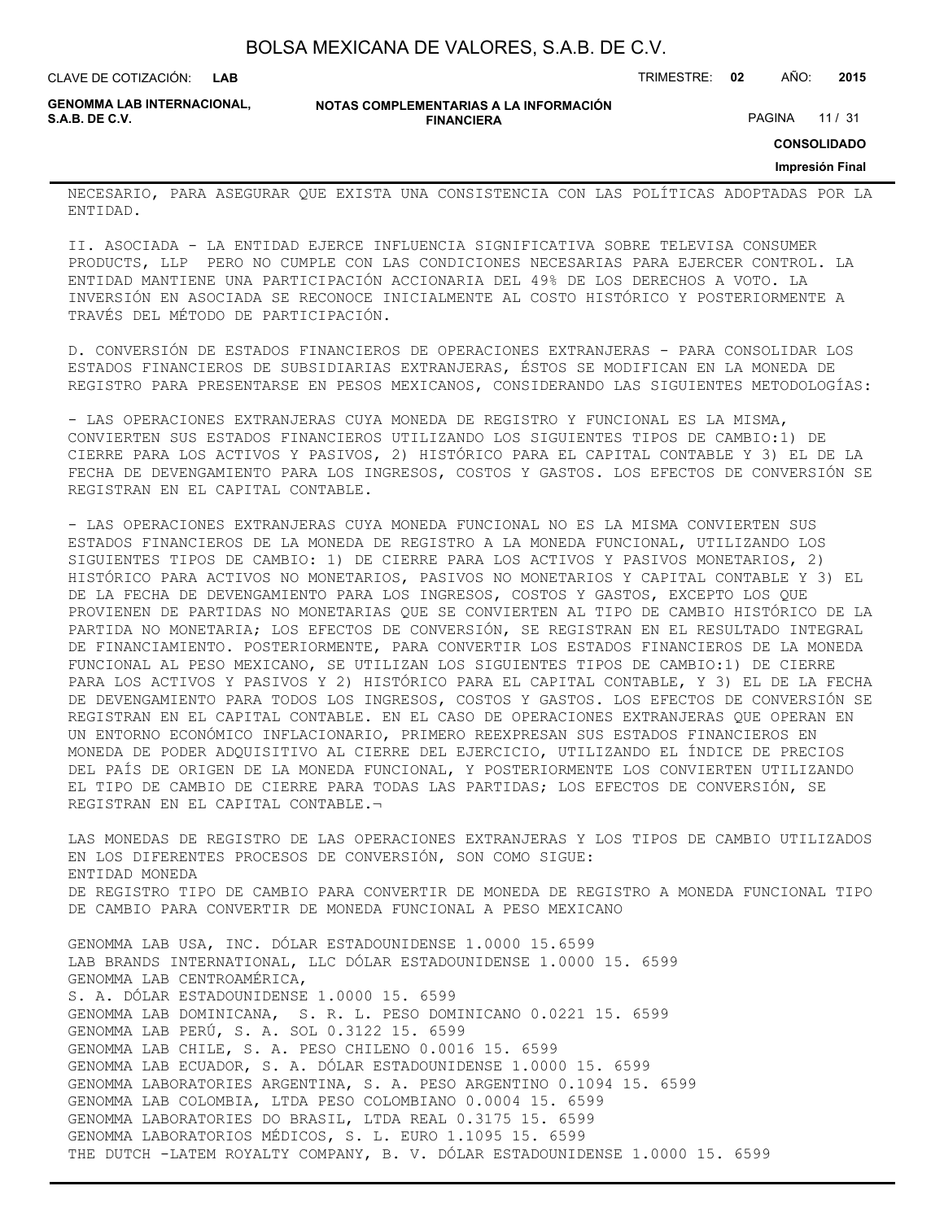NECESARIO, PARA ASEGURAR QUE EXISTA UNA CONSISTENCIA CON LAS POLÍTICAS ADOPTADAS POR LA ENTIDAD.

II. ASOCIADA - LA ENTIDAD EJERCE INFLUENCIA SIGNIFICATIVA SOBRE TELEVISA CONSUMER PRODUCTS, LLP PERO NO CUMPLE CON LAS CONDICIONES NECESARIAS PARA EJERCER CONTROL. LA ENTIDAD MANTIENE UNA PARTICIPACIÓN ACCIONARIA DEL 49% DE LOS DERECHOS A VOTO. LA INVERSIÓN EN ASOCIADA SE RECONOCE INICIALMENTE AL COSTO HISTÓRICO Y POSTERIORMENTE A TRAVÉS DEL MÉTODO DE PARTICIPACIÓN.

D. CONVERSIÓN DE ESTADOS FINANCIEROS DE OPERACIONES EXTRANJERAS - PARA CONSOLIDAR LOS ESTADOS FINANCIEROS DE SUBSIDIARIAS EXTRANJERAS, ÉSTOS SE MODIFICAN EN LA MONEDA DE REGISTRO PARA PRESENTARSE EN PESOS MEXICANOS, CONSIDERANDO LAS SIGUIENTES METODOLOGÍAS:

- LAS OPERACIONES EXTRANJERAS CUYA MONEDA DE REGISTRO Y FUNCIONAL ES LA MISMA, CONVIERTEN SUS ESTADOS FINANCIEROS UTILIZANDO LOS SIGUIENTES TIPOS DE CAMBIO:1) DE CIERRE PARA LOS ACTIVOS Y PASIVOS, 2) HISTÓRICO PARA EL CAPITAL CONTABLE Y 3) EL DE LA FECHA DE DEVENGAMIENTO PARA LOS INGRESOS, COSTOS Y GASTOS. LOS EFECTOS DE CONVERSIÓN SE REGISTRAN EN EL CAPITAL CONTABLE.

- LAS OPERACIONES EXTRANJERAS CUYA MONEDA FUNCIONAL NO ES LA MISMA CONVIERTEN SUS ESTADOS FINANCIEROS DE LA MONEDA DE REGISTRO A LA MONEDA FUNCIONAL, UTILIZANDO LOS SIGUIENTES TIPOS DE CAMBIO: 1) DE CIERRE PARA LOS ACTIVOS Y PASIVOS MONETARIOS, 2) HISTÓRICO PARA ACTIVOS NO MONETARIOS, PASIVOS NO MONETARIOS Y CAPITAL CONTABLE Y 3) EL DE LA FECHA DE DEVENGAMIENTO PARA LOS INGRESOS, COSTOS Y GASTOS, EXCEPTO LOS QUE PROVIENEN DE PARTIDAS NO MONETARIAS QUE SE CONVIERTEN AL TIPO DE CAMBIO HISTÓRICO DE LA PARTIDA NO MONETARIA; LOS EFECTOS DE CONVERSIÓN, SE REGISTRAN EN EL RESULTADO INTEGRAL DE FINANCIAMIENTO. POSTERIORMENTE, PARA CONVERTIR LOS ESTADOS FINANCIEROS DE LA MONEDA FUNCIONAL AL PESO MEXICANO, SE UTILIZAN LOS SIGUIENTES TIPOS DE CAMBIO:1) DE CIERRE PARA LOS ACTIVOS Y PASIVOS Y 2) HISTÓRICO PARA EL CAPITAL CONTABLE, Y 3) EL DE LA FECHA DE DEVENGAMIENTO PARA TODOS LOS INGRESOS, COSTOS Y GASTOS. LOS EFECTOS DE CONVERSIÓN SE REGISTRAN EN EL CAPITAL CONTABLE. EN EL CASO DE OPERACIONES EXTRANJERAS QUE OPERAN EN UN ENTORNO ECONÓMICO INFLACIONARIO, PRIMERO REEXPRESAN SUS ESTADOS FINANCIEROS EN MONEDA DE PODER ADQUISITIVO AL CIERRE DEL EJERCICIO, UTILIZANDO EL ÍNDICE DE PRECIOS DEL PAÍS DE ORIGEN DE LA MONEDA FUNCIONAL, Y POSTERIORMENTE LOS CONVIERTEN UTILIZANDO EL TIPO DE CAMBIO DE CIERRE PARA TODAS LAS PARTIDAS; LOS EFECTOS DE CONVERSIÓN, SE REGISTRAN EN EL CAPITAL CONTABLE.¬

LAS MONEDAS DE REGISTRO DE LAS OPERACIONES EXTRANJERAS Y LOS TIPOS DE CAMBIO UTILIZADOS EN LOS DIFERENTES PROCESOS DE CONVERSIÓN, SON COMO SIGUE:

| ENTIDAD | MONEDA DE REGISTRO | TIPO DE CAMBIO PARA CONVERTIR DE MONEDA DE REGISTRO A MONEDA FUNCIONAL | TIPO DE CAMBIO PARA CONVERTIR DE MONEDA FUNCIONAL A PESO MEXICANO |
|---|---|---|---|
| GENOMMA LAB USA, INC. | DÓLAR ESTADOUNIDENSE | 1.0000 | 15.6599 |
| LAB BRANDS INTERNATIONAL, LLC | DÓLAR ESTADOUNIDENSE | 1.0000 | 15. 6599 |
| GENOMMA LAB CENTROAMÉRICA, S. A. | DÓLAR ESTADOUNIDENSE | 1.0000 | 15. 6599 |
| GENOMMA LAB DOMINICANA, S. R. L. | PESO DOMINICANO | 0.0221 | 15. 6599 |
| GENOMMA LAB PERÚ, S. A. | SOL | 0.3122 | 15. 6599 |
| GENOMMA LAB CHILE, S. A. | PESO CHILENO | 0.0016 | 15. 6599 |
| GENOMMA LAB ECUADOR, S. A. | DÓLAR ESTADOUNIDENSE | 1.0000 | 15. 6599 |
| GENOMMA LABORATORIES ARGENTINA, S. A. | PESO ARGENTINO | 0.1094 | 15. 6599 |
| GENOMMA LAB COLOMBIA, LTDA | PESO COLOMBIANO | 0.0004 | 15. 6599 |
| GENOMMA LABORATORIES DO BRASIL, LTDA | REAL | 0.3175 | 15. 6599 |
| GENOMMA LABORATORIOS MÉDICOS, S. L. | EURO | 1.1095 | 15. 6599 |
| THE DUTCH -LATEM ROYALTY COMPANY, B. V. | DÓLAR ESTADOUNIDENSE | 1.0000 | 15. 6599 |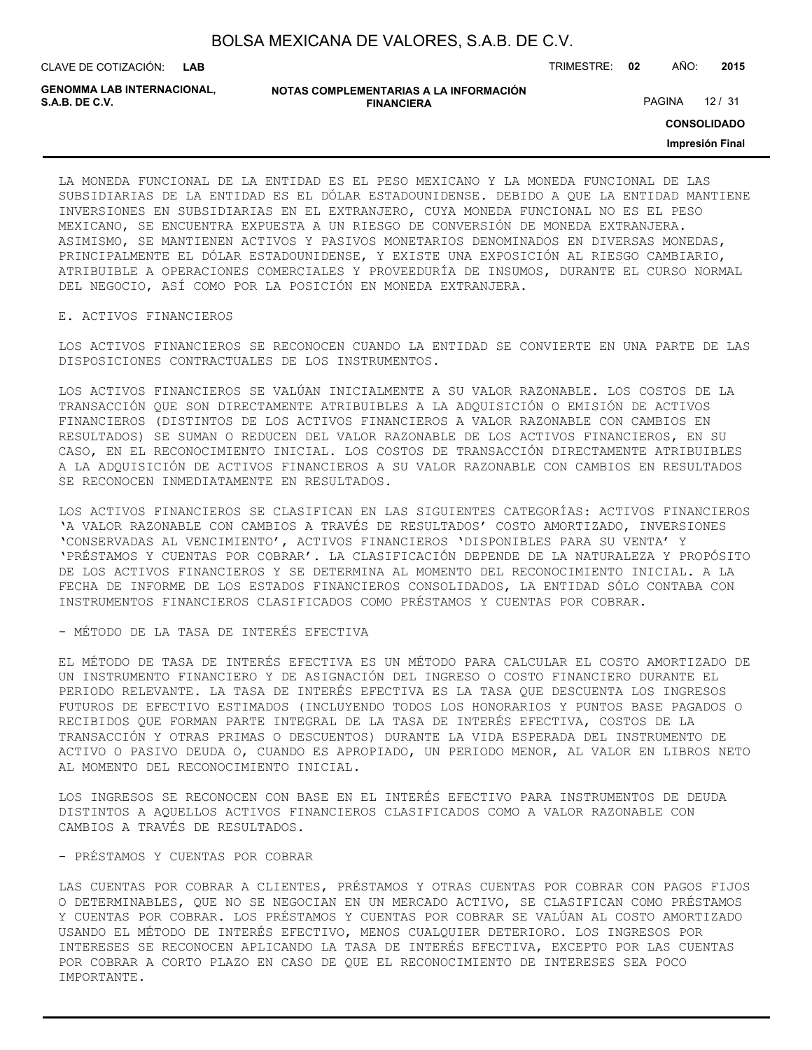LA MONEDA FUNCIONAL DE LA ENTIDAD ES EL PESO MEXICANO Y LA MONEDA FUNCIONAL DE LAS SUBSIDIARIAS DE LA ENTIDAD ES EL DÓLAR ESTADOUNIDENSE. DEBIDO A QUE LA ENTIDAD MANTIENE INVERSIONES EN SUBSIDIARIAS EN EL EXTRANJERO, CUYA MONEDA FUNCIONAL NO ES EL PESO MEXICANO, SE ENCUENTRA EXPUESTA A UN RIESGO DE CONVERSIÓN DE MONEDA EXTRANJERA. ASIMISMO, SE MANTIENEN ACTIVOS Y PASIVOS MONETARIOS DENOMINADOS EN DIVERSAS MONEDAS, PRINCIPALMENTE EL DÓLAR ESTADOUNIDENSE, Y EXISTE UNA EXPOSICIÓN AL RIESGO CAMBIARIO, ATRIBUIBLE A OPERACIONES COMERCIALES Y PROVEEDURÍA DE INSUMOS, DURANTE EL CURSO NORMAL DEL NEGOCIO, ASÍ COMO POR LA POSICIÓN EN MONEDA EXTRANJERA.

E. ACTIVOS FINANCIEROS

LOS ACTIVOS FINANCIEROS SE RECONOCEN CUANDO LA ENTIDAD SE CONVIERTE EN UNA PARTE DE LAS DISPOSICIONES CONTRACTUALES DE LOS INSTRUMENTOS.

LOS ACTIVOS FINANCIEROS SE VALÚAN INICIALMENTE A SU VALOR RAZONABLE. LOS COSTOS DE LA TRANSACCIÓN QUE SON DIRECTAMENTE ATRIBUIBLES A LA ADQUISICIÓN O EMISIÓN DE ACTIVOS FINANCIEROS (DISTINTOS DE LOS ACTIVOS FINANCIEROS A VALOR RAZONABLE CON CAMBIOS EN RESULTADOS) SE SUMAN O REDUCEN DEL VALOR RAZONABLE DE LOS ACTIVOS FINANCIEROS, EN SU CASO, EN EL RECONOCIMIENTO INICIAL. LOS COSTOS DE TRANSACCIÓN DIRECTAMENTE ATRIBUIBLES A LA ADQUISICIÓN DE ACTIVOS FINANCIEROS A SU VALOR RAZONABLE CON CAMBIOS EN RESULTADOS SE RECONOCEN INMEDIATAMENTE EN RESULTADOS.

LOS ACTIVOS FINANCIEROS SE CLASIFICAN EN LAS SIGUIENTES CATEGORÍAS: ACTIVOS FINANCIEROS 'A VALOR RAZONABLE CON CAMBIOS A TRAVÉS DE RESULTADOS' COSTO AMORTIZADO, INVERSIONES 'CONSERVADAS AL VENCIMIENTO', ACTIVOS FINANCIEROS 'DISPONIBLES PARA SU VENTA' Y 'PRÉSTAMOS Y CUENTAS POR COBRAR'. LA CLASIFICACIÓN DEPENDE DE LA NATURALEZA Y PROPÓSITO DE LOS ACTIVOS FINANCIEROS Y SE DETERMINA AL MOMENTO DEL RECONOCIMIENTO INICIAL. A LA FECHA DE INFORME DE LOS ESTADOS FINANCIEROS CONSOLIDADOS, LA ENTIDAD SÓLO CONTABA CON INSTRUMENTOS FINANCIEROS CLASIFICADOS COMO PRÉSTAMOS Y CUENTAS POR COBRAR.

- MÉTODO DE LA TASA DE INTERÉS EFECTIVA

EL MÉTODO DE TASA DE INTERÉS EFECTIVA ES UN MÉTODO PARA CALCULAR EL COSTO AMORTIZADO DE UN INSTRUMENTO FINANCIERO Y DE ASIGNACIÓN DEL INGRESO O COSTO FINANCIERO DURANTE EL PERIODO RELEVANTE. LA TASA DE INTERÉS EFECTIVA ES LA TASA QUE DESCUENTA LOS INGRESOS FUTUROS DE EFECTIVO ESTIMADOS (INCLUYENDO TODOS LOS HONORARIOS Y PUNTOS BASE PAGADOS O RECIBIDOS QUE FORMAN PARTE INTEGRAL DE LA TASA DE INTERÉS EFECTIVA, COSTOS DE LA TRANSACCIÓN Y OTRAS PRIMAS O DESCUENTOS) DURANTE LA VIDA ESPERADA DEL INSTRUMENTO DE ACTIVO O PASIVO DEUDA O, CUANDO ES APROPIADO, UN PERIODO MENOR, AL VALOR EN LIBROS NETO AL MOMENTO DEL RECONOCIMIENTO INICIAL.

LOS INGRESOS SE RECONOCEN CON BASE EN EL INTERÉS EFECTIVO PARA INSTRUMENTOS DE DEUDA DISTINTOS A AQUELLOS ACTIVOS FINANCIEROS CLASIFICADOS COMO A VALOR RAZONABLE CON CAMBIOS A TRAVÉS DE RESULTADOS.

- PRÉSTAMOS Y CUENTAS POR COBRAR

LAS CUENTAS POR COBRAR A CLIENTES, PRÉSTAMOS Y OTRAS CUENTAS POR COBRAR CON PAGOS FIJOS O DETERMINABLES, QUE NO SE NEGOCIAN EN UN MERCADO ACTIVO, SE CLASIFICAN COMO PRÉSTAMOS Y CUENTAS POR COBRAR. LOS PRÉSTAMOS Y CUENTAS POR COBRAR SE VALÚAN AL COSTO AMORTIZADO USANDO EL MÉTODO DE INTERÉS EFECTIVO, MENOS CUALQUIER DETERIORO. LOS INGRESOS POR INTERESES SE RECONOCEN APLICANDO LA TASA DE INTERÉS EFECTIVA, EXCEPTO POR LAS CUENTAS POR COBRAR A CORTO PLAZO EN CASO DE QUE EL RECONOCIMIENTO DE INTERESES SEA POCO IMPORTANTE.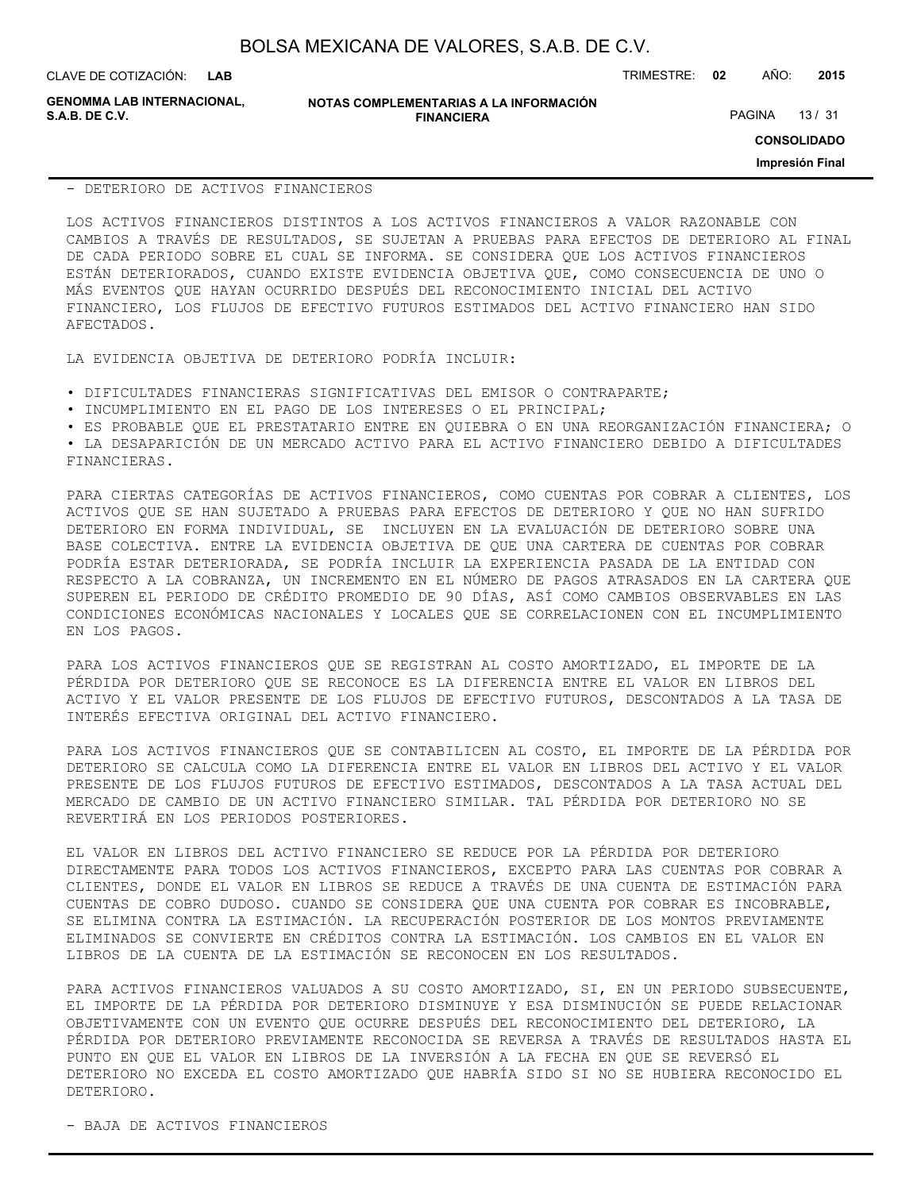- DETERIORO DE ACTIVOS FINANCIEROS

LOS ACTIVOS FINANCIEROS DISTINTOS A LOS ACTIVOS FINANCIEROS A VALOR RAZONABLE CON CAMBIOS A TRAVÉS DE RESULTADOS, SE SUJETAN A PRUEBAS PARA EFECTOS DE DETERIORO AL FINAL DE CADA PERIODO SOBRE EL CUAL SE INFORMA. SE CONSIDERA QUE LOS ACTIVOS FINANCIEROS ESTÁN DETERIORADOS, CUANDO EXISTE EVIDENCIA OBJETIVA QUE, COMO CONSECUENCIA DE UNO O MÁS EVENTOS QUE HAYAN OCURRIDO DESPUÉS DEL RECONOCIMIENTO INICIAL DEL ACTIVO FINANCIERO, LOS FLUJOS DE EFECTIVO FUTUROS ESTIMADOS DEL ACTIVO FINANCIERO HAN SIDO AFECTADOS.

LA EVIDENCIA OBJETIVA DE DETERIORO PODRÍA INCLUIR:

• DIFICULTADES FINANCIERAS SIGNIFICATIVAS DEL EMISOR O CONTRAPARTE;
• INCUMPLIMIENTO EN EL PAGO DE LOS INTERESES O EL PRINCIPAL;
• ES PROBABLE QUE EL PRESTATARIO ENTRE EN QUIEBRA O EN UNA REORGANIZACIÓN FINANCIERA; O
• LA DESAPARICIÓN DE UN MERCADO ACTIVO PARA EL ACTIVO FINANCIERO DEBIDO A DIFICULTADES FINANCIERAS.

PARA CIERTAS CATEGORÍAS DE ACTIVOS FINANCIEROS, COMO CUENTAS POR COBRAR A CLIENTES, LOS ACTIVOS QUE SE HAN SUJETADO A PRUEBAS PARA EFECTOS DE DETERIORO Y QUE NO HAN SUFRIDO DETERIORO EN FORMA INDIVIDUAL, SE INCLUYEN EN LA EVALUACIÓN DE DETERIORO SOBRE UNA BASE COLECTIVA. ENTRE LA EVIDENCIA OBJETIVA DE QUE UNA CARTERA DE CUENTAS POR COBRAR PODRÍA ESTAR DETERIORADA, SE PODRÍA INCLUIR LA EXPERIENCIA PASADA DE LA ENTIDAD CON RESPECTO A LA COBRANZA, UN INCREMENTO EN EL NÚMERO DE PAGOS ATRASADOS EN LA CARTERA QUE SUPEREN EL PERIODO DE CRÉDITO PROMEDIO DE 90 DÍAS, ASÍ COMO CAMBIOS OBSERVABLES EN LAS CONDICIONES ECONÓMICAS NACIONALES Y LOCALES QUE SE CORRELACIONEN CON EL INCUMPLIMIENTO EN LOS PAGOS.

PARA LOS ACTIVOS FINANCIEROS QUE SE REGISTRAN AL COSTO AMORTIZADO, EL IMPORTE DE LA PÉRDIDA POR DETERIORO QUE SE RECONOCE ES LA DIFERENCIA ENTRE EL VALOR EN LIBROS DEL ACTIVO Y EL VALOR PRESENTE DE LOS FLUJOS DE EFECTIVO FUTUROS, DESCONTADOS A LA TASA DE INTERÉS EFECTIVA ORIGINAL DEL ACTIVO FINANCIERO.

PARA LOS ACTIVOS FINANCIEROS QUE SE CONTABILICEN AL COSTO, EL IMPORTE DE LA PÉRDIDA POR DETERIORO SE CALCULA COMO LA DIFERENCIA ENTRE EL VALOR EN LIBROS DEL ACTIVO Y EL VALOR PRESENTE DE LOS FLUJOS FUTUROS DE EFECTIVO ESTIMADOS, DESCONTADOS A LA TASA ACTUAL DEL MERCADO DE CAMBIO DE UN ACTIVO FINANCIERO SIMILAR. TAL PÉRDIDA POR DETERIORO NO SE REVERTIRÁ EN LOS PERIODOS POSTERIORES.

EL VALOR EN LIBROS DEL ACTIVO FINANCIERO SE REDUCE POR LA PÉRDIDA POR DETERIORO DIRECTAMENTE PARA TODOS LOS ACTIVOS FINANCIEROS, EXCEPTO PARA LAS CUENTAS POR COBRAR A CLIENTES, DONDE EL VALOR EN LIBROS SE REDUCE A TRAVÉS DE UNA CUENTA DE ESTIMACIÓN PARA CUENTAS DE COBRO DUDOSO. CUANDO SE CONSIDERA QUE UNA CUENTA POR COBRAR ES INCOBRABLE, SE ELIMINA CONTRA LA ESTIMACIÓN. LA RECUPERACIÓN POSTERIOR DE LOS MONTOS PREVIAMENTE ELIMINADOS SE CONVIERTE EN CRÉDITOS CONTRA LA ESTIMACIÓN. LOS CAMBIOS EN EL VALOR EN LIBROS DE LA CUENTA DE LA ESTIMACIÓN SE RECONOCEN EN LOS RESULTADOS.

PARA ACTIVOS FINANCIEROS VALUADOS A SU COSTO AMORTIZADO, SI, EN UN PERIODO SUBSECUENTE, EL IMPORTE DE LA PÉRDIDA POR DETERIORO DISMINUYE Y ESA DISMINUCIÓN SE PUEDE RELACIONAR OBJETIVAMENTE CON UN EVENTO QUE OCURRE DESPUÉS DEL RECONOCIMIENTO DEL DETERIORO, LA PÉRDIDA POR DETERIORO PREVIAMENTE RECONOCIDA SE REVERSA A TRAVÉS DE RESULTADOS HASTA EL PUNTO EN QUE EL VALOR EN LIBROS DE LA INVERSIÓN A LA FECHA EN QUE SE REVERSÓ EL DETERIORO NO EXCEDA EL COSTO AMORTIZADO QUE HABRÍA SIDO SI NO SE HUBIERA RECONOCIDO EL DETERIORO.

- BAJA DE ACTIVOS FINANCIEROS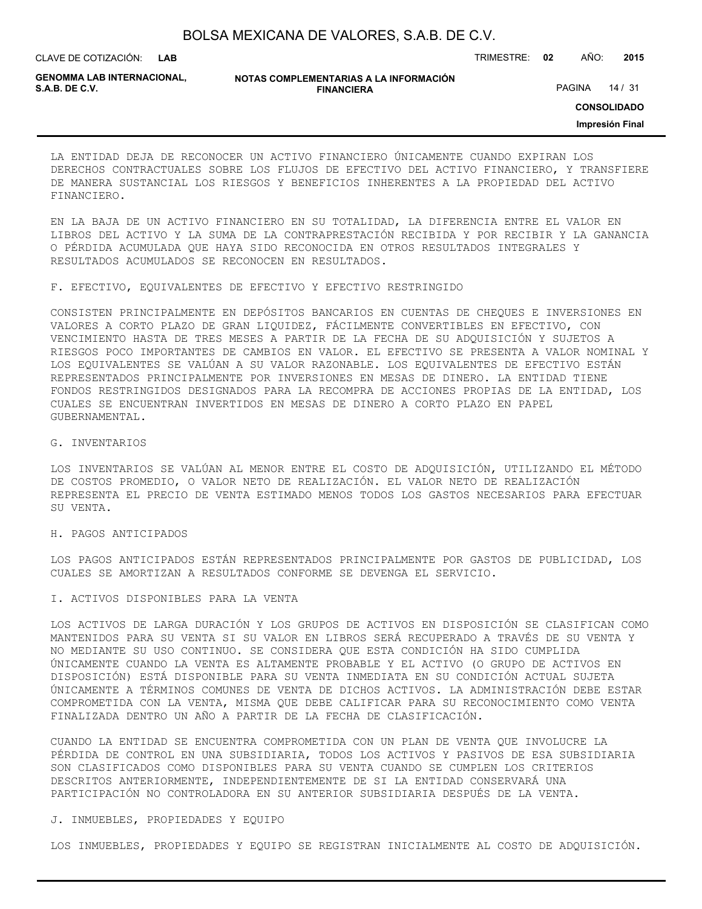LA ENTIDAD DEJA DE RECONOCER UN ACTIVO FINANCIERO ÚNICAMENTE CUANDO EXPIRAN LOS DERECHOS CONTRACTUALES SOBRE LOS FLUJOS DE EFECTIVO DEL ACTIVO FINANCIERO, Y TRANSFIERE DE MANERA SUSTANCIAL LOS RIESGOS Y BENEFICIOS INHERENTES A LA PROPIEDAD DEL ACTIVO FINANCIERO.

EN LA BAJA DE UN ACTIVO FINANCIERO EN SU TOTALIDAD, LA DIFERENCIA ENTRE EL VALOR EN LIBROS DEL ACTIVO Y LA SUMA DE LA CONTRAPRESTACIÓN RECIBIDA Y POR RECIBIR Y LA GANANCIA O PÉRDIDA ACUMULADA QUE HAYA SIDO RECONOCIDA EN OTROS RESULTADOS INTEGRALES Y RESULTADOS ACUMULADOS SE RECONOCEN EN RESULTADOS.

F. EFECTIVO, EQUIVALENTES DE EFECTIVO Y EFECTIVO RESTRINGIDO

CONSISTEN PRINCIPALMENTE EN DEPÓSITOS BANCARIOS EN CUENTAS DE CHEQUES E INVERSIONES EN VALORES A CORTO PLAZO DE GRAN LIQUIDEZ, FÁCILMENTE CONVERTIBLES EN EFECTIVO, CON VENCIMIENTO HASTA DE TRES MESES A PARTIR DE LA FECHA DE SU ADQUISICIÓN Y SUJETOS A RIESGOS POCO IMPORTANTES DE CAMBIOS EN VALOR. EL EFECTIVO SE PRESENTA A VALOR NOMINAL Y LOS EQUIVALENTES SE VALÚAN A SU VALOR RAZONABLE. LOS EQUIVALENTES DE EFECTIVO ESTÁN REPRESENTADOS PRINCIPALMENTE POR INVERSIONES EN MESAS DE DINERO. LA ENTIDAD TIENE FONDOS RESTRINGIDOS DESIGNADOS PARA LA RECOMPRA DE ACCIONES PROPIAS DE LA ENTIDAD, LOS CUALES SE ENCUENTRAN INVERTIDOS EN MESAS DE DINERO A CORTO PLAZO EN PAPEL GUBERNAMENTAL.

G. INVENTARIOS

LOS INVENTARIOS SE VALÚAN AL MENOR ENTRE EL COSTO DE ADQUISICIÓN, UTILIZANDO EL MÉTODO DE COSTOS PROMEDIO, O VALOR NETO DE REALIZACIÓN. EL VALOR NETO DE REALIZACIÓN REPRESENTA EL PRECIO DE VENTA ESTIMADO MENOS TODOS LOS GASTOS NECESARIOS PARA EFECTUAR SU VENTA.

H. PAGOS ANTICIPADOS

LOS PAGOS ANTICIPADOS ESTÁN REPRESENTADOS PRINCIPALMENTE POR GASTOS DE PUBLICIDAD, LOS CUALES SE AMORTIZAN A RESULTADOS CONFORME SE DEVENGA EL SERVICIO.

I. ACTIVOS DISPONIBLES PARA LA VENTA

LOS ACTIVOS DE LARGA DURACIÓN Y LOS GRUPOS DE ACTIVOS EN DISPOSICIÓN SE CLASIFICAN COMO MANTENIDOS PARA SU VENTA SI SU VALOR EN LIBROS SERÁ RECUPERADO A TRAVÉS DE SU VENTA Y NO MEDIANTE SU USO CONTINUO. SE CONSIDERA QUE ESTA CONDICIÓN HA SIDO CUMPLIDA ÚNICAMENTE CUANDO LA VENTA ES ALTAMENTE PROBABLE Y EL ACTIVO (O GRUPO DE ACTIVOS EN DISPOSICIÓN) ESTÁ DISPONIBLE PARA SU VENTA INMEDIATA EN SU CONDICIÓN ACTUAL SUJETA ÚNICAMENTE A TÉRMINOS COMUNES DE VENTA DE DICHOS ACTIVOS. LA ADMINISTRACIÓN DEBE ESTAR COMPROMETIDA CON LA VENTA, MISMA QUE DEBE CALIFICAR PARA SU RECONOCIMIENTO COMO VENTA FINALIZADA DENTRO UN AÑO A PARTIR DE LA FECHA DE CLASIFICACIÓN.

CUANDO LA ENTIDAD SE ENCUENTRA COMPROMETIDA CON UN PLAN DE VENTA QUE INVOLUCRE LA PÉRDIDA DE CONTROL EN UNA SUBSIDIARIA, TODOS LOS ACTIVOS Y PASIVOS DE ESA SUBSIDIARIA SON CLASIFICADOS COMO DISPONIBLES PARA SU VENTA CUANDO SE CUMPLEN LOS CRITERIOS DESCRITOS ANTERIORMENTE, INDEPENDIENTEMENTE DE SI LA ENTIDAD CONSERVARÁ UNA PARTICIPACIÓN NO CONTROLADORA EN SU ANTERIOR SUBSIDIARIA DESPUÉS DE LA VENTA.

J. INMUEBLES, PROPIEDADES Y EQUIPO

LOS INMUEBLES, PROPIEDADES Y EQUIPO SE REGISTRAN INICIALMENTE AL COSTO DE ADQUISICIÓN.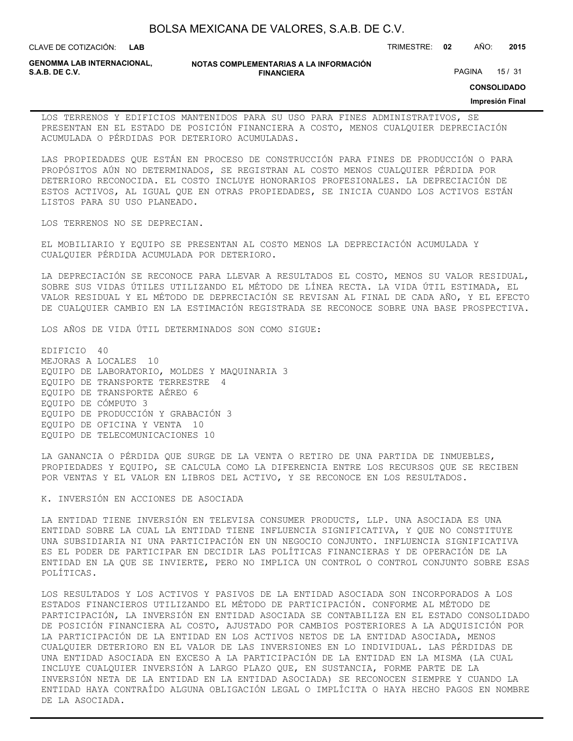LOS TERRENOS Y EDIFICIOS MANTENIDOS PARA SU USO PARA FINES ADMINISTRATIVOS, SE PRESENTAN EN EL ESTADO DE POSICIÓN FINANCIERA A COSTO, MENOS CUALQUIER DEPRECIACIÓN ACUMULADA O PÉRDIDAS POR DETERIORO ACUMULADAS.

LAS PROPIEDADES QUE ESTÁN EN PROCESO DE CONSTRUCCIÓN PARA FINES DE PRODUCCIÓN O PARA PROPÓSITOS AÚN NO DETERMINADOS, SE REGISTRAN AL COSTO MENOS CUALQUIER PÉRDIDA POR DETERIORO RECONOCIDA. EL COSTO INCLUYE HONORARIOS PROFESIONALES. LA DEPRECIACIÓN DE ESTOS ACTIVOS, AL IGUAL QUE EN OTRAS PROPIEDADES, SE INICIA CUANDO LOS ACTIVOS ESTÁN LISTOS PARA SU USO PLANEADO.

LOS TERRENOS NO SE DEPRECIAN.

EL MOBILIARIO Y EQUIPO SE PRESENTAN AL COSTO MENOS LA DEPRECIACIÓN ACUMULADA Y CUALQUIER PÉRDIDA ACUMULADA POR DETERIORO.

LA DEPRECIACIÓN SE RECONOCE PARA LLEVAR A RESULTADOS EL COSTO, MENOS SU VALOR RESIDUAL, SOBRE SUS VIDAS ÚTILES UTILIZANDO EL MÉTODO DE LÍNEA RECTA. LA VIDA ÚTIL ESTIMADA, EL VALOR RESIDUAL Y EL MÉTODO DE DEPRECIACIÓN SE REVISAN AL FINAL DE CADA AÑO, Y EL EFECTO DE CUALQUIER CAMBIO EN LA ESTIMACIÓN REGISTRADA SE RECONOCE SOBRE UNA BASE PROSPECTIVA.

LOS AÑOS DE VIDA ÚTIL DETERMINADOS SON COMO SIGUE:

EDIFICIO 40
MEJORAS A LOCALES 10
EQUIPO DE LABORATORIO, MOLDES Y MAQUINARIA 3
EQUIPO DE TRANSPORTE TERRESTRE 4
EQUIPO DE TRANSPORTE AÉREO 6
EQUIPO DE CÓMPUTO 3
EQUIPO DE PRODUCCIÓN Y GRABACIÓN 3
EQUIPO DE OFICINA Y VENTA 10
EQUIPO DE TELECOMUNICACIONES 10

LA GANANCIA O PÉRDIDA QUE SURGE DE LA VENTA O RETIRO DE UNA PARTIDA DE INMUEBLES, PROPIEDADES Y EQUIPO, SE CALCULA COMO LA DIFERENCIA ENTRE LOS RECURSOS QUE SE RECIBEN POR VENTAS Y EL VALOR EN LIBROS DEL ACTIVO, Y SE RECONOCE EN LOS RESULTADOS.

K. INVERSIÓN EN ACCIONES DE ASOCIADA

LA ENTIDAD TIENE INVERSIÓN EN TELEVISA CONSUMER PRODUCTS, LLP. UNA ASOCIADA ES UNA ENTIDAD SOBRE LA CUAL LA ENTIDAD TIENE INFLUENCIA SIGNIFICATIVA, Y QUE NO CONSTITUYE UNA SUBSIDIARIA NI UNA PARTICIPACIÓN EN UN NEGOCIO CONJUNTO. INFLUENCIA SIGNIFICATIVA ES EL PODER DE PARTICIPAR EN DECIDIR LAS POLÍTICAS FINANCIERAS Y DE OPERACIÓN DE LA ENTIDAD EN LA QUE SE INVIERTE, PERO NO IMPLICA UN CONTROL O CONTROL CONJUNTO SOBRE ESAS POLÍTICAS.

LOS RESULTADOS Y LOS ACTIVOS Y PASIVOS DE LA ENTIDAD ASOCIADA SON INCORPORADOS A LOS ESTADOS FINANCIEROS UTILIZANDO EL MÉTODO DE PARTICIPACIÓN. CONFORME AL MÉTODO DE PARTICIPACIÓN, LA INVERSIÓN EN ENTIDAD ASOCIADA SE CONTABILIZA EN EL ESTADO CONSOLIDADO DE POSICIÓN FINANCIERA AL COSTO, AJUSTADO POR CAMBIOS POSTERIORES A LA ADQUISICIÓN POR LA PARTICIPACIÓN DE LA ENTIDAD EN LOS ACTIVOS NETOS DE LA ENTIDAD ASOCIADA, MENOS CUALQUIER DETERIORO EN EL VALOR DE LAS INVERSIONES EN LO INDIVIDUAL. LAS PÉRDIDAS DE UNA ENTIDAD ASOCIADA EN EXCESO A LA PARTICIPACIÓN DE LA ENTIDAD EN LA MISMA (LA CUAL INCLUYE CUALQUIER INVERSIÓN A LARGO PLAZO QUE, EN SUSTANCIA, FORME PARTE DE LA INVERSIÓN NETA DE LA ENTIDAD EN LA ENTIDAD ASOCIADA) SE RECONOCEN SIEMPRE Y CUANDO LA ENTIDAD HAYA CONTRAÍDO ALGUNA OBLIGACIÓN LEGAL O IMPLÍCITA O HAYA HECHO PAGOS EN NOMBRE DE LA ASOCIADA.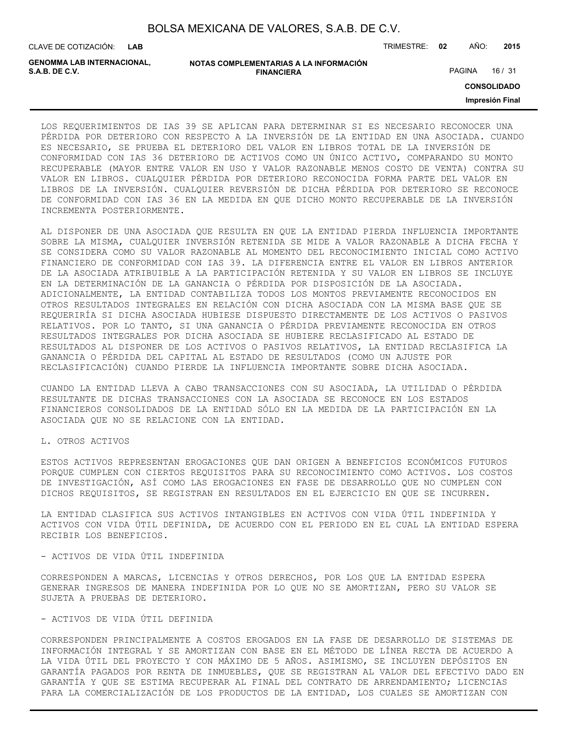LOS REQUERIMIENTOS DE IAS 39 SE APLICAN PARA DETERMINAR SI ES NECESARIO RECONOCER UNA PÉRDIDA POR DETERIORO CON RESPECTO A LA INVERSIÓN DE LA ENTIDAD EN UNA ASOCIADA. CUANDO ES NECESARIO, SE PRUEBA EL DETERIORO DEL VALOR EN LIBROS TOTAL DE LA INVERSIÓN DE CONFORMIDAD CON IAS 36 DETERIORO DE ACTIVOS COMO UN ÚNICO ACTIVO, COMPARANDO SU MONTO RECUPERABLE (MAYOR ENTRE VALOR EN USO Y VALOR RAZONABLE MENOS COSTO DE VENTA) CONTRA SU VALOR EN LIBROS. CUALQUIER PÉRDIDA POR DETERIORO RECONOCIDA FORMA PARTE DEL VALOR EN LIBROS DE LA INVERSIÓN. CUALQUIER REVERSIÓN DE DICHA PÉRDIDA POR DETERIORO SE RECONOCE DE CONFORMIDAD CON IAS 36 EN LA MEDIDA EN QUE DICHO MONTO RECUPERABLE DE LA INVERSIÓN INCREMENTA POSTERIORMENTE.

AL DISPONER DE UNA ASOCIADA QUE RESULTA EN QUE LA ENTIDAD PIERDA INFLUENCIA IMPORTANTE SOBRE LA MISMA, CUALQUIER INVERSIÓN RETENIDA SE MIDE A VALOR RAZONABLE A DICHA FECHA Y SE CONSIDERA COMO SU VALOR RAZONABLE AL MOMENTO DEL RECONOCIMIENTO INICIAL COMO ACTIVO FINANCIERO DE CONFORMIDAD CON IAS 39. LA DIFERENCIA ENTRE EL VALOR EN LIBROS ANTERIOR DE LA ASOCIADA ATRIBUIBLE A LA PARTICIPACIÓN RETENIDA Y SU VALOR EN LIBROS SE INCLUYE EN LA DETERMINACIÓN DE LA GANANCIA O PÉRDIDA POR DISPOSICIÓN DE LA ASOCIADA. ADICIONALMENTE, LA ENTIDAD CONTABILIZA TODOS LOS MONTOS PREVIAMENTE RECONOCIDOS EN OTROS RESULTADOS INTEGRALES EN RELACIÓN CON DICHA ASOCIADA CON LA MISMA BASE QUE SE REQUERIRÍA SI DICHA ASOCIADA HUBIESE DISPUESTO DIRECTAMENTE DE LOS ACTIVOS O PASIVOS RELATIVOS. POR LO TANTO, SI UNA GANANCIA O PÉRDIDA PREVIAMENTE RECONOCIDA EN OTROS RESULTADOS INTEGRALES POR DICHA ASOCIADA SE HUBIERE RECLASIFICADO AL ESTADO DE RESULTADOS AL DISPONER DE LOS ACTIVOS O PASIVOS RELATIVOS, LA ENTIDAD RECLASIFICA LA GANANCIA O PÉRDIDA DEL CAPITAL AL ESTADO DE RESULTADOS (COMO UN AJUSTE POR RECLASIFICACIÓN) CUANDO PIERDE LA INFLUENCIA IMPORTANTE SOBRE DICHA ASOCIADA.

CUANDO LA ENTIDAD LLEVA A CABO TRANSACCIONES CON SU ASOCIADA, LA UTILIDAD O PÉRDIDA RESULTANTE DE DICHAS TRANSACCIONES CON LA ASOCIADA SE RECONOCE EN LOS ESTADOS FINANCIEROS CONSOLIDADOS DE LA ENTIDAD SÓLO EN LA MEDIDA DE LA PARTICIPACIÓN EN LA ASOCIADA QUE NO SE RELACIONE CON LA ENTIDAD.

L. OTROS ACTIVOS

ESTOS ACTIVOS REPRESENTAN EROGACIONES QUE DAN ORIGEN A BENEFICIOS ECONÓMICOS FUTUROS PORQUE CUMPLEN CON CIERTOS REQUISITOS PARA SU RECONOCIMIENTO COMO ACTIVOS. LOS COSTOS DE INVESTIGACIÓN, ASÍ COMO LAS EROGACIONES EN FASE DE DESARROLLO QUE NO CUMPLEN CON DICHOS REQUISITOS, SE REGISTRAN EN RESULTADOS EN EL EJERCICIO EN QUE SE INCURREN.

LA ENTIDAD CLASIFICA SUS ACTIVOS INTANGIBLES EN ACTIVOS CON VIDA ÚTIL INDEFINIDA Y ACTIVOS CON VIDA ÚTIL DEFINIDA, DE ACUERDO CON EL PERIODO EN EL CUAL LA ENTIDAD ESPERA RECIBIR LOS BENEFICIOS.

- ACTIVOS DE VIDA ÚTIL INDEFINIDA

CORRESPONDEN A MARCAS, LICENCIAS Y OTROS DERECHOS, POR LOS QUE LA ENTIDAD ESPERA GENERAR INGRESOS DE MANERA INDEFINIDA POR LO QUE NO SE AMORTIZAN, PERO SU VALOR SE SUJETA A PRUEBAS DE DETERIORO.

- ACTIVOS DE VIDA ÚTIL DEFINIDA

CORRESPONDEN PRINCIPALMENTE A COSTOS EROGADOS EN LA FASE DE DESARROLLO DE SISTEMAS DE INFORMACIÓN INTEGRAL Y SE AMORTIZAN CON BASE EN EL MÉTODO DE LÍNEA RECTA DE ACUERDO A LA VIDA ÚTIL DEL PROYECTO Y CON MÁXIMO DE 5 AÑOS. ASIMISMO, SE INCLUYEN DEPÓSITOS EN GARANTÍA PAGADOS POR RENTA DE INMUEBLES, QUE SE REGISTRAN AL VALOR DEL EFECTIVO DADO EN GARANTÍA Y QUE SE ESTIMA RECUPERAR AL FINAL DEL CONTRATO DE ARRENDAMIENTO; LICENCIAS PARA LA COMERCIALIZACIÓN DE LOS PRODUCTOS DE LA ENTIDAD, LOS CUALES SE AMORTIZAN CON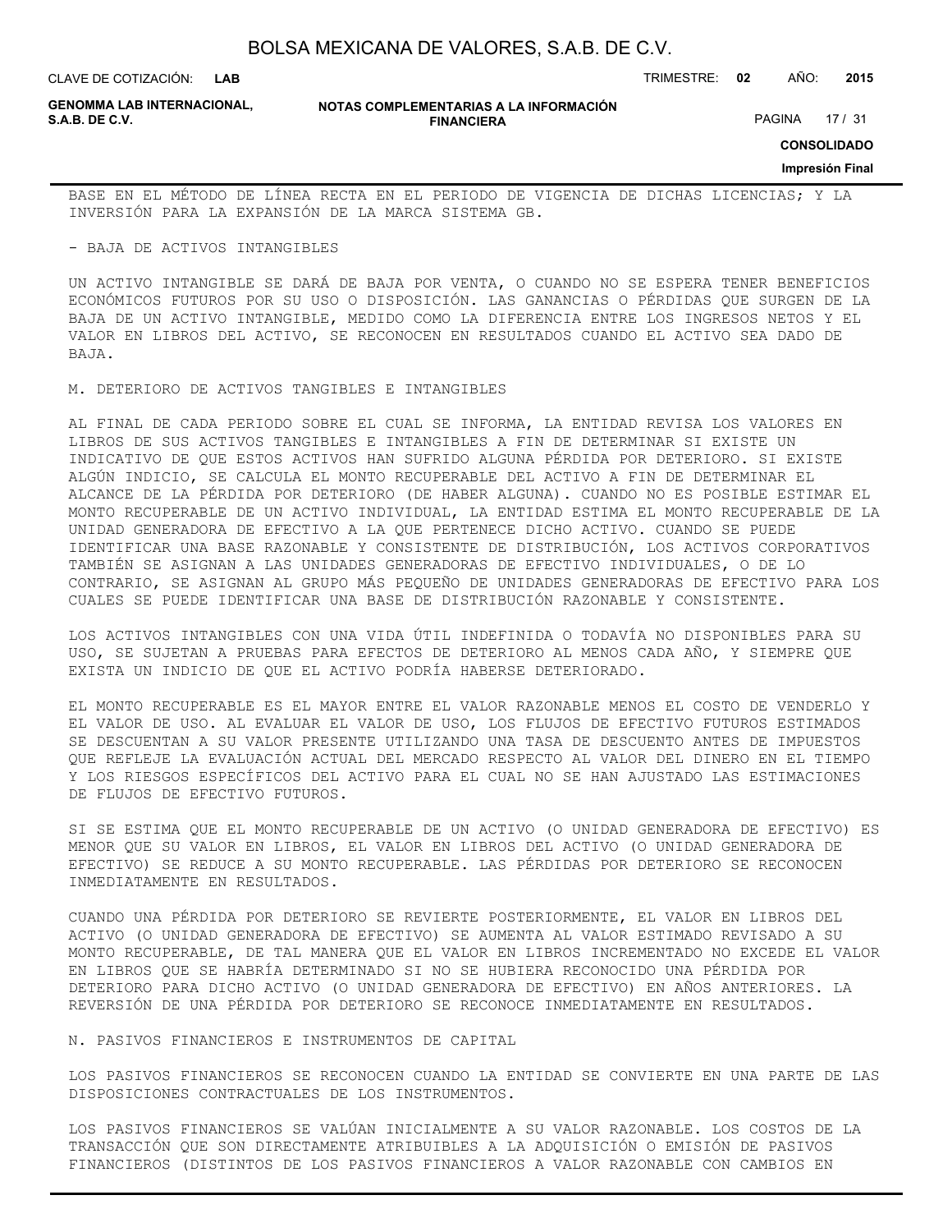BASE EN EL MÉTODO DE LÍNEA RECTA EN EL PERIODO DE VIGENCIA DE DICHAS LICENCIAS; Y LA INVERSIÓN PARA LA EXPANSIÓN DE LA MARCA SISTEMA GB.

- BAJA DE ACTIVOS INTANGIBLES

UN ACTIVO INTANGIBLE SE DARÁ DE BAJA POR VENTA, O CUANDO NO SE ESPERA TENER BENEFICIOS ECONÓMICOS FUTUROS POR SU USO O DISPOSICIÓN. LAS GANANCIAS O PÉRDIDAS QUE SURGEN DE LA BAJA DE UN ACTIVO INTANGIBLE, MEDIDO COMO LA DIFERENCIA ENTRE LOS INGRESOS NETOS Y EL VALOR EN LIBROS DEL ACTIVO, SE RECONOCEN EN RESULTADOS CUANDO EL ACTIVO SEA DADO DE BAJA.

M. DETERIORO DE ACTIVOS TANGIBLES E INTANGIBLES

AL FINAL DE CADA PERIODO SOBRE EL CUAL SE INFORMA, LA ENTIDAD REVISA LOS VALORES EN LIBROS DE SUS ACTIVOS TANGIBLES E INTANGIBLES A FIN DE DETERMINAR SI EXISTE UN INDICATIVO DE QUE ESTOS ACTIVOS HAN SUFRIDO ALGUNA PÉRDIDA POR DETERIORO. SI EXISTE ALGÚN INDICIO, SE CALCULA EL MONTO RECUPERABLE DEL ACTIVO A FIN DE DETERMINAR EL ALCANCE DE LA PÉRDIDA POR DETERIORO (DE HABER ALGUNA). CUANDO NO ES POSIBLE ESTIMAR EL MONTO RECUPERABLE DE UN ACTIVO INDIVIDUAL, LA ENTIDAD ESTIMA EL MONTO RECUPERABLE DE LA UNIDAD GENERADORA DE EFECTIVO A LA QUE PERTENECE DICHO ACTIVO. CUANDO SE PUEDE IDENTIFICAR UNA BASE RAZONABLE Y CONSISTENTE DE DISTRIBUCIÓN, LOS ACTIVOS CORPORATIVOS TAMBIÉN SE ASIGNAN A LAS UNIDADES GENERADORAS DE EFECTIVO INDIVIDUALES, O DE LO CONTRARIO, SE ASIGNAN AL GRUPO MÁS PEQUEÑO DE UNIDADES GENERADORAS DE EFECTIVO PARA LOS CUALES SE PUEDE IDENTIFICAR UNA BASE DE DISTRIBUCIÓN RAZONABLE Y CONSISTENTE.

LOS ACTIVOS INTANGIBLES CON UNA VIDA ÚTIL INDEFINIDA O TODAVÍA NO DISPONIBLES PARA SU USO, SE SUJETAN A PRUEBAS PARA EFECTOS DE DETERIORO AL MENOS CADA AÑO, Y SIEMPRE QUE EXISTA UN INDICIO DE QUE EL ACTIVO PODRÍA HABERSE DETERIORADO.

EL MONTO RECUPERABLE ES EL MAYOR ENTRE EL VALOR RAZONABLE MENOS EL COSTO DE VENDERLO Y EL VALOR DE USO. AL EVALUAR EL VALOR DE USO, LOS FLUJOS DE EFECTIVO FUTUROS ESTIMADOS SE DESCUENTAN A SU VALOR PRESENTE UTILIZANDO UNA TASA DE DESCUENTO ANTES DE IMPUESTOS QUE REFLEJE LA EVALUACIÓN ACTUAL DEL MERCADO RESPECTO AL VALOR DEL DINERO EN EL TIEMPO Y LOS RIESGOS ESPECÍFICOS DEL ACTIVO PARA EL CUAL NO SE HAN AJUSTADO LAS ESTIMACIONES DE FLUJOS DE EFECTIVO FUTUROS.

SI SE ESTIMA QUE EL MONTO RECUPERABLE DE UN ACTIVO (O UNIDAD GENERADORA DE EFECTIVO) ES MENOR QUE SU VALOR EN LIBROS, EL VALOR EN LIBROS DEL ACTIVO (O UNIDAD GENERADORA DE EFECTIVO) SE REDUCE A SU MONTO RECUPERABLE. LAS PÉRDIDAS POR DETERIORO SE RECONOCEN INMEDIATAMENTE EN RESULTADOS.

CUANDO UNA PÉRDIDA POR DETERIORO SE REVIERTE POSTERIORMENTE, EL VALOR EN LIBROS DEL ACTIVO (O UNIDAD GENERADORA DE EFECTIVO) SE AUMENTA AL VALOR ESTIMADO REVISADO A SU MONTO RECUPERABLE, DE TAL MANERA QUE EL VALOR EN LIBROS INCREMENTADO NO EXCEDE EL VALOR EN LIBROS QUE SE HABRÍA DETERMINADO SI NO SE HUBIERA RECONOCIDO UNA PÉRDIDA POR DETERIORO PARA DICHO ACTIVO (O UNIDAD GENERADORA DE EFECTIVO) EN AÑOS ANTERIORES. LA REVERSIÓN DE UNA PÉRDIDA POR DETERIORO SE RECONOCE INMEDIATAMENTE EN RESULTADOS.

N. PASIVOS FINANCIEROS E INSTRUMENTOS DE CAPITAL

LOS PASIVOS FINANCIEROS SE RECONOCEN CUANDO LA ENTIDAD SE CONVIERTE EN UNA PARTE DE LAS DISPOSICIONES CONTRACTUALES DE LOS INSTRUMENTOS.

LOS PASIVOS FINANCIEROS SE VALÚAN INICIALMENTE A SU VALOR RAZONABLE. LOS COSTOS DE LA TRANSACCIÓN QUE SON DIRECTAMENTE ATRIBUIBLES A LA ADQUISICIÓN O EMISIÓN DE PASIVOS FINANCIEROS (DISTINTOS DE LOS PASIVOS FINANCIEROS A VALOR RAZONABLE CON CAMBIOS EN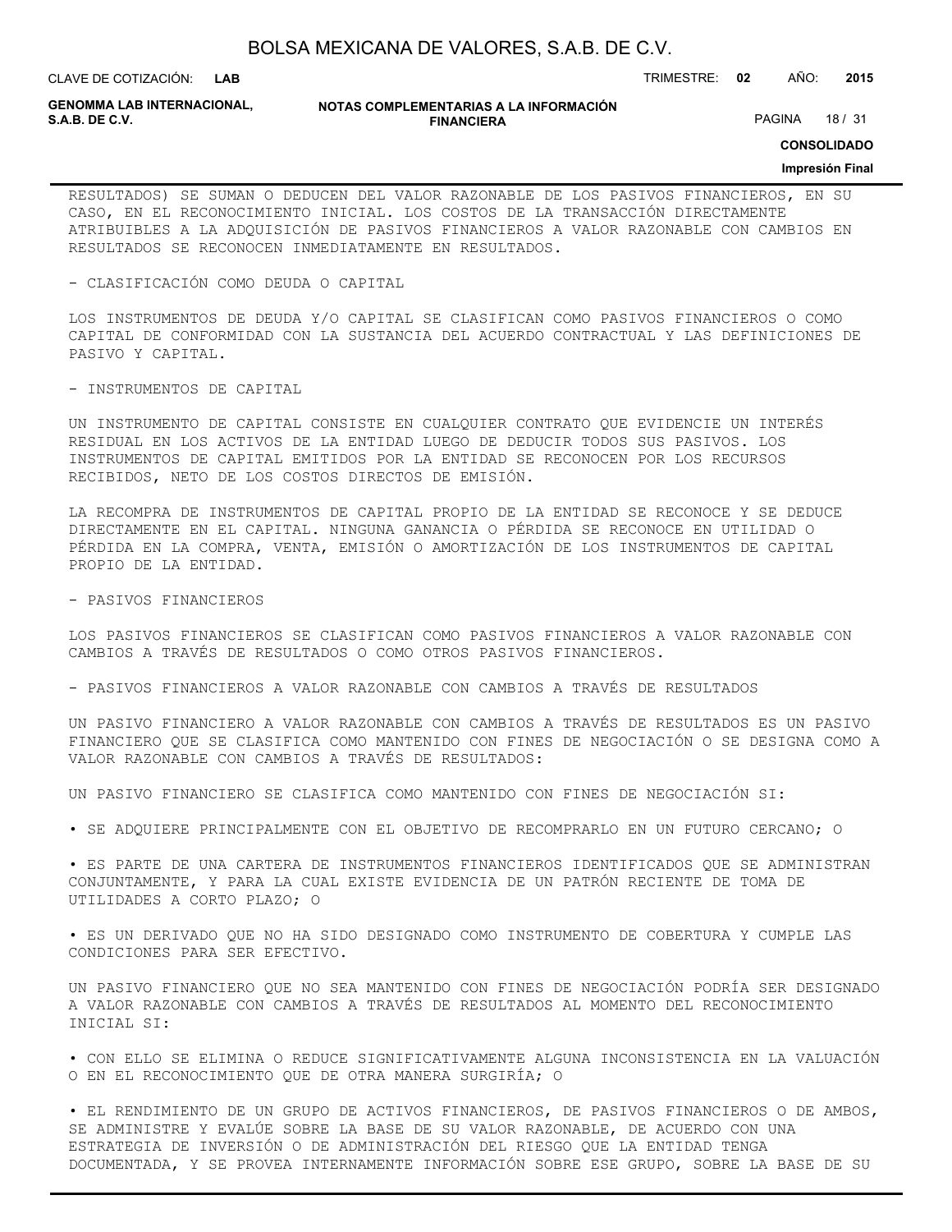RESULTADOS) SE SUMAN O DEDUCEN DEL VALOR RAZONABLE DE LOS PASIVOS FINANCIEROS, EN SU CASO, EN EL RECONOCIMIENTO INICIAL. LOS COSTOS DE LA TRANSACCIÓN DIRECTAMENTE ATRIBUIBLES A LA ADQUISICIÓN DE PASIVOS FINANCIEROS A VALOR RAZONABLE CON CAMBIOS EN RESULTADOS SE RECONOCEN INMEDIATAMENTE EN RESULTADOS.

- CLASIFICACIÓN COMO DEUDA O CAPITAL

LOS INSTRUMENTOS DE DEUDA Y/O CAPITAL SE CLASIFICAN COMO PASIVOS FINANCIEROS O COMO CAPITAL DE CONFORMIDAD CON LA SUSTANCIA DEL ACUERDO CONTRACTUAL Y LAS DEFINICIONES DE PASIVO Y CAPITAL.

- INSTRUMENTOS DE CAPITAL

UN INSTRUMENTO DE CAPITAL CONSISTE EN CUALQUIER CONTRATO QUE EVIDENCIE UN INTERÉS RESIDUAL EN LOS ACTIVOS DE LA ENTIDAD LUEGO DE DEDUCIR TODOS SUS PASIVOS. LOS INSTRUMENTOS DE CAPITAL EMITIDOS POR LA ENTIDAD SE RECONOCEN POR LOS RECURSOS RECIBIDOS, NETO DE LOS COSTOS DIRECTOS DE EMISIÓN.

LA RECOMPRA DE INSTRUMENTOS DE CAPITAL PROPIO DE LA ENTIDAD SE RECONOCE Y SE DEDUCE DIRECTAMENTE EN EL CAPITAL. NINGUNA GANANCIA O PÉRDIDA SE RECONOCE EN UTILIDAD O PÉRDIDA EN LA COMPRA, VENTA, EMISIÓN O AMORTIZACIÓN DE LOS INSTRUMENTOS DE CAPITAL PROPIO DE LA ENTIDAD.

- PASIVOS FINANCIEROS

LOS PASIVOS FINANCIEROS SE CLASIFICAN COMO PASIVOS FINANCIEROS A VALOR RAZONABLE CON CAMBIOS A TRAVÉS DE RESULTADOS O COMO OTROS PASIVOS FINANCIEROS.

- PASIVOS FINANCIEROS A VALOR RAZONABLE CON CAMBIOS A TRAVÉS DE RESULTADOS

UN PASIVO FINANCIERO A VALOR RAZONABLE CON CAMBIOS A TRAVÉS DE RESULTADOS ES UN PASIVO FINANCIERO QUE SE CLASIFICA COMO MANTENIDO CON FINES DE NEGOCIACIÓN O SE DESIGNA COMO A VALOR RAZONABLE CON CAMBIOS A TRAVÉS DE RESULTADOS:

UN PASIVO FINANCIERO SE CLASIFICA COMO MANTENIDO CON FINES DE NEGOCIACIÓN SI:

• SE ADQUIERE PRINCIPALMENTE CON EL OBJETIVO DE RECOMPRARLO EN UN FUTURO CERCANO; O

• ES PARTE DE UNA CARTERA DE INSTRUMENTOS FINANCIEROS IDENTIFICADOS QUE SE ADMINISTRAN CONJUNTAMENTE, Y PARA LA CUAL EXISTE EVIDENCIA DE UN PATRÓN RECIENTE DE TOMA DE UTILIDADES A CORTO PLAZO; O

• ES UN DERIVADO QUE NO HA SIDO DESIGNADO COMO INSTRUMENTO DE COBERTURA Y CUMPLE LAS CONDICIONES PARA SER EFECTIVO.

UN PASIVO FINANCIERO QUE NO SEA MANTENIDO CON FINES DE NEGOCIACIÓN PODRÍA SER DESIGNADO A VALOR RAZONABLE CON CAMBIOS A TRAVÉS DE RESULTADOS AL MOMENTO DEL RECONOCIMIENTO INICIAL SI:

• CON ELLO SE ELIMINA O REDUCE SIGNIFICATIVAMENTE ALGUNA INCONSISTENCIA EN LA VALUACIÓN O EN EL RECONOCIMIENTO QUE DE OTRA MANERA SURGIRÍA; O

• EL RENDIMIENTO DE UN GRUPO DE ACTIVOS FINANCIEROS, DE PASIVOS FINANCIEROS O DE AMBOS, SE ADMINISTRE Y EVALÚE SOBRE LA BASE DE SU VALOR RAZONABLE, DE ACUERDO CON UNA ESTRATEGIA DE INVERSIÓN O DE ADMINISTRACIÓN DEL RIESGO QUE LA ENTIDAD TENGA DOCUMENTADA, Y SE PROVEA INTERNAMENTE INFORMACIÓN SOBRE ESE GRUPO, SOBRE LA BASE DE SU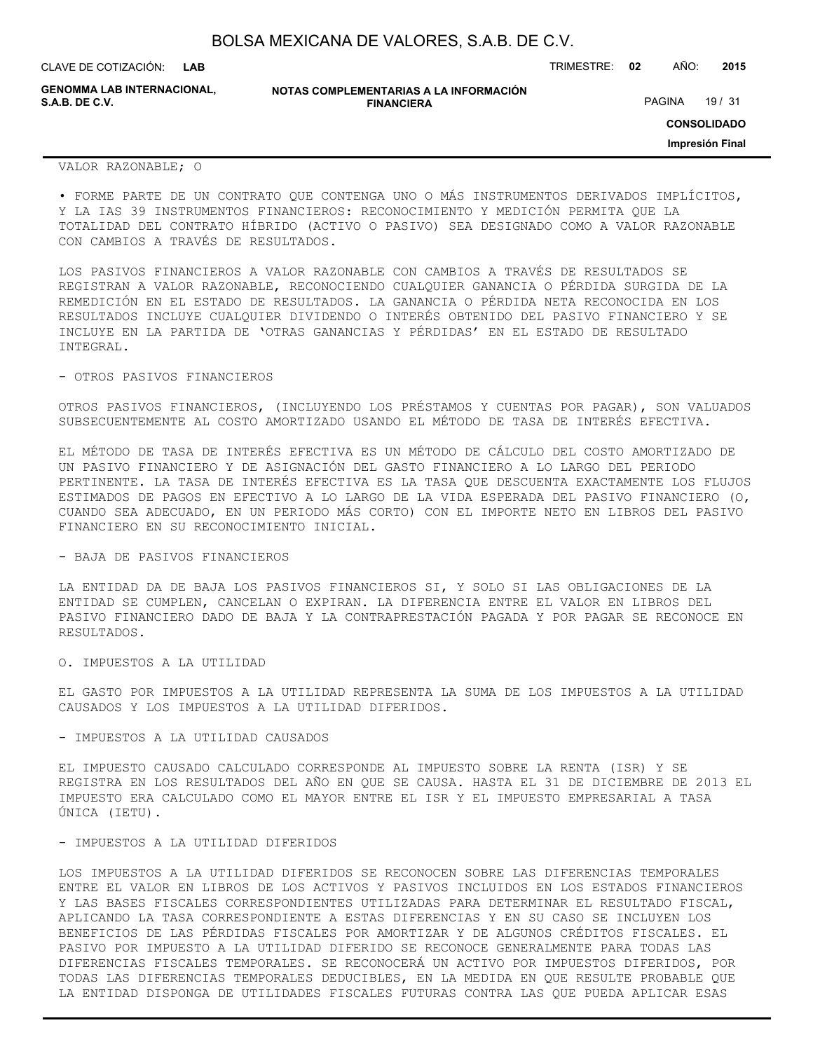VALOR RAZONABLE; O

• FORME PARTE DE UN CONTRATO QUE CONTENGA UNO O MÁS INSTRUMENTOS DERIVADOS IMPLÍCITOS, Y LA IAS 39 INSTRUMENTOS FINANCIEROS: RECONOCIMIENTO Y MEDICIÓN PERMITA QUE LA TOTALIDAD DEL CONTRATO HÍBRIDO (ACTIVO O PASIVO) SEA DESIGNADO COMO A VALOR RAZONABLE CON CAMBIOS A TRAVÉS DE RESULTADOS.

LOS PASIVOS FINANCIEROS A VALOR RAZONABLE CON CAMBIOS A TRAVÉS DE RESULTADOS SE REGISTRAN A VALOR RAZONABLE, RECONOCIENDO CUALQUIER GANANCIA O PÉRDIDA SURGIDA DE LA REMEDICIÓN EN EL ESTADO DE RESULTADOS. LA GANANCIA O PÉRDIDA NETA RECONOCIDA EN LOS RESULTADOS INCLUYE CUALQUIER DIVIDENDO O INTERÉS OBTENIDO DEL PASIVO FINANCIERO Y SE INCLUYE EN LA PARTIDA DE 'OTRAS GANANCIAS Y PÉRDIDAS' EN EL ESTADO DE RESULTADO INTEGRAL.

- OTROS PASIVOS FINANCIEROS

OTROS PASIVOS FINANCIEROS, (INCLUYENDO LOS PRÉSTAMOS Y CUENTAS POR PAGAR), SON VALUADOS SUBSECUENTEMENTE AL COSTO AMORTIZADO USANDO EL MÉTODO DE TASA DE INTERÉS EFECTIVA.

EL MÉTODO DE TASA DE INTERÉS EFECTIVA ES UN MÉTODO DE CÁLCULO DEL COSTO AMORTIZADO DE UN PASIVO FINANCIERO Y DE ASIGNACIÓN DEL GASTO FINANCIERO A LO LARGO DEL PERIODO PERTINENTE. LA TASA DE INTERÉS EFECTIVA ES LA TASA QUE DESCUENTA EXACTAMENTE LOS FLUJOS ESTIMADOS DE PAGOS EN EFECTIVO A LO LARGO DE LA VIDA ESPERADA DEL PASIVO FINANCIERO (O, CUANDO SEA ADECUADO, EN UN PERIODO MÁS CORTO) CON EL IMPORTE NETO EN LIBROS DEL PASIVO FINANCIERO EN SU RECONOCIMIENTO INICIAL.

- BAJA DE PASIVOS FINANCIEROS

LA ENTIDAD DA DE BAJA LOS PASIVOS FINANCIEROS SI, Y SOLO SI LAS OBLIGACIONES DE LA ENTIDAD SE CUMPLEN, CANCELAN O EXPIRAN. LA DIFERENCIA ENTRE EL VALOR EN LIBROS DEL PASIVO FINANCIERO DADO DE BAJA Y LA CONTRAPRESTACIÓN PAGADA Y POR PAGAR SE RECONOCE EN RESULTADOS.

O. IMPUESTOS A LA UTILIDAD

EL GASTO POR IMPUESTOS A LA UTILIDAD REPRESENTA LA SUMA DE LOS IMPUESTOS A LA UTILIDAD CAUSADOS Y LOS IMPUESTOS A LA UTILIDAD DIFERIDOS.

- IMPUESTOS A LA UTILIDAD CAUSADOS

EL IMPUESTO CAUSADO CALCULADO CORRESPONDE AL IMPUESTO SOBRE LA RENTA (ISR) Y SE REGISTRA EN LOS RESULTADOS DEL AÑO EN QUE SE CAUSA. HASTA EL 31 DE DICIEMBRE DE 2013 EL IMPUESTO ERA CALCULADO COMO EL MAYOR ENTRE EL ISR Y EL IMPUESTO EMPRESARIAL A TASA ÚNICA (IETU).

- IMPUESTOS A LA UTILIDAD DIFERIDOS

LOS IMPUESTOS A LA UTILIDAD DIFERIDOS SE RECONOCEN SOBRE LAS DIFERENCIAS TEMPORALES ENTRE EL VALOR EN LIBROS DE LOS ACTIVOS Y PASIVOS INCLUIDOS EN LOS ESTADOS FINANCIEROS Y LAS BASES FISCALES CORRESPONDIENTES UTILIZADAS PARA DETERMINAR EL RESULTADO FISCAL, APLICANDO LA TASA CORRESPONDIENTE A ESTAS DIFERENCIAS Y EN SU CASO SE INCLUYEN LOS BENEFICIOS DE LAS PÉRDIDAS FISCALES POR AMORTIZAR Y DE ALGUNOS CRÉDITOS FISCALES. EL PASIVO POR IMPUESTO A LA UTILIDAD DIFERIDO SE RECONOCE GENERALMENTE PARA TODAS LAS DIFERENCIAS FISCALES TEMPORALES. SE RECONOCERÁ UN ACTIVO POR IMPUESTOS DIFERIDOS, POR TODAS LAS DIFERENCIAS TEMPORALES DEDUCIBLES, EN LA MEDIDA EN QUE RESULTE PROBABLE QUE LA ENTIDAD DISPONGA DE UTILIDADES FISCALES FUTURAS CONTRA LAS QUE PUEDA APLICAR ESAS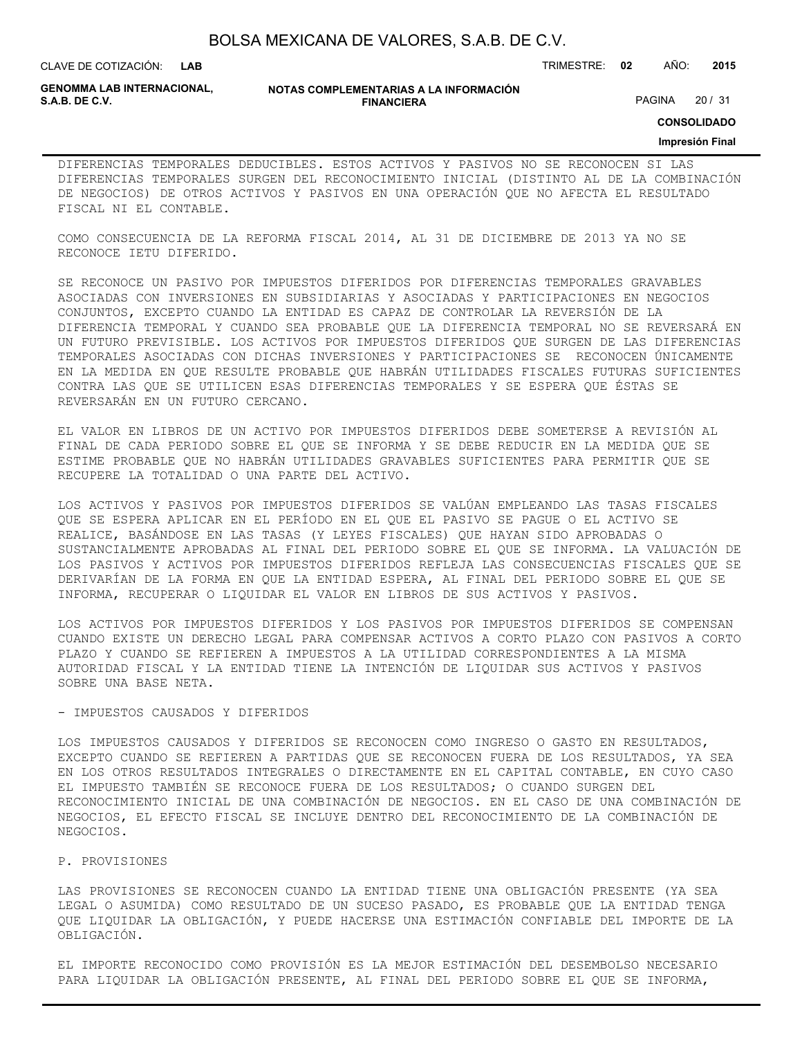DIFERENCIAS TEMPORALES DEDUCIBLES. ESTOS ACTIVOS Y PASIVOS NO SE RECONOCEN SI LAS DIFERENCIAS TEMPORALES SURGEN DEL RECONOCIMIENTO INICIAL (DISTINTO AL DE LA COMBINACIÓN DE NEGOCIOS) DE OTROS ACTIVOS Y PASIVOS EN UNA OPERACIÓN QUE NO AFECTA EL RESULTADO FISCAL NI EL CONTABLE.

COMO CONSECUENCIA DE LA REFORMA FISCAL 2014, AL 31 DE DICIEMBRE DE 2013 YA NO SE RECONOCE IETU DIFERIDO.

SE RECONOCE UN PASIVO POR IMPUESTOS DIFERIDOS POR DIFERENCIAS TEMPORALES GRAVABLES ASOCIADAS CON INVERSIONES EN SUBSIDIARIAS Y ASOCIADAS Y PARTICIPACIONES EN NEGOCIOS CONJUNTOS, EXCEPTO CUANDO LA ENTIDAD ES CAPAZ DE CONTROLAR LA REVERSIÓN DE LA DIFERENCIA TEMPORAL Y CUANDO SEA PROBABLE QUE LA DIFERENCIA TEMPORAL NO SE REVERSARÁ EN UN FUTURO PREVISIBLE. LOS ACTIVOS POR IMPUESTOS DIFERIDOS QUE SURGEN DE LAS DIFERENCIAS TEMPORALES ASOCIADAS CON DICHAS INVERSIONES Y PARTICIPACIONES SE RECONOCEN ÚNICAMENTE EN LA MEDIDA EN QUE RESULTE PROBABLE QUE HABRÁN UTILIDADES FISCALES FUTURAS SUFICIENTES CONTRA LAS QUE SE UTILICEN ESAS DIFERENCIAS TEMPORALES Y SE ESPERA QUE ÉSTAS SE REVERSARÁN EN UN FUTURO CERCANO.

EL VALOR EN LIBROS DE UN ACTIVO POR IMPUESTOS DIFERIDOS DEBE SOMETERSE A REVISIÓN AL FINAL DE CADA PERIODO SOBRE EL QUE SE INFORMA Y SE DEBE REDUCIR EN LA MEDIDA QUE SE ESTIME PROBABLE QUE NO HABRÁN UTILIDADES GRAVABLES SUFICIENTES PARA PERMITIR QUE SE RECUPERE LA TOTALIDAD O UNA PARTE DEL ACTIVO.

LOS ACTIVOS Y PASIVOS POR IMPUESTOS DIFERIDOS SE VALÚAN EMPLEANDO LAS TASAS FISCALES QUE SE ESPERA APLICAR EN EL PERÍODO EN EL QUE EL PASIVO SE PAGUE O EL ACTIVO SE REALICE, BASÁNDOSE EN LAS TASAS (Y LEYES FISCALES) QUE HAYAN SIDO APROBADAS O SUSTANCIALMENTE APROBADAS AL FINAL DEL PERIODO SOBRE EL QUE SE INFORMA. LA VALUACIÓN DE LOS PASIVOS Y ACTIVOS POR IMPUESTOS DIFERIDOS REFLEJA LAS CONSECUENCIAS FISCALES QUE SE DERIVARÍAN DE LA FORMA EN QUE LA ENTIDAD ESPERA, AL FINAL DEL PERIODO SOBRE EL QUE SE INFORMA, RECUPERAR O LIQUIDAR EL VALOR EN LIBROS DE SUS ACTIVOS Y PASIVOS.

LOS ACTIVOS POR IMPUESTOS DIFERIDOS Y LOS PASIVOS POR IMPUESTOS DIFERIDOS SE COMPENSAN CUANDO EXISTE UN DERECHO LEGAL PARA COMPENSAR ACTIVOS A CORTO PLAZO CON PASIVOS A CORTO PLAZO Y CUANDO SE REFIEREN A IMPUESTOS A LA UTILIDAD CORRESPONDIENTES A LA MISMA AUTORIDAD FISCAL Y LA ENTIDAD TIENE LA INTENCIÓN DE LIQUIDAR SUS ACTIVOS Y PASIVOS SOBRE UNA BASE NETA.

- IMPUESTOS CAUSADOS Y DIFERIDOS

LOS IMPUESTOS CAUSADOS Y DIFERIDOS SE RECONOCEN COMO INGRESO O GASTO EN RESULTADOS, EXCEPTO CUANDO SE REFIEREN A PARTIDAS QUE SE RECONOCEN FUERA DE LOS RESULTADOS, YA SEA EN LOS OTROS RESULTADOS INTEGRALES O DIRECTAMENTE EN EL CAPITAL CONTABLE, EN CUYO CASO EL IMPUESTO TAMBIÉN SE RECONOCE FUERA DE LOS RESULTADOS; O CUANDO SURGEN DEL RECONOCIMIENTO INICIAL DE UNA COMBINACIÓN DE NEGOCIOS. EN EL CASO DE UNA COMBINACIÓN DE NEGOCIOS, EL EFECTO FISCAL SE INCLUYE DENTRO DEL RECONOCIMIENTO DE LA COMBINACIÓN DE NEGOCIOS.

P. PROVISIONES

LAS PROVISIONES SE RECONOCEN CUANDO LA ENTIDAD TIENE UNA OBLIGACIÓN PRESENTE (YA SEA LEGAL O ASUMIDA) COMO RESULTADO DE UN SUCESO PASADO, ES PROBABLE QUE LA ENTIDAD TENGA QUE LIQUIDAR LA OBLIGACIÓN, Y PUEDE HACERSE UNA ESTIMACIÓN CONFIABLE DEL IMPORTE DE LA OBLIGACIÓN.

EL IMPORTE RECONOCIDO COMO PROVISIÓN ES LA MEJOR ESTIMACIÓN DEL DESEMBOLSO NECESARIO PARA LIQUIDAR LA OBLIGACIÓN PRESENTE, AL FINAL DEL PERIODO SOBRE EL QUE SE INFORMA,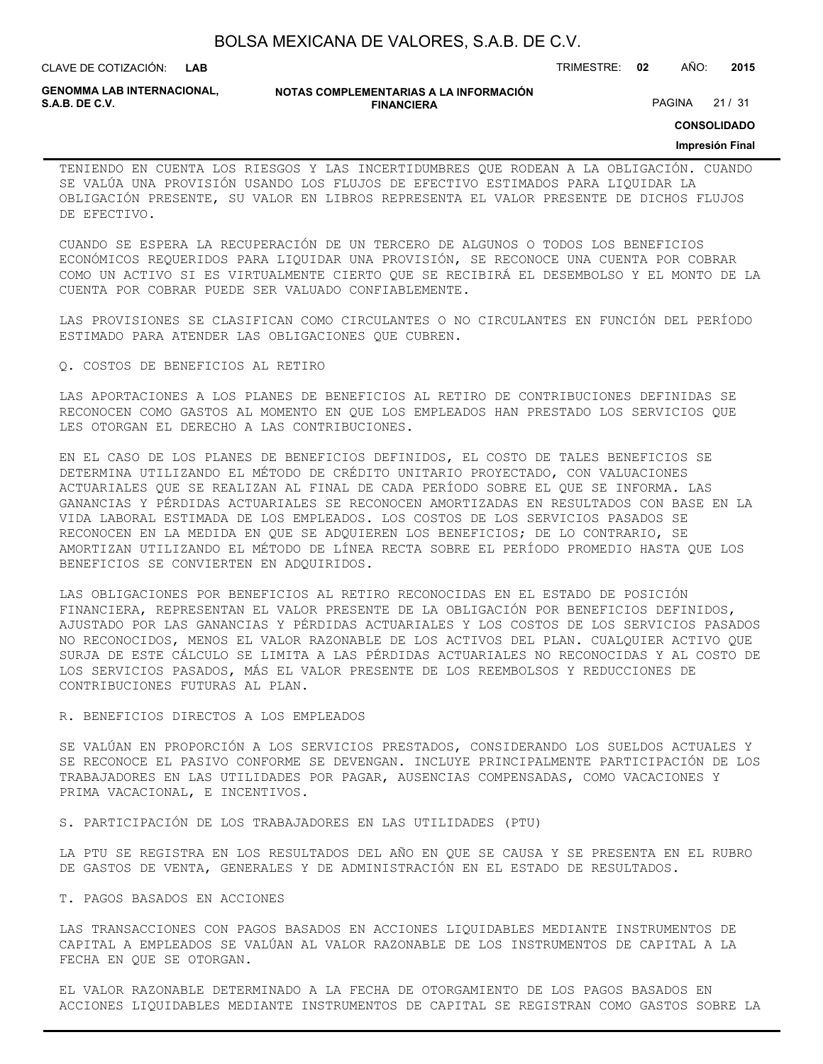TENIENDO EN CUENTA LOS RIESGOS Y LAS INCERTIDUMBRES QUE RODEAN A LA OBLIGACIÓN. CUANDO SE VALÚA UNA PROVISIÓN USANDO LOS FLUJOS DE EFECTIVO ESTIMADOS PARA LIQUIDAR LA OBLIGACIÓN PRESENTE, SU VALOR EN LIBROS REPRESENTA EL VALOR PRESENTE DE DICHOS FLUJOS DE EFECTIVO.

CUANDO SE ESPERA LA RECUPERACIÓN DE UN TERCERO DE ALGUNOS O TODOS LOS BENEFICIOS ECONÓMICOS REQUERIDOS PARA LIQUIDAR UNA PROVISIÓN, SE RECONOCE UNA CUENTA POR COBRAR COMO UN ACTIVO SI ES VIRTUALMENTE CIERTO QUE SE RECIBIRÁ EL DESEMBOLSO Y EL MONTO DE LA CUENTA POR COBRAR PUEDE SER VALUADO CONFIABLEMENTE.

LAS PROVISIONES SE CLASIFICAN COMO CIRCULANTES O NO CIRCULANTES EN FUNCIÓN DEL PERÍODO ESTIMADO PARA ATENDER LAS OBLIGACIONES QUE CUBREN.

Q. COSTOS DE BENEFICIOS AL RETIRO

LAS APORTACIONES A LOS PLANES DE BENEFICIOS AL RETIRO DE CONTRIBUCIONES DEFINIDAS SE RECONOCEN COMO GASTOS AL MOMENTO EN QUE LOS EMPLEADOS HAN PRESTADO LOS SERVICIOS QUE LES OTORGAN EL DERECHO A LAS CONTRIBUCIONES.

EN EL CASO DE LOS PLANES DE BENEFICIOS DEFINIDOS, EL COSTO DE TALES BENEFICIOS SE DETERMINA UTILIZANDO EL MÉTODO DE CRÉDITO UNITARIO PROYECTADO, CON VALUACIONES ACTUARIALES QUE SE REALIZAN AL FINAL DE CADA PERÍODO SOBRE EL QUE SE INFORMA. LAS GANANCIAS Y PÉRDIDAS ACTUARIALES SE RECONOCEN AMORTIZADAS EN RESULTADOS CON BASE EN LA VIDA LABORAL ESTIMADA DE LOS EMPLEADOS. LOS COSTOS DE LOS SERVICIOS PASADOS SE RECONOCEN EN LA MEDIDA EN QUE SE ADQUIEREN LOS BENEFICIOS; DE LO CONTRARIO, SE AMORTIZAN UTILIZANDO EL MÉTODO DE LÍNEA RECTA SOBRE EL PERÍODO PROMEDIO HASTA QUE LOS BENEFICIOS SE CONVIERTEN EN ADQUIRIDOS.

LAS OBLIGACIONES POR BENEFICIOS AL RETIRO RECONOCIDAS EN EL ESTADO DE POSICIÓN FINANCIERA, REPRESENTAN EL VALOR PRESENTE DE LA OBLIGACIÓN POR BENEFICIOS DEFINIDOS, AJUSTADO POR LAS GANANCIAS Y PÉRDIDAS ACTUARIALES Y LOS COSTOS DE LOS SERVICIOS PASADOS NO RECONOCIDOS, MENOS EL VALOR RAZONABLE DE LOS ACTIVOS DEL PLAN. CUALQUIER ACTIVO QUE SURJA DE ESTE CÁLCULO SE LIMITA A LAS PÉRDIDAS ACTUARIALES NO RECONOCIDAS Y AL COSTO DE LOS SERVICIOS PASADOS, MÁS EL VALOR PRESENTE DE LOS REEMBOLSOS Y REDUCCIONES DE CONTRIBUCIONES FUTURAS AL PLAN.

R. BENEFICIOS DIRECTOS A LOS EMPLEADOS

SE VALÚAN EN PROPORCIÓN A LOS SERVICIOS PRESTADOS, CONSIDERANDO LOS SUELDOS ACTUALES Y SE RECONOCE EL PASIVO CONFORME SE DEVENGAN. INCLUYE PRINCIPALMENTE PARTICIPACIÓN DE LOS TRABAJADORES EN LAS UTILIDADES POR PAGAR, AUSENCIAS COMPENSADAS, COMO VACACIONES Y PRIMA VACACIONAL, E INCENTIVOS.

S. PARTICIPACIÓN DE LOS TRABAJADORES EN LAS UTILIDADES (PTU)

LA PTU SE REGISTRA EN LOS RESULTADOS DEL AÑO EN QUE SE CAUSA Y SE PRESENTA EN EL RUBRO DE GASTOS DE VENTA, GENERALES Y DE ADMINISTRACIÓN EN EL ESTADO DE RESULTADOS.

T. PAGOS BASADOS EN ACCIONES

LAS TRANSACCIONES CON PAGOS BASADOS EN ACCIONES LIQUIDABLES MEDIANTE INSTRUMENTOS DE CAPITAL A EMPLEADOS SE VALÚAN AL VALOR RAZONABLE DE LOS INSTRUMENTOS DE CAPITAL A LA FECHA EN QUE SE OTORGAN.

EL VALOR RAZONABLE DETERMINADO A LA FECHA DE OTORGAMIENTO DE LOS PAGOS BASADOS EN ACCIONES LIQUIDABLES MEDIANTE INSTRUMENTOS DE CAPITAL SE REGISTRAN COMO GASTOS SOBRE LA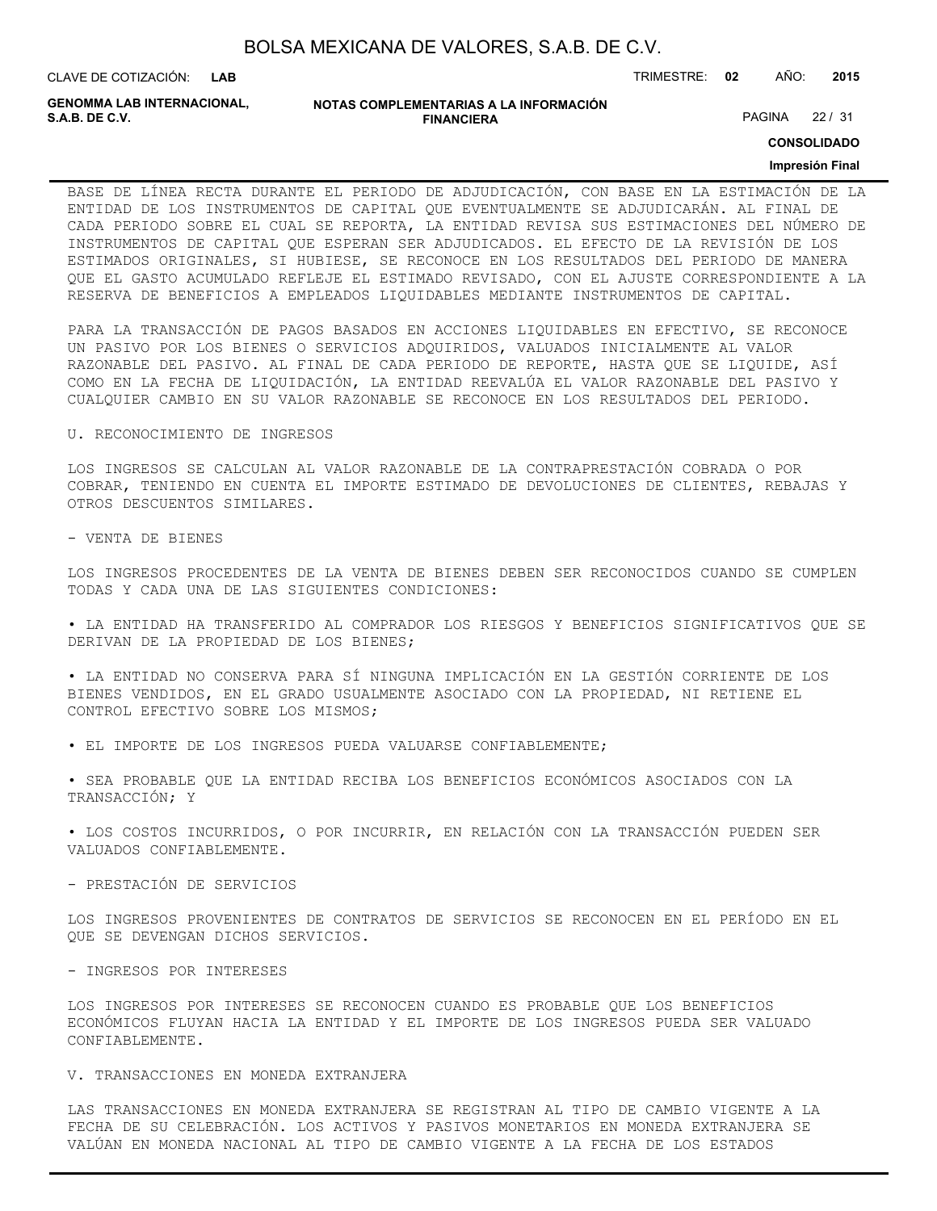BASE DE LÍNEA RECTA DURANTE EL PERIODO DE ADJUDICACIÓN, CON BASE EN LA ESTIMACIÓN DE LA ENTIDAD DE LOS INSTRUMENTOS DE CAPITAL QUE EVENTUALMENTE SE ADJUDICARÁN. AL FINAL DE CADA PERIODO SOBRE EL CUAL SE REPORTA, LA ENTIDAD REVISA SUS ESTIMACIONES DEL NÚMERO DE INSTRUMENTOS DE CAPITAL QUE ESPERAN SER ADJUDICADOS. EL EFECTO DE LA REVISIÓN DE LOS ESTIMADOS ORIGINALES, SI HUBIESE, SE RECONOCE EN LOS RESULTADOS DEL PERIODO DE MANERA QUE EL GASTO ACUMULADO REFLEJE EL ESTIMADO REVISADO, CON EL AJUSTE CORRESPONDIENTE A LA RESERVA DE BENEFICIOS A EMPLEADOS LIQUIDABLES MEDIANTE INSTRUMENTOS DE CAPITAL.

PARA LA TRANSACCIÓN DE PAGOS BASADOS EN ACCIONES LIQUIDABLES EN EFECTIVO, SE RECONOCE UN PASIVO POR LOS BIENES O SERVICIOS ADQUIRIDOS, VALUADOS INICIALMENTE AL VALOR RAZONABLE DEL PASIVO. AL FINAL DE CADA PERIODO DE REPORTE, HASTA QUE SE LIQUIDE, ASÍ COMO EN LA FECHA DE LIQUIDACIÓN, LA ENTIDAD REEVALÚA EL VALOR RAZONABLE DEL PASIVO Y CUALQUIER CAMBIO EN SU VALOR RAZONABLE SE RECONOCE EN LOS RESULTADOS DEL PERIODO.

U. RECONOCIMIENTO DE INGRESOS

LOS INGRESOS SE CALCULAN AL VALOR RAZONABLE DE LA CONTRAPRESTACIÓN COBRADA O POR COBRAR, TENIENDO EN CUENTA EL IMPORTE ESTIMADO DE DEVOLUCIONES DE CLIENTES, REBAJAS Y OTROS DESCUENTOS SIMILARES.

- VENTA DE BIENES

LOS INGRESOS PROCEDENTES DE LA VENTA DE BIENES DEBEN SER RECONOCIDOS CUANDO SE CUMPLEN TODAS Y CADA UNA DE LAS SIGUIENTES CONDICIONES:

• LA ENTIDAD HA TRANSFERIDO AL COMPRADOR LOS RIESGOS Y BENEFICIOS SIGNIFICATIVOS QUE SE DERIVAN DE LA PROPIEDAD DE LOS BIENES;

• LA ENTIDAD NO CONSERVA PARA SÍ NINGUNA IMPLICACIÓN EN LA GESTIÓN CORRIENTE DE LOS BIENES VENDIDOS, EN EL GRADO USUALMENTE ASOCIADO CON LA PROPIEDAD, NI RETIENE EL CONTROL EFECTIVO SOBRE LOS MISMOS;

• EL IMPORTE DE LOS INGRESOS PUEDA VALUARSE CONFIABLEMENTE;

• SEA PROBABLE QUE LA ENTIDAD RECIBA LOS BENEFICIOS ECONÓMICOS ASOCIADOS CON LA TRANSACCIÓN; Y

• LOS COSTOS INCURRIDOS, O POR INCURRIR, EN RELACIÓN CON LA TRANSACCIÓN PUEDEN SER VALUADOS CONFIABLEMENTE.

- PRESTACIÓN DE SERVICIOS

LOS INGRESOS PROVENIENTES DE CONTRATOS DE SERVICIOS SE RECONOCEN EN EL PERÍODO EN EL QUE SE DEVENGAN DICHOS SERVICIOS.

- INGRESOS POR INTERESES

LOS INGRESOS POR INTERESES SE RECONOCEN CUANDO ES PROBABLE QUE LOS BENEFICIOS ECONÓMICOS FLUYAN HACIA LA ENTIDAD Y EL IMPORTE DE LOS INGRESOS PUEDA SER VALUADO CONFIABLEMENTE.

V. TRANSACCIONES EN MONEDA EXTRANJERA

LAS TRANSACCIONES EN MONEDA EXTRANJERA SE REGISTRAN AL TIPO DE CAMBIO VIGENTE A LA FECHA DE SU CELEBRACIÓN. LOS ACTIVOS Y PASIVOS MONETARIOS EN MONEDA EXTRANJERA SE VALÚAN EN MONEDA NACIONAL AL TIPO DE CAMBIO VIGENTE A LA FECHA DE LOS ESTADOS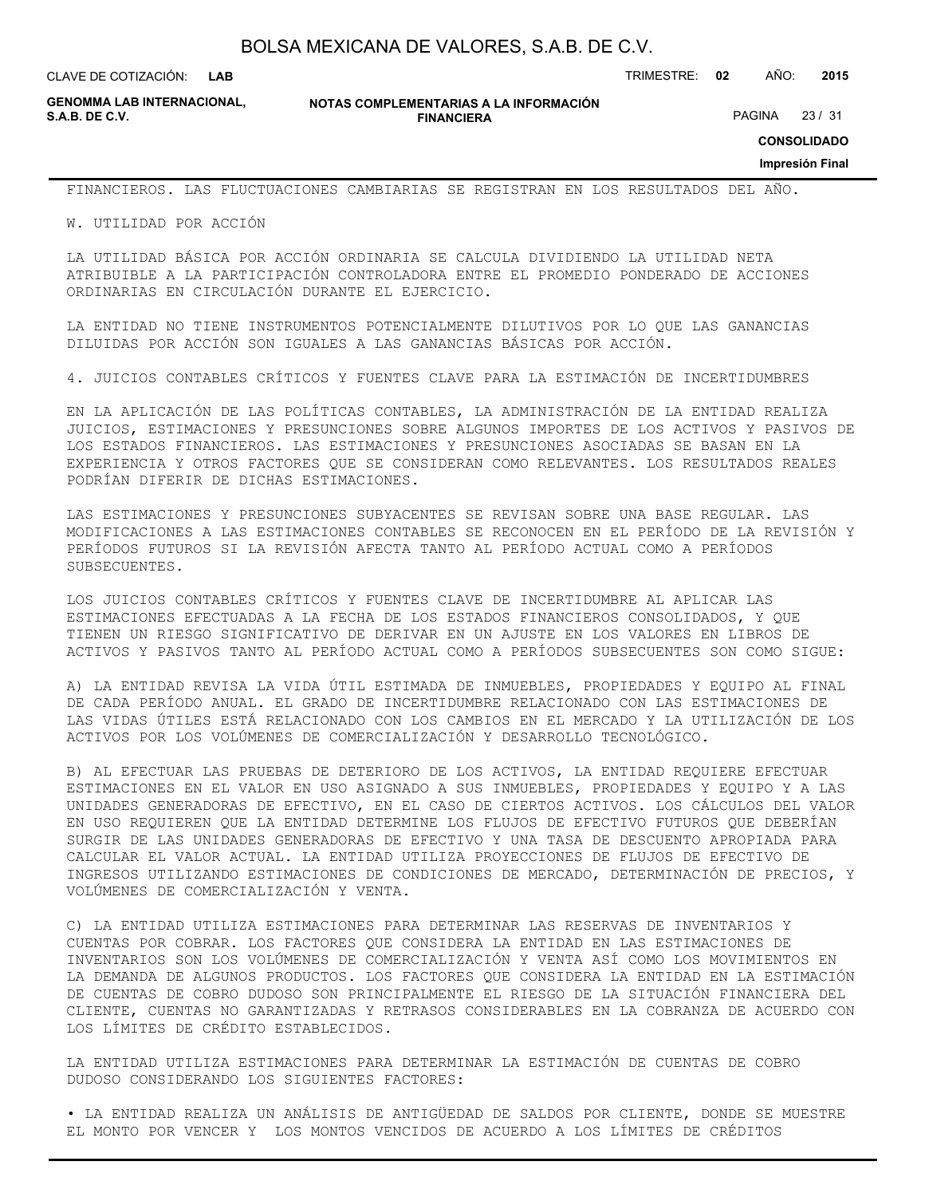FINANCIEROS. LAS FLUCTUACIONES CAMBIARIAS SE REGISTRAN EN LOS RESULTADOS DEL AÑO.

W. UTILIDAD POR ACCIÓN

LA UTILIDAD BÁSICA POR ACCIÓN ORDINARIA SE CALCULA DIVIDIENDO LA UTILIDAD NETA ATRIBUIBLE A LA PARTICIPACIÓN CONTROLADORA ENTRE EL PROMEDIO PONDERADO DE ACCIONES ORDINARIAS EN CIRCULACIÓN DURANTE EL EJERCICIO.

LA ENTIDAD NO TIENE INSTRUMENTOS POTENCIALMENTE DILUTIVOS POR LO QUE LAS GANANCIAS DILUIDAS POR ACCIÓN SON IGUALES A LAS GANANCIAS BÁSICAS POR ACCIÓN.

4. JUICIOS CONTABLES CRÍTICOS Y FUENTES CLAVE PARA LA ESTIMACIÓN DE INCERTIDUMBRES

EN LA APLICACIÓN DE LAS POLÍTICAS CONTABLES, LA ADMINISTRACIÓN DE LA ENTIDAD REALIZA JUICIOS, ESTIMACIONES Y PRESUNCIONES SOBRE ALGUNOS IMPORTES DE LOS ACTIVOS Y PASIVOS DE LOS ESTADOS FINANCIEROS. LAS ESTIMACIONES Y PRESUNCIONES ASOCIADAS SE BASAN EN LA EXPERIENCIA Y OTROS FACTORES QUE SE CONSIDERAN COMO RELEVANTES. LOS RESULTADOS REALES PODRÍAN DIFERIR DE DICHAS ESTIMACIONES.

LAS ESTIMACIONES Y PRESUNCIONES SUBYACENTES SE REVISAN SOBRE UNA BASE REGULAR. LAS MODIFICACIONES A LAS ESTIMACIONES CONTABLES SE RECONOCEN EN EL PERÍODO DE LA REVISIÓN Y PERÍODOS FUTUROS SI LA REVISIÓN AFECTA TANTO AL PERÍODO ACTUAL COMO A PERÍODOS SUBSECUENTES.

LOS JUICIOS CONTABLES CRÍTICOS Y FUENTES CLAVE DE INCERTIDUMBRE AL APLICAR LAS ESTIMACIONES EFECTUADAS A LA FECHA DE LOS ESTADOS FINANCIEROS CONSOLIDADOS, Y QUE TIENEN UN RIESGO SIGNIFICATIVO DE DERIVAR EN UN AJUSTE EN LOS VALORES EN LIBROS DE ACTIVOS Y PASIVOS TANTO AL PERÍODO ACTUAL COMO A PERÍODOS SUBSECUENTES SON COMO SIGUE:

A) LA ENTIDAD REVISA LA VIDA ÚTIL ESTIMADA DE INMUEBLES, PROPIEDADES Y EQUIPO AL FINAL DE CADA PERÍODO ANUAL. EL GRADO DE INCERTIDUMBRE RELACIONADO CON LAS ESTIMACIONES DE LAS VIDAS ÚTILES ESTÁ RELACIONADO CON LOS CAMBIOS EN EL MERCADO Y LA UTILIZACIÓN DE LOS ACTIVOS POR LOS VOLÚMENES DE COMERCIALIZACIÓN Y DESARROLLO TECNOLÓGICO.

B) AL EFECTUAR LAS PRUEBAS DE DETERIORO DE LOS ACTIVOS, LA ENTIDAD REQUIERE EFECTUAR ESTIMACIONES EN EL VALOR EN USO ASIGNADO A SUS INMUEBLES, PROPIEDADES Y EQUIPO Y A LAS UNIDADES GENERADORAS DE EFECTIVO, EN EL CASO DE CIERTOS ACTIVOS. LOS CÁLCULOS DEL VALOR EN USO REQUIEREN QUE LA ENTIDAD DETERMINE LOS FLUJOS DE EFECTIVO FUTUROS QUE DEBERÍAN SURGIR DE LAS UNIDADES GENERADORAS DE EFECTIVO Y UNA TASA DE DESCUENTO APROPIADA PARA CALCULAR EL VALOR ACTUAL. LA ENTIDAD UTILIZA PROYECCIONES DE FLUJOS DE EFECTIVO DE INGRESOS UTILIZANDO ESTIMACIONES DE CONDICIONES DE MERCADO, DETERMINACIÓN DE PRECIOS, Y VOLÚMENES DE COMERCIALIZACIÓN Y VENTA.

C) LA ENTIDAD UTILIZA ESTIMACIONES PARA DETERMINAR LAS RESERVAS DE INVENTARIOS Y CUENTAS POR COBRAR. LOS FACTORES QUE CONSIDERA LA ENTIDAD EN LAS ESTIMACIONES DE INVENTARIOS SON LOS VOLÚMENES DE COMERCIALIZACIÓN Y VENTA ASÍ COMO LOS MOVIMIENTOS EN LA DEMANDA DE ALGUNOS PRODUCTOS. LOS FACTORES QUE CONSIDERA LA ENTIDAD EN LA ESTIMACIÓN DE CUENTAS DE COBRO DUDOSO SON PRINCIPALMENTE EL RIESGO DE LA SITUACIÓN FINANCIERA DEL CLIENTE, CUENTAS NO GARANTIZADAS Y RETRASOS CONSIDERABLES EN LA COBRANZA DE ACUERDO CON LOS LÍMITES DE CRÉDITO ESTABLECIDOS.

LA ENTIDAD UTILIZA ESTIMACIONES PARA DETERMINAR LA ESTIMACIÓN DE CUENTAS DE COBRO DUDOSO CONSIDERANDO LOS SIGUIENTES FACTORES:

• LA ENTIDAD REALIZA UN ANÁLISIS DE ANTIGÜEDAD DE SALDOS POR CLIENTE, DONDE SE MUESTRE EL MONTO POR VENCER Y LOS MONTOS VENCIDOS DE ACUERDO A LOS LÍMITES DE CRÉDITOS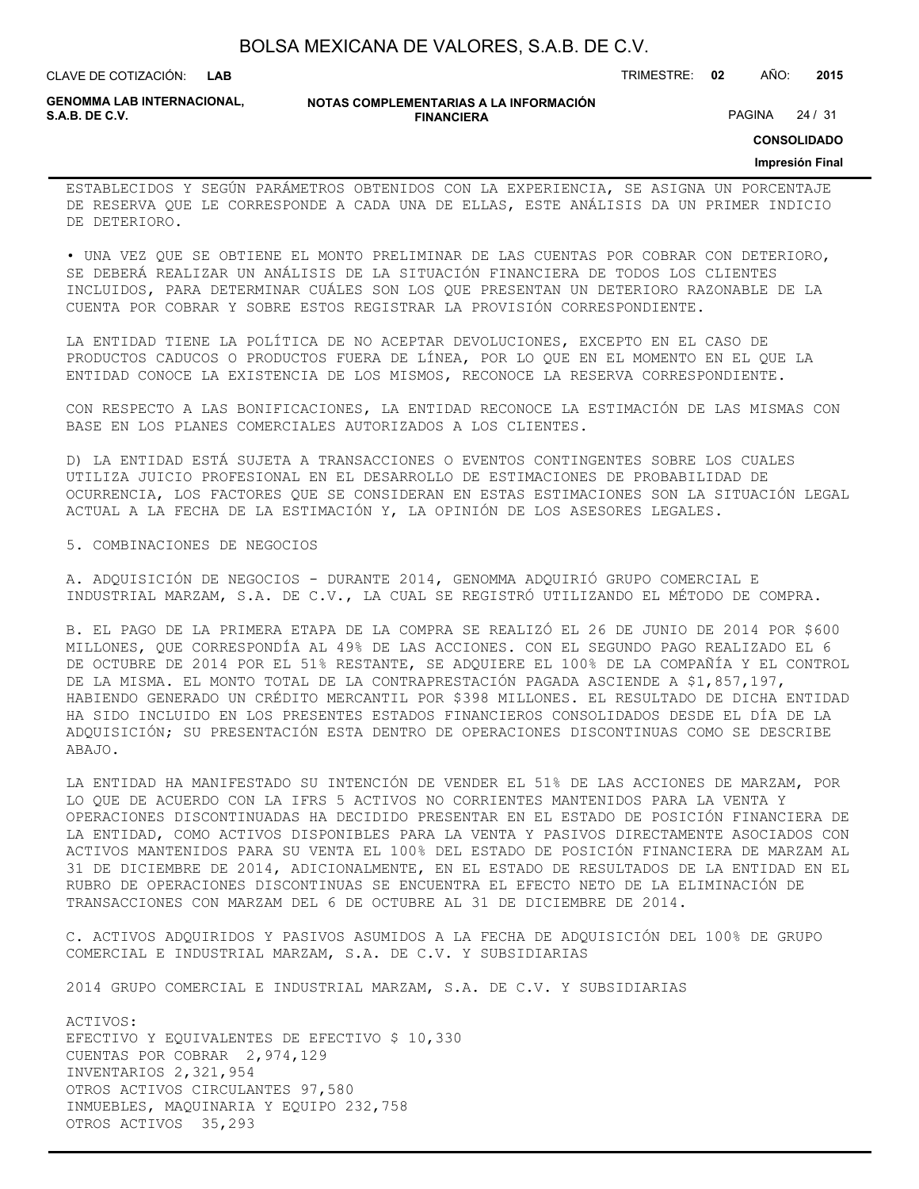ESTABLECIDOS Y SEGÚN PARÁMETROS OBTENIDOS CON LA EXPERIENCIA, SE ASIGNA UN PORCENTAJE DE RESERVA QUE LE CORRESPONDE A CADA UNA DE ELLAS, ESTE ANÁLISIS DA UN PRIMER INDICIO DE DETERIORO.

• UNA VEZ QUE SE OBTIENE EL MONTO PRELIMINAR DE LAS CUENTAS POR COBRAR CON DETERIORO, SE DEBERÁ REALIZAR UN ANÁLISIS DE LA SITUACIÓN FINANCIERA DE TODOS LOS CLIENTES INCLUIDOS, PARA DETERMINAR CUÁLES SON LOS QUE PRESENTAN UN DETERIORO RAZONABLE DE LA CUENTA POR COBRAR Y SOBRE ESTOS REGISTRAR LA PROVISIÓN CORRESPONDIENTE.

LA ENTIDAD TIENE LA POLÍTICA DE NO ACEPTAR DEVOLUCIONES, EXCEPTO EN EL CASO DE PRODUCTOS CADUCOS O PRODUCTOS FUERA DE LÍNEA, POR LO QUE EN EL MOMENTO EN EL QUE LA ENTIDAD CONOCE LA EXISTENCIA DE LOS MISMOS, RECONOCE LA RESERVA CORRESPONDIENTE.

CON RESPECTO A LAS BONIFICACIONES, LA ENTIDAD RECONOCE LA ESTIMACIÓN DE LAS MISMAS CON BASE EN LOS PLANES COMERCIALES AUTORIZADOS A LOS CLIENTES.

D) LA ENTIDAD ESTÁ SUJETA A TRANSACCIONES O EVENTOS CONTINGENTES SOBRE LOS CUALES UTILIZA JUICIO PROFESIONAL EN EL DESARROLLO DE ESTIMACIONES DE PROBABILIDAD DE OCURRENCIA, LOS FACTORES QUE SE CONSIDERAN EN ESTAS ESTIMACIONES SON LA SITUACIÓN LEGAL ACTUAL A LA FECHA DE LA ESTIMACIÓN Y, LA OPINIÓN DE LOS ASESORES LEGALES.

5. COMBINACIONES DE NEGOCIOS

A. ADQUISICIÓN DE NEGOCIOS - DURANTE 2014, GENOMMA ADQUIRIÓ GRUPO COMERCIAL E INDUSTRIAL MARZAM, S.A. DE C.V., LA CUAL SE REGISTRÓ UTILIZANDO EL MÉTODO DE COMPRA.

B. EL PAGO DE LA PRIMERA ETAPA DE LA COMPRA SE REALIZÓ EL 26 DE JUNIO DE 2014 POR $600 MILLONES, QUE CORRESPONDÍA AL 49% DE LAS ACCIONES. CON EL SEGUNDO PAGO REALIZADO EL 6 DE OCTUBRE DE 2014 POR EL 51% RESTANTE, SE ADQUIERE EL 100% DE LA COMPAÑÍA Y EL CONTROL DE LA MISMA. EL MONTO TOTAL DE LA CONTRAPRESTACIÓN PAGADA ASCIENDE A $1,857,197, HABIENDO GENERADO UN CRÉDITO MERCANTIL POR $398 MILLONES. EL RESULTADO DE DICHA ENTIDAD HA SIDO INCLUIDO EN LOS PRESENTES ESTADOS FINANCIEROS CONSOLIDADOS DESDE EL DÍA DE LA ADQUISICIÓN; SU PRESENTACIÓN ESTA DENTRO DE OPERACIONES DISCONTINUAS COMO SE DESCRIBE ABAJO.

LA ENTIDAD HA MANIFESTADO SU INTENCIÓN DE VENDER EL 51% DE LAS ACCIONES DE MARZAM, POR LO QUE DE ACUERDO CON LA IFRS 5 ACTIVOS NO CORRIENTES MANTENIDOS PARA LA VENTA Y OPERACIONES DISCONTINUADAS HA DECIDIDO PRESENTAR EN EL ESTADO DE POSICIÓN FINANCIERA DE LA ENTIDAD, COMO ACTIVOS DISPONIBLES PARA LA VENTA Y PASIVOS DIRECTAMENTE ASOCIADOS CON ACTIVOS MANTENIDOS PARA SU VENTA EL 100% DEL ESTADO DE POSICIÓN FINANCIERA DE MARZAM AL 31 DE DICIEMBRE DE 2014, ADICIONALMENTE, EN EL ESTADO DE RESULTADOS DE LA ENTIDAD EN EL RUBRO DE OPERACIONES DISCONTINUAS SE ENCUENTRA EL EFECTO NETO DE LA ELIMINACIÓN DE TRANSACCIONES CON MARZAM DEL 6 DE OCTUBRE AL 31 DE DICIEMBRE DE 2014.

C. ACTIVOS ADQUIRIDOS Y PASIVOS ASUMIDOS A LA FECHA DE ADQUISICIÓN DEL 100% DE GRUPO COMERCIAL E INDUSTRIAL MARZAM, S.A. DE C.V. Y SUBSIDIARIAS

2014 GRUPO COMERCIAL E INDUSTRIAL MARZAM, S.A. DE C.V. Y SUBSIDIARIAS

ACTIVOS:
EFECTIVO Y EQUIVALENTES DE EFECTIVO $ 10,330
CUENTAS POR COBRAR 2,974,129
INVENTARIOS 2,321,954
OTROS ACTIVOS CIRCULANTES 97,580
INMUEBLES, MAQUINARIA Y EQUIPO 232,758
OTROS ACTIVOS 35,293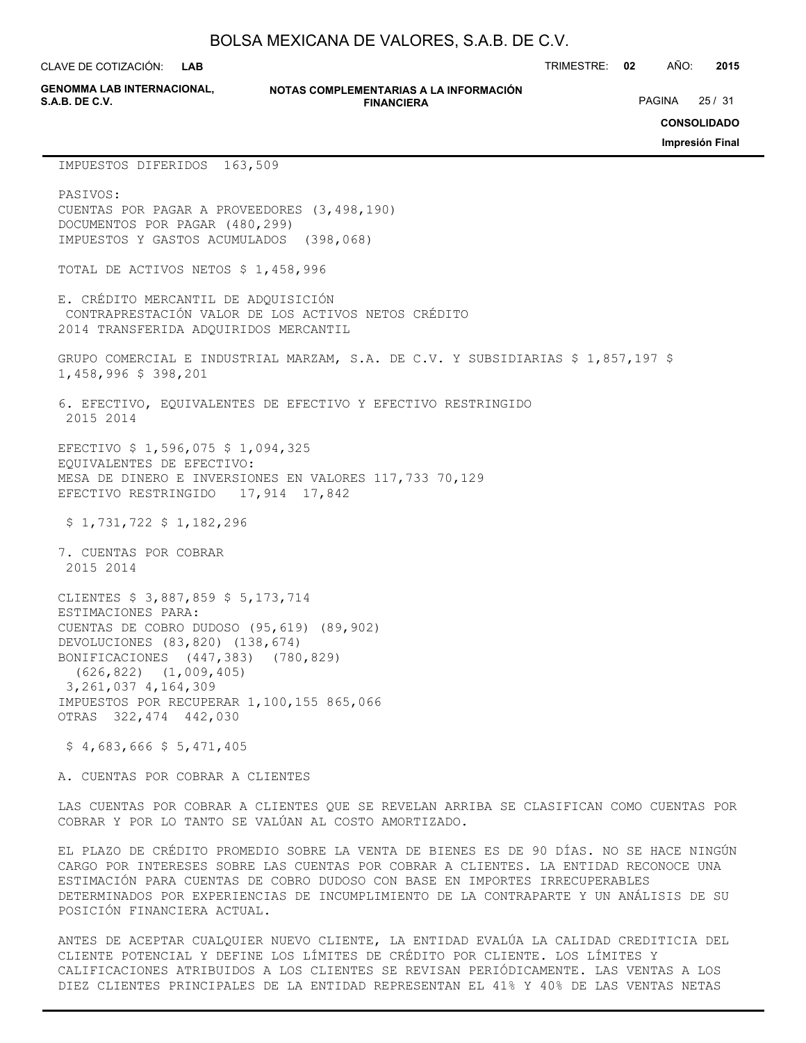| | |
|---|---|
| IMPUESTOS DIFERIDOS | 163,509 |
| PASIVOS: | |
| CUENTAS POR PAGAR A PROVEEDORES | (3,498,190) |
| DOCUMENTOS POR PAGAR | (480,299) |
| IMPUESTOS Y GASTOS ACUMULADOS | (398,068) |
| TOTAL DE ACTIVOS NETOS | $ 1,458,996 |

E. CRÉDITO MERCANTIL DE ADQUISICIÓN

| 2014 | CONTRAPRESTACIÓN TRANSFERIDA | VALOR DE LOS ACTIVOS NETOS ADQUIRIDOS | CRÉDITO MERCANTIL |
|---|---|---|---|
| GRUPO COMERCIAL E INDUSTRIAL MARZAM, S.A. DE C.V. Y SUBSIDIARIAS | $ 1,857,197 | $ 1,458,996 | $ 398,201 |

6. EFECTIVO, EQUIVALENTES DE EFECTIVO Y EFECTIVO RESTRINGIDO

| | 2015 | 2014 |
|---|---|---|
| EFECTIVO | $ 1,596,075 | $ 1,094,325 |
| EQUIVALENTES DE EFECTIVO: | | |
| MESA DE DINERO E INVERSIONES EN VALORES | 117,733 | 70,129 |
| EFECTIVO RESTRINGIDO | 17,914 | 17,842 |
| | $ 1,731,722 | $ 1,182,296 |

7. CUENTAS POR COBRAR

| | 2015 | 2014 |
|---|---|---|
| CLIENTES | $ 3,887,859 | $ 5,173,714 |
| ESTIMACIONES PARA: | | |
| CUENTAS DE COBRO DUDOSO | (95,619) | (89,902) |
| DEVOLUCIONES | (83,820) | (138,674) |
| BONIFICACIONES | (447,383) | (780,829) |
| | (626,822) | (1,009,405) |
| | 3,261,037 | 4,164,309 |
| IMPUESTOS POR RECUPERAR | 1,100,155 | 865,066 |
| OTRAS | 322,474 | 442,030 |
| | $ 4,683,666 | $ 5,471,405 |

A. CUENTAS POR COBRAR A CLIENTES

LAS CUENTAS POR COBRAR A CLIENTES QUE SE REVELAN ARRIBA SE CLASIFICAN COMO CUENTAS POR COBRAR Y POR LO TANTO SE VALÚAN AL COSTO AMORTIZADO.

EL PLAZO DE CRÉDITO PROMEDIO SOBRE LA VENTA DE BIENES ES DE 90 DÍAS. NO SE HACE NINGÚN CARGO POR INTERESES SOBRE LAS CUENTAS POR COBRAR A CLIENTES. LA ENTIDAD RECONOCE UNA ESTIMACIÓN PARA CUENTAS DE COBRO DUDOSO CON BASE EN IMPORTES IRRECUPERABLES DETERMINADOS POR EXPERIENCIAS DE INCUMPLIMIENTO DE LA CONTRAPARTE Y UN ANÁLISIS DE SU POSICIÓN FINANCIERA ACTUAL.

ANTES DE ACEPTAR CUALQUIER NUEVO CLIENTE, LA ENTIDAD EVALÚA LA CALIDAD CREDITICIA DEL CLIENTE POTENCIAL Y DEFINE LOS LÍMITES DE CRÉDITO POR CLIENTE. LOS LÍMITES Y CALIFICACIONES ATRIBUIDOS A LOS CLIENTES SE REVISAN PERIÓDICAMENTE. LAS VENTAS A LOS DIEZ CLIENTES PRINCIPALES DE LA ENTIDAD REPRESENTAN EL 41% Y 40% DE LAS VENTAS NETAS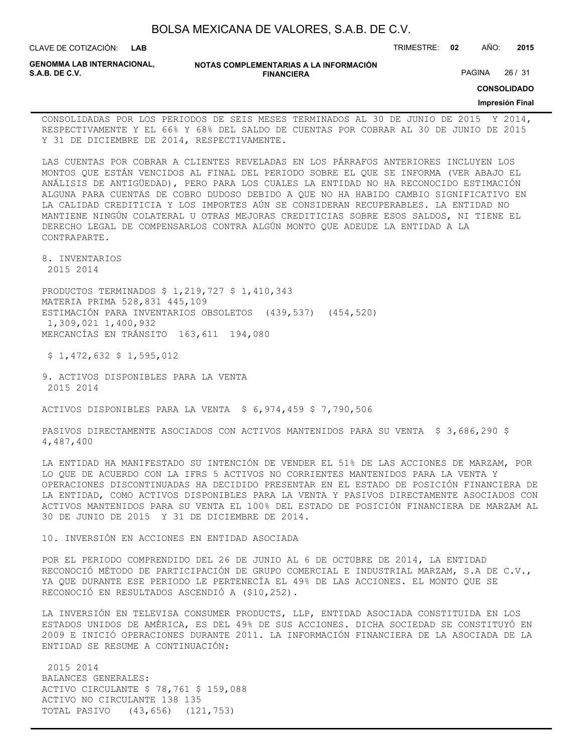CONSOLIDADAS POR LOS PERIODOS DE SEIS MESES TERMINADOS AL 30 DE JUNIO DE 2015 Y 2014, RESPECTIVAMENTE Y EL 66% Y 68% DEL SALDO DE CUENTAS POR COBRAR AL 30 DE JUNIO DE 2015 Y 31 DE DICIEMBRE DE 2014, RESPECTIVAMENTE.

LAS CUENTAS POR COBRAR A CLIENTES REVELADAS EN LOS PÁRRAFOS ANTERIORES INCLUYEN LOS MONTOS QUE ESTÁN VENCIDOS AL FINAL DEL PERIODO SOBRE EL QUE SE INFORMA (VER ABAJO EL ANÁLISIS DE ANTIGÜEDAD), PERO PARA LOS CUALES LA ENTIDAD NO HA RECONOCIDO ESTIMACIÓN ALGUNA PARA CUENTAS DE COBRO DUDOSO DEBIDO A QUE NO HA HABIDO CAMBIO SIGNIFICATIVO EN LA CALIDAD CREDITICIA Y LOS IMPORTES AÚN SE CONSIDERAN RECUPERABLES. LA ENTIDAD NO MANTIENE NINGÚN COLATERAL U OTRAS MEJORAS CREDITICIAS SOBRE ESOS SALDOS, NI TIENE EL DERECHO LEGAL DE COMPENSARLOS CONTRA ALGÚN MONTO QUE ADEUDE LA ENTIDAD A LA CONTRAPARTE.

## 8. INVENTARIOS

| | 2015 | 2014 |
|---|---|---|
| PRODUCTOS TERMINADOS | $ 1,219,727 | $ 1,410,343 |
| MATERIA PRIMA | 528,831 | 445,109 |
| ESTIMACIÓN PARA INVENTARIOS OBSOLETOS | (439,537) | (454,520) |
| | 1,309,021 | 1,400,932 |
| MERCANCÍAS EN TRÁNSITO | 163,611 | 194,080 |
| | $ 1,472,632 | $ 1,595,012 |

## 9. ACTIVOS DISPONIBLES PARA LA VENTA

| | 2015 | 2014 |
|---|---|---|
| ACTIVOS DISPONIBLES PARA LA VENTA | $ 6,974,459 | $ 7,790,506 |
| PASIVOS DIRECTAMENTE ASOCIADOS CON ACTIVOS MANTENIDOS PARA SU VENTA | $ 3,686,290 | $ 4,487,400 |

LA ENTIDAD HA MANIFESTADO SU INTENCIÓN DE VENDER EL 51% DE LAS ACCIONES DE MARZAM, POR LO QUE DE ACUERDO CON LA IFRS 5 ACTIVOS NO CORRIENTES MANTENIDOS PARA LA VENTA Y OPERACIONES DISCONTINUADAS HA DECIDIDO PRESENTAR EN EL ESTADO DE POSICIÓN FINANCIERA DE LA ENTIDAD, COMO ACTIVOS DISPONIBLES PARA LA VENTA Y PASIVOS DIRECTAMENTE ASOCIADOS CON ACTIVOS MANTENIDOS PARA SU VENTA EL 100% DEL ESTADO DE POSICIÓN FINANCIERA DE MARZAM AL 30 DE JUNIO DE 2015 Y 31 DE DICIEMBRE DE 2014.

## 10. INVERSIÓN EN ACCIONES EN ENTIDAD ASOCIADA

POR EL PERIODO COMPRENDIDO DEL 26 DE JUNIO AL 6 DE OCTUBRE DE 2014, LA ENTIDAD RECONOCIÓ MÉTODO DE PARTICIPACIÓN DE GRUPO COMERCIAL E INDUSTRIAL MARZAM, S.A DE C.V., YA QUE DURANTE ESE PERIODO LE PERTENECÍA EL 49% DE LAS ACCIONES. EL MONTO QUE SE RECONOCIÓ EN RESULTADOS ASCENDIÓ A ($10,252).

LA INVERSIÓN EN TELEVISA CONSUMER PRODUCTS, LLP, ENTIDAD ASOCIADA CONSTITUIDA EN LOS ESTADOS UNIDOS DE AMÉRICA, ES DEL 49% DE SUS ACCIONES. DICHA SOCIEDAD SE CONSTITUYÓ EN 2009 E INICIÓ OPERACIONES DURANTE 2011. LA INFORMACIÓN FINANCIERA DE LA ASOCIADA DE LA ENTIDAD SE RESUME A CONTINUACIÓN:

| | 2015 | 2014 |
|---|---|---|
| BALANCES GENERALES: | | |
| ACTIVO CIRCULANTE | $ 78,761 | $ 159,088 |
| ACTIVO NO CIRCULANTE | 138 | 135 |
| TOTAL PASIVO | (43,656) | (121,753) |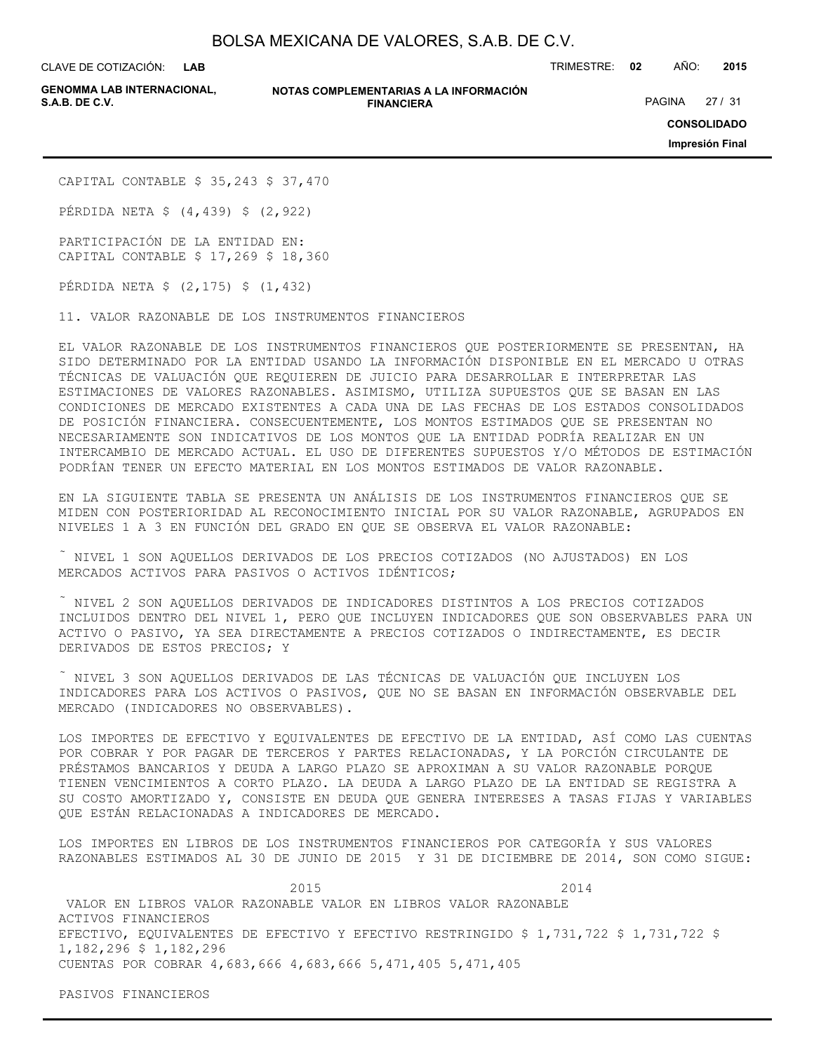CAPITAL CONTABLE $ 35,243 $ 37,470

PÉRDIDA NETA $ (4,439) $ (2,922)

PARTICIPACIÓN DE LA ENTIDAD EN:
CAPITAL CONTABLE $ 17,269 $ 18,360

PÉRDIDA NETA $ (2,175) $ (1,432)

## 11. VALOR RAZONABLE DE LOS INSTRUMENTOS FINANCIEROS

EL VALOR RAZONABLE DE LOS INSTRUMENTOS FINANCIEROS QUE POSTERIORMENTE SE PRESENTAN, HA SIDO DETERMINADO POR LA ENTIDAD USANDO LA INFORMACIÓN DISPONIBLE EN EL MERCADO U OTRAS TÉCNICAS DE VALUACIÓN QUE REQUIEREN DE JUICIO PARA DESARROLLAR E INTERPRETAR LAS ESTIMACIONES DE VALORES RAZONABLES. ASIMISMO, UTILIZA SUPUESTOS QUE SE BASAN EN LAS CONDICIONES DE MERCADO EXISTENTES A CADA UNA DE LAS FECHAS DE LOS ESTADOS CONSOLIDADOS DE POSICIÓN FINANCIERA. CONSECUENTEMENTE, LOS MONTOS ESTIMADOS QUE SE PRESENTAN NO NECESARIAMENTE SON INDICATIVOS DE LOS MONTOS QUE LA ENTIDAD PODRÍA REALIZAR EN UN INTERCAMBIO DE MERCADO ACTUAL. EL USO DE DIFERENTES SUPUESTOS Y/O MÉTODOS DE ESTIMACIÓN PODRÍAN TENER UN EFECTO MATERIAL EN LOS MONTOS ESTIMADOS DE VALOR RAZONABLE.

EN LA SIGUIENTE TABLA SE PRESENTA UN ANÁLISIS DE LOS INSTRUMENTOS FINANCIEROS QUE SE MIDEN CON POSTERIORIDAD AL RECONOCIMIENTO INICIAL POR SU VALOR RAZONABLE, AGRUPADOS EN NIVELES 1 A 3 EN FUNCIÓN DEL GRADO EN QUE SE OBSERVA EL VALOR RAZONABLE:

˜ NIVEL 1 SON AQUELLOS DERIVADOS DE LOS PRECIOS COTIZADOS (NO AJUSTADOS) EN LOS MERCADOS ACTIVOS PARA PASIVOS O ACTIVOS IDÉNTICOS;

˜ NIVEL 2 SON AQUELLOS DERIVADOS DE INDICADORES DISTINTOS A LOS PRECIOS COTIZADOS INCLUIDOS DENTRO DEL NIVEL 1, PERO QUE INCLUYEN INDICADORES QUE SON OBSERVABLES PARA UN ACTIVO O PASIVO, YA SEA DIRECTAMENTE A PRECIOS COTIZADOS O INDIRECTAMENTE, ES DECIR DERIVADOS DE ESTOS PRECIOS; Y

˜ NIVEL 3 SON AQUELLOS DERIVADOS DE LAS TÉCNICAS DE VALUACIÓN QUE INCLUYEN LOS INDICADORES PARA LOS ACTIVOS O PASIVOS, QUE NO SE BASAN EN INFORMACIÓN OBSERVABLE DEL MERCADO (INDICADORES NO OBSERVABLES).

LOS IMPORTES DE EFECTIVO Y EQUIVALENTES DE EFECTIVO DE LA ENTIDAD, ASÍ COMO LAS CUENTAS POR COBRAR Y POR PAGAR DE TERCEROS Y PARTES RELACIONADAS, Y LA PORCIÓN CIRCULANTE DE PRÉSTAMOS BANCARIOS Y DEUDA A LARGO PLAZO SE APROXIMAN A SU VALOR RAZONABLE PORQUE TIENEN VENCIMIENTOS A CORTO PLAZO. LA DEUDA A LARGO PLAZO DE LA ENTIDAD SE REGISTRA A SU COSTO AMORTIZADO Y, CONSISTE EN DEUDA QUE GENERA INTERESES A TASAS FIJAS Y VARIABLES QUE ESTÁN RELACIONADAS A INDICADORES DE MERCADO.

LOS IMPORTES EN LIBROS DE LOS INSTRUMENTOS FINANCIEROS POR CATEGORÍA Y SUS VALORES RAZONABLES ESTIMADOS AL 30 DE JUNIO DE 2015 Y 31 DE DICIEMBRE DE 2014, SON COMO SIGUE:

| | 2015 | | 2014 | |
|---|---|---|---|---|
| | VALOR EN LIBROS | VALOR RAZONABLE | VALOR EN LIBROS | VALOR RAZONABLE |
| ACTIVOS FINANCIEROS | | | | |
| EFECTIVO, EQUIVALENTES DE EFECTIVO Y EFECTIVO RESTRINGIDO | $ 1,731,722 | $ 1,731,722 | $ 1,182,296 | $ 1,182,296 |
| CUENTAS POR COBRAR | 4,683,666 | 4,683,666 | 5,471,405 | 5,471,405 |
| PASIVOS FINANCIEROS | | | | |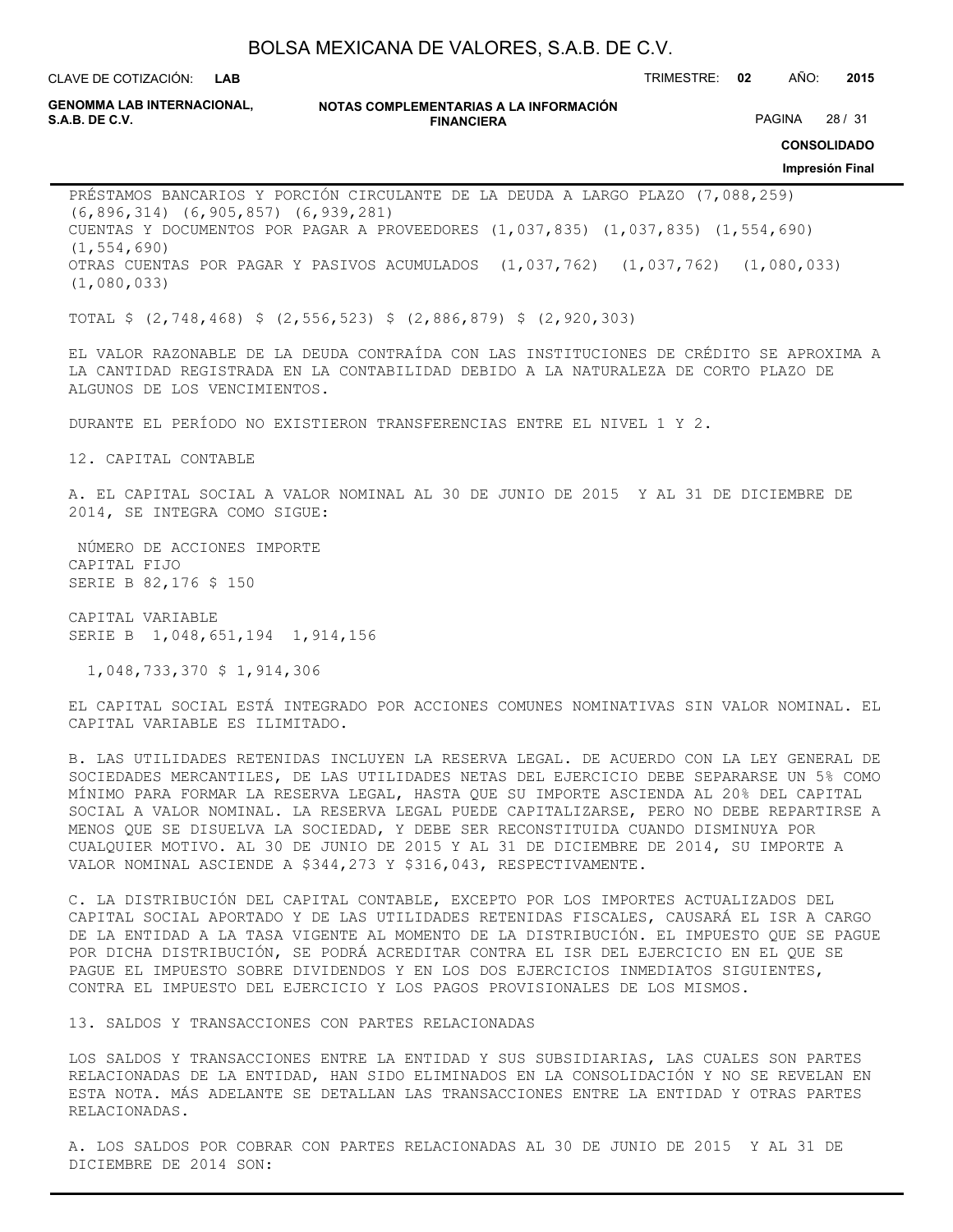PRÉSTAMOS BANCARIOS Y PORCIÓN CIRCULANTE DE LA DEUDA A LARGO PLAZO (7,088,259) (6,896,314) (6,905,857) (6,939,281)
CUENTAS Y DOCUMENTOS POR PAGAR A PROVEEDORES (1,037,835) (1,037,835) (1,554,690) (1,554,690)
OTRAS CUENTAS POR PAGAR Y PASIVOS ACUMULADOS (1,037,762) (1,037,762) (1,080,033) (1,080,033)

TOTAL $ (2,748,468) $ (2,556,523) $ (2,886,879) $ (2,920,303)

EL VALOR RAZONABLE DE LA DEUDA CONTRAÍDA CON LAS INSTITUCIONES DE CRÉDITO SE APROXIMA A LA CANTIDAD REGISTRADA EN LA CONTABILIDAD DEBIDO A LA NATURALEZA DE CORTO PLAZO DE ALGUNOS DE LOS VENCIMIENTOS.

DURANTE EL PERÍODO NO EXISTIERON TRANSFERENCIAS ENTRE EL NIVEL 1 Y 2.

## 12. CAPITAL CONTABLE

A. EL CAPITAL SOCIAL A VALOR NOMINAL AL 30 DE JUNIO DE 2015 Y AL 31 DE DICIEMBRE DE 2014, SE INTEGRA COMO SIGUE:

| | NÚMERO DE ACCIONES | IMPORTE |
|---|---|---|
| CAPITAL FIJO | | |
| SERIE B | 82,176 | $ 150 |
| CAPITAL VARIABLE | | |
| SERIE B | 1,048,651,194 | 1,914,156 |
| | 1,048,733,370 | $ 1,914,306 |

EL CAPITAL SOCIAL ESTÁ INTEGRADO POR ACCIONES COMUNES NOMINATIVAS SIN VALOR NOMINAL. EL CAPITAL VARIABLE ES ILIMITADO.

B. LAS UTILIDADES RETENIDAS INCLUYEN LA RESERVA LEGAL. DE ACUERDO CON LA LEY GENERAL DE SOCIEDADES MERCANTILES, DE LAS UTILIDADES NETAS DEL EJERCICIO DEBE SEPARARSE UN 5% COMO MÍNIMO PARA FORMAR LA RESERVA LEGAL, HASTA QUE SU IMPORTE ASCIENDA AL 20% DEL CAPITAL SOCIAL A VALOR NOMINAL. LA RESERVA LEGAL PUEDE CAPITALIZARSE, PERO NO DEBE REPARTIRSE A MENOS QUE SE DISUELVA LA SOCIEDAD, Y DEBE SER RECONSTITUIDA CUANDO DISMINUYA POR CUALQUIER MOTIVO. AL 30 DE JUNIO DE 2015 Y AL 31 DE DICIEMBRE DE 2014, SU IMPORTE A VALOR NOMINAL ASCIENDE A $344,273 Y $316,043, RESPECTIVAMENTE.

C. LA DISTRIBUCIÓN DEL CAPITAL CONTABLE, EXCEPTO POR LOS IMPORTES ACTUALIZADOS DEL CAPITAL SOCIAL APORTADO Y DE LAS UTILIDADES RETENIDAS FISCALES, CAUSARÁ EL ISR A CARGO DE LA ENTIDAD A LA TASA VIGENTE AL MOMENTO DE LA DISTRIBUCIÓN. EL IMPUESTO QUE SE PAGUE POR DICHA DISTRIBUCIÓN, SE PODRÁ ACREDITAR CONTRA EL ISR DEL EJERCICIO EN EL QUE SE PAGUE EL IMPUESTO SOBRE DIVIDENDOS Y EN LOS DOS EJERCICIOS INMEDIATOS SIGUIENTES, CONTRA EL IMPUESTO DEL EJERCICIO Y LOS PAGOS PROVISIONALES DE LOS MISMOS.

## 13. SALDOS Y TRANSACCIONES CON PARTES RELACIONADAS

LOS SALDOS Y TRANSACCIONES ENTRE LA ENTIDAD Y SUS SUBSIDIARIAS, LAS CUALES SON PARTES RELACIONADAS DE LA ENTIDAD, HAN SIDO ELIMINADOS EN LA CONSOLIDACIÓN Y NO SE REVELAN EN ESTA NOTA. MÁS ADELANTE SE DETALLAN LAS TRANSACCIONES ENTRE LA ENTIDAD Y OTRAS PARTES RELACIONADAS.

A. LOS SALDOS POR COBRAR CON PARTES RELACIONADAS AL 30 DE JUNIO DE 2015 Y AL 31 DE DICIEMBRE DE 2014 SON: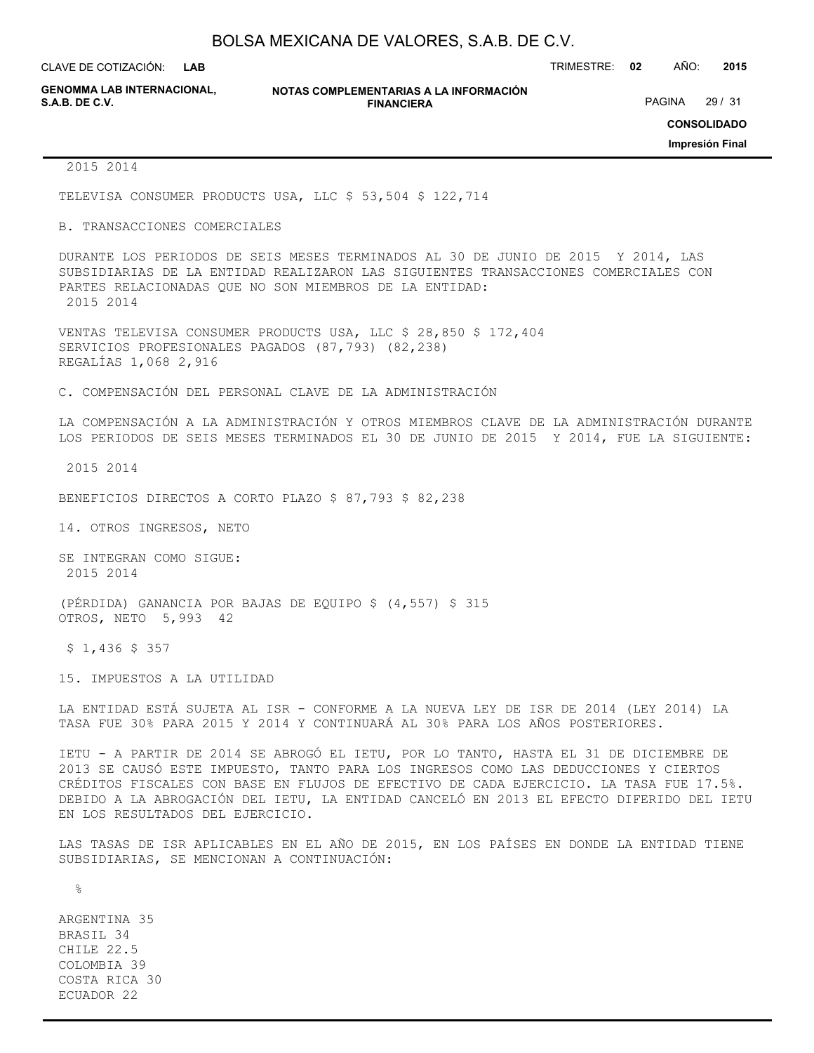| | 2015 | 2014 |
|---|---|---|
| TELEVISA CONSUMER PRODUCTS USA, LLC | $ 53,504 | $ 122,714 |

B. TRANSACCIONES COMERCIALES

DURANTE LOS PERIODOS DE SEIS MESES TERMINADOS AL 30 DE JUNIO DE 2015 Y 2014, LAS SUBSIDIARIAS DE LA ENTIDAD REALIZARON LAS SIGUIENTES TRANSACCIONES COMERCIALES CON PARTES RELACIONADAS QUE NO SON MIEMBROS DE LA ENTIDAD:

| | 2015 | 2014 |
|---|---|---|
| VENTAS TELEVISA CONSUMER PRODUCTS USA, LLC | $ 28,850 | $ 172,404 |
| SERVICIOS PROFESIONALES PAGADOS | (87,793) | (82,238) |
| REGALÍAS | 1,068 | 2,916 |

C. COMPENSACIÓN DEL PERSONAL CLAVE DE LA ADMINISTRACIÓN

LA COMPENSACIÓN A LA ADMINISTRACIÓN Y OTROS MIEMBROS CLAVE DE LA ADMINISTRACIÓN DURANTE LOS PERIODOS DE SEIS MESES TERMINADOS EL 30 DE JUNIO DE 2015 Y 2014, FUE LA SIGUIENTE:

| | 2015 | 2014 |
|---|---|---|
| BENEFICIOS DIRECTOS A CORTO PLAZO | $ 87,793 | $ 82,238 |

14. OTROS INGRESOS, NETO

SE INTEGRAN COMO SIGUE:

| | 2015 | 2014 |
|---|---|---|
| (PÉRDIDA) GANANCIA POR BAJAS DE EQUIPO | $ (4,557) | $ 315 |
| OTROS, NETO | 5,993 | 42 |
| | $ 1,436 | $ 357 |

15. IMPUESTOS A LA UTILIDAD

LA ENTIDAD ESTÁ SUJETA AL ISR - CONFORME A LA NUEVA LEY DE ISR DE 2014 (LEY 2014) LA TASA FUE 30% PARA 2015 Y 2014 Y CONTINUARÁ AL 30% PARA LOS AÑOS POSTERIORES.

IETU - A PARTIR DE 2014 SE ABROGÓ EL IETU, POR LO TANTO, HASTA EL 31 DE DICIEMBRE DE 2013 SE CAUSÓ ESTE IMPUESTO, TANTO PARA LOS INGRESOS COMO LAS DEDUCCIONES Y CIERTOS CRÉDITOS FISCALES CON BASE EN FLUJOS DE EFECTIVO DE CADA EJERCICIO. LA TASA FUE 17.5%. DEBIDO A LA ABROGACIÓN DEL IETU, LA ENTIDAD CANCELÓ EN 2013 EL EFECTO DIFERIDO DEL IETU EN LOS RESULTADOS DEL EJERCICIO.

LAS TASAS DE ISR APLICABLES EN EL AÑO DE 2015, EN LOS PAÍSES EN DONDE LA ENTIDAD TIENE SUBSIDIARIAS, SE MENCIONAN A CONTINUACIÓN:

| | % |
|---|---|
| ARGENTINA | 35 |
| BRASIL | 34 |
| CHILE | 22.5 |
| COLOMBIA | 39 |
| COSTA RICA | 30 |
| ECUADOR | 22 |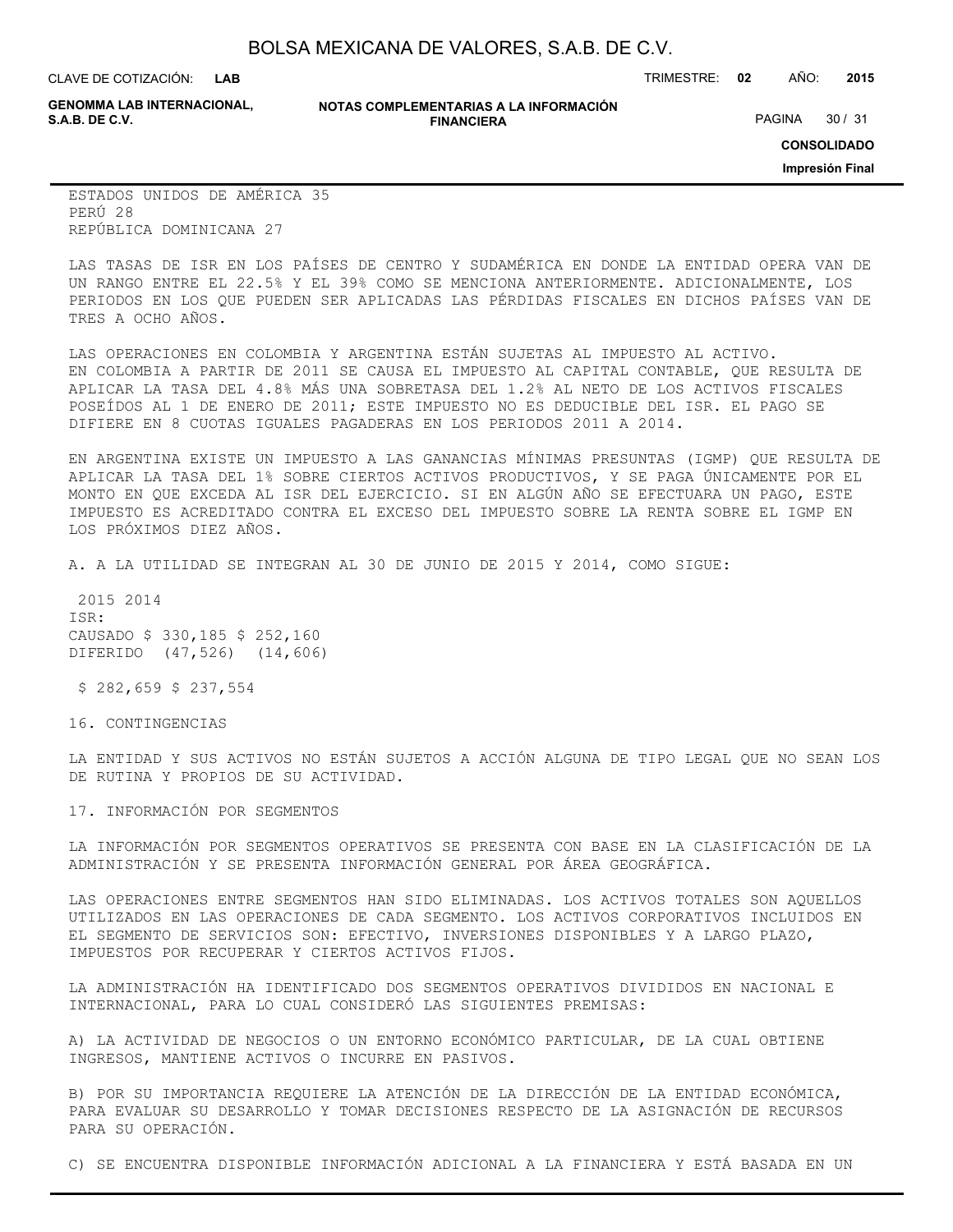ESTADOS UNIDOS DE AMÉRICA 35
PERÚ 28
REPÚBLICA DOMINICANA 27

LAS TASAS DE ISR EN LOS PAÍSES DE CENTRO Y SUDAMÉRICA EN DONDE LA ENTIDAD OPERA VAN DE UN RANGO ENTRE EL 22.5% Y EL 39% COMO SE MENCIONA ANTERIORMENTE. ADICIONALMENTE, LOS PERIODOS EN LOS QUE PUEDEN SER APLICADAS LAS PÉRDIDAS FISCALES EN DICHOS PAÍSES VAN DE TRES A OCHO AÑOS.

LAS OPERACIONES EN COLOMBIA Y ARGENTINA ESTÁN SUJETAS AL IMPUESTO AL ACTIVO.
EN COLOMBIA A PARTIR DE 2011 SE CAUSA EL IMPUESTO AL CAPITAL CONTABLE, QUE RESULTA DE APLICAR LA TASA DEL 4.8% MÁS UNA SOBRETASA DEL 1.2% AL NETO DE LOS ACTIVOS FISCALES POSEÍDOS AL 1 DE ENERO DE 2011; ESTE IMPUESTO NO ES DEDUCIBLE DEL ISR. EL PAGO SE DIFIERE EN 8 CUOTAS IGUALES PAGADERAS EN LOS PERIODOS 2011 A 2014.

EN ARGENTINA EXISTE UN IMPUESTO A LAS GANANCIAS MÍNIMAS PRESUNTAS (IGMP) QUE RESULTA DE APLICAR LA TASA DEL 1% SOBRE CIERTOS ACTIVOS PRODUCTIVOS, Y SE PAGA ÚNICAMENTE POR EL MONTO EN QUE EXCEDA AL ISR DEL EJERCICIO. SI EN ALGÚN AÑO SE EFECTUARA UN PAGO, ESTE IMPUESTO ES ACREDITADO CONTRA EL EXCESO DEL IMPUESTO SOBRE LA RENTA SOBRE EL IGMP EN LOS PRÓXIMOS DIEZ AÑOS.

A. A LA UTILIDAD SE INTEGRAN AL 30 DE JUNIO DE 2015 Y 2014, COMO SIGUE:

| | 2015 | 2014 |
|---|---|---|
| ISR: | | |
| CAUSADO | $ 330,185 | $ 252,160 |
| DIFERIDO | (47,526) | (14,606) |
| | $ 282,659 | $ 237,554 |

16. CONTINGENCIAS

LA ENTIDAD Y SUS ACTIVOS NO ESTÁN SUJETOS A ACCIÓN ALGUNA DE TIPO LEGAL QUE NO SEAN LOS DE RUTINA Y PROPIOS DE SU ACTIVIDAD.

17. INFORMACIÓN POR SEGMENTOS

LA INFORMACIÓN POR SEGMENTOS OPERATIVOS SE PRESENTA CON BASE EN LA CLASIFICACIÓN DE LA ADMINISTRACIÓN Y SE PRESENTA INFORMACIÓN GENERAL POR ÁREA GEOGRÁFICA.

LAS OPERACIONES ENTRE SEGMENTOS HAN SIDO ELIMINADAS. LOS ACTIVOS TOTALES SON AQUELLOS UTILIZADOS EN LAS OPERACIONES DE CADA SEGMENTO. LOS ACTIVOS CORPORATIVOS INCLUIDOS EN EL SEGMENTO DE SERVICIOS SON: EFECTIVO, INVERSIONES DISPONIBLES Y A LARGO PLAZO, IMPUESTOS POR RECUPERAR Y CIERTOS ACTIVOS FIJOS.

LA ADMINISTRACIÓN HA IDENTIFICADO DOS SEGMENTOS OPERATIVOS DIVIDIDOS EN NACIONAL E INTERNACIONAL, PARA LO CUAL CONSIDERÓ LAS SIGUIENTES PREMISAS:

A) LA ACTIVIDAD DE NEGOCIOS O UN ENTORNO ECONÓMICO PARTICULAR, DE LA CUAL OBTIENE INGRESOS, MANTIENE ACTIVOS O INCURRE EN PASIVOS.

B) POR SU IMPORTANCIA REQUIERE LA ATENCIÓN DE LA DIRECCIÓN DE LA ENTIDAD ECONÓMICA, PARA EVALUAR SU DESARROLLO Y TOMAR DECISIONES RESPECTO DE LA ASIGNACIÓN DE RECURSOS PARA SU OPERACIÓN.

C) SE ENCUENTRA DISPONIBLE INFORMACIÓN ADICIONAL A LA FINANCIERA Y ESTÁ BASADA EN UN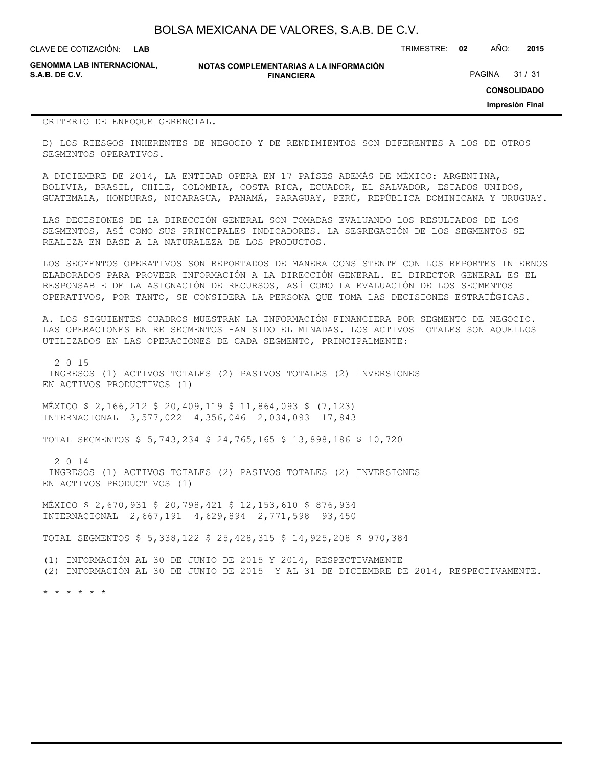CRITERIO DE ENFOQUE GERENCIAL.

D) LOS RIESGOS INHERENTES DE NEGOCIO Y DE RENDIMIENTOS SON DIFERENTES A LOS DE OTROS SEGMENTOS OPERATIVOS.

A DICIEMBRE DE 2014, LA ENTIDAD OPERA EN 17 PAÍSES ADEMÁS DE MÉXICO: ARGENTINA, BOLIVIA, BRASIL, CHILE, COLOMBIA, COSTA RICA, ECUADOR, EL SALVADOR, ESTADOS UNIDOS, GUATEMALA, HONDURAS, NICARAGUA, PANAMÁ, PARAGUAY, PERÚ, REPÚBLICA DOMINICANA Y URUGUAY.

LAS DECISIONES DE LA DIRECCIÓN GENERAL SON TOMADAS EVALUANDO LOS RESULTADOS DE LOS SEGMENTOS, ASÍ COMO SUS PRINCIPALES INDICADORES. LA SEGREGACIÓN DE LOS SEGMENTOS SE REALIZA EN BASE A LA NATURALEZA DE LOS PRODUCTOS.

LOS SEGMENTOS OPERATIVOS SON REPORTADOS DE MANERA CONSISTENTE CON LOS REPORTES INTERNOS ELABORADOS PARA PROVEER INFORMACIÓN A LA DIRECCIÓN GENERAL. EL DIRECTOR GENERAL ES EL RESPONSABLE DE LA ASIGNACIÓN DE RECURSOS, ASÍ COMO LA EVALUACIÓN DE LOS SEGMENTOS OPERATIVOS, POR TANTO, SE CONSIDERA LA PERSONA QUE TOMA LAS DECISIONES ESTRATÉGICAS.

A. LOS SIGUIENTES CUADROS MUESTRAN LA INFORMACIÓN FINANCIERA POR SEGMENTO DE NEGOCIO. LAS OPERACIONES ENTRE SEGMENTOS HAN SIDO ELIMINADAS. LOS ACTIVOS TOTALES SON AQUELLOS UTILIZADOS EN LAS OPERACIONES DE CADA SEGMENTO, PRINCIPALMENTE:

| 2015 | INGRESOS (1) | ACTIVOS TOTALES (2) | PASIVOS TOTALES (2) | INVERSIONES EN ACTIVOS PRODUCTIVOS (1) |
|---|---|---|---|---|
| MÉXICO | $ 2,166,212 | $ 20,409,119 | $ 11,864,093 | $ (7,123) |
| INTERNACIONAL | 3,577,022 | 4,356,046 | 2,034,093 | 17,843 |
| TOTAL SEGMENTOS | $ 5,743,234 | $ 24,765,165 | $ 13,898,186 | $ 10,720 |

| 2014 | INGRESOS (1) | ACTIVOS TOTALES (2) | PASIVOS TOTALES (2) | INVERSIONES EN ACTIVOS PRODUCTIVOS (1) |
|---|---|---|---|---|
| MÉXICO | $ 2,670,931 | $ 20,798,421 | $ 12,153,610 | $ 876,934 |
| INTERNACIONAL | 2,667,191 | 4,629,894 | 2,771,598 | 93,450 |
| TOTAL SEGMENTOS | $ 5,338,122 | $ 25,428,315 | $ 14,925,208 | $ 970,384 |

(1) INFORMACIÓN AL 30 DE JUNIO DE 2015 Y 2014, RESPECTIVAMENTE
(2) INFORMACIÓN AL 30 DE JUNIO DE 2015 Y AL 31 DE DICIEMBRE DE 2014, RESPECTIVAMENTE.

* * * * * *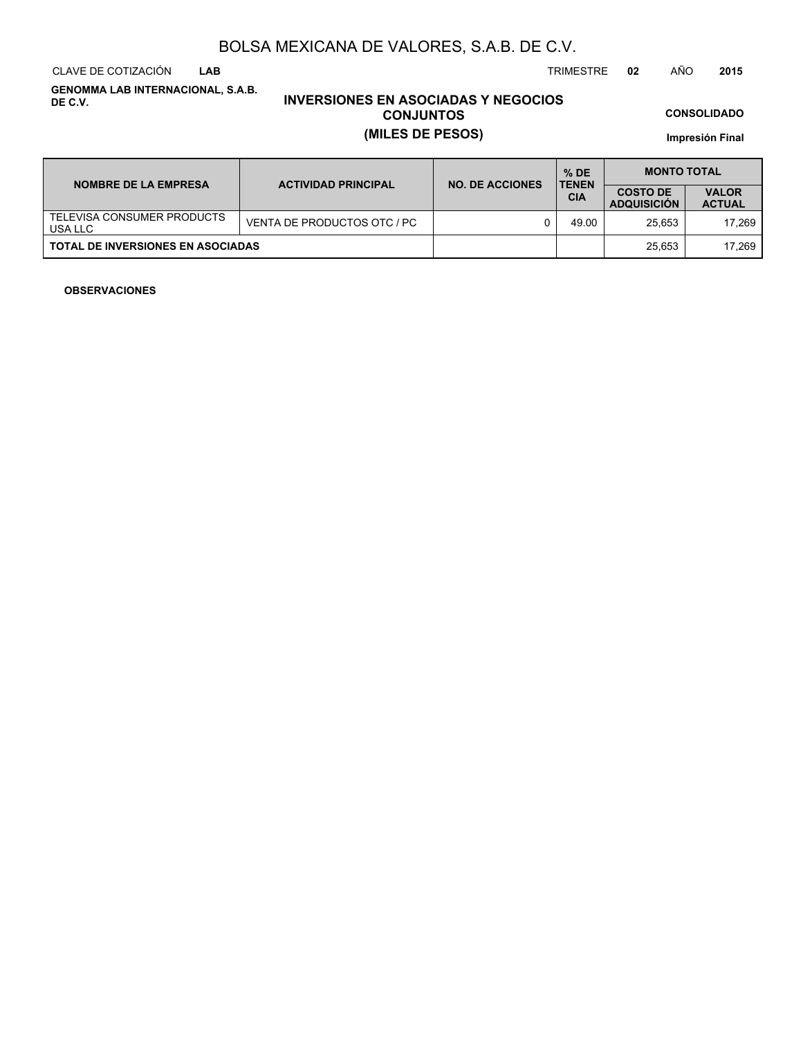# BOLSA MEXICANA DE VALORES, S.A.B. DE C.V.

CLAVE DE COTIZACIÓN **LAB** TRIMESTRE **02** AÑO **2015**

**GENOMMA LAB INTERNACIONAL, S.A.B. DE C.V.**

## INVERSIONES EN ASOCIADAS Y NEGOCIOS CONJUNTOS
## (MILES DE PESOS)

**CONSOLIDADO**

**Impresión Final**

| NOMBRE DE LA EMPRESA | ACTIVIDAD PRINCIPAL | NO. DE ACCIONES | % DE TENENCIA | MONTO TOTAL | |
|---|---|---|---|---|---|
| | | | | COSTO DE ADQUISICIÓN | VALOR ACTUAL |
| TELEVISA CONSUMER PRODUCTS USA LLC | VENTA DE PRODUCTOS OTC / PC | 0 | 49.00 | 25,653 | 17,269 |
| **TOTAL DE INVERSIONES EN ASOCIADAS** | | | | 25,653 | 17,269 |

**OBSERVACIONES**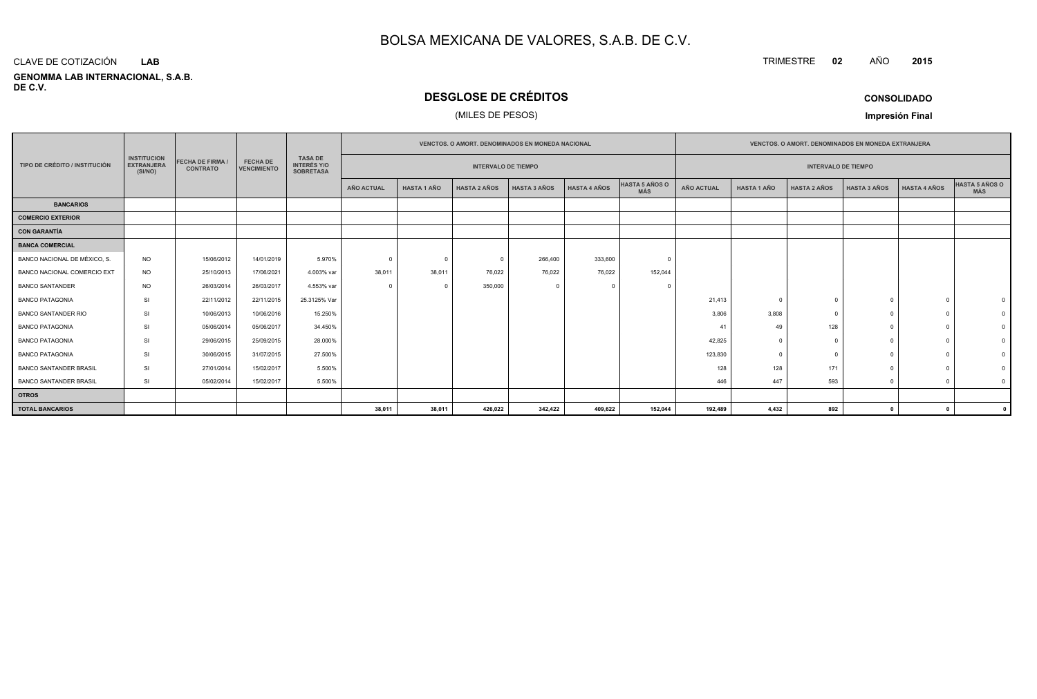# BOLSA MEXICANA DE VALORES, S.A.B. DE C.V.

CLAVE DE COTIZACIÓN **LAB**

**GENOMMA LAB INTERNACIONAL, S.A.B. DE C.V.**

TRIMESTRE **02** AÑO **2015**

## DESGLOSE DE CRÉDITOS

(MILES DE PESOS)

**CONSOLIDADO**

**Impresión Final**

| TIPO DE CRÉDITO / INSTITUCIÓN | INSTITUCION EXTRANJERA (SI/NO) | FECHA DE FIRMA / CONTRATO | FECHA DE VENCIMIENTO | TASA DE INTERÉS Y/O SOBRETASA | VENCTOS. O AMORT. DENOMINADOS EN MONEDA NACIONAL | | | | | | VENCTOS. O AMORT. DENOMINADOS EN MONEDA EXTRANJERA | | | | | |
|---|---|---|---|---|---|---|---|---|---|---|---|---|---|---|---|---|
| | | | | | INTERVALO DE TIEMPO | | | | | | INTERVALO DE TIEMPO | | | | | |
| | | | | | AÑO ACTUAL | HASTA 1 AÑO | HASTA 2 AÑOS | HASTA 3 AÑOS | HASTA 4 AÑOS | HASTA 5 AÑOS O MÁS | AÑO ACTUAL | HASTA 1 AÑO | HASTA 2 AÑOS | HASTA 3 AÑOS | HASTA 4 AÑOS | HASTA 5 AÑOS O MÁS |
| **BANCARIOS** | | | | | | | | | | | | | | | | |
| **COMERCIO EXTERIOR** | | | | | | | | | | | | | | | | |
| **CON GARANTÍA** | | | | | | | | | | | | | | | | |
| **BANCA COMERCIAL** | | | | | | | | | | | | | | | | |
| BANCO NACIONAL DE MÉXICO, S. | NO | 15/06/2012 | 14/01/2019 | 5.970% | 0 | 0 | 0 | 266,400 | 333,600 | 0 | | | | | | |
| BANCO NACIONAL COMERCIO EXT | NO | 25/10/2013 | 17/06/2021 | 4.003% var | 38,011 | 38,011 | 76,022 | 76,022 | 76,022 | 152,044 | | | | | | |
| BANCO SANTANDER | NO | 26/03/2014 | 26/03/2017 | 4.553% var | 0 | 0 | 350,000 | 0 | 0 | 0 | | | | | | |
| BANCO PATAGONIA | SI | 22/11/2012 | 22/11/2015 | 25.3125% Var | | | | | | | 21,413 | 0 | 0 | 0 | 0 | 0 |
| BANCO SANTANDER RIO | SI | 10/06/2013 | 10/06/2016 | 15.250% | | | | | | | 3,806 | 3,808 | 0 | 0 | 0 | 0 |
| BANCO PATAGONIA | SI | 05/06/2014 | 05/06/2017 | 34.450% | | | | | | | 41 | 49 | 128 | 0 | 0 | 0 |
| BANCO PATAGONIA | SI | 29/06/2015 | 25/09/2015 | 28.000% | | | | | | | 42,825 | 0 | 0 | 0 | 0 | 0 |
| BANCO PATAGONIA | SI | 30/06/2015 | 31/07/2015 | 27.500% | | | | | | | 123,830 | 0 | 0 | 0 | 0 | 0 |
| BANCO SANTANDER BRASIL | SI | 27/01/2014 | 15/02/2017 | 5.500% | | | | | | | 128 | 128 | 171 | 0 | 0 | 0 |
| BANCO SANTANDER BRASIL | SI | 05/02/2014 | 15/02/2017 | 5.500% | | | | | | | 446 | 447 | 593 | 0 | 0 | 0 |
| **OTROS** | | | | | | | | | | | | | | | | |
| **TOTAL BANCARIOS** | | | | | **38,011** | **38,011** | **426,022** | **342,422** | **409,622** | **152,044** | **192,489** | **4,432** | **892** | **0** | **0** | **0** |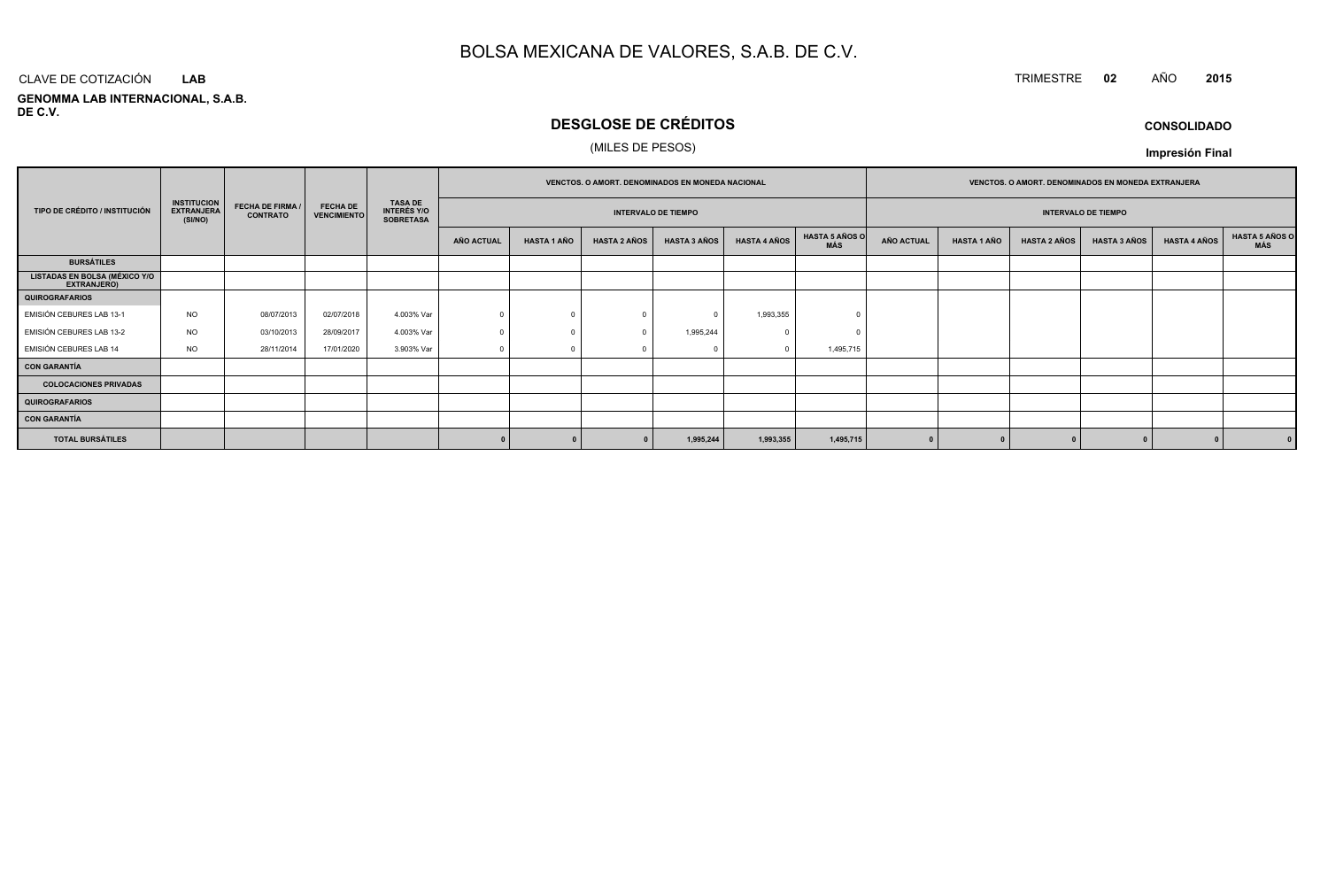# BOLSA MEXICANA DE VALORES, S.A.B. DE C.V.

CLAVE DE COTIZACIÓN **LAB**

TRIMESTRE **02** AÑO **2015**

**GENOMMA LAB INTERNACIONAL, S.A.B. DE C.V.**

## DESGLOSE DE CRÉDITOS

(MILES DE PESOS)

**CONSOLIDADO**

**Impresión Final**

| TIPO DE CRÉDITO / INSTITUCIÓN | INSTITUCION EXTRANJERA (SI/NO) | FECHA DE FIRMA / CONTRATO | FECHA DE VENCIMIENTO | TASA DE INTERÉS Y/O SOBRETASA | VENCTOS. O AMORT. DENOMINADOS EN MONEDA NACIONAL | | | | | | VENCTOS. O AMORT. DENOMINADOS EN MONEDA EXTRANJERA | | | | | |
|---|---|---|---|---|---|---|---|---|---|---|---|---|---|---|---|---|
| | | | | | INTERVALO DE TIEMPO | | | | | | INTERVALO DE TIEMPO | | | | | |
| | | | | | AÑO ACTUAL | HASTA 1 AÑO | HASTA 2 AÑOS | HASTA 3 AÑOS | HASTA 4 AÑOS | HASTA 5 AÑOS O MÁS | AÑO ACTUAL | HASTA 1 AÑO | HASTA 2 AÑOS | HASTA 3 AÑOS | HASTA 4 AÑOS | HASTA 5 AÑOS O MÁS |
| **BURSÁTILES** | | | | | | | | | | | | | | | | |
| **LISTADAS EN BOLSA (MÉXICO Y/O EXTRANJERO)** | | | | | | | | | | | | | | | | |
| **QUIROGRAFARIOS** | | | | | | | | | | | | | | | | |
| EMISIÓN CEBURES LAB 13-1 | NO | 08/07/2013 | 02/07/2018 | 4.003% Var | 0 | 0 | 0 | 0 | 1,993,355 | 0 | | | | | | |
| EMISIÓN CEBURES LAB 13-2 | NO | 03/10/2013 | 28/09/2017 | 4.003% Var | 0 | 0 | 0 | 1,995,244 | 0 | 0 | | | | | | |
| EMISIÓN CEBURES LAB 14 | NO | 28/11/2014 | 17/01/2020 | 3.903% Var | 0 | 0 | 0 | 0 | 0 | 1,495,715 | | | | | | |
| **CON GARANTÍA** | | | | | | | | | | | | | | | | |
| **COLOCACIONES PRIVADAS** | | | | | | | | | | | | | | | | |
| **QUIROGRAFARIOS** | | | | | | | | | | | | | | | | |
| **CON GARANTÍA** | | | | | | | | | | | | | | | | |
| **TOTAL BURSÁTILES** | | | | | **0** | **0** | **0** | **1,995,244** | **1,993,355** | **1,495,715** | **0** | **0** | **0** | **0** | **0** | **0** |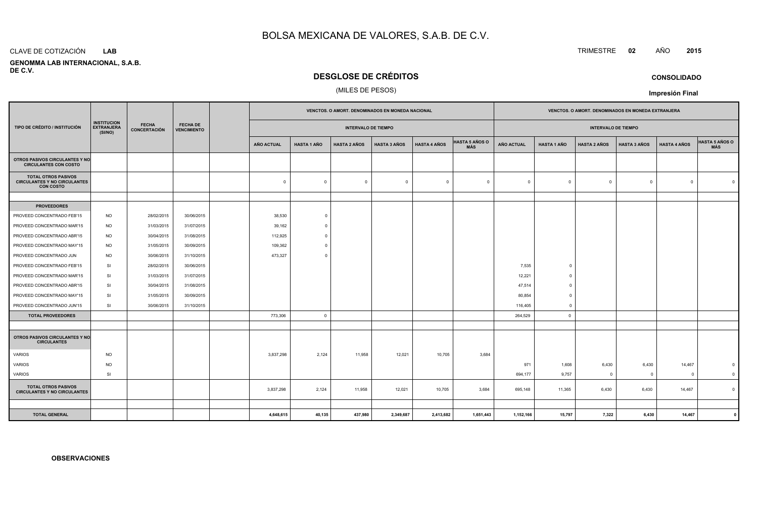# BOLSA MEXICANA DE VALORES, S.A.B. DE C.V.

CLAVE DE COTIZACIÓN **LAB**

TRIMESTRE **02** AÑO **2015**

**GENOMMA LAB INTERNACIONAL, S.A.B. DE C.V.**

## DESGLOSE DE CRÉDITOS

(MILES DE PESOS)

**CONSOLIDADO**

**Impresión Final**

| TIPO DE CRÉDITO / INSTITUCIÓN | INSTITUCION EXTRANJERA (SI/NO) | FECHA CONCERTACIÓN | FECHA DE VENCIMIENTO | | VENCTOS. O AMORT. DENOMINADOS EN MONEDA NACIONAL - INTERVALO DE TIEMPO | | | | | | VENCTOS. O AMORT. DENOMINADOS EN MONEDA EXTRANJERA - INTERVALO DE TIEMPO | | | | | |
|---|---|---|---|---|---|---|---|---|---|---|---|---|---|---|---|---|
| | | | | | AÑO ACTUAL | HASTA 1 AÑO | HASTA 2 AÑOS | HASTA 3 AÑOS | HASTA 4 AÑOS | HASTA 5 AÑOS O MÁS | AÑO ACTUAL | HASTA 1 AÑO | HASTA 2 AÑOS | HASTA 3 AÑOS | HASTA 4 AÑOS | HASTA 5 AÑOS O MÁS |
| **OTROS PASIVOS CIRCULANTES Y NO CIRCULANTES CON COSTO** | | | | | | | | | | | | | | | | |
| **TOTAL OTROS PASIVOS CIRCULANTES Y NO CIRCULANTES CON COSTO** | | | | | 0 | 0 | 0 | 0 | 0 | 0 | 0 | 0 | 0 | 0 | 0 | 0 |
| | | | | | | | | | | | | | | | | |
| **PROVEEDORES** | | | | | | | | | | | | | | | | |
| PROVEED CONCENTRADO FEB'15 | NO | 28/02/2015 | 30/06/2015 | | 38,530 | 0 | | | | | | | | | | |
| PROVEED CONCENTRADO MAR'15 | NO | 31/03/2015 | 31/07/2015 | | 39,162 | 0 | | | | | | | | | | |
| PROVEED CONCENTRADO ABR'15 | NO | 30/04/2015 | 31/08/2015 | | 112,925 | 0 | | | | | | | | | | |
| PROVEED CONCENTRADO MAY'15 | NO | 31/05/2015 | 30/09/2015 | | 109,362 | 0 | | | | | | | | | | |
| PROVEED CONCENTRADO JUN | NO | 30/06/2015 | 31/10/2015 | | 473,327 | 0 | | | | | | | | | | |
| PROVEED CONCENTRADO FEB'15 | SI | 28/02/2015 | 30/06/2015 | | | | | | | | 7,535 | 0 | | | | |
| PROVEED CONCENTRADO MAR'15 | SI | 31/03/2015 | 31/07/2015 | | | | | | | | 12,221 | 0 | | | | |
| PROVEED CONCENTRADO ABR'15 | SI | 30/04/2015 | 31/08/2015 | | | | | | | | 47,514 | 0 | | | | |
| PROVEED CONCENTRADO MAY'15 | SI | 31/05/2015 | 30/09/2015 | | | | | | | | 80,854 | 0 | | | | |
| PROVEED CONCENTRADO JUN'15 | SI | 30/06/2015 | 31/10/2015 | | | | | | | | 116,405 | 0 | | | | |
| **TOTAL PROVEEDORES** | | | | | 773,306 | 0 | | | | | 264,529 | 0 | | | | |
| | | | | | | | | | | | | | | | | |
| **OTROS PASIVOS CIRCULANTES Y NO CIRCULANTES** | | | | | | | | | | | | | | | | |
| VARIOS | NO | | | | 3,837,298 | 2,124 | 11,958 | 12,021 | 10,705 | 3,684 | | | | | | |
| VARIOS | NO | | | | | | | | | | 971 | 1,608 | 6,430 | 6,430 | 14,467 | 0 |
| VARIOS | SI | | | | | | | | | | 694,177 | 9,757 | 0 | 0 | 0 | 0 |
| **TOTAL OTROS PASIVOS CIRCULANTES Y NO CIRCULANTES** | | | | | 3,837,298 | 2,124 | 11,958 | 12,021 | 10,705 | 3,684 | 695,148 | 11,365 | 6,430 | 6,430 | 14,467 | 0 |
| | | | | | | | | | | | | | | | | |
| **TOTAL GENERAL** | | | | | **4,648,615** | **40,135** | **437,980** | **2,349,687** | **2,413,682** | **1,651,443** | **1,152,166** | **15,797** | **7,322** | **6,430** | **14,467** | **0** |

**OBSERVACIONES**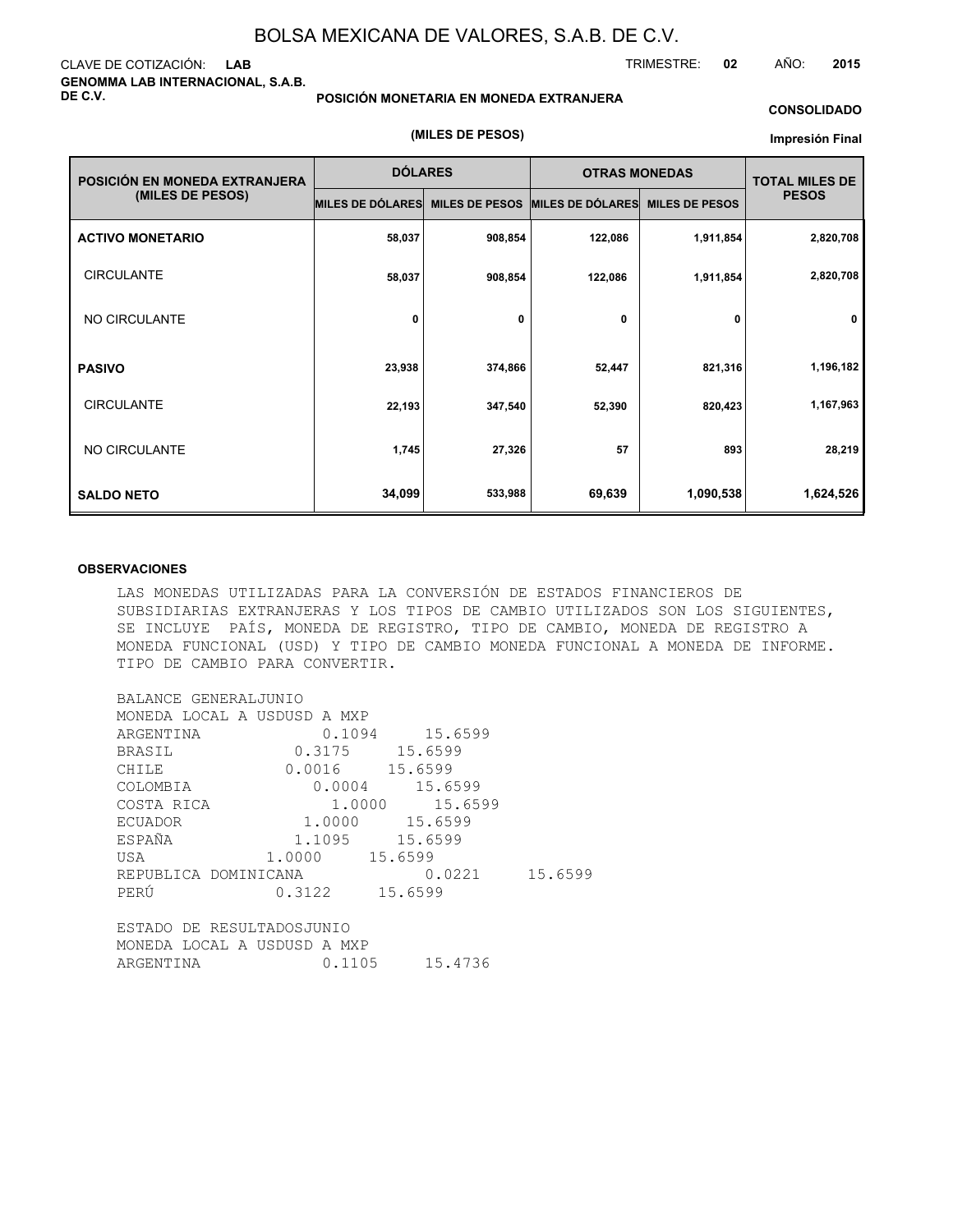# BOLSA MEXICANA DE VALORES, S.A.B. DE C.V.

CLAVE DE COTIZACIÓN: **LAB**

**GENOMMA LAB INTERNACIONAL, S.A.B. DE C.V.**

TRIMESTRE: **02** AÑO: **2015**

**POSICIÓN MONETARIA EN MONEDA EXTRANJERA**

**(MILES DE PESOS)**

**CONSOLIDADO**

**Impresión Final**

| POSICIÓN EN MONEDA EXTRANJERA (MILES DE PESOS) | DÓLARES | | OTRAS MONEDAS | | TOTAL MILES DE PESOS |
|---|---|---|---|---|---|
| | MILES DE DÓLARES | MILES DE PESOS | MILES DE DÓLARES | MILES DE PESOS | |
| **ACTIVO MONETARIO** | 58,037 | 908,854 | 122,086 | 1,911,854 | 2,820,708 |
| CIRCULANTE | 58,037 | 908,854 | 122,086 | 1,911,854 | 2,820,708 |
| NO CIRCULANTE | 0 | 0 | 0 | 0 | 0 |
| **PASIVO** | 23,938 | 374,866 | 52,447 | 821,316 | 1,196,182 |
| CIRCULANTE | 22,193 | 347,540 | 52,390 | 820,423 | 1,167,963 |
| NO CIRCULANTE | 1,745 | 27,326 | 57 | 893 | 28,219 |
| **SALDO NETO** | 34,099 | 533,988 | 69,639 | 1,090,538 | 1,624,526 |

**OBSERVACIONES**

LAS MONEDAS UTILIZADAS PARA LA CONVERSIÓN DE ESTADOS FINANCIEROS DE SUBSIDIARIAS EXTRANJERAS Y LOS TIPOS DE CAMBIO UTILIZADOS SON LOS SIGUIENTES, SE INCLUYE PAÍS, MONEDA DE REGISTRO, TIPO DE CAMBIO, MONEDA DE REGISTRO A MONEDA FUNCIONAL (USD) Y TIPO DE CAMBIO MONEDA FUNCIONAL A MONEDA DE INFORME. TIPO DE CAMBIO PARA CONVERTIR.

BALANCE GENERALJUNIO

MONEDA LOCAL A USDUSD A MXP

ARGENTINA 0.1094 15.6599

BRASIL 0.3175 15.6599

CHILE 0.0016 15.6599

COLOMBIA 0.0004 15.6599

COSTA RICA 1.0000 15.6599

ECUADOR 1.0000 15.6599

ESPAÑA 1.1095 15.6599

USA 1.0000 15.6599

REPUBLICA DOMINICANA 0.0221 15.6599

PERÚ 0.3122 15.6599

ESTADO DE RESULTADOSJUNIO

MONEDA LOCAL A USDUSD A MXP

ARGENTINA 0.1105 15.4736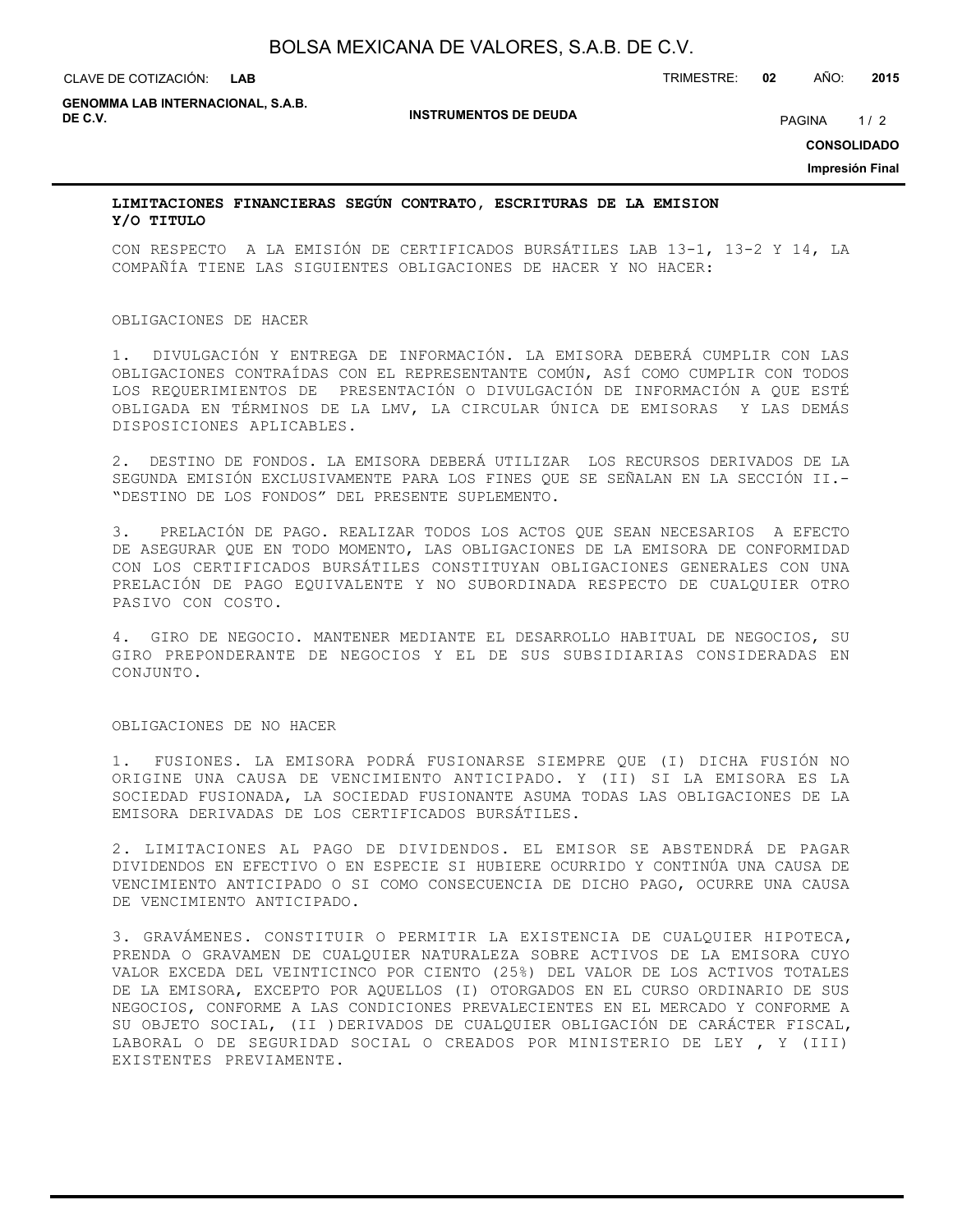## LIMITACIONES FINANCIERAS SEGÚN CONTRATO, ESCRITURAS DE LA EMISION Y/O TITULO

CON RESPECTO A LA EMISIÓN DE CERTIFICADOS BURSÁTILES LAB 13-1, 13-2 Y 14, LA COMPAÑÍA TIENE LAS SIGUIENTES OBLIGACIONES DE HACER Y NO HACER:

OBLIGACIONES DE HACER

1. DIVULGACIÓN Y ENTREGA DE INFORMACIÓN. LA EMISORA DEBERÁ CUMPLIR CON LAS OBLIGACIONES CONTRAÍDAS CON EL REPRESENTANTE COMÚN, ASÍ COMO CUMPLIR CON TODOS LOS REQUERIMIENTOS DE PRESENTACIÓN O DIVULGACIÓN DE INFORMACIÓN A QUE ESTÉ OBLIGADA EN TÉRMINOS DE LA LMV, LA CIRCULAR ÚNICA DE EMISORAS Y LAS DEMÁS DISPOSICIONES APLICABLES.

2. DESTINO DE FONDOS. LA EMISORA DEBERÁ UTILIZAR LOS RECURSOS DERIVADOS DE LA SEGUNDA EMISIÓN EXCLUSIVAMENTE PARA LOS FINES QUE SE SEÑALAN EN LA SECCIÓN II.- "DESTINO DE LOS FONDOS" DEL PRESENTE SUPLEMENTO.

3. PRELACIÓN DE PAGO. REALIZAR TODOS LOS ACTOS QUE SEAN NECESARIOS A EFECTO DE ASEGURAR QUE EN TODO MOMENTO, LAS OBLIGACIONES DE LA EMISORA DE CONFORMIDAD CON LOS CERTIFICADOS BURSÁTILES CONSTITUYAN OBLIGACIONES GENERALES CON UNA PRELACIÓN DE PAGO EQUIVALENTE Y NO SUBORDINADA RESPECTO DE CUALQUIER OTRO PASIVO CON COSTO.

4. GIRO DE NEGOCIO. MANTENER MEDIANTE EL DESARROLLO HABITUAL DE NEGOCIOS, SU GIRO PREPONDERANTE DE NEGOCIOS Y EL DE SUS SUBSIDIARIAS CONSIDERADAS EN CONJUNTO.

OBLIGACIONES DE NO HACER

1. FUSIONES. LA EMISORA PODRÁ FUSIONARSE SIEMPRE QUE (I) DICHA FUSIÓN NO ORIGINE UNA CAUSA DE VENCIMIENTO ANTICIPADO. Y (II) SI LA EMISORA ES LA SOCIEDAD FUSIONADA, LA SOCIEDAD FUSIONANTE ASUMA TODAS LAS OBLIGACIONES DE LA EMISORA DERIVADAS DE LOS CERTIFICADOS BURSÁTILES.

2. LIMITACIONES AL PAGO DE DIVIDENDOS. EL EMISOR SE ABSTENDRÁ DE PAGAR DIVIDENDOS EN EFECTIVO O EN ESPECIE SI HUBIERE OCURRIDO Y CONTINÚA UNA CAUSA DE VENCIMIENTO ANTICIPADO O SI COMO CONSECUENCIA DE DICHO PAGO, OCURRE UNA CAUSA DE VENCIMIENTO ANTICIPADO.

3. GRAVÁMENES. CONSTITUIR O PERMITIR LA EXISTENCIA DE CUALQUIER HIPOTECA, PRENDA O GRAVAMEN DE CUALQUIER NATURALEZA SOBRE ACTIVOS DE LA EMISORA CUYO VALOR EXCEDA DEL VEINTICINCO POR CIENTO (25%) DEL VALOR DE LOS ACTIVOS TOTALES DE LA EMISORA, EXCEPTO POR AQUELLOS (I) OTORGADOS EN EL CURSO ORDINARIO DE SUS NEGOCIOS, CONFORME A LAS CONDICIONES PREVALECIENTES EN EL MERCADO Y CONFORME A SU OBJETO SOCIAL, (II )DERIVADOS DE CUALQUIER OBLIGACIÓN DE CARÁCTER FISCAL, LABORAL O DE SEGURIDAD SOCIAL O CREADOS POR MINISTERIO DE LEY , Y (III) EXISTENTES PREVIAMENTE.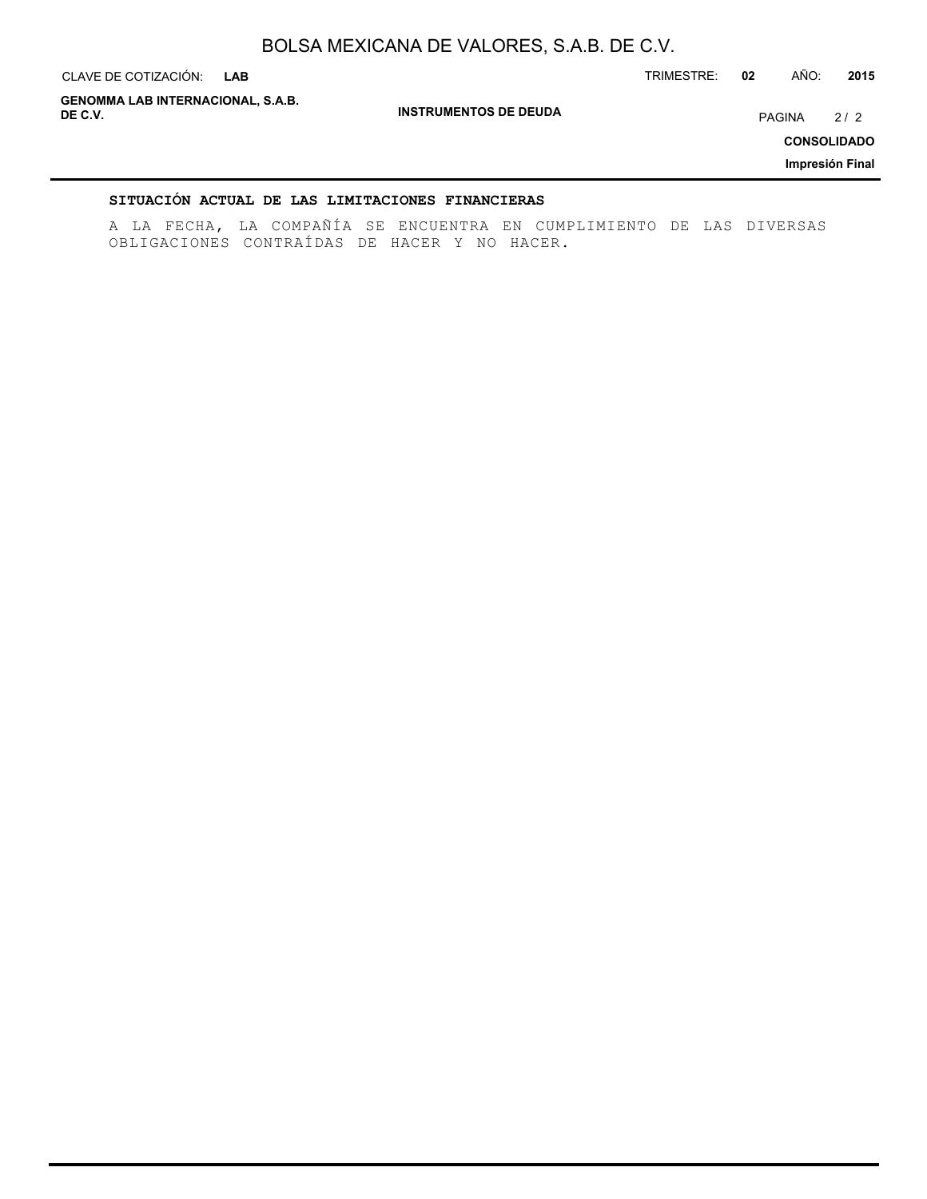## SITUACIÓN ACTUAL DE LAS LIMITACIONES FINANCIERAS

A LA FECHA, LA COMPAÑÍA SE ENCUENTRA EN CUMPLIMIENTO DE LAS DIVERSAS OBLIGACIONES CONTRAÍDAS DE HACER Y NO HACER.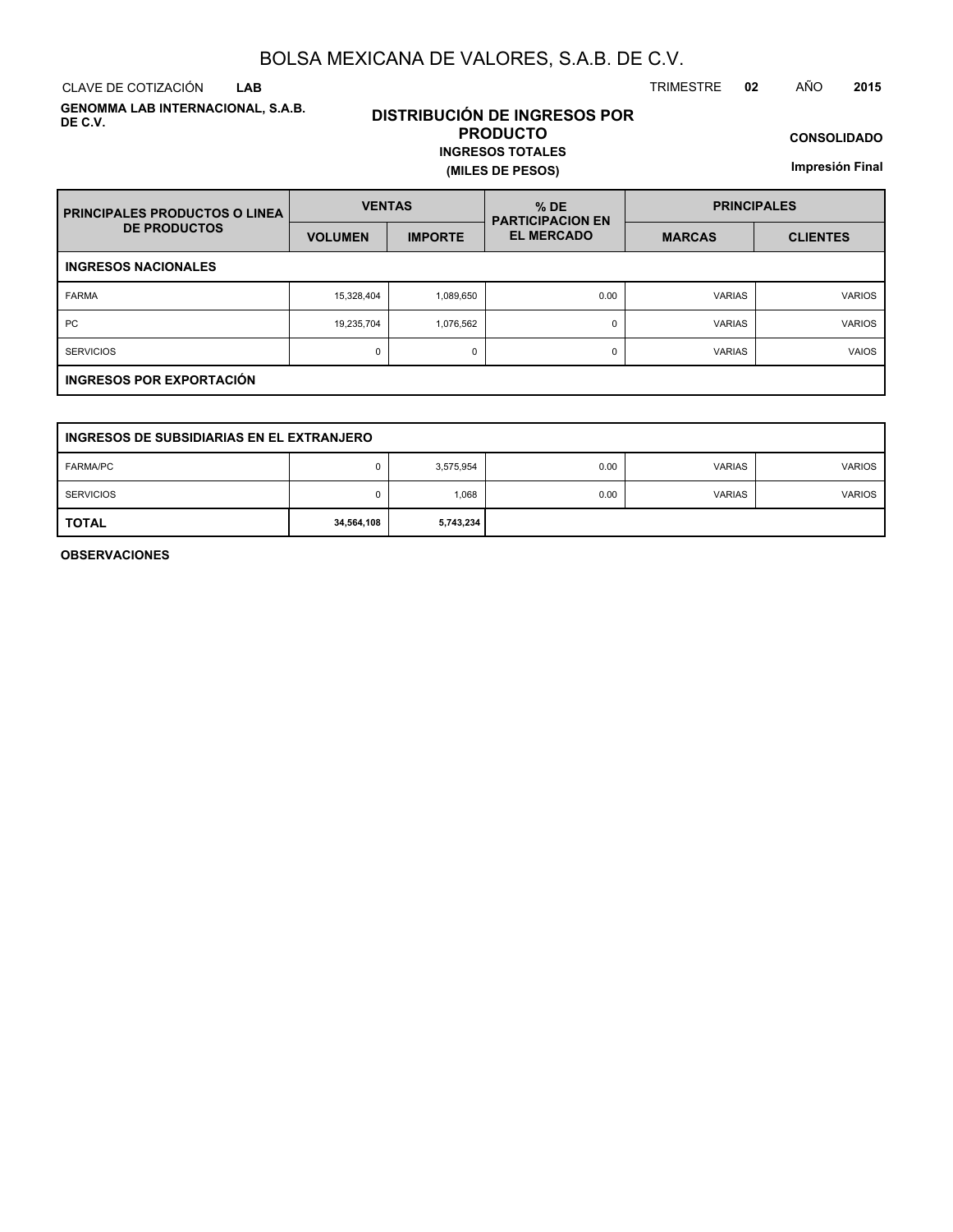# BOLSA MEXICANA DE VALORES, S.A.B. DE C.V.

CLAVE DE COTIZACIÓN **LAB**

TRIMESTRE **02** AÑO **2015**

**GENOMMA LAB INTERNACIONAL, S.A.B. DE C.V.**

## DISTRIBUCIÓN DE INGRESOS POR PRODUCTO

**INGRESOS TOTALES**

**(MILES DE PESOS)**

**CONSOLIDADO**

**Impresión Final**

| PRINCIPALES PRODUCTOS O LINEA DE PRODUCTOS | VENTAS | | % DE PARTICIPACION EN EL MERCADO | PRINCIPALES | |
|---|---|---|---|---|---|
| | VOLUMEN | IMPORTE | | MARCAS | CLIENTES |
| **INGRESOS NACIONALES** | | | | | |
| FARMA | 15,328,404 | 1,089,650 | 0.00 | VARIAS | VARIOS |
| PC | 19,235,704 | 1,076,562 | 0 | VARIAS | VARIOS |
| SERVICIOS | 0 | 0 | 0 | VARIAS | VAIOS |
| **INGRESOS POR EXPORTACIÓN** | | | | | |
| **INGRESOS DE SUBSIDIARIAS EN EL EXTRANJERO** | | | | | |
| FARMA/PC | 0 | 3,575,954 | 0.00 | VARIAS | VARIOS |
| SERVICIOS | 0 | 1,068 | 0.00 | VARIAS | VARIOS |
| **TOTAL** | **34,564,108** | **5,743,234** | | | |

**OBSERVACIONES**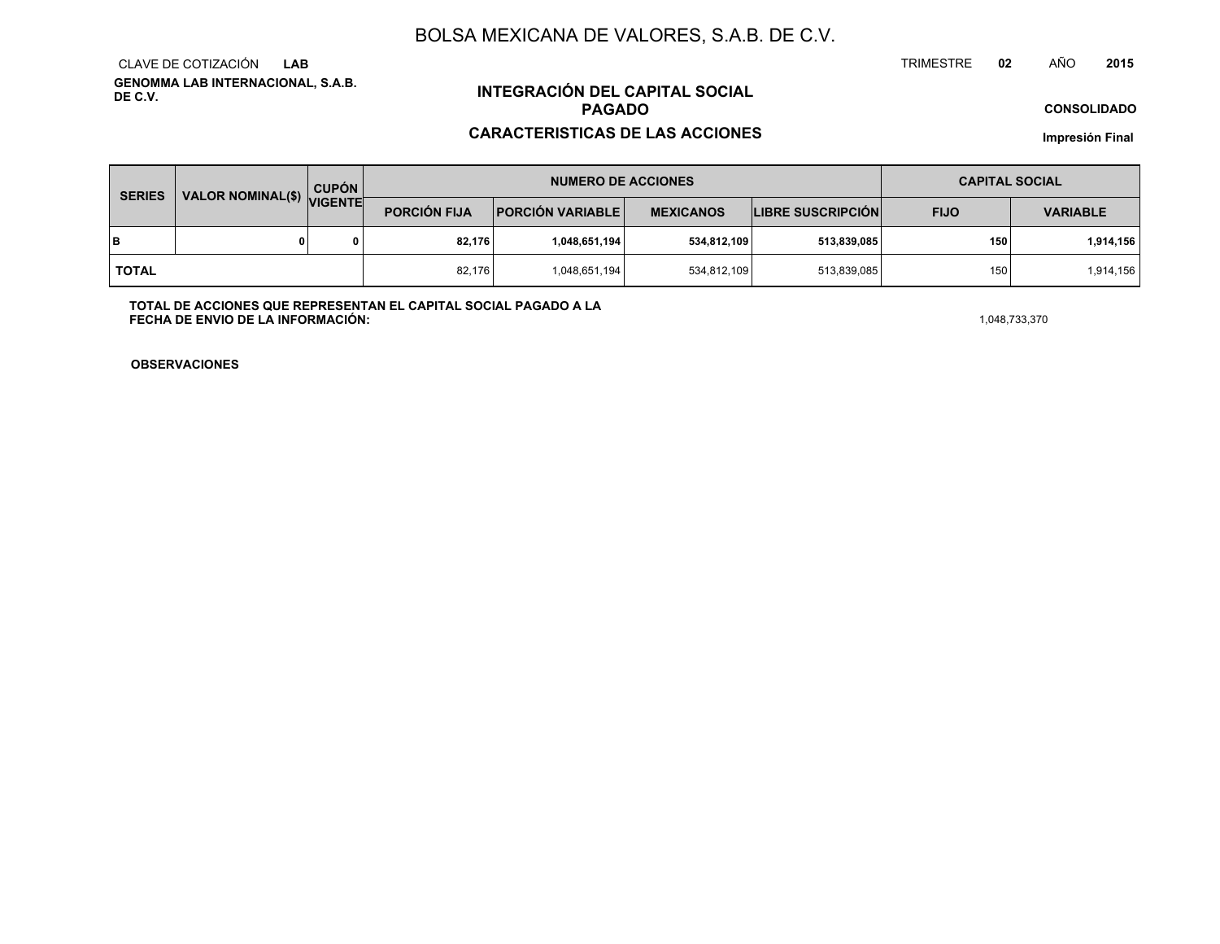# BOLSA MEXICANA DE VALORES, S.A.B. DE C.V.

CLAVE DE COTIZACIÓN **LAB**

TRIMESTRE **02** AÑO **2015**

**GENOMMA LAB INTERNACIONAL, S.A.B. DE C.V.**

## INTEGRACIÓN DEL CAPITAL SOCIAL PAGADO

## CARACTERISTICAS DE LAS ACCIONES

**CONSOLIDADO**

**Impresión Final**

| SERIES | VALOR NOMINAL($) | CUPÓN VIGENTE | NUMERO DE ACCIONES | | | | CAPITAL SOCIAL | |
|---|---|---|---|---|---|---|---|---|
| | | | PORCIÓN FIJA | PORCIÓN VARIABLE | MEXICANOS | LIBRE SUSCRIPCIÓN | FIJO | VARIABLE |
| **B** | **0** | **0** | **82,176** | **1,048,651,194** | **534,812,109** | **513,839,085** | **150** | **1,914,156** |
| **TOTAL** | | | 82,176 | 1,048,651,194 | 534,812,109 | 513,839,085 | 150 | 1,914,156 |

**TOTAL DE ACCIONES QUE REPRESENTAN EL CAPITAL SOCIAL PAGADO A LA FECHA DE ENVIO DE LA INFORMACIÓN:** 1,048,733,370

**OBSERVACIONES**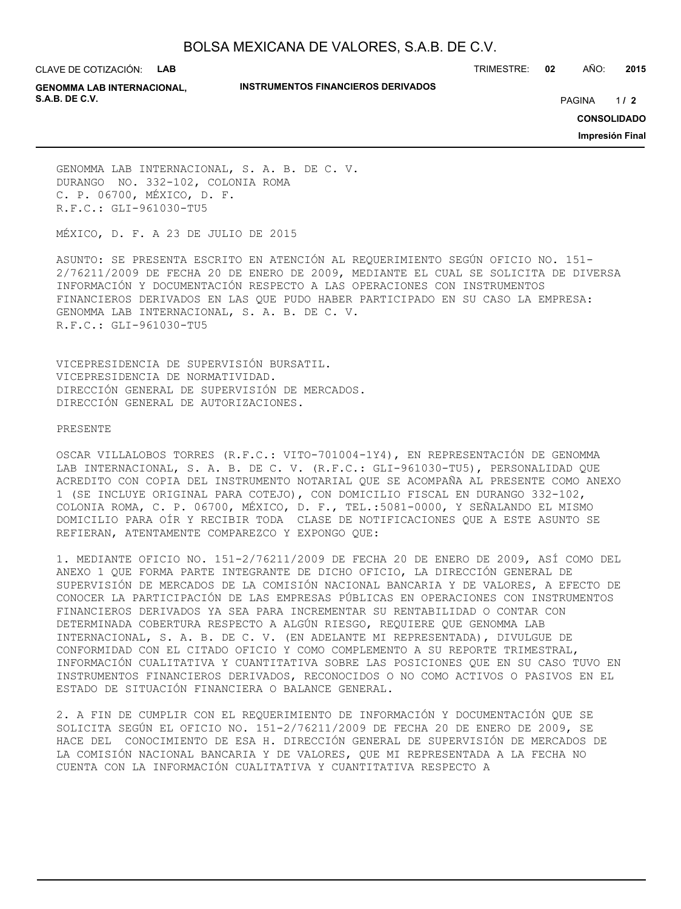GENOMMA LAB INTERNACIONAL, S. A. B. DE C. V.
DURANGO NO. 332-102, COLONIA ROMA
C. P. 06700, MÉXICO, D. F.
R.F.C.: GLI-961030-TU5

MÉXICO, D. F. A 23 DE JULIO DE 2015

ASUNTO: SE PRESENTA ESCRITO EN ATENCIÓN AL REQUERIMIENTO SEGÚN OFICIO NO. 151-2/76211/2009 DE FECHA 20 DE ENERO DE 2009, MEDIANTE EL CUAL SE SOLICITA DE DIVERSA INFORMACIÓN Y DOCUMENTACIÓN RESPECTO A LAS OPERACIONES CON INSTRUMENTOS FINANCIEROS DERIVADOS EN LAS QUE PUDO HABER PARTICIPADO EN SU CASO LA EMPRESA: GENOMMA LAB INTERNACIONAL, S. A. B. DE C. V.
R.F.C.: GLI-961030-TU5

VICEPRESIDENCIA DE SUPERVISIÓN BURSATIL.
VICEPRESIDENCIA DE NORMATIVIDAD.
DIRECCIÓN GENERAL DE SUPERVISIÓN DE MERCADOS.
DIRECCIÓN GENERAL DE AUTORIZACIONES.

PRESENTE

OSCAR VILLALOBOS TORRES (R.F.C.: VITO-701004-1Y4), EN REPRESENTACIÓN DE GENOMMA LAB INTERNACIONAL, S. A. B. DE C. V. (R.F.C.: GLI-961030-TU5), PERSONALIDAD QUE ACREDITO CON COPIA DEL INSTRUMENTO NOTARIAL QUE SE ACOMPAÑA AL PRESENTE COMO ANEXO 1 (SE INCLUYE ORIGINAL PARA COTEJO), CON DOMICILIO FISCAL EN DURANGO 332-102, COLONIA ROMA, C. P. 06700, MÉXICO, D. F., TEL.:5081-0000, Y SEÑALANDO EL MISMO DOMICILIO PARA OÍR Y RECIBIR TODA CLASE DE NOTIFICACIONES QUE A ESTE ASUNTO SE REFIERAN, ATENTAMENTE COMPAREZCO Y EXPONGO QUE:

1. MEDIANTE OFICIO NO. 151-2/76211/2009 DE FECHA 20 DE ENERO DE 2009, ASÍ COMO DEL ANEXO 1 QUE FORMA PARTE INTEGRANTE DE DICHO OFICIO, LA DIRECCIÓN GENERAL DE SUPERVISIÓN DE MERCADOS DE LA COMISIÓN NACIONAL BANCARIA Y DE VALORES, A EFECTO DE CONOCER LA PARTICIPACIÓN DE LAS EMPRESAS PÚBLICAS EN OPERACIONES CON INSTRUMENTOS FINANCIEROS DERIVADOS YA SEA PARA INCREMENTAR SU RENTABILIDAD O CONTAR CON DETERMINADA COBERTURA RESPECTO A ALGÚN RIESGO, REQUIERE QUE GENOMMA LAB INTERNACIONAL, S. A. B. DE C. V. (EN ADELANTE MI REPRESENTADA), DIVULGUE DE CONFORMIDAD CON EL CITADO OFICIO Y COMO COMPLEMENTO A SU REPORTE TRIMESTRAL, INFORMACIÓN CUALITATIVA Y CUANTITATIVA SOBRE LAS POSICIONES QUE EN SU CASO TUVO EN INSTRUMENTOS FINANCIEROS DERIVADOS, RECONOCIDOS O NO COMO ACTIVOS O PASIVOS EN EL ESTADO DE SITUACIÓN FINANCIERA O BALANCE GENERAL.

2. A FIN DE CUMPLIR CON EL REQUERIMIENTO DE INFORMACIÓN Y DOCUMENTACIÓN QUE SE SOLICITA SEGÚN EL OFICIO NO. 151-2/76211/2009 DE FECHA 20 DE ENERO DE 2009, SE HACE DEL CONOCIMIENTO DE ESA H. DIRECCIÓN GENERAL DE SUPERVISIÓN DE MERCADOS DE LA COMISIÓN NACIONAL BANCARIA Y DE VALORES, QUE MI REPRESENTADA A LA FECHA NO CUENTA CON LA INFORMACIÓN CUALITATIVA Y CUANTITATIVA RESPECTO A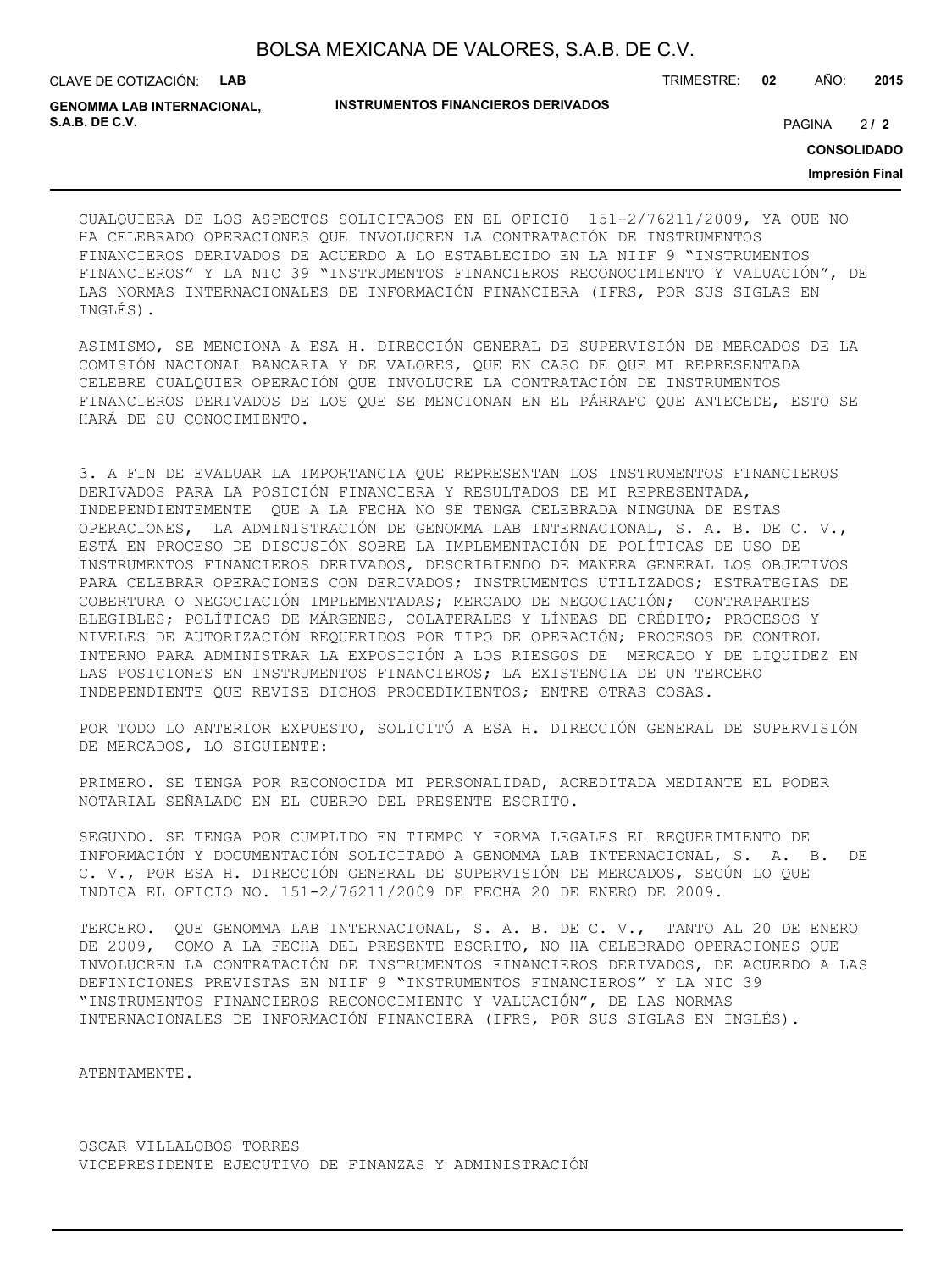CUALQUIERA DE LOS ASPECTOS SOLICITADOS EN EL OFICIO 151-2/76211/2009, YA QUE NO HA CELEBRADO OPERACIONES QUE INVOLUCREN LA CONTRATACIÓN DE INSTRUMENTOS FINANCIEROS DERIVADOS DE ACUERDO A LO ESTABLECIDO EN LA NIIF 9 "INSTRUMENTOS FINANCIEROS" Y LA NIC 39 "INSTRUMENTOS FINANCIEROS RECONOCIMIENTO Y VALUACIÓN", DE LAS NORMAS INTERNACIONALES DE INFORMACIÓN FINANCIERA (IFRS, POR SUS SIGLAS EN INGLÉS).

ASIMISMO, SE MENCIONA A ESA H. DIRECCIÓN GENERAL DE SUPERVISIÓN DE MERCADOS DE LA COMISIÓN NACIONAL BANCARIA Y DE VALORES, QUE EN CASO DE QUE MI REPRESENTADA CELEBRE CUALQUIER OPERACIÓN QUE INVOLUCRE LA CONTRATACIÓN DE INSTRUMENTOS FINANCIEROS DERIVADOS DE LOS QUE SE MENCIONAN EN EL PÁRRAFO QUE ANTECEDE, ESTO SE HARÁ DE SU CONOCIMIENTO.

3. A FIN DE EVALUAR LA IMPORTANCIA QUE REPRESENTAN LOS INSTRUMENTOS FINANCIEROS DERIVADOS PARA LA POSICIÓN FINANCIERA Y RESULTADOS DE MI REPRESENTADA, INDEPENDIENTEMENTE QUE A LA FECHA NO SE TENGA CELEBRADA NINGUNA DE ESTAS OPERACIONES, LA ADMINISTRACIÓN DE GENOMMA LAB INTERNACIONAL, S. A. B. DE C. V., ESTÁ EN PROCESO DE DISCUSIÓN SOBRE LA IMPLEMENTACIÓN DE POLÍTICAS DE USO DE INSTRUMENTOS FINANCIEROS DERIVADOS, DESCRIBIENDO DE MANERA GENERAL LOS OBJETIVOS PARA CELEBRAR OPERACIONES CON DERIVADOS; INSTRUMENTOS UTILIZADOS; ESTRATEGIAS DE COBERTURA O NEGOCIACIÓN IMPLEMENTADAS; MERCADO DE NEGOCIACIÓN; CONTRAPARTES ELEGIBLES; POLÍTICAS DE MÁRGENES, COLATERALES Y LÍNEAS DE CRÉDITO; PROCESOS Y NIVELES DE AUTORIZACIÓN REQUERIDOS POR TIPO DE OPERACIÓN; PROCESOS DE CONTROL INTERNO PARA ADMINISTRAR LA EXPOSICIÓN A LOS RIESGOS DE MERCADO Y DE LIQUIDEZ EN LAS POSICIONES EN INSTRUMENTOS FINANCIEROS; LA EXISTENCIA DE UN TERCERO INDEPENDIENTE QUE REVISE DICHOS PROCEDIMIENTOS; ENTRE OTRAS COSAS.

POR TODO LO ANTERIOR EXPUESTO, SOLICITÓ A ESA H. DIRECCIÓN GENERAL DE SUPERVISIÓN DE MERCADOS, LO SIGUIENTE:

PRIMERO. SE TENGA POR RECONOCIDA MI PERSONALIDAD, ACREDITADA MEDIANTE EL PODER NOTARIAL SEÑALADO EN EL CUERPO DEL PRESENTE ESCRITO.

SEGUNDO. SE TENGA POR CUMPLIDO EN TIEMPO Y FORMA LEGALES EL REQUERIMIENTO DE INFORMACIÓN Y DOCUMENTACIÓN SOLICITADO A GENOMMA LAB INTERNACIONAL, S. A. B. DE C. V., POR ESA H. DIRECCIÓN GENERAL DE SUPERVISIÓN DE MERCADOS, SEGÚN LO QUE INDICA EL OFICIO NO. 151-2/76211/2009 DE FECHA 20 DE ENERO DE 2009.

TERCERO. QUE GENOMMA LAB INTERNACIONAL, S. A. B. DE C. V., TANTO AL 20 DE ENERO DE 2009, COMO A LA FECHA DEL PRESENTE ESCRITO, NO HA CELEBRADO OPERACIONES QUE INVOLUCREN LA CONTRATACIÓN DE INSTRUMENTOS FINANCIEROS DERIVADOS, DE ACUERDO A LAS DEFINICIONES PREVISTAS EN NIIF 9 "INSTRUMENTOS FINANCIEROS" Y LA NIC 39 "INSTRUMENTOS FINANCIEROS RECONOCIMIENTO Y VALUACIÓN", DE LAS NORMAS INTERNACIONALES DE INFORMACIÓN FINANCIERA (IFRS, POR SUS SIGLAS EN INGLÉS).

ATENTAMENTE.

OSCAR VILLALOBOS TORRES
VICEPRESIDENTE EJECUTIVO DE FINANZAS Y ADMINISTRACIÓN